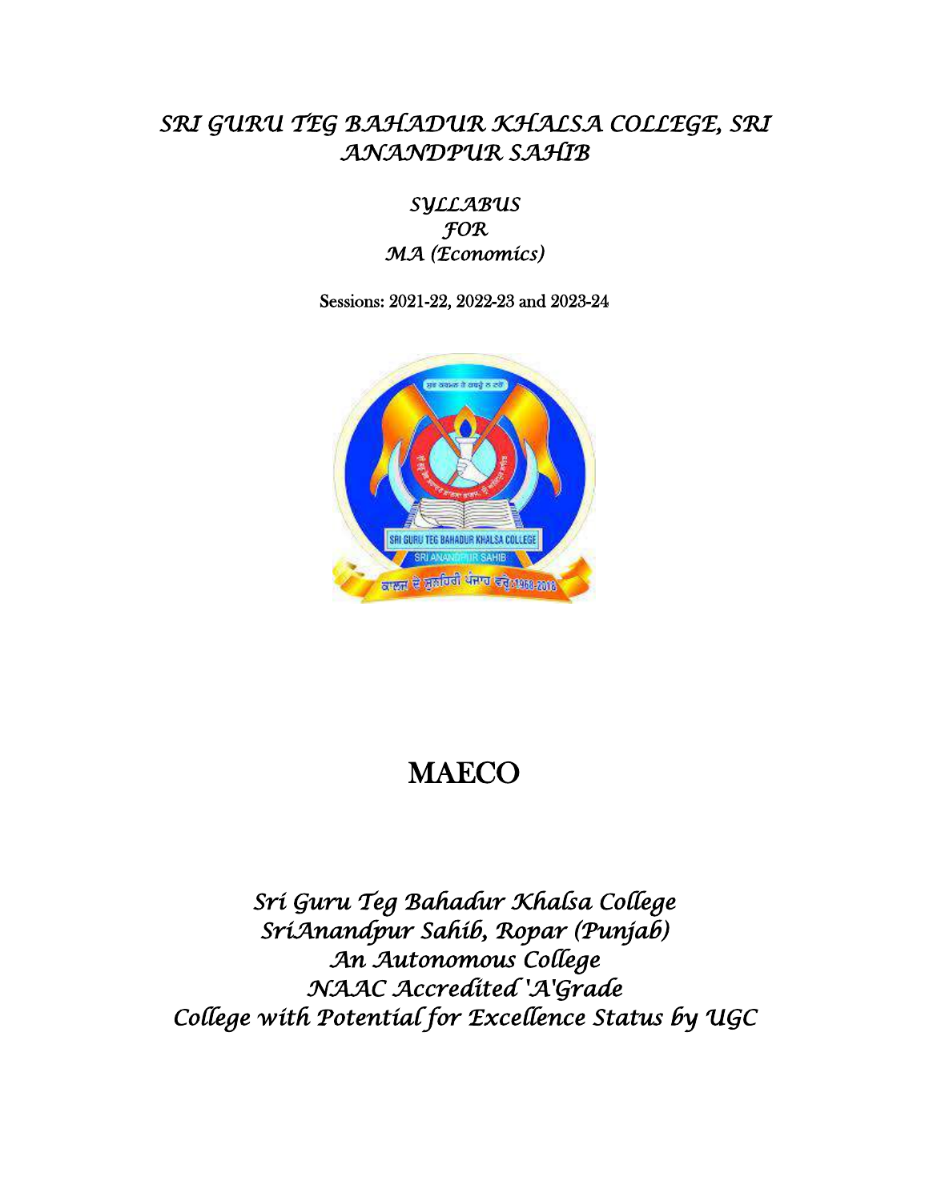# SRI GURU TEG BAHADUR KHALSA COLLEGE, SRI ANANDPUR SAHIB

## SYLLABUS
## FOR
## MA (Economics)

Sessions: 2021-22, 2022-23 and 2023-24

# MAECO

*Sri Guru Teg Bahadur Khalsa College*
*SriAnandpur Sahib, Ropar (Punjab)*
*An Autonomous College*
*NAAC Accredited 'A'Grade*
*College with Potential for Excellence Status by UGC*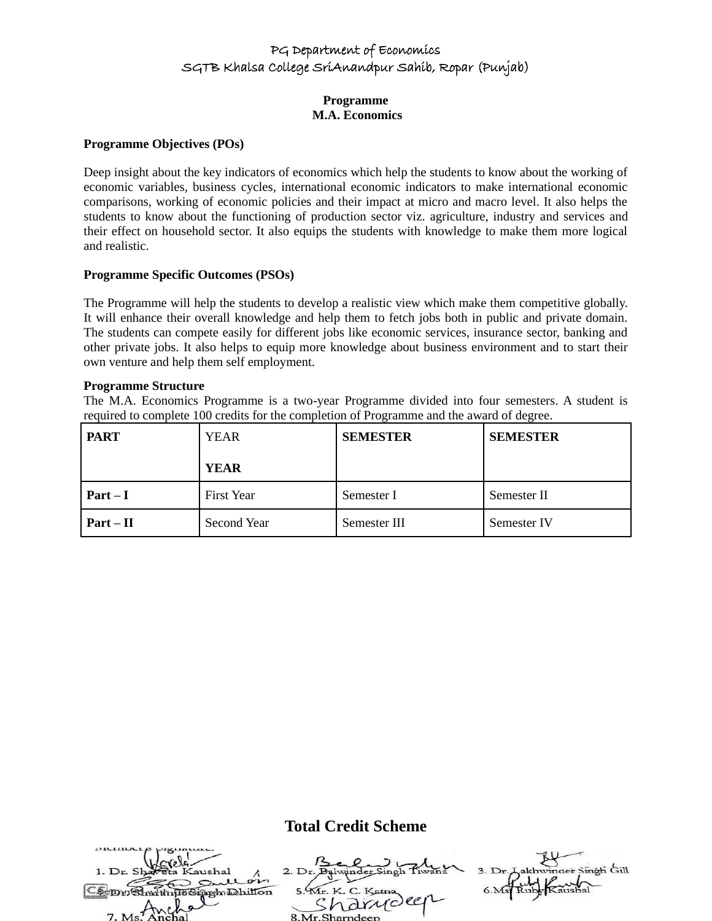PG Department of Economics
SGTB Khalsa College SriAnandpur Sahib, Ropar (Punjab)

**Programme**
**M.A. Economics**

**Programme Objectives (POs)**

Deep insight about the key indicators of economics which help the students to know about the working of economic variables, business cycles, international economic indicators to make international economic comparisons, working of economic policies and their impact at micro and macro level. It also helps the students to know about the functioning of production sector viz. agriculture, industry and services and their effect on household sector. It also equips the students with knowledge to make them more logical and realistic.

**Programme Specific Outcomes (PSOs)**

The Programme will help the students to develop a realistic view which make them competitive globally. It will enhance their overall knowledge and help them to fetch jobs both in public and private domain. The students can compete easily for different jobs like economic services, insurance sector, banking and other private jobs. It also helps to equip more knowledge about business environment and to start their own venture and help them self employment.

**Programme Structure**
The M.A. Economics Programme is a two-year Programme divided into four semesters. A student is required to complete 100 credits for the completion of Programme and the award of degree.

| **PART** | YEAR<br><br>**YEAR** | **SEMESTER** | **SEMESTER** |
|---|---|---|---|
| **Part – I** | First Year | Semester I | Semester II |
| **Part – II** | Second Year | Semester III | Semester IV |

**Total Credit Scheme**

Members Signature:
1. Dr. Shaveta Kaushal 2. Dr. Balwinder Singh Tiwana 3. Dr. Lakhwinder Singh Gill
4. Dr. Shamindra Singh Dhillon 5. Mr. K. C. Katna 6. Ms. Ruby Kaushal
7. Ms. Anchal 8. Mr. Sharndeep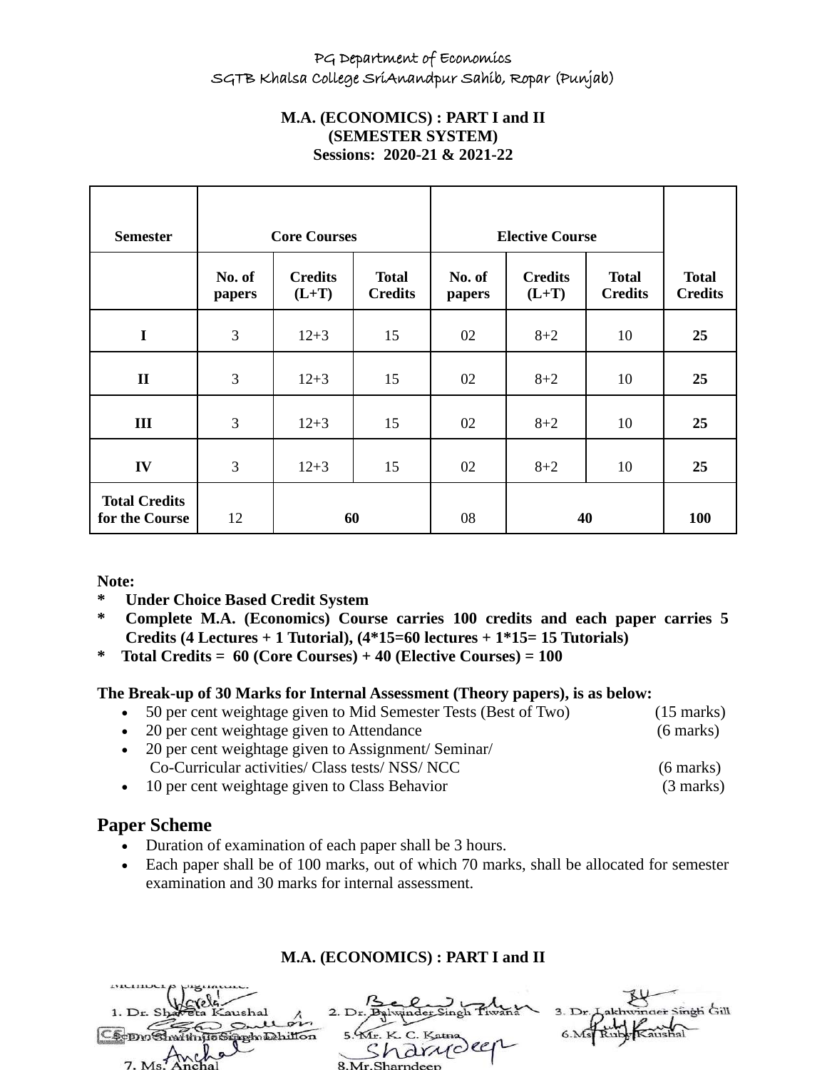PG Department of Economics
SGTB Khalsa College SriAnandpur Sahib, Ropar (Punjab)

**M.A. (ECONOMICS) : PART I and II**
**(SEMESTER SYSTEM)**
**Sessions: 2020-21 & 2021-22**

| Semester | Core Courses | | | Elective Course | | | Total Credits |
|---|---|---|---|---|---|---|---|
| | No. of papers | Credits (L+T) | Total Credits | No. of papers | Credits (L+T) | Total Credits | |
| I | 3 | 12+3 | 15 | 02 | 8+2 | 10 | **25** |
| II | 3 | 12+3 | 15 | 02 | 8+2 | 10 | **25** |
| III | 3 | 12+3 | 15 | 02 | 8+2 | 10 | **25** |
| IV | 3 | 12+3 | 15 | 02 | 8+2 | 10 | **25** |
| **Total Credits for the Course** | 12 | **60** | | 08 | **40** | | **100** |

**Note:**

- **Under Choice Based Credit System**
- **Complete M.A. (Economics) Course carries 100 credits and each paper carries 5 Credits (4 Lectures + 1 Tutorial), (4*15=60 lectures + 1*15= 15 Tutorials)**
- **Total Credits = 60 (Core Courses) + 40 (Elective Courses) = 100**

**The Break-up of 30 Marks for Internal Assessment (Theory papers), is as below:**

- 50 per cent weightage given to Mid Semester Tests (Best of Two) (15 marks)
- 20 per cent weightage given to Attendance (6 marks)
- 20 per cent weightage given to Assignment/ Seminar/ Co-Curricular activities/ Class tests/ NSS/ NCC (6 marks)
- 10 per cent weightage given to Class Behavior (3 marks)

## Paper Scheme

- Duration of examination of each paper shall be 3 hours.
- Each paper shall be of 100 marks, out of which 70 marks, shall be allocated for semester examination and 30 marks for internal assessment.

**M.A. (ECONOMICS) : PART I and II**

Members Signature:
1. Dr. Shaveta Kaushal 2. Dr. Balwinder Singh Tiwana 3. Dr. Lakhwinder Singh Gill
4. Dr. Shamindra Singh Dhillon 5. Mr. K. C. Katna 6. Ms. Ruby Kaushal
7. Ms. Anchal 8. Mr. Sharndeep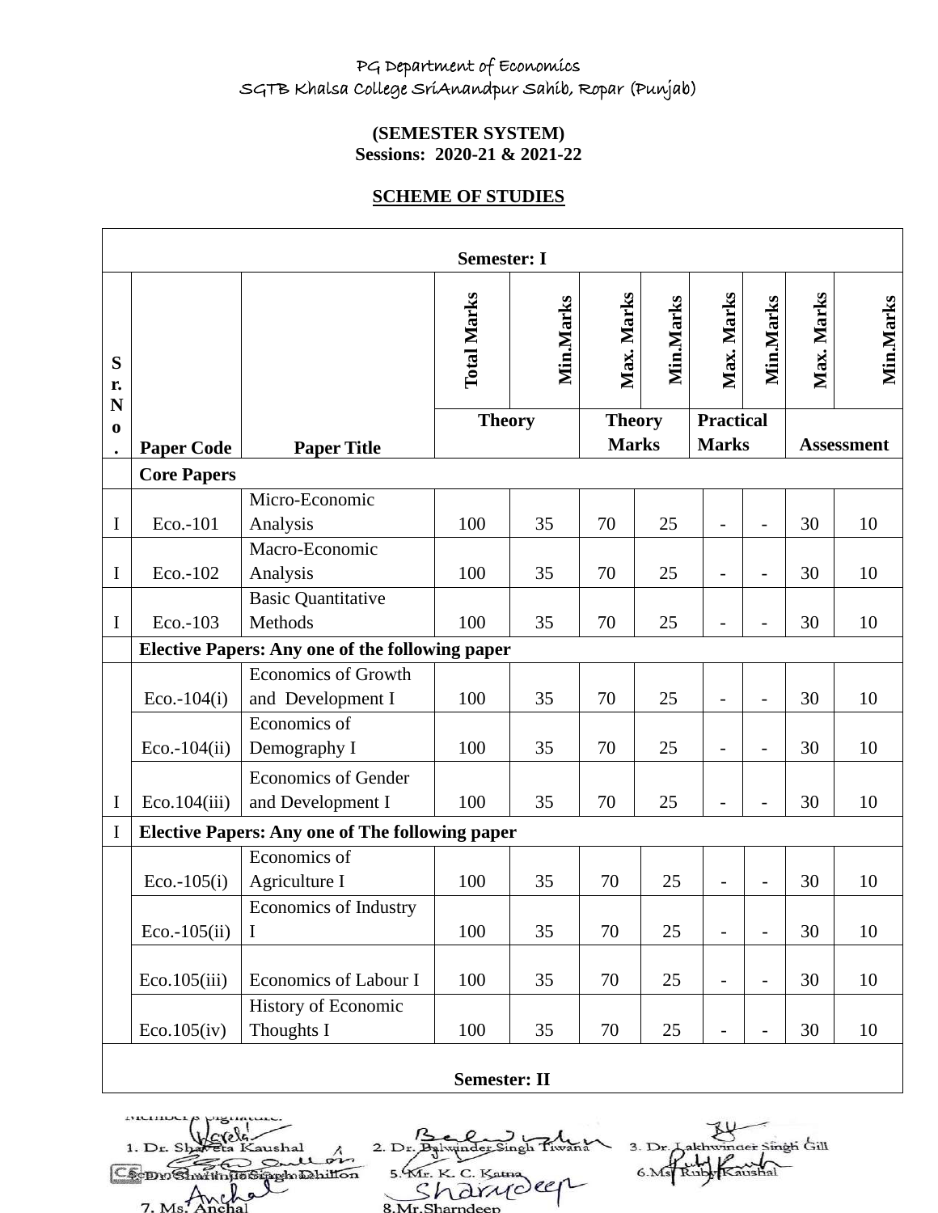PG Department of Economics

SGTB Khalsa College SriAnandpur Sahib, Ropar (Punjab)

**(SEMESTER SYSTEM)**

**Sessions: 2020-21 & 2021-22**

**SCHEME OF STUDIES**

| **Semester: I** | | | | | | | | | | | |
|---|---|---|---|---|---|---|---|---|---|---|---|
| | | | **Total Marks** | **Min.Marks** | **Max. Marks** | **Min.Marks** | **Max. Marks** | **Min.Marks** | **Max. Marks** | **Min.Marks** |
| **Sr. No.** | **Paper Code** | **Paper Title** | **Theory** | | **Theory Marks** | | **Practical Marks** | | **Assessment** | |
| | **Core Papers** | | | | | | | | | |
| I | Eco.-101 | Micro-Economic Analysis | 100 | 35 | 70 | 25 | - | - | 30 | 10 |
| I | Eco.-102 | Macro-Economic Analysis | 100 | 35 | 70 | 25 | - | - | 30 | 10 |
| I | Eco.-103 | Basic Quantitative Methods | 100 | 35 | 70 | 25 | - | - | 30 | 10 |
| | **Elective Papers: Any one of the following paper** | | | | | | | | | |
| | Eco.-104(i) | Economics of Growth and Development I | 100 | 35 | 70 | 25 | - | - | 30 | 10 |
| | Eco.-104(ii) | Economics of Demography I | 100 | 35 | 70 | 25 | - | - | 30 | 10 |
| I | Eco.104(iii) | Economics of Gender and Development I | 100 | 35 | 70 | 25 | - | - | 30 | 10 |
| I | **Elective Papers: Any one of The following paper** | | | | | | | | | |
| | Eco.-105(i) | Economics of Agriculture I | 100 | 35 | 70 | 25 | - | - | 30 | 10 |
| | Eco.-105(ii) | Economics of Industry I | 100 | 35 | 70 | 25 | - | - | 30 | 10 |
| | Eco.105(iii) | Economics of Labour I | 100 | 35 | 70 | 25 | - | - | 30 | 10 |
| | Eco.105(iv) | History of Economic Thoughts I | 100 | 35 | 70 | 25 | - | - | 30 | 10 |
| **Semester: II** | | | | | | | | | | |

Members Signature:

1. Dr. Shaveta Kaushal
2. Dr. Balwinder Singh Tiwana
3. Dr. Lakhwinder Singh Gill
4. Dr. Sharanjit Singh Dhillon
5. Mr. K. C. Katna
6. Ms. Ruby Kaushal
7. Ms. Anchal
8. Mr. Sharndeep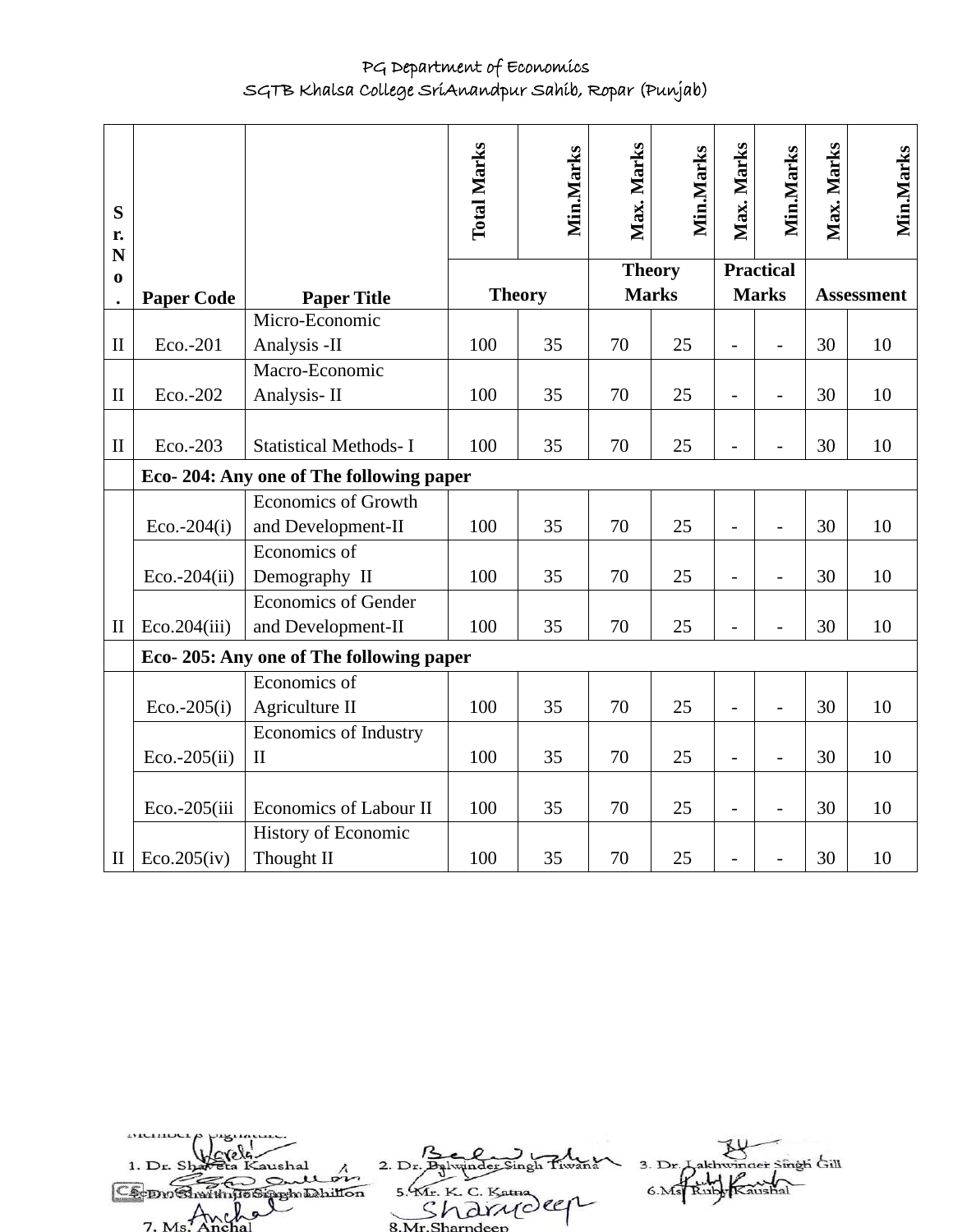PG Department of Economics
SGTB Khalsa College SriAnandpur Sahib, Ropar (Punjab)

| Sr.No. | Paper Code | Paper Title | Total Marks | Min.Marks | Max. Marks | Min.Marks | Max. Marks | Min.Marks | Max. Marks | Min.Marks |
|---|---|---|---|---|---|---|---|---|---|---|
| | | | Theory | | Theory Marks | | Practical Marks | | Assessment | |
| II | Eco.-201 | Micro-Economic Analysis -II | 100 | 35 | 70 | 25 | - | - | 30 | 10 |
| II | Eco.-202 | Macro-Economic Analysis- II | 100 | 35 | 70 | 25 | - | - | 30 | 10 |
| II | Eco.-203 | Statistical Methods- I | 100 | 35 | 70 | 25 | - | - | 30 | 10 |
| | **Eco- 204: Any one of The following paper** | | | | | | | | | |
| | Eco.-204(i) | Economics of Growth and Development-II | 100 | 35 | 70 | 25 | - | - | 30 | 10 |
| | Eco.-204(ii) | Economics of Demography II | 100 | 35 | 70 | 25 | - | - | 30 | 10 |
| II | Eco.204(iii) | Economics of Gender and Development-II | 100 | 35 | 70 | 25 | - | - | 30 | 10 |
| | **Eco- 205: Any one of The following paper** | | | | | | | | | |
| | Eco.-205(i) | Economics of Agriculture II | 100 | 35 | 70 | 25 | - | - | 30 | 10 |
| | Eco.-205(ii) | Economics of Industry II | 100 | 35 | 70 | 25 | - | - | 30 | 10 |
| | Eco.-205(iii | Economics of Labour II | 100 | 35 | 70 | 25 | - | - | 30 | 10 |
| II | Eco.205(iv) | History of Economic Thought II | 100 | 35 | 70 | 25 | - | - | 30 | 10 |

Member's Signature:

1. Dr. Shaveta Kaushal
2. Dr. Balwinder Singh Tiwana
3. Dr. Lakhwinder Singh Gill
4. Dr. Shaminder Singh Dhillon
5. Mr. K. C. Katna
6. Ms. Ruby Kaushal
7. Ms. Anchal
8. Mr. Sharndeep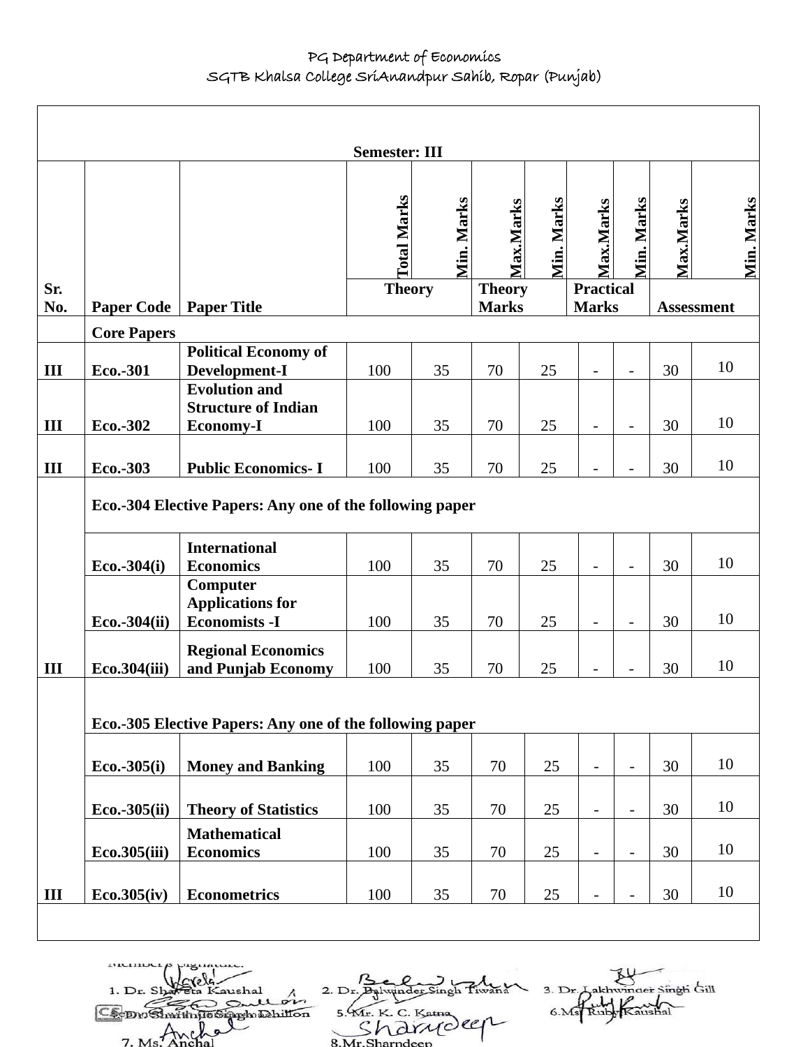PG Department of Economics

SGTB Khalsa College SriAnandpur Sahib, Ropar (Punjab)

| Semester: III | | | | | | | | | | |
|---|---|---|---|---|---|---|---|---|---|---|
| | | | Total Marks | Min. Marks | Max.Marks | Min. Marks | Max.Marks | Min. Marks | Max.Marks | Min. Marks |
| **Sr. No.** | **Paper Code** | **Paper Title** | **Theory** | | **Theory Marks** | | **Practical Marks** | | **Assessment** | |
| | **Core Papers** | | | | | | | | | |
| **III** | **Eco.-301** | **Political Economy of Development-I** | 100 | 35 | 70 | 25 | - | - | 30 | 10 |
| **III** | **Eco.-302** | **Evolution and Structure of Indian Economy-I** | 100 | 35 | 70 | 25 | - | - | 30 | 10 |
| **III** | **Eco.-303** | **Public Economics- I** | 100 | 35 | 70 | 25 | - | - | 30 | 10 |
| | **Eco.-304 Elective Papers: Any one of the following paper** | | | | | | | | | |
| | **Eco.-304(i)** | **International Economics** | 100 | 35 | 70 | 25 | - | - | 30 | 10 |
| | **Eco.-304(ii)** | **Computer Applications for Economists -I** | 100 | 35 | 70 | 25 | - | - | 30 | 10 |
| **III** | **Eco.304(iii)** | **Regional Economics and Punjab Economy** | 100 | 35 | 70 | 25 | - | - | 30 | 10 |
| | **Eco.-305 Elective Papers: Any one of the following paper** | | | | | | | | | |
| | **Eco.-305(i)** | **Money and Banking** | 100 | 35 | 70 | 25 | - | - | 30 | 10 |
| | **Eco.-305(ii)** | **Theory of Statistics** | 100 | 35 | 70 | 25 | - | - | 30 | 10 |
| | **Eco.305(iii)** | **Mathematical Economics** | 100 | 35 | 70 | 25 | - | - | 30 | 10 |
| **III** | **Eco.305(iv)** | **Econometrics** | 100 | 35 | 70 | 25 | - | - | 30 | 10 |

Member's Signature:

1. Dr. Shaveta Kaushal
2. Dr. Balwinder Singh Tiwana
3. Dr. Lakhwinder Singh Gill
4. Dr. Shamsher Singh Dhillon
5. Mr. K. C. Katna
6. Ms. Rubi Kaushal
7. Ms. Anchal
8. Mr. Sharndeep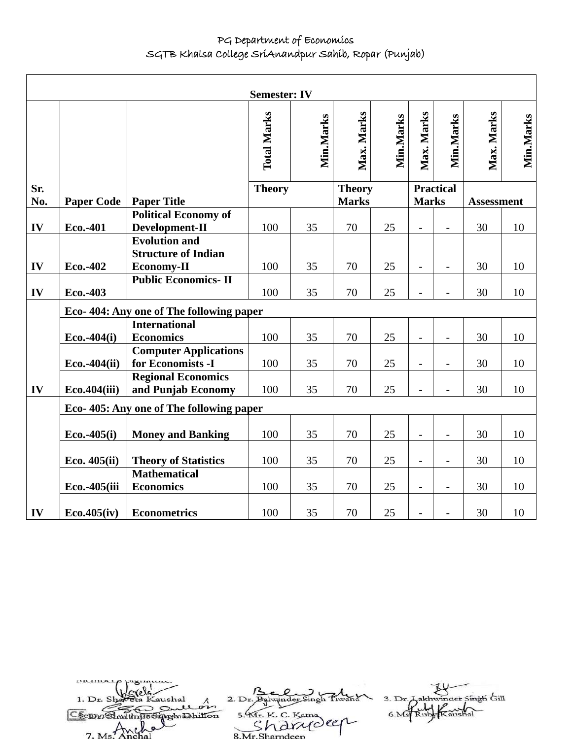PG Department of Economics
SGTB Khalsa College SriAnandpur Sahib, Ropar (Punjab)

| Semester: IV | | | | | | | | | | |
|---|---|---|---|---|---|---|---|---|---|---|
| | | | **Total Marks** | **Min.Marks** | **Max. Marks** | **Min.Marks** | **Max. Marks** | **Min.Marks** | **Max. Marks** | **Min.Marks** |
| **Sr. No.** | **Paper Code** | **Paper Title** | **Theory** | | **Theory Marks** | | **Practical Marks** | | **Assessment** | |
| **IV** | **Eco.-401** | **Political Economy of Development-II** | 100 | 35 | 70 | 25 | - | - | 30 | 10 |
| **IV** | **Eco.-402** | **Evolution and Structure of Indian Economy-II** | 100 | 35 | 70 | 25 | - | - | 30 | 10 |
| **IV** | **Eco.-403** | **Public Economics- II** | 100 | 35 | 70 | 25 | - | - | 30 | 10 |
| | **Eco- 404: Any one of The following paper** | | | | | | | | | |
| | **Eco.-404(i)** | **International Economics** | 100 | 35 | 70 | 25 | - | - | 30 | 10 |
| | **Eco.-404(ii)** | **Computer Applications for Economists -I** | 100 | 35 | 70 | 25 | - | - | 30 | 10 |
| **IV** | **Eco.404(iii)** | **Regional Economics and Punjab Economy** | 100 | 35 | 70 | 25 | - | - | 30 | 10 |
| | **Eco- 405: Any one of The following paper** | | | | | | | | | |
| | **Eco.-405(i)** | **Money and Banking** | 100 | 35 | 70 | 25 | - | - | 30 | 10 |
| | **Eco. 405(ii)** | **Theory of Statistics** | 100 | 35 | 70 | 25 | - | - | 30 | 10 |
| | **Eco.-405(iii** | **Mathematical Economics** | 100 | 35 | 70 | 25 | - | - | 30 | 10 |
| **IV** | **Eco.405(iv)** | **Econometrics** | 100 | 35 | 70 | 25 | - | - | 30 | 10 |

Member's Signature:

1. Dr. Shaveta Kaushal
2. Dr. Balwinder Singh Tiwana
3. Dr. Lakhwinder Singh Gill
4. Dr. Shahinder Singh Dhillon
5. Mr. K. C. Katna
6. Ms. Ruby Kaushal
7. Ms. Anchal
8. Mr. Sharndeep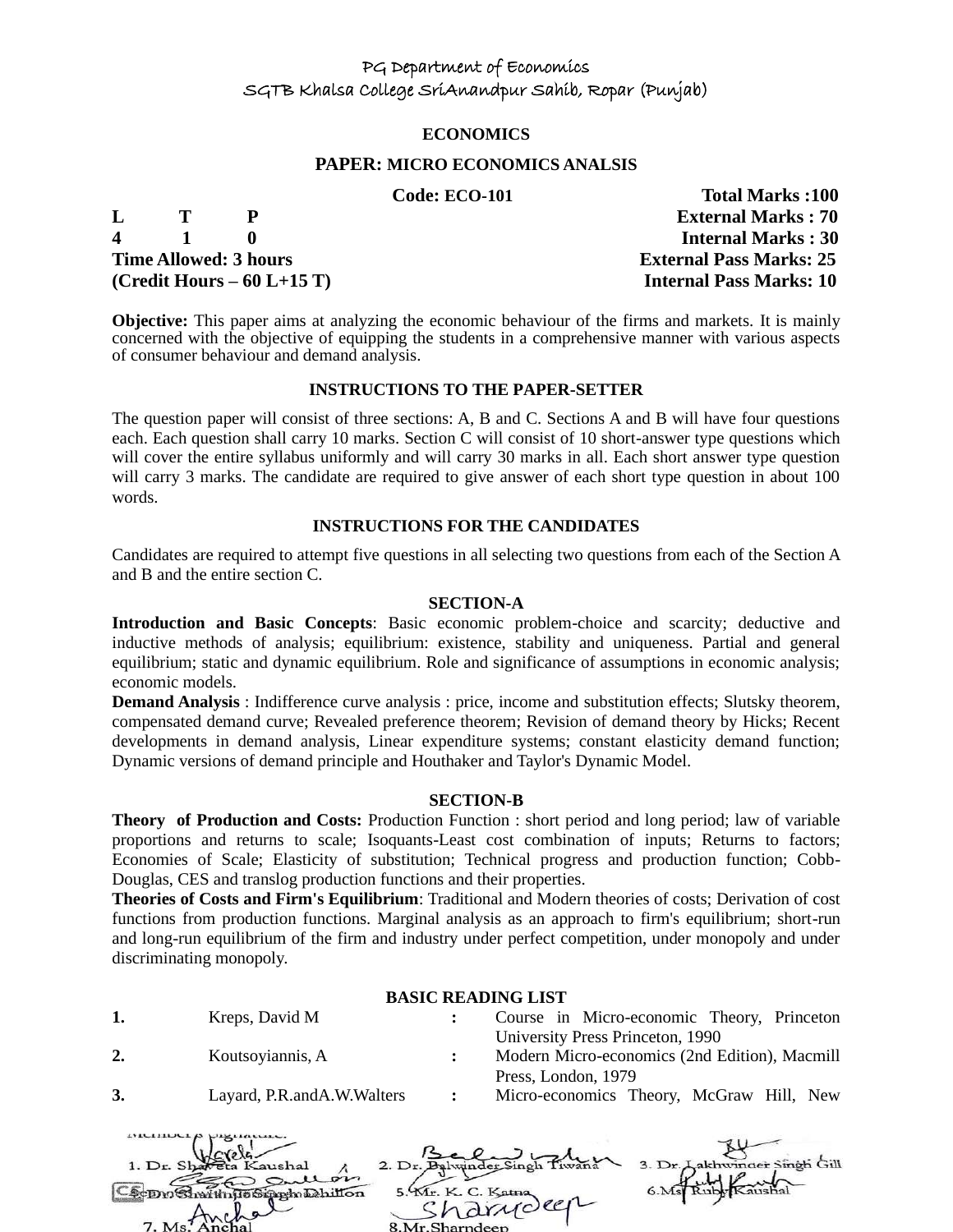PG Department of Economics

SGTB Khalsa College SriAnandpur Sahib, Ropar (Punjab)

**ECONOMICS**

**PAPER: MICRO ECONOMICS ANALSIS**

**Code: ECO-101** **Total Marks :100**

| **L** | **T** | **P** | **External Marks : 70** |
|---|---|---|---|
| **4** | **1** | **0** | **Internal Marks : 30** |

**Time Allowed: 3 hours** **External Pass Marks: 25**

**(Credit Hours – 60 L+15 T)** **Internal Pass Marks: 10**

**Objective:** This paper aims at analyzing the economic behaviour of the firms and markets. It is mainly concerned with the objective of equipping the students in a comprehensive manner with various aspects of consumer behaviour and demand analysis.

**INSTRUCTIONS TO THE PAPER-SETTER**

The question paper will consist of three sections: A, B and C. Sections A and B will have four questions each. Each question shall carry 10 marks. Section C will consist of 10 short-answer type questions which will cover the entire syllabus uniformly and will carry 30 marks in all. Each short answer type question will carry 3 marks. The candidate are required to give answer of each short type question in about 100 words.

**INSTRUCTIONS FOR THE CANDIDATES**

Candidates are required to attempt five questions in all selecting two questions from each of the Section A and B and the entire section C.

**SECTION-A**

**Introduction and Basic Concepts**: Basic economic problem-choice and scarcity; deductive and inductive methods of analysis; equilibrium: existence, stability and uniqueness. Partial and general equilibrium; static and dynamic equilibrium. Role and significance of assumptions in economic analysis; economic models.

**Demand Analysis** : Indifference curve analysis : price, income and substitution effects; Slutsky theorem, compensated demand curve; Revealed preference theorem; Revision of demand theory by Hicks; Recent developments in demand analysis, Linear expenditure systems; constant elasticity demand function; Dynamic versions of demand principle and Houthaker and Taylor's Dynamic Model.

**SECTION-B**

**Theory of Production and Costs:** Production Function : short period and long period; law of variable proportions and returns to scale; Isoquants-Least cost combination of inputs; Returns to factors; Economies of Scale; Elasticity of substitution; Technical progress and production function; Cobb-Douglas, CES and translog production functions and their properties.

**Theories of Costs and Firm's Equilibrium**: Traditional and Modern theories of costs; Derivation of cost functions from production functions. Marginal analysis as an approach to firm's equilibrium; short-run and long-run equilibrium of the firm and industry under perfect competition, under monopoly and under discriminating monopoly.

**BASIC READING LIST**

| | | | |
|---|---|---|---|
| **1.** | Kreps, David M | **:** | Course in Micro-economic Theory, Princeton University Press Princeton, 1990 |
| **2.** | Koutsoyiannis, A | **:** | Modern Micro-economics (2nd Edition), Macmill Press, London, 1979 |
| **3.** | Layard, P.R.andA.W.Walters | **:** | Micro-economics Theory, McGraw Hill, New |

Members Signature:

1. Dr. Shaveta Kaushal 2. Dr. Balwinder Singh Tiwana 3. Dr. Lakhwinder Singh Gill
4. Dr. Shamindo Singh Dhillon 5. Mr. K. C. Katna 6. Ms. Ruby Kaushal
7. Ms. Anchal 8. Mr. Sharndeep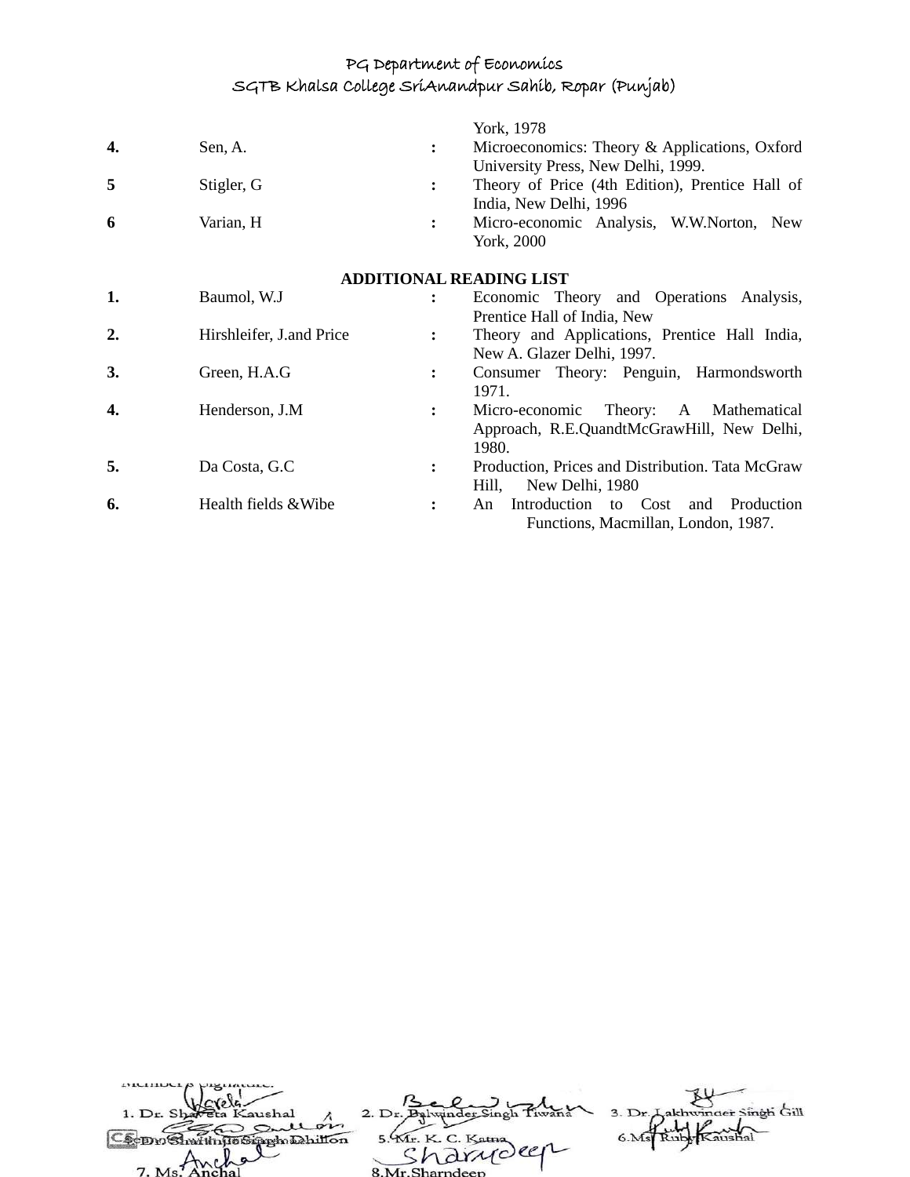| | | | York, 1978 |
|---|---|---|---|
| **4.** | Sen, A. | **:** | Microeconomics: Theory & Applications, Oxford University Press, New Delhi, 1999. |
| **5** | Stigler, G | **:** | Theory of Price (4th Edition), Prentice Hall of India, New Delhi, 1996 |
| **6** | Varian, H | **:** | Micro-economic Analysis, W.W.Norton, New York, 2000 |

**ADDITIONAL READING LIST**

| | | | |
|---|---|---|---|
| **1.** | Baumol, W.J | **:** | Economic Theory and Operations Analysis, Prentice Hall of India, New |
| **2.** | Hirshleifer, J.and Price | **:** | Theory and Applications, Prentice Hall India, New A. Glazer Delhi, 1997. |
| **3.** | Green, H.A.G | **:** | Consumer Theory: Penguin, Harmondsworth 1971. |
| **4.** | Henderson, J.M | **:** | Micro-economic Theory: A Mathematical Approach, R.E.QuandtMcGrawHill, New Delhi, 1980. |
| **5.** | Da Costa, G.C | **:** | Production, Prices and Distribution. Tata McGraw Hill, New Delhi, 1980 |
| **6.** | Health fields &Wibe | **:** | An Introduction to Cost and Production Functions, Macmillan, London, 1987. |

Member's Signature:

1. Dr. Shaveta Kaushal  2. Dr. Balwinder Singh Tiwana  3. Dr. Lakhwinder Singh Gill
4. Dr. Sharanjit Singh Dhillon  5. Mr. K. C. Katna  6. Ms. Ruby Kaushal
7. Ms. Anchal  8. Mr. Sharndeep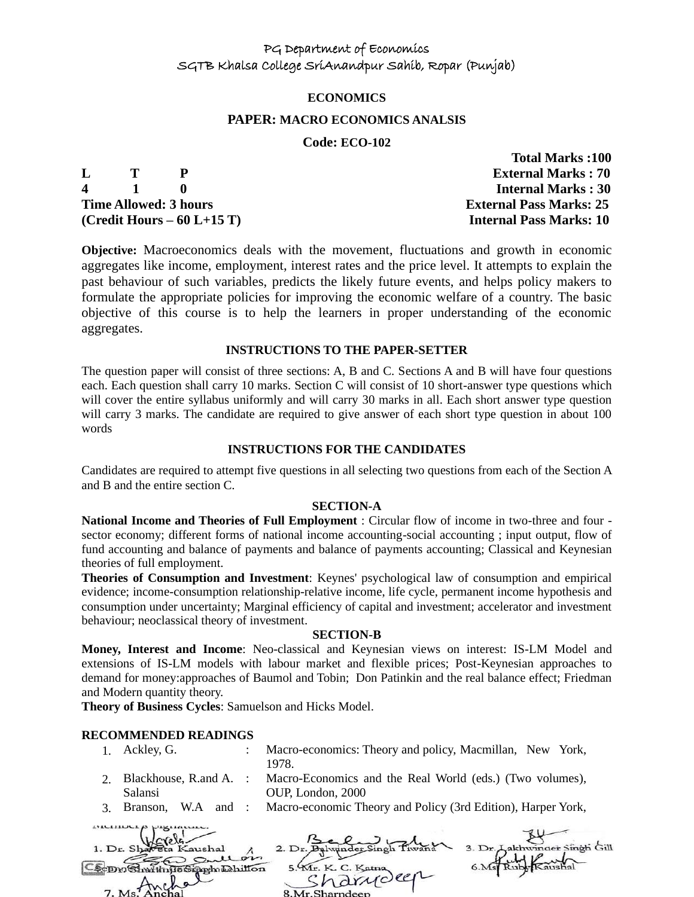PG Department of Economics
SGTB Khalsa College SriAnandpur Sahib, Ropar (Punjab)

**ECONOMICS**

**PAPER: MACRO ECONOMICS ANALSIS**

**Code: ECO-102**

| | | |
|---|---|---|
| | | **Total Marks :100** |
| **L T P** | | **External Marks : 70** |
| **4 1 0** | | **Internal Marks : 30** |
| **Time Allowed: 3 hours** | | **External Pass Marks: 25** |
| **(Credit Hours – 60 L+15 T)** | | **Internal Pass Marks: 10** |

**Objective:** Macroeconomics deals with the movement, fluctuations and growth in economic aggregates like income, employment, interest rates and the price level. It attempts to explain the past behaviour of such variables, predicts the likely future events, and helps policy makers to formulate the appropriate policies for improving the economic welfare of a country. The basic objective of this course is to help the learners in proper understanding of the economic aggregates.

**INSTRUCTIONS TO THE PAPER-SETTER**

The question paper will consist of three sections: A, B and C. Sections A and B will have four questions each. Each question shall carry 10 marks. Section C will consist of 10 short-answer type questions which will cover the entire syllabus uniformly and will carry 30 marks in all. Each short answer type question will carry 3 marks. The candidate are required to give answer of each short type question in about 100 words

**INSTRUCTIONS FOR THE CANDIDATES**

Candidates are required to attempt five questions in all selecting two questions from each of the Section A and B and the entire section C.

**SECTION-A**

**National Income and Theories of Full Employment** : Circular flow of income in two-three and four - sector economy; different forms of national income accounting-social accounting ; input output, flow of fund accounting and balance of payments and balance of payments accounting; Classical and Keynesian theories of full employment.

**Theories of Consumption and Investment**: Keynes' psychological law of consumption and empirical evidence; income-consumption relationship-relative income, life cycle, permanent income hypothesis and consumption under uncertainty; Marginal efficiency of capital and investment; accelerator and investment behaviour; neoclassical theory of investment.

**SECTION-B**

**Money, Interest and Income**: Neo-classical and Keynesian views on interest: IS-LM Model and extensions of IS-LM models with labour market and flexible prices; Post-Keynesian approaches to demand for money:approaches of Baumol and Tobin; Don Patinkin and the real balance effect; Friedman and Modern quantity theory.

**Theory of Business Cycles**: Samuelson and Hicks Model.

**RECOMMENDED READINGS**

| | | | |
|---|---|---|---|
| 1. | Ackley, G. | : | Macro-economics: Theory and policy, Macmillan, New York, 1978. |
| 2. | Blackhouse, R.and A. Salansi | : | Macro-Economics and the Real World (eds.) (Two volumes), OUP, London, 2000 |
| 3. | Branson, W.A and | : | Macro-economic Theory and Policy (3rd Edition), Harper York, |

Member's Signature:

1. Dr. Shaveta Kaushal
2. Dr. Balwinder Singh Tiwana
3. Dr. Lakhwinder Singh Gill
4. Dr. Shamsher Singh Dhillon
5. Mr. K. C. Katna
6. Ms. Ruby Kaushal
7. Ms. Anchal
8. Mr. Sharndeep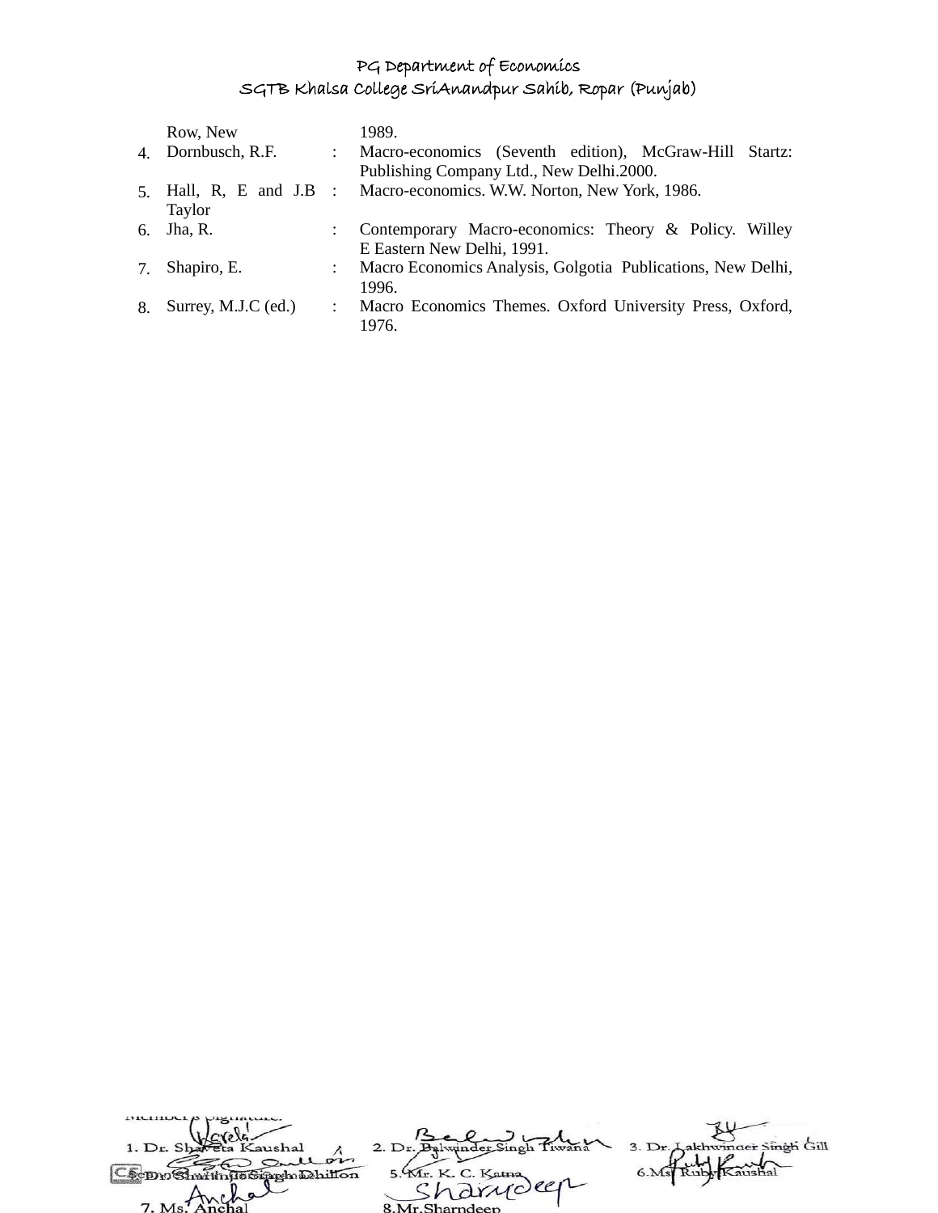| | | | |
|---|---|---|---|
| | Row, New | | 1989. |
| 4. | Dornbusch, R.F. | : | Macro-economics (Seventh edition), McGraw-Hill Startz: Publishing Company Ltd., New Delhi.2000. |
| 5. | Hall, R, E and J.B Taylor | : | Macro-economics. W.W. Norton, New York, 1986. |
| 6. | Jha, R. | : | Contemporary Macro-economics: Theory & Policy. Willey E Eastern New Delhi, 1991. |
| 7. | Shapiro, E. | : | Macro Economics Analysis, Golgotia Publications, New Delhi, 1996. |
| 8. | Surrey, M.J.C (ed.) | : | Macro Economics Themes. Oxford University Press, Oxford, 1976. |

Members Signature:

1. Dr. Shaveta Kaushal 2. Dr. Balwinder Singh Tiwana 3. Dr. Lakhwinder Singh Gill
4. Dr. Sharanjit Singh Dhillon 5. Mr. K. C. Katna 6. Ms. Ruby Kaushal
7. Ms. Anchal 8. Mr. Sharndeep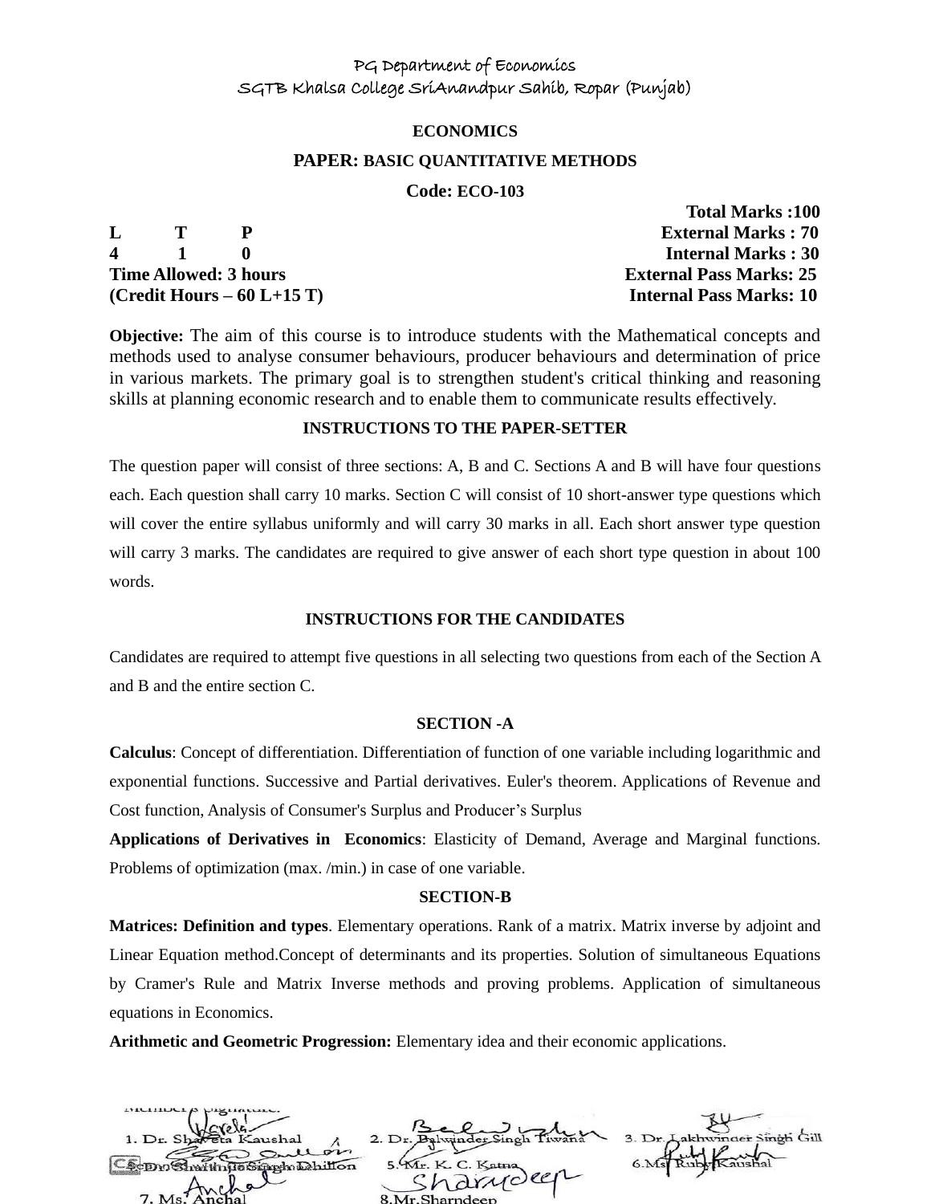PG Department of Economics
SGTB Khalsa College SriAnandpur Sahib, Ropar (Punjab)

**ECONOMICS**

**PAPER: BASIC QUANTITATIVE METHODS**

**Code: ECO-103**

| | | | |
|---|---|---|---|
| | | | **Total Marks :100** |
| **L** | **T** | **P** | **External Marks : 70** |
| **4** | **1** | **0** | **Internal Marks : 30** |
| **Time Allowed: 3 hours** | | | **External Pass Marks: 25** |
| **(Credit Hours – 60 L+15 T)** | | | **Internal Pass Marks: 10** |

**Objective:** The aim of this course is to introduce students with the Mathematical concepts and methods used to analyse consumer behaviours, producer behaviours and determination of price in various markets. The primary goal is to strengthen student's critical thinking and reasoning skills at planning economic research and to enable them to communicate results effectively.

**INSTRUCTIONS TO THE PAPER-SETTER**

The question paper will consist of three sections: A, B and C. Sections A and B will have four questions each. Each question shall carry 10 marks. Section C will consist of 10 short-answer type questions which will cover the entire syllabus uniformly and will carry 30 marks in all. Each short answer type question will carry 3 marks. The candidates are required to give answer of each short type question in about 100 words.

**INSTRUCTIONS FOR THE CANDIDATES**

Candidates are required to attempt five questions in all selecting two questions from each of the Section A and B and the entire section C.

**SECTION -A**

**Calculus**: Concept of differentiation. Differentiation of function of one variable including logarithmic and exponential functions. Successive and Partial derivatives. Euler's theorem. Applications of Revenue and Cost function, Analysis of Consumer's Surplus and Producer's Surplus

**Applications of Derivatives in Economics**: Elasticity of Demand, Average and Marginal functions. Problems of optimization (max. /min.) in case of one variable.

**SECTION-B**

**Matrices: Definition and types**. Elementary operations. Rank of a matrix. Matrix inverse by adjoint and Linear Equation method.Concept of determinants and its properties. Solution of simultaneous Equations by Cramer's Rule and Matrix Inverse methods and proving problems. Application of simultaneous equations in Economics.

**Arithmetic and Geometric Progression:** Elementary idea and their economic applications.

Member's Signature:

1. Dr. Shaveta Kaushal
2. Dr. Balwinder Singh Tiwana
3. Dr. Lakhwinder Singh Gill
4. Dr. Shamsher Singh Dhillon
5. Mr. K. C. Katna
6. Ms. Ruby Kaushal
7. Ms. Anchal
8. Mr. Sharndeep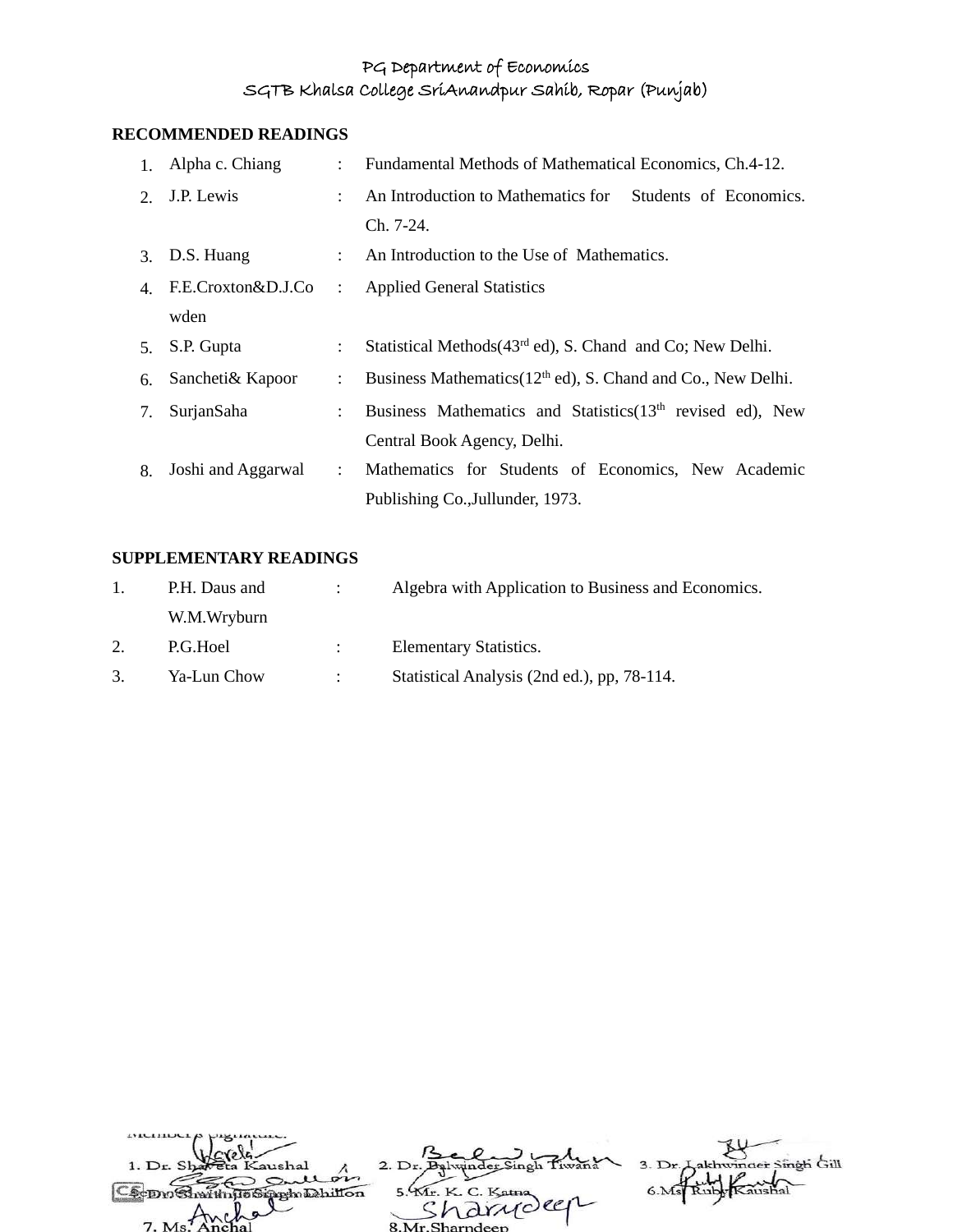## RECOMMENDED READINGS

| No. | Author | | Title |
|---|---|---|---|
| 1. | Alpha c. Chiang | : | Fundamental Methods of Mathematical Economics, Ch.4-12. |
| 2. | J.P. Lewis | : | An Introduction to Mathematics for Students of Economics. Ch. 7-24. |
| 3. | D.S. Huang | : | An Introduction to the Use of Mathematics. |
| 4. | F.E.Croxton&D.J.Cowden | : | Applied General Statistics |
| 5. | S.P. Gupta | : | Statistical Methods(43rd ed), S. Chand and Co; New Delhi. |
| 6. | Sancheti& Kapoor | : | Business Mathematics(12th ed), S. Chand and Co., New Delhi. |
| 7. | SurjanSaha | : | Business Mathematics and Statistics(13th revised ed), New Central Book Agency, Delhi. |
| 8. | Joshi and Aggarwal | : | Mathematics for Students of Economics, New Academic Publishing Co.,Jullunder, 1973. |

## SUPPLEMENTARY READINGS

| No. | Author | | Title |
|---|---|---|---|
| 1. | P.H. Daus and W.M.Wryburn | : | Algebra with Application to Business and Economics. |
| 2. | P.G.Hoel | : | Elementary Statistics. |
| 3. | Ya-Lun Chow | : | Statistical Analysis (2nd ed.), pp, 78-114. |

Member's Signature:

1. Dr. Shaveta Kaushal
2. Dr. Balwinder Singh Tiwana
3. Dr. Lakhwinder Singh Gill
4. Dr. Shamindar Singh Dhillon
5. Mr. K. C. Katna
6. Ms. Ruby Kaushal
7. Ms. Anchal
8. Mr.Sharndeep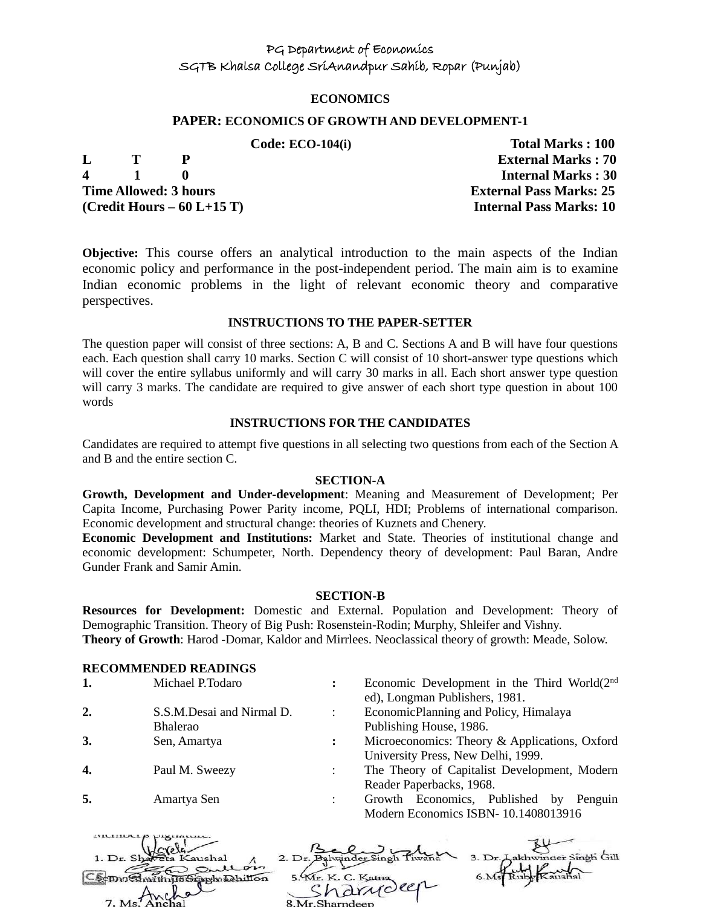PG Department of Economics

SGTB Khalsa College SriAnandpur Sahib, Ropar (Punjab)

**ECONOMICS**

**PAPER: ECONOMICS OF GROWTH AND DEVELOPMENT-1**

| | | | | |
|---|---|---|---|---|
| | | | **Code: ECO-104(i)** | **Total Marks : 100** |
| **L** | **T** | **P** | | **External Marks : 70** |
| **4** | **1** | **0** | | **Internal Marks : 30** |
| **Time Allowed: 3 hours** | | | | **External Pass Marks: 25** |
| **(Credit Hours – 60 L+15 T)** | | | | **Internal Pass Marks: 10** |

**Objective:** This course offers an analytical introduction to the main aspects of the Indian economic policy and performance in the post-independent period. The main aim is to examine Indian economic problems in the light of relevant economic theory and comparative perspectives.

**INSTRUCTIONS TO THE PAPER-SETTER**

The question paper will consist of three sections: A, B and C. Sections A and B will have four questions each. Each question shall carry 10 marks. Section C will consist of 10 short-answer type questions which will cover the entire syllabus uniformly and will carry 30 marks in all. Each short answer type question will carry 3 marks. The candidate are required to give answer of each short type question in about 100 words

**INSTRUCTIONS FOR THE CANDIDATES**

Candidates are required to attempt five questions in all selecting two questions from each of the Section A and B and the entire section C.

**SECTION-A**

**Growth, Development and Under-development**: Meaning and Measurement of Development; Per Capita Income, Purchasing Power Parity income, PQLI, HDI; Problems of international comparison. Economic development and structural change: theories of Kuznets and Chenery.

**Economic Development and Institutions:** Market and State. Theories of institutional change and economic development: Schumpeter, North. Dependency theory of development: Paul Baran, Andre Gunder Frank and Samir Amin.

**SECTION-B**

**Resources for Development:** Domestic and External. Population and Development: Theory of Demographic Transition. Theory of Big Push: Rosenstein-Rodin; Murphy, Shleifer and Vishny.

**Theory of Growth**: Harod -Domar, Kaldor and Mirrlees. Neoclassical theory of growth: Meade, Solow.

**RECOMMENDED READINGS**

| | | | |
|---|---|---|---|
| **1.** | Michael P.Todaro | **:** | Economic Development in the Third World(2nd ed), Longman Publishers, 1981. |
| **2.** | S.S.M.Desai and Nirmal D. Bhalerao | : | EconomicPlanning and Policy, Himalaya Publishing House, 1986. |
| **3.** | Sen, Amartya | **:** | Microeconomics: Theory & Applications, Oxford University Press, New Delhi, 1999. |
| **4.** | Paul M. Sweezy | : | The Theory of Capitalist Development, Modern Reader Paperbacks, 1968. |
| **5.** | Amartya Sen | : | Growth Economics, Published by Penguin Modern Economics ISBN- 10.1408013916 |

Member's Signature:

1. Dr. Shaveta Kaushal
2. Dr. Balwinder Singh Tiwana
3. Dr. Lakhwinder Singh Gill
4. Dr. Shaminder Singh Dhillon
5. Mr. K. C. Katna
6. Ms. Ruby Kaushal
7. Ms. Anchal
8. Mr. Sharndeep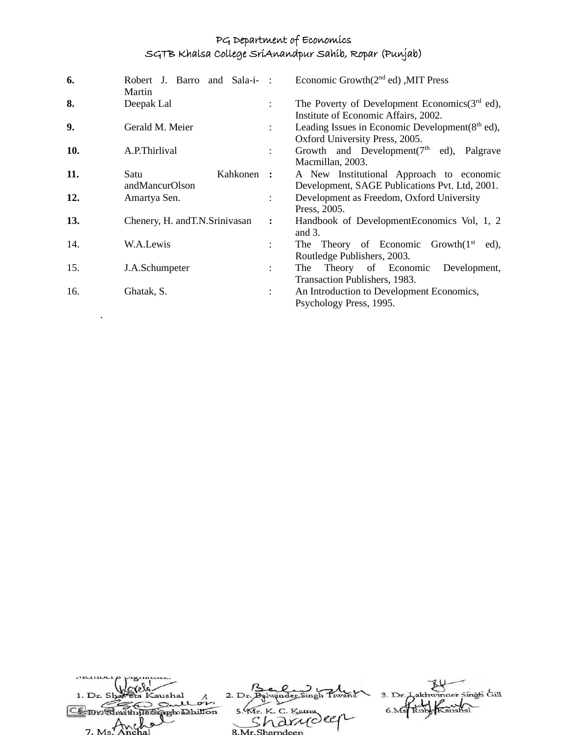| | | | |
|---|---|---|---|
| **6.** | Robert J. Barro and Sala-i-Martin | : | Economic Growth(2nd ed) ,MIT Press |
| **8.** | Deepak Lal | : | The Poverty of Development Economics(3rd ed), Institute of Economic Affairs, 2002. |
| **9.** | Gerald M. Meier | : | Leading Issues in Economic Development(8th ed), Oxford University Press, 2005. |
| **10.** | A.P.Thirlival | : | Growth and Development(7th ed), Palgrave Macmillan, 2003. |
| **11.** | Satu Kahkonen andMancurOlson | **:** | A New Institutional Approach to economic Development, SAGE Publications Pvt. Ltd, 2001. |
| **12.** | Amartya Sen. | : | Development as Freedom, Oxford University Press, 2005. |
| **13.** | Chenery, H. andT.N.Srinivasan | **:** | Handbook of DevelopmentEconomics Vol, 1, 2 and 3. |
| 14. | W.A.Lewis | : | The Theory of Economic Growth(1st ed), Routledge Publishers, 2003. |
| 15. | J.A.Schumpeter | : | The Theory of Economic Development, Transaction Publishers, 1983. |
| 16. | Ghatak, S. | : | An Introduction to Development Economics, Psychology Press, 1995. |

Members Signature:

1. Dr. Shaveta Kaushal 2. Dr. Balwinder Singh Tiwana 3. Dr. Lakhwinder Singh Gill
4. Dr. Shamindra Singh Dhillon 5. Mr. K. C. Katna 6. Ms. Ruby Kaushal
7. Ms. Anchal 8. Mr. Sharndeep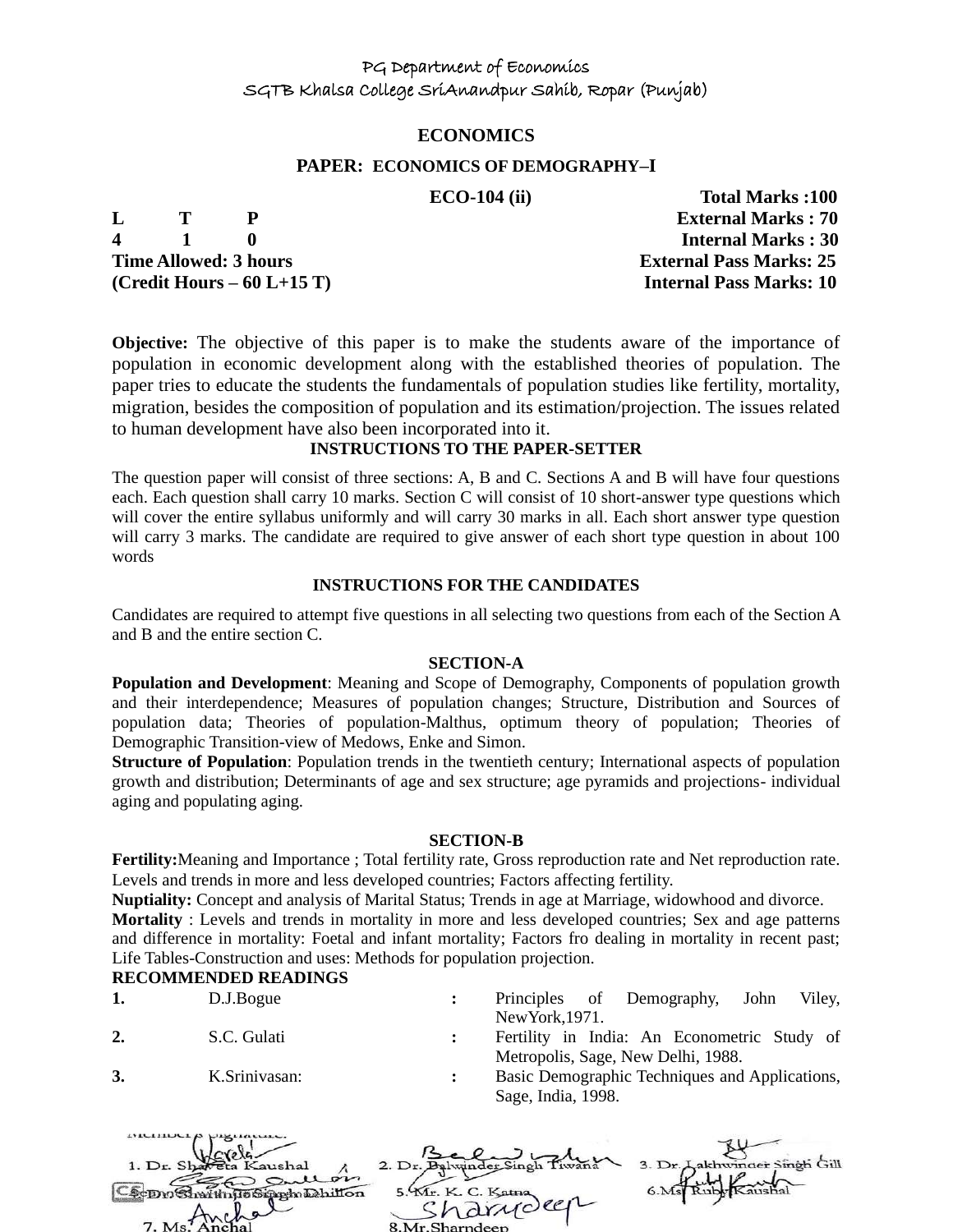PG Department of Economics
SGTB Khalsa College SriAnandpur Sahib, Ropar (Punjab)

# ECONOMICS

## PAPER: ECONOMICS OF DEMOGRAPHY–I

**ECO-104 (ii)** **Total Marks :100**

| | | |
|---|---|---|
| **L T P** | | **External Marks : 70** |
| **4 1 0** | | **Internal Marks : 30** |
| **Time Allowed: 3 hours** | | **External Pass Marks: 25** |
| **(Credit Hours – 60 L+15 T)** | | **Internal Pass Marks: 10** |

**Objective:** The objective of this paper is to make the students aware of the importance of population in economic development along with the established theories of population. The paper tries to educate the students the fundamentals of population studies like fertility, mortality, migration, besides the composition of population and its estimation/projection. The issues related to human development have also been incorporated into it.

**INSTRUCTIONS TO THE PAPER-SETTER**

The question paper will consist of three sections: A, B and C. Sections A and B will have four questions each. Each question shall carry 10 marks. Section C will consist of 10 short-answer type questions which will cover the entire syllabus uniformly and will carry 30 marks in all. Each short answer type question will carry 3 marks. The candidate are required to give answer of each short type question in about 100 words

**INSTRUCTIONS FOR THE CANDIDATES**

Candidates are required to attempt five questions in all selecting two questions from each of the Section A and B and the entire section C.

**SECTION-A**

**Population and Development**: Meaning and Scope of Demography, Components of population growth and their interdependence; Measures of population changes; Structure, Distribution and Sources of population data; Theories of population-Malthus, optimum theory of population; Theories of Demographic Transition-view of Medows, Enke and Simon.

**Structure of Population**: Population trends in the twentieth century; International aspects of population growth and distribution; Determinants of age and sex structure; age pyramids and projections- individual aging and populating aging.

**SECTION-B**

**Fertility:**Meaning and Importance ; Total fertility rate, Gross reproduction rate and Net reproduction rate. Levels and trends in more and less developed countries; Factors affecting fertility.

**Nuptiality:** Concept and analysis of Marital Status; Trends in age at Marriage, widowhood and divorce.

**Mortality** : Levels and trends in mortality in more and less developed countries; Sex and age patterns and difference in mortality: Foetal and infant mortality; Factors fro dealing in mortality in recent past; Life Tables-Construction and uses: Methods for population projection.

**RECOMMENDED READINGS**

| | | | |
|---|---|---|---|
| **1.** | D.J.Bogue | **:** | Principles of Demography, John Viley, NewYork,1971. |
| **2.** | S.C. Gulati | **:** | Fertility in India: An Econometric Study of Metropolis, Sage, New Delhi, 1988. |
| **3.** | K.Srinivasan: | **:** | Basic Demographic Techniques and Applications, Sage, India, 1998. |

Member's Signature:

1. Dr. Shaveta Kaushal 2. Dr. Balwinder Singh Tiwana 3. Dr. Lakhwinder Singh Gill
4. Dr. Shaminder Singh Dhillon 5. Mr. K. C. Katna 6. Ms. Ruby Kaushal
7. Ms. Anchal 8. Mr. Sharndeep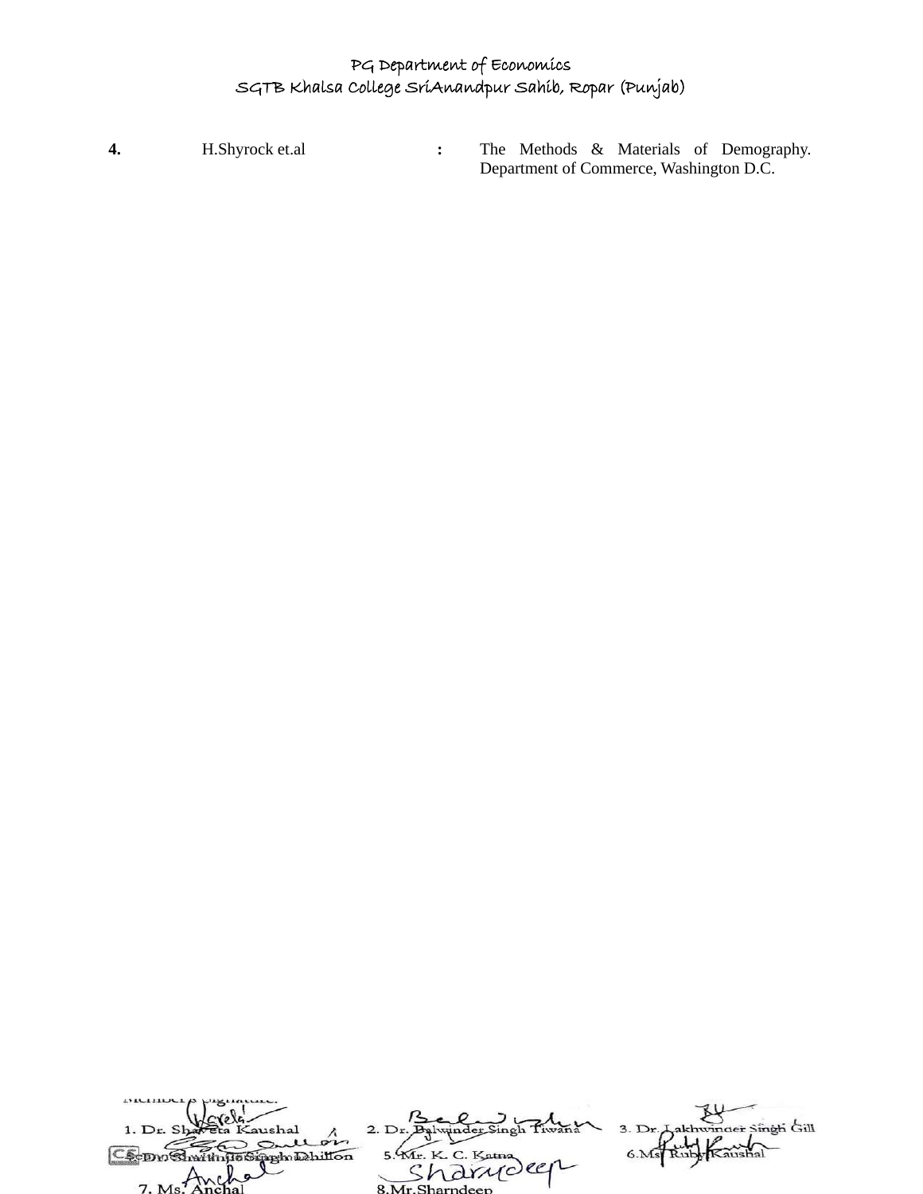| | | | |
|---|---|---|---|
| **4.** | H.Shyrock et.al | **:** | The Methods & Materials of Demography. Department of Commerce, Washington D.C. |

Member's Signature:

1. Dr. Shaveta Kaushal
2. Dr. Balwinder Singh Tiwana
3. Dr. Lakhwinder Singh Gill
4. Dr. Shamsher Singh Dhillon
5. Mr. K. C. Katna
6. Ms. Ruby Kaushal
7. Ms. Anchal
8. Mr. Sharndeep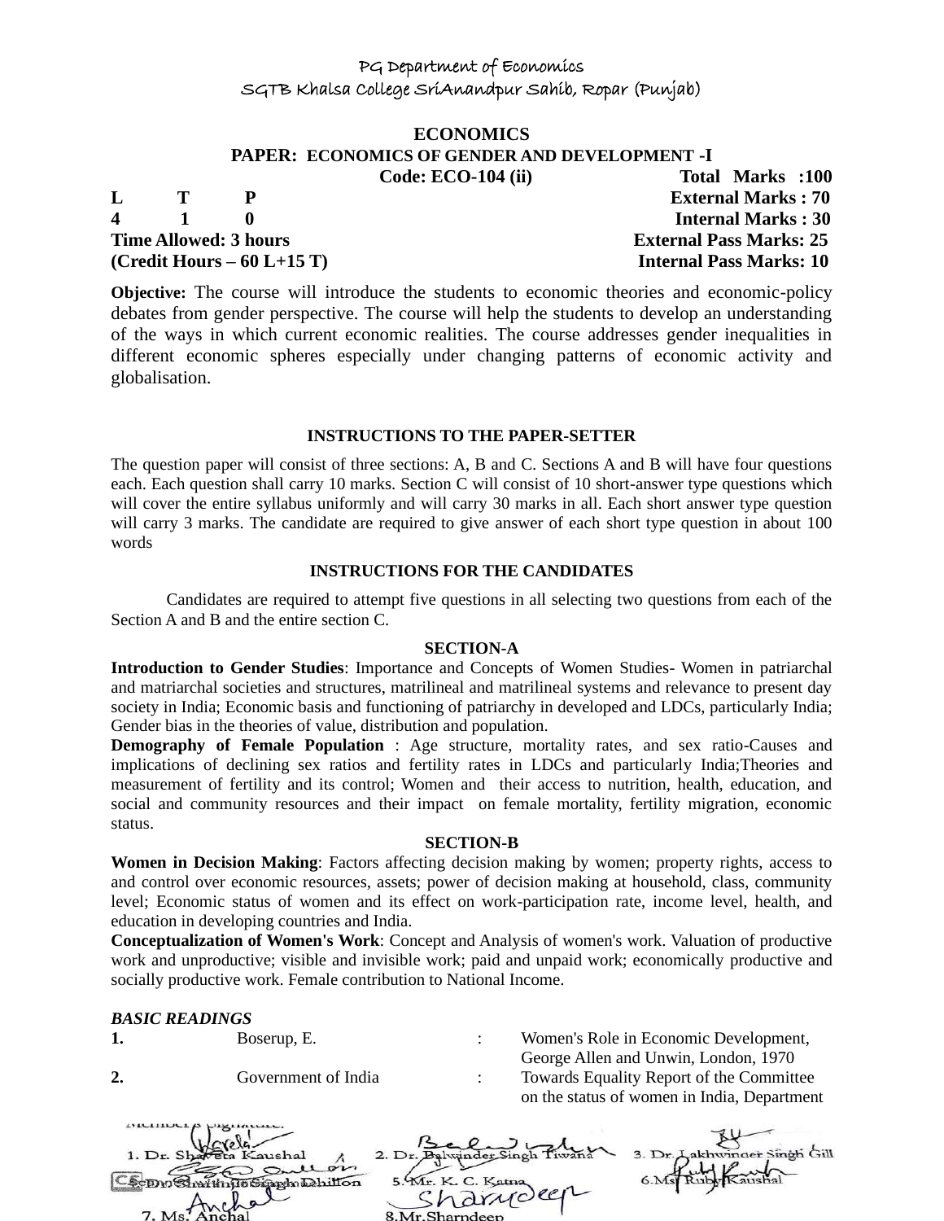PG Department of Economics
SGTB Khalsa College SriAnandpur Sahib, Ropar (Punjab)

## ECONOMICS

### PAPER: ECONOMICS OF GENDER AND DEVELOPMENT -I

**Code: ECO-104 (ii)** **Total Marks :100**

| | | | |
|---|---|---|---|
| **L** | **T** | **P** | **External Marks : 70** |
| **4** | **1** | **0** | **Internal Marks : 30** |

**Time Allowed: 3 hours** **External Pass Marks: 25**

**(Credit Hours – 60 L+15 T)** **Internal Pass Marks: 10**

**Objective:** The course will introduce the students to economic theories and economic-policy debates from gender perspective. The course will help the students to develop an understanding of the ways in which current economic realities. The course addresses gender inequalities in different economic spheres especially under changing patterns of economic activity and globalisation.

### INSTRUCTIONS TO THE PAPER-SETTER

The question paper will consist of three sections: A, B and C. Sections A and B will have four questions each. Each question shall carry 10 marks. Section C will consist of 10 short-answer type questions which will cover the entire syllabus uniformly and will carry 30 marks in all. Each short answer type question will carry 3 marks. The candidate are required to give answer of each short type question in about 100 words

### INSTRUCTIONS FOR THE CANDIDATES

Candidates are required to attempt five questions in all selecting two questions from each of the Section A and B and the entire section C.

### SECTION-A

**Introduction to Gender Studies**: Importance and Concepts of Women Studies- Women in patriarchal and matriarchal societies and structures, matrilineal and matrilineal systems and relevance to present day society in India; Economic basis and functioning of patriarchy in developed and LDCs, particularly India; Gender bias in the theories of value, distribution and population.

**Demography of Female Population** : Age structure, mortality rates, and sex ratio-Causes and implications of declining sex ratios and fertility rates in LDCs and particularly India;Theories and measurement of fertility and its control; Women and their access to nutrition, health, education, and social and community resources and their impact on female mortality, fertility migration, economic status.

### SECTION-B

**Women in Decision Making**: Factors affecting decision making by women; property rights, access to and control over economic resources, assets; power of decision making at household, class, community level; Economic status of women and its effect on work-participation rate, income level, health, and education in developing countries and India.

**Conceptualization of Women's Work**: Concept and Analysis of women's work. Valuation of productive work and unproductive; visible and invisible work; paid and unpaid work; economically productive and socially productive work. Female contribution to National Income.

***BASIC READINGS***

| | | | |
|---|---|---|---|
| **1.** | Boserup, E. | : | Women's Role in Economic Development, George Allen and Unwin, London, 1970 |
| **2.** | Government of India | : | Towards Equality Report of the Committee on the status of women in India, Department |

Members Signature:

1. Dr. Shaveta Kaushal 2. Dr. Balwinder Singh Tiwana 3. Dr. Lakhwinder Singh Gill
4. Dr. Shamindar Singh Dhillon 5. Mr. K. C. Katna 6. Ms. Ruby Kaushal
7. Ms. Anchal 8. Mr. Sharndeep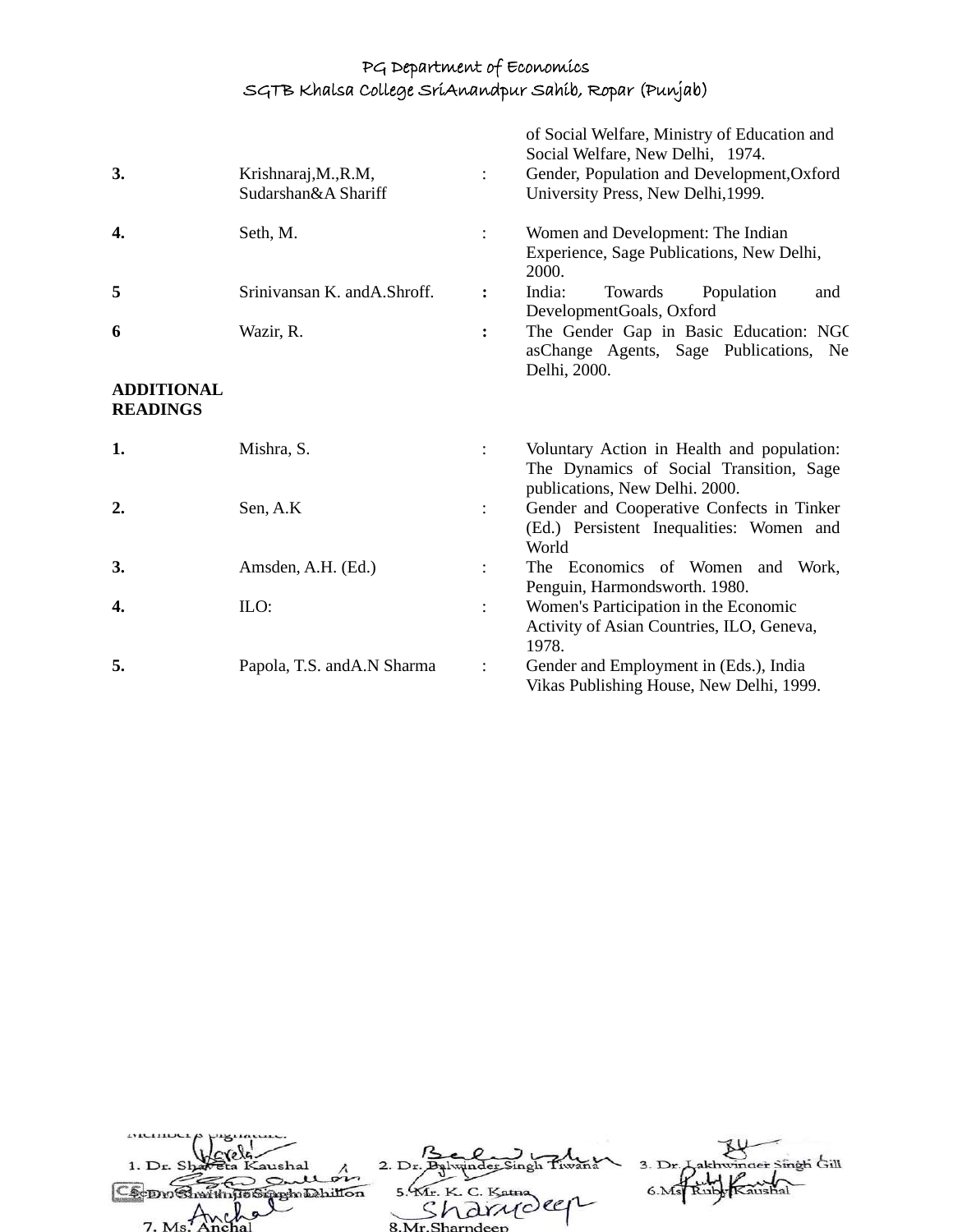| | | | of Social Welfare, Ministry of Education and Social Welfare, New Delhi, 1974. |
|---|---|---|---|
| **3.** | Krishnaraj,M.,R.M, Sudarshan&A Shariff | : | Gender, Population and Development,Oxford University Press, New Delhi,1999. |
| **4.** | Seth, M. | : | Women and Development: The Indian Experience, Sage Publications, New Delhi, 2000. |
| **5** | Srinivansan K. andA.Shroff. | **:** | India: Towards Population and DevelopmentGoals, Oxford |
| **6** | Wazir, R. | **:** | The Gender Gap in Basic Education: NGO asChange Agents, Sage Publications, Ne Delhi, 2000. |

**ADDITIONAL READINGS**

| | | | |
|---|---|---|---|
| **1.** | Mishra, S. | : | Voluntary Action in Health and population: The Dynamics of Social Transition, Sage publications, New Delhi. 2000. |
| **2.** | Sen, A.K | : | Gender and Cooperative Confects in Tinker (Ed.) Persistent Inequalities: Women and World |
| **3.** | Amsden, A.H. (Ed.) | : | The Economics of Women and Work, Penguin, Harmondsworth. 1980. |
| **4.** | ILO: | : | Women's Participation in the Economic Activity of Asian Countries, ILO, Geneva, 1978. |
| **5.** | Papola, T.S. andA.N Sharma | : | Gender and Employment in (Eds.), India Vikas Publishing House, New Delhi, 1999. |

Member's Signature:

1. Dr. Shaveta Kaushal 2. Dr. Balwinder Singh Tiwana 3. Dr. Lakhwinder Singh Gill
4. Dr. Shamsher Singh Dhillon 5. Mr. K. C. Katna 6. Ms. Ruby Kaushal
7. Ms. Anchal 8. Mr. Sharndeep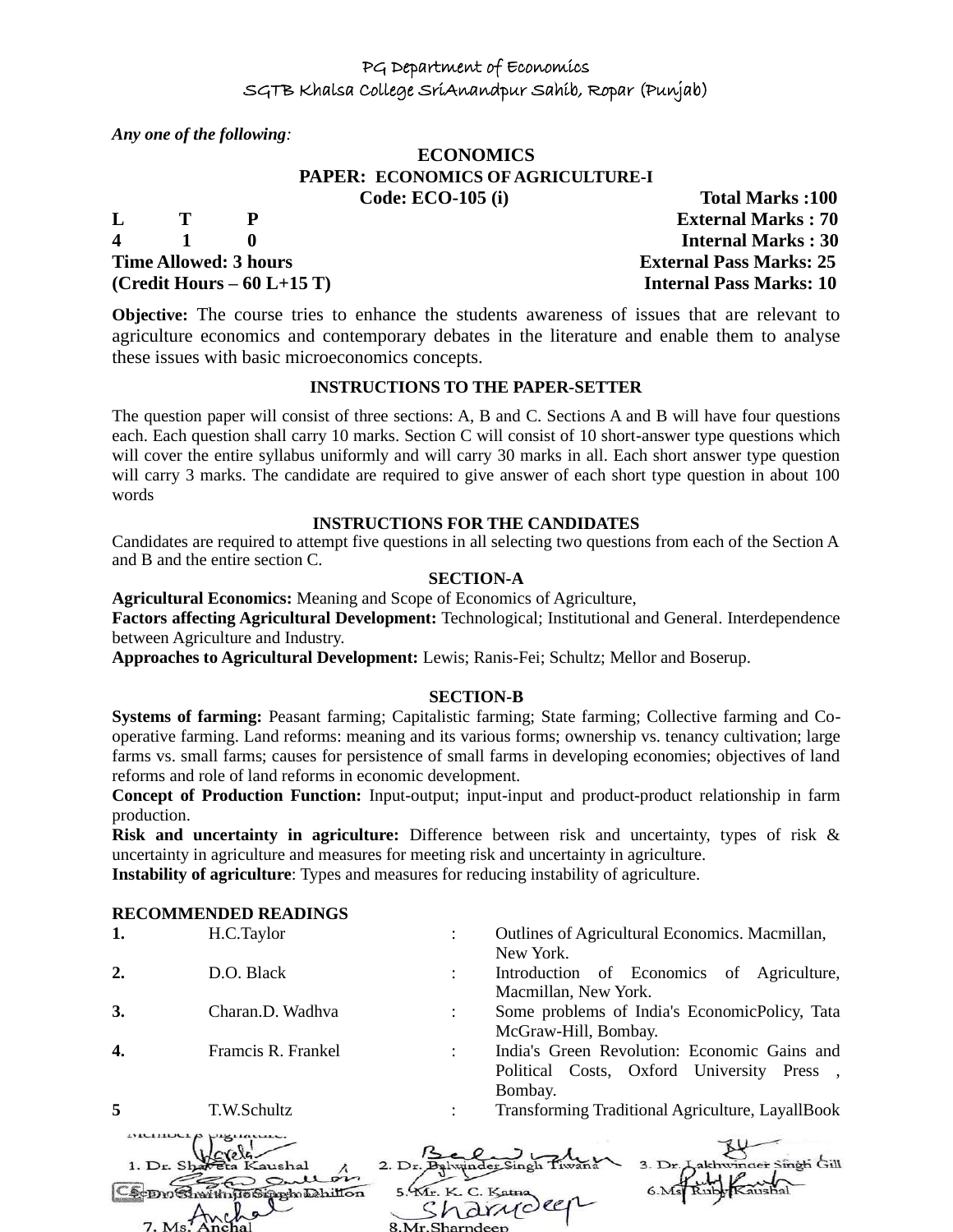PG Department of Economics
SGTB Khalsa College SriAnandpur Sahib, Ropar (Punjab)

***Any one of the following:***

## ECONOMICS

### PAPER: ECONOMICS OF AGRICULTURE-I

**Code: ECO-105 (i)** **Total Marks :100**

| L | T | P | |
|---|---|---|---|
| 4 | 1 | 0 | |

**External Marks : 70**
**Internal Marks : 30**

**Time Allowed: 3 hours** **External Pass Marks: 25**
**(Credit Hours – 60 L+15 T)** **Internal Pass Marks: 10**

**Objective:** The course tries to enhance the students awareness of issues that are relevant to agriculture economics and contemporary debates in the literature and enable them to analyse these issues with basic microeconomics concepts.

### INSTRUCTIONS TO THE PAPER-SETTER

The question paper will consist of three sections: A, B and C. Sections A and B will have four questions each. Each question shall carry 10 marks. Section C will consist of 10 short-answer type questions which will cover the entire syllabus uniformly and will carry 30 marks in all. Each short answer type question will carry 3 marks. The candidate are required to give answer of each short type question in about 100 words

### INSTRUCTIONS FOR THE CANDIDATES

Candidates are required to attempt five questions in all selecting two questions from each of the Section A and B and the entire section C.

### SECTION-A

**Agricultural Economics:** Meaning and Scope of Economics of Agriculture,

**Factors affecting Agricultural Development:** Technological; Institutional and General. Interdependence between Agriculture and Industry.

**Approaches to Agricultural Development:** Lewis; Ranis-Fei; Schultz; Mellor and Boserup.

### SECTION-B

**Systems of farming:** Peasant farming; Capitalistic farming; State farming; Collective farming and Co-operative farming. Land reforms: meaning and its various forms; ownership vs. tenancy cultivation; large farms vs. small farms; causes for persistence of small farms in developing economies; objectives of land reforms and role of land reforms in economic development.

**Concept of Production Function:** Input-output; input-input and product-product relationship in farm production.

**Risk and uncertainty in agriculture:** Difference between risk and uncertainty, types of risk & uncertainty in agriculture and measures for meeting risk and uncertainty in agriculture.

**Instability of agriculture**: Types and measures for reducing instability of agriculture.

### RECOMMENDED READINGS

| | | | |
|---|---|---|---|
| **1.** | H.C.Taylor | : | Outlines of Agricultural Economics. Macmillan, New York. |
| **2.** | D.O. Black | : | Introduction of Economics of Agriculture, Macmillan, New York. |
| **3.** | Charan.D. Wadhva | : | Some problems of India's EconomicPolicy, Tata McGraw-Hill, Bombay. |
| **4.** | Framcis R. Frankel | : | India's Green Revolution: Economic Gains and Political Costs, Oxford University Press , Bombay. |
| **5** | T.W.Schultz | : | Transforming Traditional Agriculture, LayallBook |

Member's Signature:

1. Dr. Shaveta Kaushal 2. Dr. Balwinder Singh Tiwana 3. Dr. Lakhwinder Singh Gill
4. Dr. Shamindar Singh Dhillon 5. Mr. K. C. Katna 6. Ms. Ruby Kaushal
7. Ms. Anchal 8. Mr. Sharndeep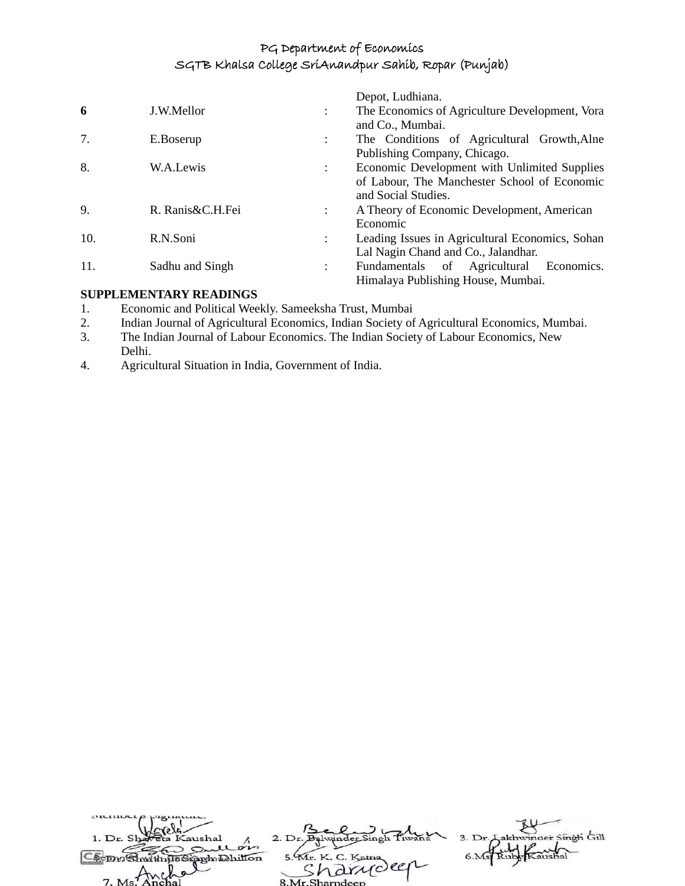| | | | |
|---|---|---|---|
| | | | Depot, Ludhiana. |
| **6** | J.W.Mellor | : | The Economics of Agriculture Development, Vora and Co., Mumbai. |
| 7. | E.Boserup | : | The Conditions of Agricultural Growth,Alne Publishing Company, Chicago. |
| 8. | W.A.Lewis | : | Economic Development with Unlimited Supplies of Labour, The Manchester School of Economic and Social Studies. |
| 9. | R. Ranis&C.H.Fei | : | A Theory of Economic Development, American Economic |
| 10. | R.N.Soni | : | Leading Issues in Agricultural Economics, Sohan Lal Nagin Chand and Co., Jalandhar. |
| 11. | Sadhu and Singh | : | Fundamentals of Agricultural Economics. Himalaya Publishing House, Mumbai. |

**SUPPLEMENTARY READINGS**

1. Economic and Political Weekly. Sameeksha Trust, Mumbai
2. Indian Journal of Agricultural Economics, Indian Society of Agricultural Economics, Mumbai.
3. The Indian Journal of Labour Economics. The Indian Society of Labour Economics, New Delhi.
4. Agricultural Situation in India, Government of India.

Members Signature:

1. Dr. Shaveta Kaushal 2. Dr. Balwinder Singh Tiwana 3. Dr. Lakhwinder Singh Gill
4. Dr. Shaminder Singh Dhillon 5. Mr. K. C. Katna 6. Ms. Ruby Kaushal
7. Ms. Anchal 8. Mr. Sharndeep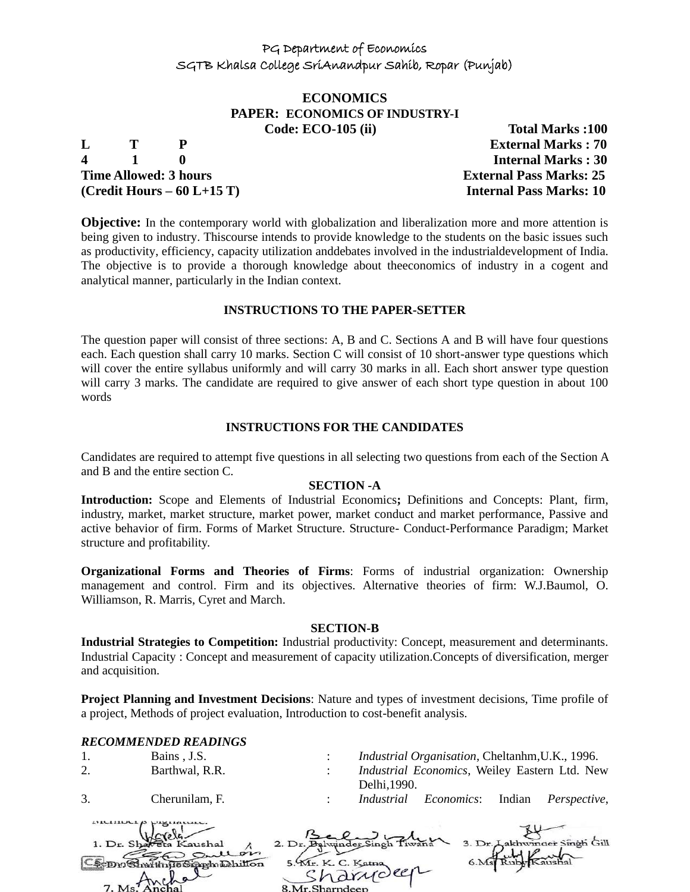PG Department of Economics
SGTB Khalsa College SriAnandpur Sahib, Ropar (Punjab)

**ECONOMICS**
**PAPER: ECONOMICS OF INDUSTRY-I**
**Code: ECO-105 (ii)**

| | | | |
|---|---|---|---|
| **L** | **T** | **P** | **Total Marks :100** |
| **4** | **1** | **0** | **External Marks : 70** |
| | | | **Internal Marks : 30** |
| **Time Allowed: 3 hours** | | | **External Pass Marks: 25** |
| **(Credit Hours – 60 L+15 T)** | | | **Internal Pass Marks: 10** |

**Objective:** In the contemporary world with globalization and liberalization more and more attention is being given to industry. Thiscourse intends to provide knowledge to the students on the basic issues such as productivity, efficiency, capacity utilization anddebates involved in the industrialdevelopment of India. The objective is to provide a thorough knowledge about theeconomics of industry in a cogent and analytical manner, particularly in the Indian context.

**INSTRUCTIONS TO THE PAPER-SETTER**

The question paper will consist of three sections: A, B and C. Sections A and B will have four questions each. Each question shall carry 10 marks. Section C will consist of 10 short-answer type questions which will cover the entire syllabus uniformly and will carry 30 marks in all. Each short answer type question will carry 3 marks. The candidate are required to give answer of each short type question in about 100 words

**INSTRUCTIONS FOR THE CANDIDATES**

Candidates are required to attempt five questions in all selecting two questions from each of the Section A and B and the entire section C.

**SECTION -A**

**Introduction:** Scope and Elements of Industrial Economics**;** Definitions and Concepts: Plant, firm, industry, market, market structure, market power, market conduct and market performance, Passive and active behavior of firm. Forms of Market Structure. Structure- Conduct-Performance Paradigm; Market structure and profitability.

**Organizational Forms and Theories of Firms**: Forms of industrial organization: Ownership management and control. Firm and its objectives. Alternative theories of firm: W.J.Baumol, O. Williamson, R. Marris, Cyret and March.

**SECTION-B**

**Industrial Strategies to Competition:** Industrial productivity: Concept, measurement and determinants. Industrial Capacity : Concept and measurement of capacity utilization.Concepts of diversification, merger and acquisition.

**Project Planning and Investment Decisions**: Nature and types of investment decisions, Time profile of a project, Methods of project evaluation, Introduction to cost-benefit analysis.

***RECOMMENDED READINGS***

| | | | |
|---|---|---|---|
| 1. | Bains , J.S. | : | *Industrial Organisation*, Cheltanhm,U.K., 1996. |
| 2. | Barthwal, R.R. | : | *Industrial Economics*, Weiley Eastern Ltd. New Delhi,1990. |
| 3. | Cherunilam, F. | : | *Industrial Economics*: Indian *Perspective*, |

Members Signature:
1. Dr. Shaveta Kaushal 2. Dr. Balwinder Singh Tiwana 3. Dr. Lakhwinder Singh Gill
4. Dr. Shamjit Singh Dhillon 5. Mr. K. C. Katna 6. Ms. Ruby Kaushal
7. Ms. Anchal 8. Mr. Sharndeep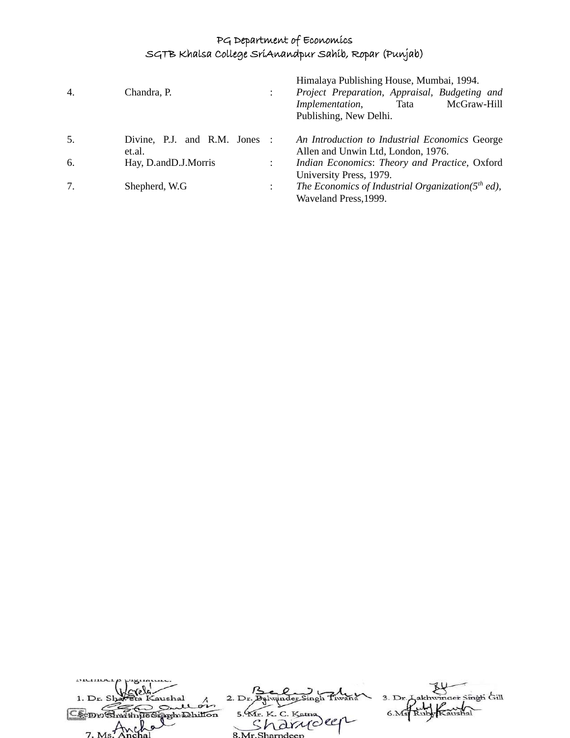| | | | |
|---|---|---|---|
| | | | Himalaya Publishing House, Mumbai, 1994. |
| 4. | Chandra, P. | : | *Project Preparation, Appraisal, Budgeting and Implementation*, Tata McGraw-Hill Publishing, New Delhi. |
| 5. | Divine, P.J. and R.M. Jones et.al. | : | *An Introduction to Industrial Economics* George Allen and Unwin Ltd, London, 1976. |
| 6. | Hay, D.andD.J.Morris | : | *Indian Economics*: *Theory and Practice,* Oxford University Press, 1979. |
| 7. | Shepherd, W.G | : | *The Economics of Industrial Organization(5th ed),* Waveland Press,1999. |

Member's Signature:

1. Dr. Shaveta Kaushal 2. Dr. Balwinder Singh Tiwana 3. Dr. Lakhwinder Singh Gill
4. Dr. Gurminder Singh Dhillon 5. Mr. K. C. Katna 6. Ms. Ruby Kaushal
7. Ms. Anchal 8. Mr. Sharndeep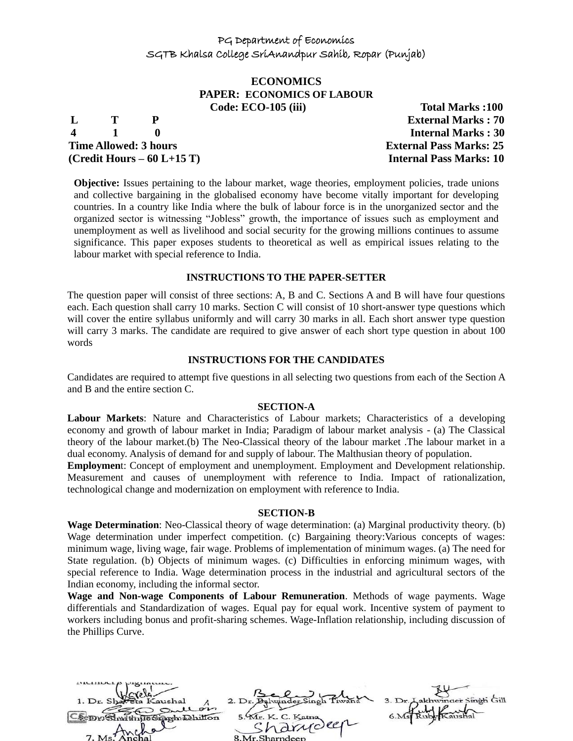PG Department of Economics

SGTB Khalsa College SriAnandpur Sahib, Ropar (Punjab)

# ECONOMICS

## PAPER: ECONOMICS OF LABOUR

**Code: ECO-105 (iii)** **Total Marks :100**

| L | T | P | |
|---|---|---|---|
| 4 | 1 | 0 | |

**External Marks : 70**
**Internal Marks : 30**

**Time Allowed: 3 hours** **External Pass Marks: 25**
**(Credit Hours – 60 L+15 T)** **Internal Pass Marks: 10**

**Objective:** Issues pertaining to the labour market, wage theories, employment policies, trade unions and collective bargaining in the globalised economy have become vitally important for developing countries. In a country like India where the bulk of labour force is in the unorganized sector and the organized sector is witnessing "Jobless" growth, the importance of issues such as employment and unemployment as well as livelihood and social security for the growing millions continues to assume significance. This paper exposes students to theoretical as well as empirical issues relating to the labour market with special reference to India.

### INSTRUCTIONS TO THE PAPER-SETTER

The question paper will consist of three sections: A, B and C. Sections A and B will have four questions each. Each question shall carry 10 marks. Section C will consist of 10 short-answer type questions which will cover the entire syllabus uniformly and will carry 30 marks in all. Each short answer type question will carry 3 marks. The candidate are required to give answer of each short type question in about 100 words

### INSTRUCTIONS FOR THE CANDIDATES

Candidates are required to attempt five questions in all selecting two questions from each of the Section A and B and the entire section C.

### SECTION-A

**Labour Markets**: Nature and Characteristics of Labour markets; Characteristics of a developing economy and growth of labour market in India; Paradigm of labour market analysis - (a) The Classical theory of the labour market.(b) The Neo-Classical theory of the labour market .The labour market in a dual economy. Analysis of demand for and supply of labour. The Malthusian theory of population.

**Employment**: Concept of employment and unemployment. Employment and Development relationship. Measurement and causes of unemployment with reference to India. Impact of rationalization, technological change and modernization on employment with reference to India.

### SECTION-B

**Wage Determination**: Neo-Classical theory of wage determination: (a) Marginal productivity theory. (b) Wage determination under imperfect competition. (c) Bargaining theory:Various concepts of wages: minimum wage, living wage, fair wage. Problems of implementation of minimum wages. (a) The need for State regulation. (b) Objects of minimum wages. (c) Difficulties in enforcing minimum wages, with special reference to India. Wage determination process in the industrial and agricultural sectors of the Indian economy, including the informal sector.

**Wage and Non-wage Components of Labour Remuneration**. Methods of wage payments. Wage differentials and Standardization of wages. Equal pay for equal work. Incentive system of payment to workers including bonus and profit-sharing schemes. Wage-Inflation relationship, including discussion of the Phillips Curve.

Members Signature:

1. Dr. Shaveta Kaushal
2. Dr. Balwinder Singh Tiwana
3. Dr. Lakhwinder Singh Gill
4. Dr. Shaminder Singh Dhillon
5. Mr. K. C. Katna
6. Ms. Ruby Kaushal
7. Ms. Anchal
8. Mr. Sharndeep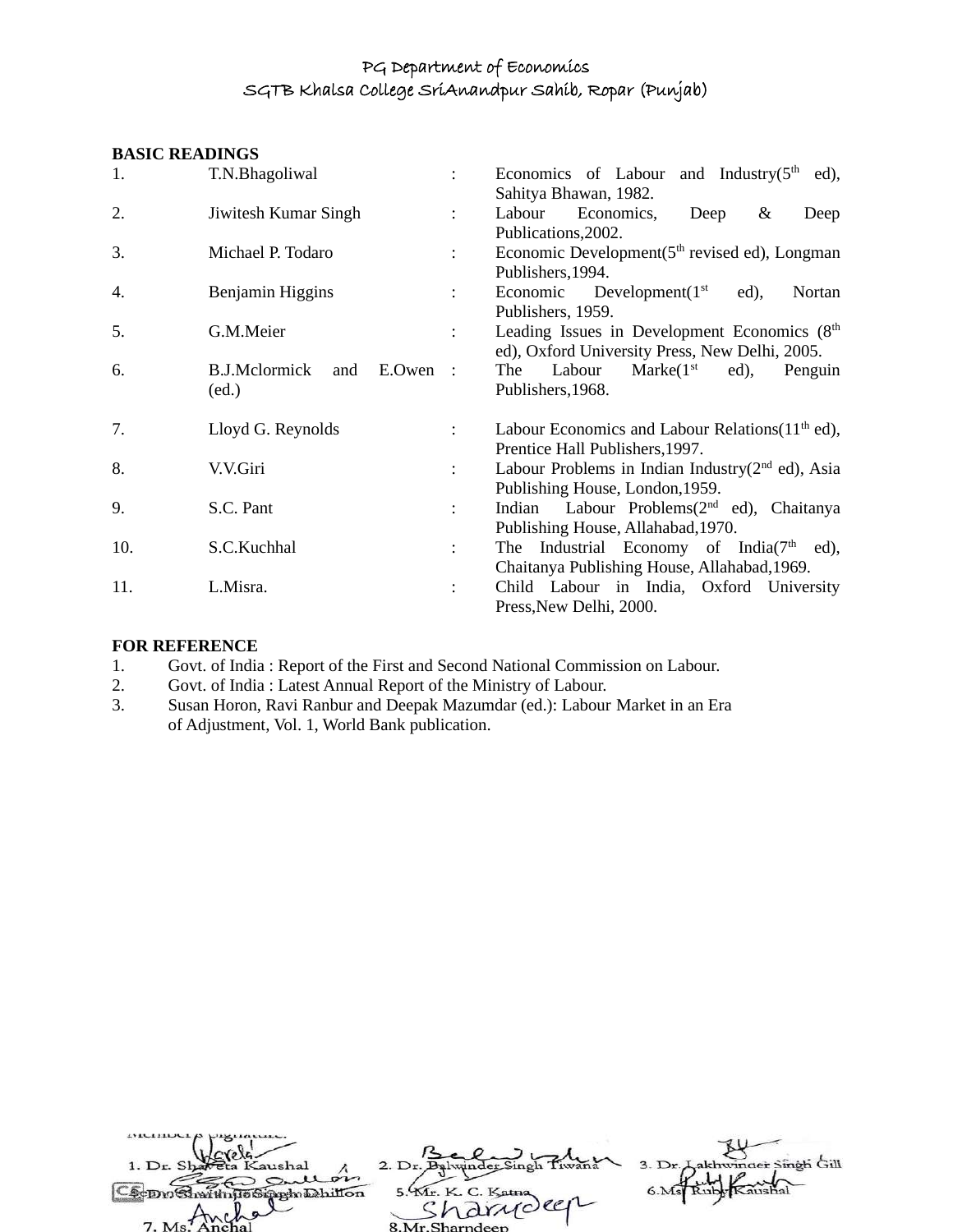**BASIC READINGS**

| | | | |
|---|---|---|---|
| 1. | T.N.Bhagoliwal | : | Economics of Labour and Industry(5th ed), Sahitya Bhawan, 1982. |
| 2. | Jiwitesh Kumar Singh | : | Labour Economics, Deep & Deep Publications,2002. |
| 3. | Michael P. Todaro | : | Economic Development(5th revised ed), Longman Publishers,1994. |
| 4. | Benjamin Higgins | : | Economic Development(1st ed), Nortan Publishers, 1959. |
| 5. | G.M.Meier | : | Leading Issues in Development Economics (8th ed), Oxford University Press, New Delhi, 2005. |
| 6. | B.J.Mclormick and E.Owen (ed.) | : | The Labour Marke(1st ed), Penguin Publishers,1968. |
| 7. | Lloyd G. Reynolds | : | Labour Economics and Labour Relations(11th ed), Prentice Hall Publishers,1997. |
| 8. | V.V.Giri | : | Labour Problems in Indian Industry(2nd ed), Asia Publishing House, London,1959. |
| 9. | S.C. Pant | : | Indian Labour Problems(2nd ed), Chaitanya Publishing House, Allahabad,1970. |
| 10. | S.C.Kuchhal | : | The Industrial Economy of India(7th ed), Chaitanya Publishing House, Allahabad,1969. |
| 11. | L.Misra. | : | Child Labour in India, Oxford University Press,New Delhi, 2000. |

**FOR REFERENCE**

1. Govt. of India : Report of the First and Second National Commission on Labour.
2. Govt. of India : Latest Annual Report of the Ministry of Labour.
3. Susan Horon, Ravi Ranbur and Deepak Mazumdar (ed.): Labour Market in an Era of Adjustment, Vol. 1, World Bank publication.

Member's Signature:

1. Dr. Shaveta Kaushal 2. Dr. Balwinder Singh Tiwana 3. Dr. Lakhwinder Singh Gill
4. Dr. Shamindra Singh Dhillon 5. Mr. K. C. Katna 6. Ms. Ruby Kaushal
7. Ms. Anchal 8. Mr. Sharndeep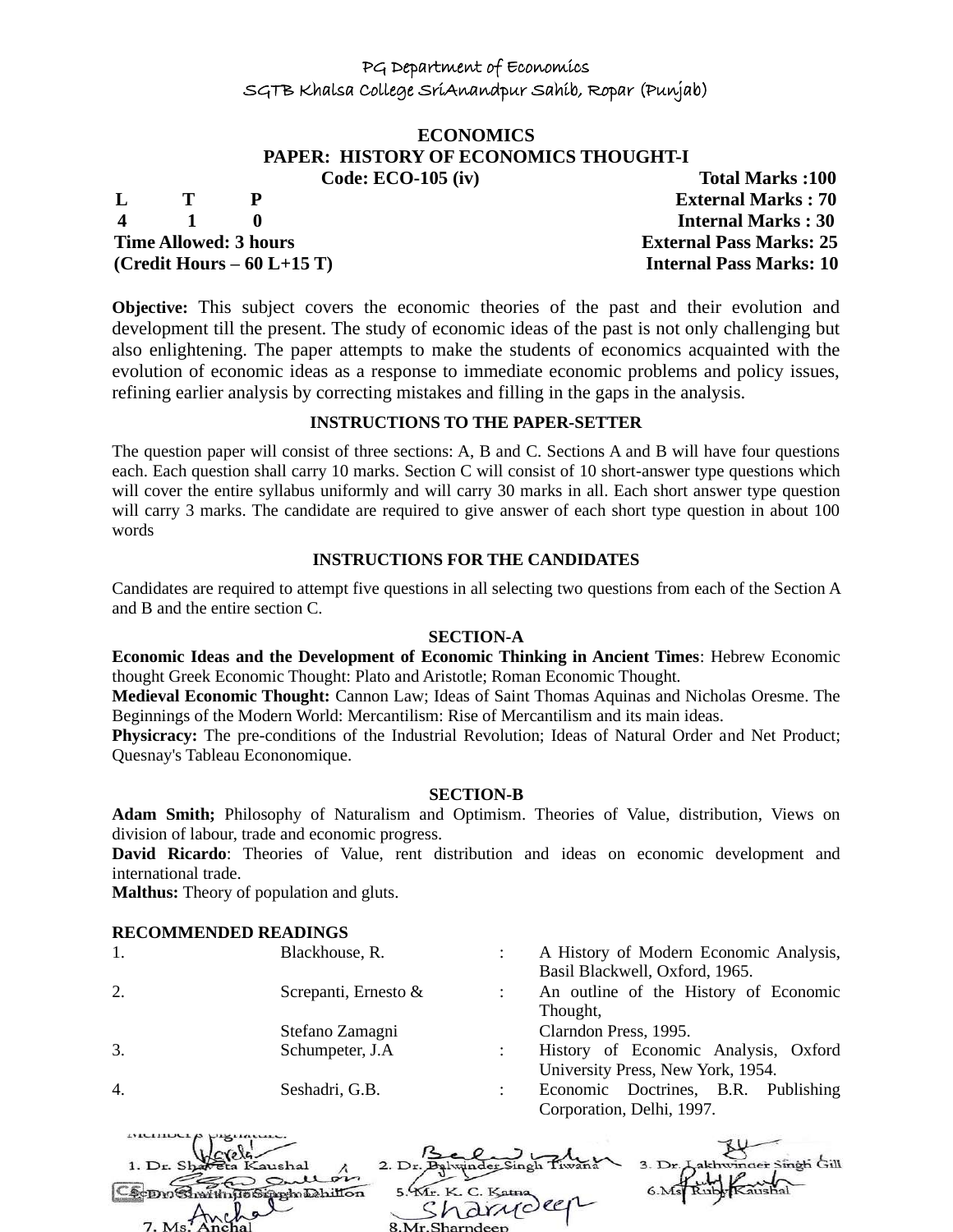PG Department of Economics
SGTB Khalsa College SriAnandpur Sahib, Ropar (Punjab)

**ECONOMICS**
**PAPER: HISTORY OF ECONOMICS THOUGHT-I**

| | |
|---|---|
| **Code: ECO-105 (iv)** | **Total Marks :100** |
| **L T P** | **External Marks : 70** |
| **4 1 0** | **Internal Marks : 30** |
| **Time Allowed: 3 hours** | **External Pass Marks: 25** |
| **(Credit Hours – 60 L+15 T)** | **Internal Pass Marks: 10** |

**Objective:** This subject covers the economic theories of the past and their evolution and development till the present. The study of economic ideas of the past is not only challenging but also enlightening. The paper attempts to make the students of economics acquainted with the evolution of economic ideas as a response to immediate economic problems and policy issues, refining earlier analysis by correcting mistakes and filling in the gaps in the analysis.

**INSTRUCTIONS TO THE PAPER-SETTER**

The question paper will consist of three sections: A, B and C. Sections A and B will have four questions each. Each question shall carry 10 marks. Section C will consist of 10 short-answer type questions which will cover the entire syllabus uniformly and will carry 30 marks in all. Each short answer type question will carry 3 marks. The candidate are required to give answer of each short type question in about 100 words

**INSTRUCTIONS FOR THE CANDIDATES**

Candidates are required to attempt five questions in all selecting two questions from each of the Section A and B and the entire section C.

**SECTION-A**

**Economic Ideas and the Development of Economic Thinking in Ancient Times**: Hebrew Economic thought Greek Economic Thought: Plato and Aristotle; Roman Economic Thought.

**Medieval Economic Thought:** Cannon Law; Ideas of Saint Thomas Aquinas and Nicholas Oresme. The Beginnings of the Modern World: Mercantilism: Rise of Mercantilism and its main ideas.

**Physicracy:** The pre-conditions of the Industrial Revolution; Ideas of Natural Order and Net Product; Quesnay's Tableau Econonomique.

**SECTION-B**

**Adam Smith;** Philosophy of Naturalism and Optimism. Theories of Value, distribution, Views on division of labour, trade and economic progress.

**David Ricardo**: Theories of Value, rent distribution and ideas on economic development and international trade.

**Malthus:** Theory of population and gluts.

**RECOMMENDED READINGS**

| | | | |
|---|---|---|---|
| 1. | Blackhouse, R. | : | A History of Modern Economic Analysis, Basil Blackwell, Oxford, 1965. |
| 2. | Screpanti, Ernesto & Stefano Zamagni | : | An outline of the History of Economic Thought, Clarndon Press, 1995. |
| 3. | Schumpeter, J.A | : | History of Economic Analysis, Oxford University Press, New York, 1954. |
| 4. | Seshadri, G.B. | : | Economic Doctrines, B.R. Publishing Corporation, Delhi, 1997. |

Members Signature:

1. Dr. Shaveta Kaushal 2. Dr. Balwinder Singh Tiwana 3. Dr. Lakhwinder Singh Gill
4. Dr. Shamindra Singh Dhillon 5. Mr. K. C. Katna 6. Ms. Ruby Kaushal
7. Ms. Anchal 8. Mr. Sharndeep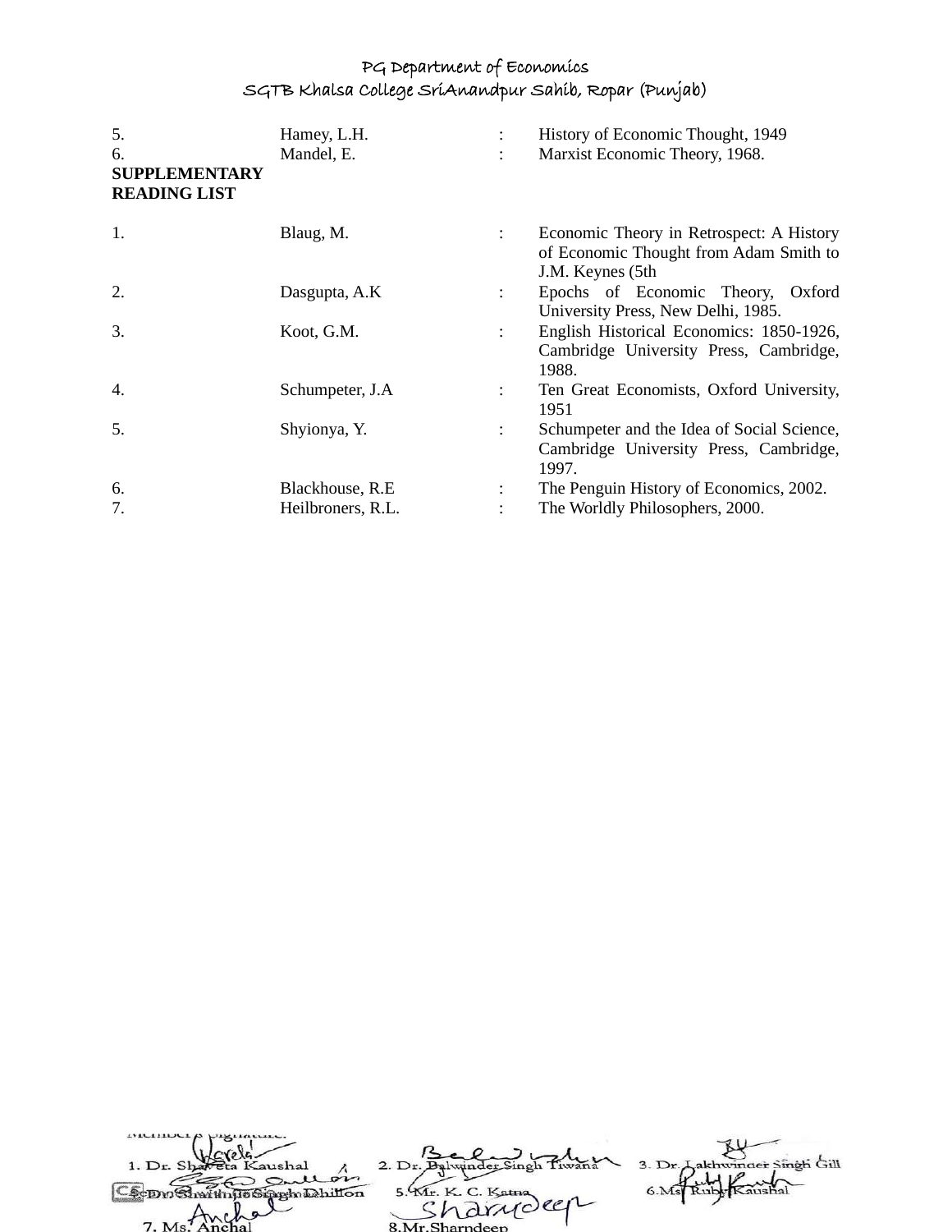| | | | |
|---|---|---|---|
| 5. | Hamey, L.H. | : | History of Economic Thought, 1949 |
| 6. | Mandel, E. | : | Marxist Economic Theory, 1968. |

**SUPPLEMENTARY READING LIST**

| | | | |
|---|---|---|---|
| 1. | Blaug, M. | : | Economic Theory in Retrospect: A History of Economic Thought from Adam Smith to J.M. Keynes (5th |
| 2. | Dasgupta, A.K | : | Epochs of Economic Theory, Oxford University Press, New Delhi, 1985. |
| 3. | Koot, G.M. | : | English Historical Economics: 1850-1926, Cambridge University Press, Cambridge, 1988. |
| 4. | Schumpeter, J.A | : | Ten Great Economists, Oxford University, 1951 |
| 5. | Shyionya, Y. | : | Schumpeter and the Idea of Social Science, Cambridge University Press, Cambridge, 1997. |
| 6. | Blackhouse, R.E | : | The Penguin History of Economics, 2002. |
| 7. | Heilbroners, R.L. | : | The Worldly Philosophers, 2000. |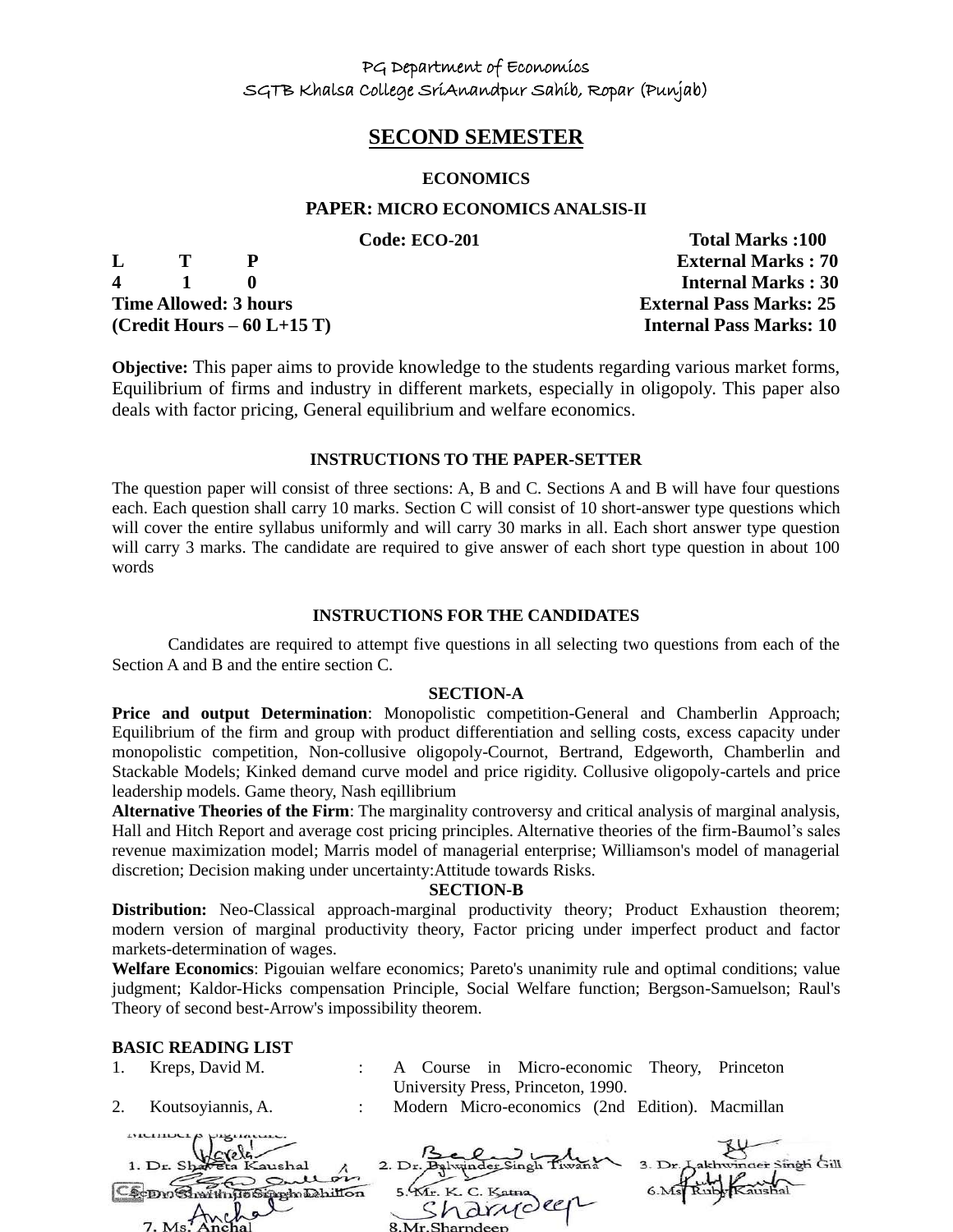PG Department of Economics
SGTB Khalsa College SriAnandpur Sahib, Ropar (Punjab)

## SECOND SEMESTER

### ECONOMICS

### PAPER: MICRO ECONOMICS ANALSIS-II

**Code: ECO-201** **Total Marks :100**

| L | T | P | |
|---|---|---|---|
| 4 | 1 | 0 | |

**External Marks : 70**
**Internal Marks : 30**
**Time Allowed: 3 hours** **External Pass Marks: 25**
**(Credit Hours – 60 L+15 T)** **Internal Pass Marks: 10**

**Objective:** This paper aims to provide knowledge to the students regarding various market forms, Equilibrium of firms and industry in different markets, especially in oligopoly. This paper also deals with factor pricing, General equilibrium and welfare economics.

### INSTRUCTIONS TO THE PAPER-SETTER

The question paper will consist of three sections: A, B and C. Sections A and B will have four questions each. Each question shall carry 10 marks. Section C will consist of 10 short-answer type questions which will cover the entire syllabus uniformly and will carry 30 marks in all. Each short answer type question will carry 3 marks. The candidate are required to give answer of each short type question in about 100 words

### INSTRUCTIONS FOR THE CANDIDATES

Candidates are required to attempt five questions in all selecting two questions from each of the Section A and B and the entire section C.

### SECTION-A

**Price and output Determination**: Monopolistic competition-General and Chamberlin Approach; Equilibrium of the firm and group with product differentiation and selling costs, excess capacity under monopolistic competition, Non-collusive oligopoly-Cournot, Bertrand, Edgeworth, Chamberlin and Stackable Models; Kinked demand curve model and price rigidity. Collusive oligopoly-cartels and price leadership models. Game theory, Nash eqillibrium

**Alternative Theories of the Firm**: The marginality controversy and critical analysis of marginal analysis, Hall and Hitch Report and average cost pricing principles. Alternative theories of the firm-Baumol's sales revenue maximization model; Marris model of managerial enterprise; Williamson's model of managerial discretion; Decision making under uncertainty:Attitude towards Risks.

### SECTION-B

**Distribution:** Neo-Classical approach-marginal productivity theory; Product Exhaustion theorem; modern version of marginal productivity theory, Factor pricing under imperfect product and factor markets-determination of wages.

**Welfare Economics**: Pigouian welfare economics; Pareto's unanimity rule and optimal conditions; value judgment; Kaldor-Hicks compensation Principle, Social Welfare function; Bergson-Samuelson; Raul's Theory of second best-Arrow's impossibility theorem.

**BASIC READING LIST**

1. Kreps, David M. : A Course in Micro-economic Theory, Princeton University Press, Princeton, 1990.
2. Koutsoyiannis, A. : Modern Micro-economics (2nd Edition). Macmillan

Members Signature:

1. Dr. Shaveta Kaushal 2. Dr. Balwinder Singh Tiwana 3. Dr. Lakhwinder Singh Gill
4. Dr. Shamindar Singh Dhillon 5. Mr. K. C. Katna 6. Ms. Ruby Kaushal
7. Ms. Anchal 8. Mr. Sharndeep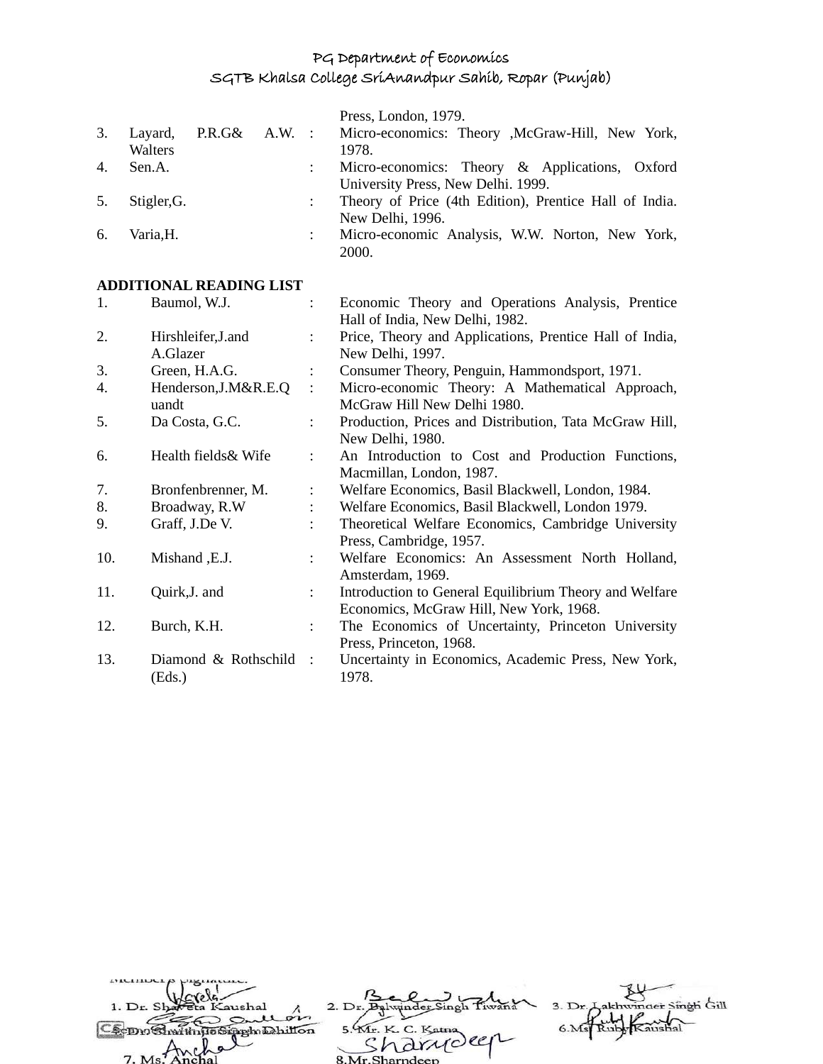Press, London, 1979.

| | | | |
|---|---|---|---|
| 3. | Layard, P.R.G& A.W. Walters | : | Micro-economics: Theory ,McGraw-Hill, New York, 1978. |
| 4. | Sen.A. | : | Micro-economics: Theory & Applications, Oxford University Press, New Delhi. 1999. |
| 5. | Stigler,G. | : | Theory of Price (4th Edition), Prentice Hall of India. New Delhi, 1996. |
| 6. | Varia,H. | : | Micro-economic Analysis, W.W. Norton, New York, 2000. |

**ADDITIONAL READING LIST**

| | | | |
|---|---|---|---|
| 1. | Baumol, W.J. | : | Economic Theory and Operations Analysis, Prentice Hall of India, New Delhi, 1982. |
| 2. | Hirshleifer,J.and A.Glazer | : | Price, Theory and Applications, Prentice Hall of India, New Delhi, 1997. |
| 3. | Green, H.A.G. | : | Consumer Theory, Penguin, Hammondsport, 1971. |
| 4. | Henderson,J.M&R.E.Quandt | : | Micro-economic Theory: A Mathematical Approach, McGraw Hill New Delhi 1980. |
| 5. | Da Costa, G.C. | : | Production, Prices and Distribution, Tata McGraw Hill, New Delhi, 1980. |
| 6. | Health fields& Wife | : | An Introduction to Cost and Production Functions, Macmillan, London, 1987. |
| 7. | Bronfenbrenner, M. | : | Welfare Economics, Basil Blackwell, London, 1984. |
| 8. | Broadway, R.W | : | Welfare Economics, Basil Blackwell, London 1979. |
| 9. | Graff, J.De V. | : | Theoretical Welfare Economics, Cambridge University Press, Cambridge, 1957. |
| 10. | Mishand ,E.J. | : | Welfare Economics: An Assessment North Holland, Amsterdam, 1969. |
| 11. | Quirk,J. and | : | Introduction to General Equilibrium Theory and Welfare Economics, McGraw Hill, New York, 1968. |
| 12. | Burch, K.H. | : | The Economics of Uncertainty, Princeton University Press, Princeton, 1968. |
| 13. | Diamond & Rothschild (Eds.) | : | Uncertainty in Economics, Academic Press, New York, 1978. |

Member's Signature:

1. Dr. Shaveta Kaushal  2. Dr. Balwinder Singh Tiwana  3. Dr. Lakhwinder Singh Gill

4. Dr. Sharanjit Singh Dhillon  5. Mr. K. C. Katna  6. Ms. Ruby Kaushal

7. Ms. Anchal  8. Mr. Sharndeep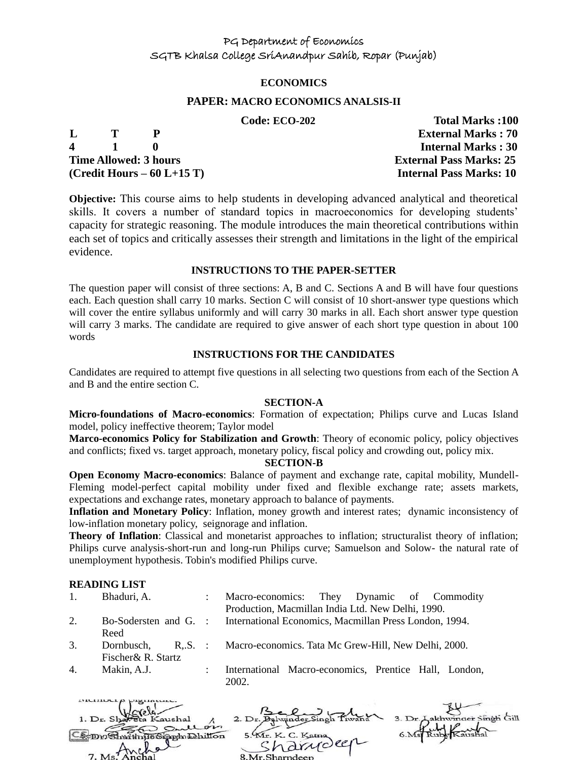PG Department of Economics

SGTB Khalsa College SriAnandpur Sahib, Ropar (Punjab)

**ECONOMICS**

**PAPER: MACRO ECONOMICS ANALSIS-II**

**Code: ECO-202**

| L | T | P | |
|---|---|---|---|
| 4 | 1 | 0 | |

**Total Marks :100**
**External Marks : 70**
**Internal Marks : 30**
**Time Allowed: 3 hours** — **External Pass Marks: 25**
**(Credit Hours – 60 L+15 T)** — **Internal Pass Marks: 10**

**Objective:** This course aims to help students in developing advanced analytical and theoretical skills. It covers a number of standard topics in macroeconomics for developing students' capacity for strategic reasoning. The module introduces the main theoretical contributions within each set of topics and critically assesses their strength and limitations in the light of the empirical evidence.

**INSTRUCTIONS TO THE PAPER-SETTER**

The question paper will consist of three sections: A, B and C. Sections A and B will have four questions each. Each question shall carry 10 marks. Section C will consist of 10 short-answer type questions which will cover the entire syllabus uniformly and will carry 30 marks in all. Each short answer type question will carry 3 marks. The candidate are required to give answer of each short type question in about 100 words

**INSTRUCTIONS FOR THE CANDIDATES**

Candidates are required to attempt five questions in all selecting two questions from each of the Section A and B and the entire section C.

**SECTION-A**

**Micro-foundations of Macro-economics**: Formation of expectation; Philips curve and Lucas Island model, policy ineffective theorem; Taylor model

**Marco-economics Policy for Stabilization and Growth**: Theory of economic policy, policy objectives and conflicts; fixed vs. target approach, monetary policy, fiscal policy and crowding out, policy mix.

**SECTION-B**

**Open Economy Macro-economics**: Balance of payment and exchange rate, capital mobility, Mundell-Fleming model-perfect capital mobility under fixed and flexible exchange rate; assets markets, expectations and exchange rates, monetary approach to balance of payments.

**Inflation and Monetary Policy**: Inflation, money growth and interest rates; dynamic inconsistency of low-inflation monetary policy, seignorage and inflation.

**Theory of Inflation**: Classical and monetarist approaches to inflation; structuralist theory of inflation; Philips curve analysis-short-run and long-run Philips curve; Samuelson and Solow- the natural rate of unemployment hypothesis. Tobin's modified Philips curve.

**READING LIST**

| | | | |
|---|---|---|---|
| 1. | Bhaduri, A. | : | Macro-economics: They Dynamic of Commodity Production, Macmillan India Ltd. New Delhi, 1990. |
| 2. | Bo-Sodersten and G. Reed | : | International Economics, Macmillan Press London, 1994. |
| 3. | Dornbusch, R,.S. Fischer& R. Startz | : | Macro-economics. Tata Mc Grew-Hill, New Delhi, 2000. |
| 4. | Makin, A.J. | : | International Macro-economics, Prentice Hall, London, 2002. |

Members Signature:

1. Dr. Shaveta Kaushal 2. Dr. Balwinder Singh Tiwana 3. Dr. Lakhwinder Singh Gill
4. Dr. Shamsher Singh Dhillon 5. Mr. K. C. Katna 6. Ms. Ruby Kaushal
7. Ms. Anchal 8. Mr. Sharndeep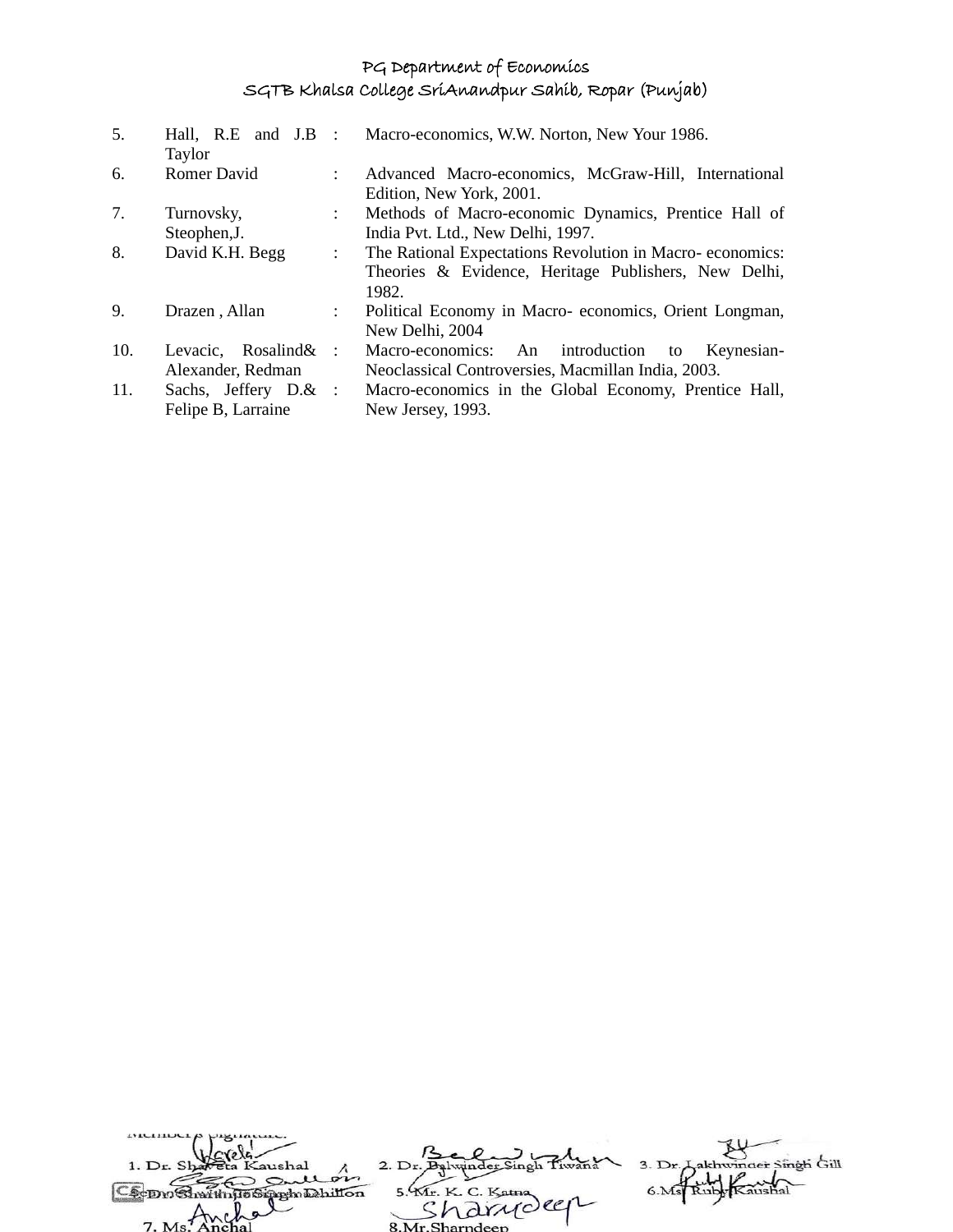| | | | |
|---|---|---|---|
| 5. | Hall, R.E and J.B Taylor | : | Macro-economics, W.W. Norton, New Your 1986. |
| 6. | Romer David | : | Advanced Macro-economics, McGraw-Hill, International Edition, New York, 2001. |
| 7. | Turnovsky, Steophen,J. | : | Methods of Macro-economic Dynamics, Prentice Hall of India Pvt. Ltd., New Delhi, 1997. |
| 8. | David K.H. Begg | : | The Rational Expectations Revolution in Macro- economics: Theories & Evidence, Heritage Publishers, New Delhi, 1982. |
| 9. | Drazen , Allan | : | Political Economy in Macro- economics, Orient Longman, New Delhi, 2004 |
| 10. | Levacic, Rosalind& Alexander, Redman | : | Macro-economics: An introduction to Keynesian-Neoclassical Controversies, Macmillan India, 2003. |
| 11. | Sachs, Jeffery D.& Felipe B, Larraine | : | Macro-economics in the Global Economy, Prentice Hall, New Jersey, 1993. |

Member's Signature:

1. Dr. Shaveta Kaushal
2. Dr. Balwinder Singh Tiwana
3. Dr. Lakhwinder Singh Gill
4. Dr. Shamindra Singh Dhillon
5. Mr. K. C. Katna
6. Ms. Ruby Kaushal
7. Ms. Anchal
8. Mr. Sharndeep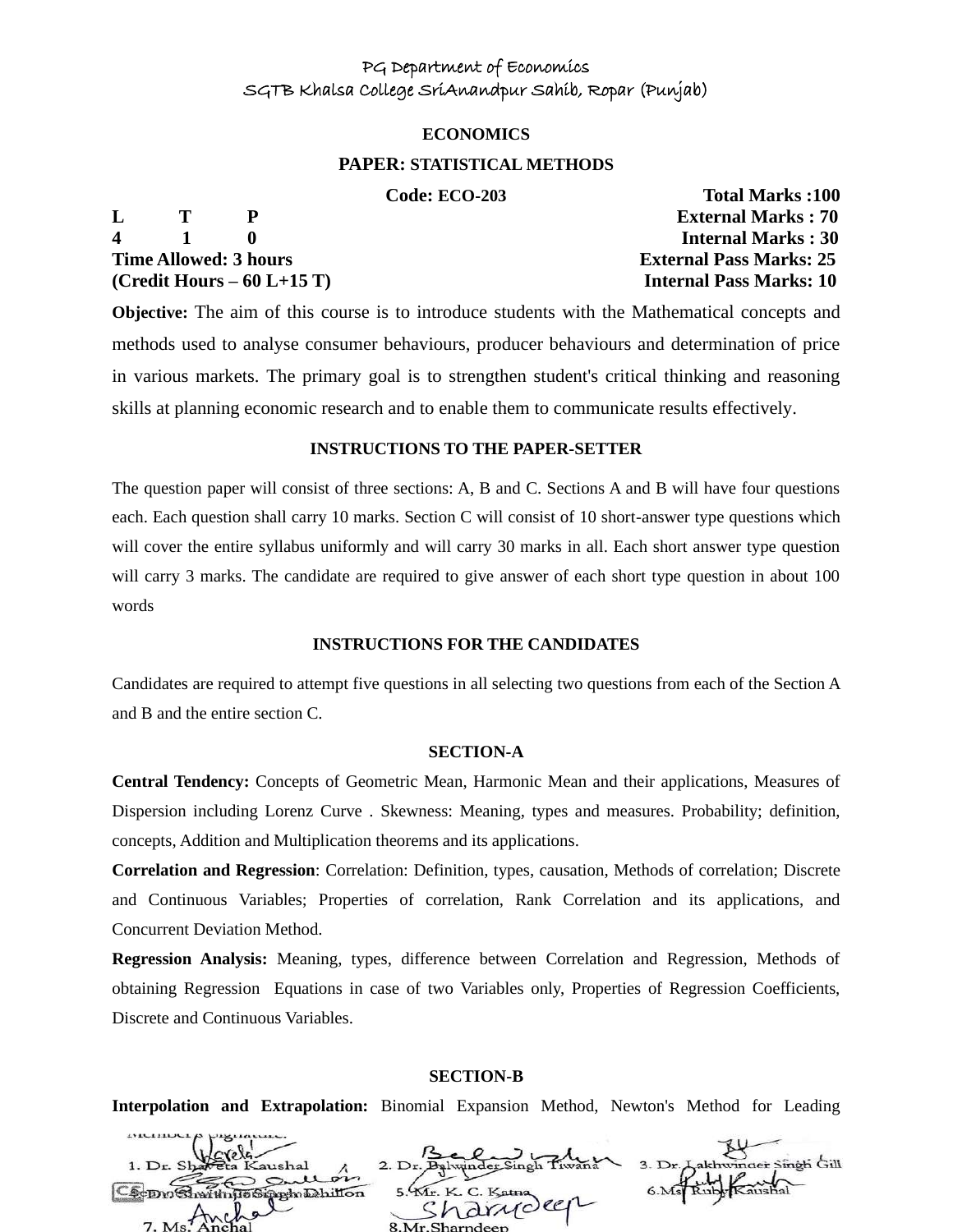PG Department of Economics
SGTB Khalsa College SriAnandpur Sahib, Ropar (Punjab)

**ECONOMICS**

**PAPER: STATISTICAL METHODS**

**Code: ECO-203** | **Total Marks :100**

| L | T | P |
|---|---|---|
| 4 | 1 | 0 |

**External Marks : 70**
**Internal Marks : 30**

**Time Allowed: 3 hours** | **External Pass Marks: 25**

**(Credit Hours – 60 L+15 T)** | **Internal Pass Marks: 10**

**Objective:** The aim of this course is to introduce students with the Mathematical concepts and methods used to analyse consumer behaviours, producer behaviours and determination of price in various markets. The primary goal is to strengthen student's critical thinking and reasoning skills at planning economic research and to enable them to communicate results effectively.

## INSTRUCTIONS TO THE PAPER-SETTER

The question paper will consist of three sections: A, B and C. Sections A and B will have four questions each. Each question shall carry 10 marks. Section C will consist of 10 short-answer type questions which will cover the entire syllabus uniformly and will carry 30 marks in all. Each short answer type question will carry 3 marks. The candidate are required to give answer of each short type question in about 100 words

## INSTRUCTIONS FOR THE CANDIDATES

Candidates are required to attempt five questions in all selecting two questions from each of the Section A and B and the entire section C.

## SECTION-A

**Central Tendency:** Concepts of Geometric Mean, Harmonic Mean and their applications, Measures of Dispersion including Lorenz Curve . Skewness: Meaning, types and measures. Probability; definition, concepts, Addition and Multiplication theorems and its applications.

**Correlation and Regression**: Correlation: Definition, types, causation, Methods of correlation; Discrete and Continuous Variables; Properties of correlation, Rank Correlation and its applications, and Concurrent Deviation Method.

**Regression Analysis:** Meaning, types, difference between Correlation and Regression, Methods of obtaining Regression Equations in case of two Variables only, Properties of Regression Coefficients, Discrete and Continuous Variables.

## SECTION-B

**Interpolation and Extrapolation:** Binomial Expansion Method, Newton's Method for Leading

Members's Signature:

1. Dr. Shaveta Kaushal
2. Dr. Balwinder Singh Tiwana
3. Dr. Lakhwinder Singh Gill
4. Dr. Shaminder Singh Dhillon
5. Mr. K. C. Katna
6. Ms. Ruby Kaushal
7. Ms. Anchal
8. Mr.Sharndeep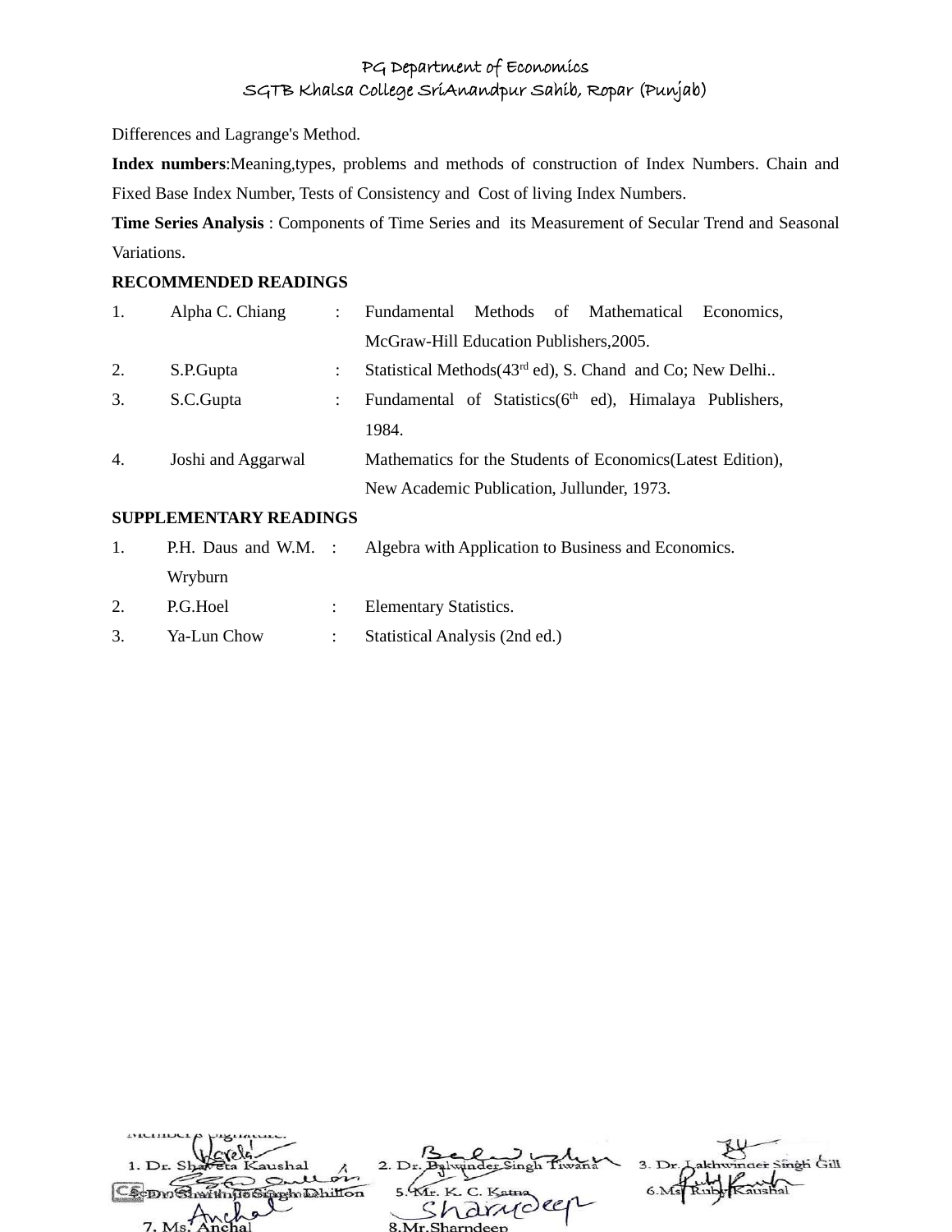Differences and Lagrange's Method.

**Index numbers**:Meaning,types, problems and methods of construction of Index Numbers. Chain and Fixed Base Index Number, Tests of Consistency and Cost of living Index Numbers.

**Time Series Analysis** : Components of Time Series and its Measurement of Secular Trend and Seasonal Variations.

**RECOMMENDED READINGS**

| | | | |
|---|---|---|---|
| 1. | Alpha C. Chiang | : | Fundamental Methods of Mathematical Economics, McGraw-Hill Education Publishers,2005. |
| 2. | S.P.Gupta | : | Statistical Methods(43rd ed), S. Chand and Co; New Delhi.. |
| 3. | S.C.Gupta | : | Fundamental of Statistics(6th ed), Himalaya Publishers, 1984. |
| 4. | Joshi and Aggarwal | | Mathematics for the Students of Economics(Latest Edition), New Academic Publication, Jullunder, 1973. |

**SUPPLEMENTARY READINGS**

| | | | |
|---|---|---|---|
| 1. | P.H. Daus and W.M. Wryburn | : | Algebra with Application to Business and Economics. |
| 2. | P.G.Hoel | : | Elementary Statistics. |
| 3. | Ya-Lun Chow | : | Statistical Analysis (2nd ed.) |

Member's Signature:

1. Dr. Shaveta Kaushal
2. Dr. Balwinder Singh Tiwana
3. Dr. Lakhwinder Singh Gill
4. Dr. Gurminder Singh Dhillon
5. Mr. K. C. Katna
6. Ms. Ruby Kaushal
7. Ms. Anchal
8. Mr.Sharndeep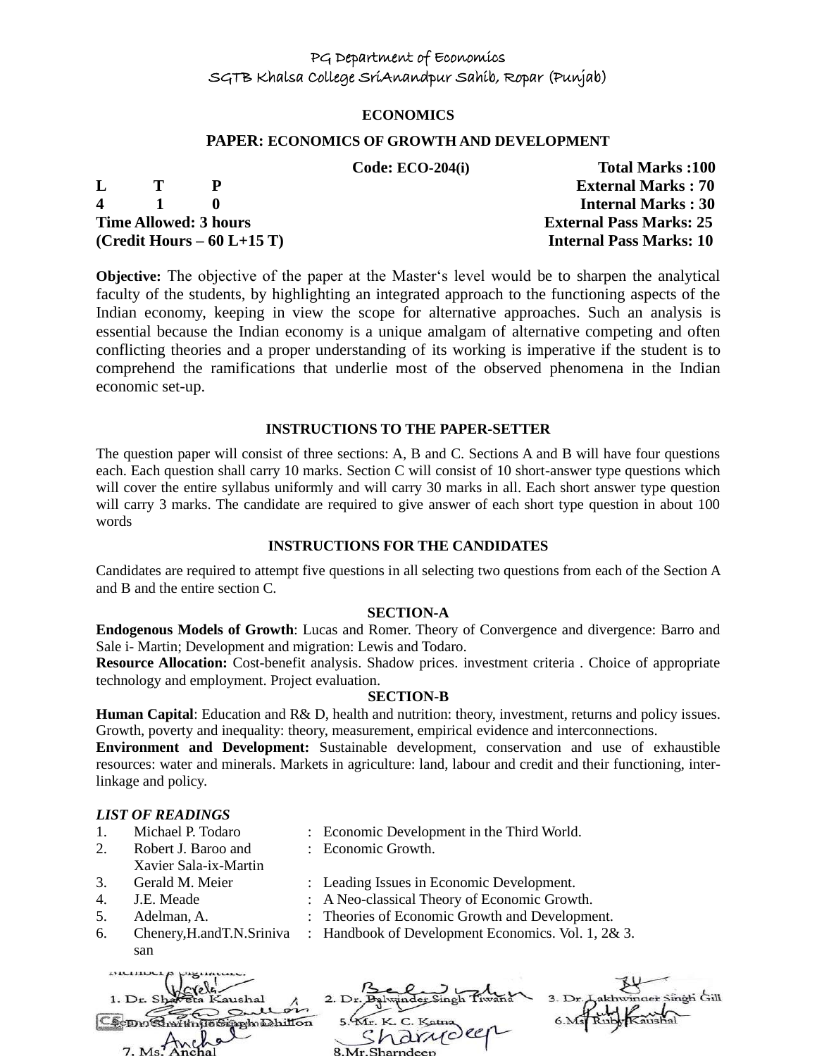PG Department of Economics
SGTB Khalsa College SriAnandpur Sahib, Ropar (Punjab)

**ECONOMICS**

**PAPER: ECONOMICS OF GROWTH AND DEVELOPMENT**

| | | | Code: ECO-204(i) | Total Marks :100 |
|---|---|---|---|---|
| L | T | P | | External Marks : 70 |
| 4 | 1 | 0 | | Internal Marks : 30 |
| Time Allowed: 3 hours | | | | External Pass Marks: 25 |
| (Credit Hours – 60 L+15 T) | | | | Internal Pass Marks: 10 |

**Objective:** The objective of the paper at the Master's level would be to sharpen the analytical faculty of the students, by highlighting an integrated approach to the functioning aspects of the Indian economy, keeping in view the scope for alternative approaches. Such an analysis is essential because the Indian economy is a unique amalgam of alternative competing and often conflicting theories and a proper understanding of its working is imperative if the student is to comprehend the ramifications that underlie most of the observed phenomena in the Indian economic set-up.

**INSTRUCTIONS TO THE PAPER-SETTER**

The question paper will consist of three sections: A, B and C. Sections A and B will have four questions each. Each question shall carry 10 marks. Section C will consist of 10 short-answer type questions which will cover the entire syllabus uniformly and will carry 30 marks in all. Each short answer type question will carry 3 marks. The candidate are required to give answer of each short type question in about 100 words

**INSTRUCTIONS FOR THE CANDIDATES**

Candidates are required to attempt five questions in all selecting two questions from each of the Section A and B and the entire section C.

**SECTION-A**

**Endogenous Models of Growth**: Lucas and Romer. Theory of Convergence and divergence: Barro and Sale i- Martin; Development and migration: Lewis and Todaro.

**Resource Allocation:** Cost-benefit analysis. Shadow prices. investment criteria . Choice of appropriate technology and employment. Project evaluation.

**SECTION-B**

**Human Capital**: Education and R& D, health and nutrition: theory, investment, returns and policy issues. Growth, poverty and inequality: theory, measurement, empirical evidence and interconnections.

**Environment and Development:** Sustainable development, conservation and use of exhaustible resources: water and minerals. Markets in agriculture: land, labour and credit and their functioning, inter-linkage and policy.

***LIST OF READINGS***

| | | | |
|---|---|---|---|
| 1. | Michael P. Todaro | : | Economic Development in the Third World. |
| 2. | Robert J. Baroo and Xavier Sala-ix-Martin | : | Economic Growth. |
| 3. | Gerald M. Meier | : | Leading Issues in Economic Development. |
| 4. | J.E. Meade | : | A Neo-classical Theory of Economic Growth. |
| 5. | Adelman, A. | : | Theories of Economic Growth and Development. |
| 6. | Chenery,H.andT.N.Srinivasan | : | Handbook of Development Economics. Vol. 1, 2& 3. |

Member's Signature:

1. Dr. Shaveta Kaushal
2. Dr. Balwinder Singh Tiwana
3. Dr. Lakhwinder Singh Gill
4. Dr. Shaminder Singh Dhillon
5. Mr. K. C. Katna
6. Ms. Ruby Kaushal
7. Ms. Anchal
8. Mr. Sharndeep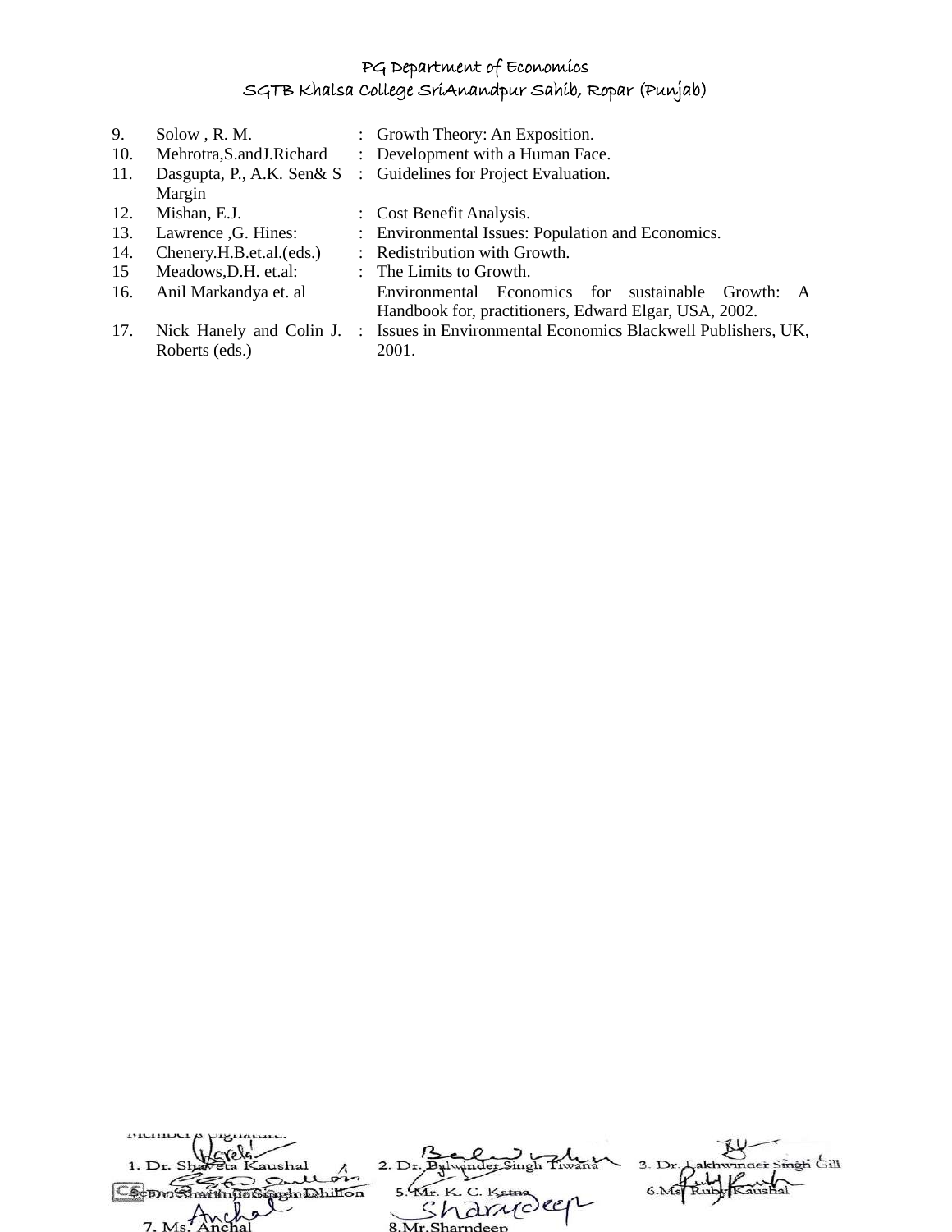| | | | |
|---|---|---|---|
| 9. | Solow , R. M. | : | Growth Theory: An Exposition. |
| 10. | Mehrotra,S.andJ.Richard | : | Development with a Human Face. |
| 11. | Dasgupta, P., A.K. Sen& S Margin | : | Guidelines for Project Evaluation. |
| 12. | Mishan, E.J. | : | Cost Benefit Analysis. |
| 13. | Lawrence ,G. Hines: | : | Environmental Issues: Population and Economics. |
| 14. | Chenery.H.B.et.al.(eds.) | : | Redistribution with Growth. |
| 15 | Meadows,D.H. et.al: | : | The Limits to Growth. |
| 16. | Anil Markandya et. al | | Environmental Economics for sustainable Growth: A Handbook for, practitioners, Edward Elgar, USA, 2002. |
| 17. | Nick Hanely and Colin J. Roberts (eds.) | : | Issues in Environmental Economics Blackwell Publishers, UK, 2001. |

Members Signature:

1. Dr. Shaveta Kaushal
2. Dr. Balwinder Singh Tiwana
3. Dr. Lakhwinder Singh Gill
4. Dr. Shamindra Singh Dhillon
5. Mr. K. C. Katna
6. Ms. Ruby Kaushal
7. Ms. Anchal
8. Mr. Sharndeep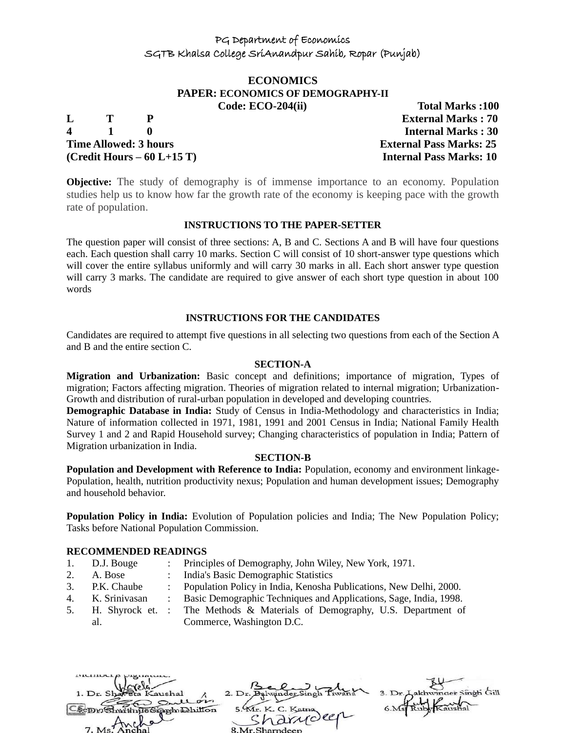PG Department of Economics
SGTB Khalsa College SriAnandpur Sahib, Ropar (Punjab)

# ECONOMICS

## PAPER: ECONOMICS OF DEMOGRAPHY-II

**Code: ECO-204(ii)** **Total Marks :100**

| L | T | P | |
|---|---|---|---|
| 4 | 1 | 0 | |

**External Marks : 70**
**Internal Marks : 30**
**Time Allowed: 3 hours** **External Pass Marks: 25**
**(Credit Hours – 60 L+15 T)** **Internal Pass Marks: 10**

**Objective:** The study of demography is of immense importance to an economy. Population studies help us to know how far the growth rate of the economy is keeping pace with the growth rate of population.

### INSTRUCTIONS TO THE PAPER-SETTER

The question paper will consist of three sections: A, B and C. Sections A and B will have four questions each. Each question shall carry 10 marks. Section C will consist of 10 short-answer type questions which will cover the entire syllabus uniformly and will carry 30 marks in all. Each short answer type question will carry 3 marks. The candidate are required to give answer of each short type question in about 100 words

### INSTRUCTIONS FOR THE CANDIDATES

Candidates are required to attempt five questions in all selecting two questions from each of the Section A and B and the entire section C.

### SECTION-A

**Migration and Urbanization:** Basic concept and definitions; importance of migration, Types of migration; Factors affecting migration. Theories of migration related to internal migration; Urbanization-Growth and distribution of rural-urban population in developed and developing countries.

**Demographic Database in India:** Study of Census in India-Methodology and characteristics in India; Nature of information collected in 1971, 1981, 1991 and 2001 Census in India; National Family Health Survey 1 and 2 and Rapid Household survey; Changing characteristics of population in India; Pattern of Migration urbanization in India.

### SECTION-B

**Population and Development with Reference to India:** Population, economy and environment linkage-Population, health, nutrition productivity nexus; Population and human development issues; Demography and household behavior.

**Population Policy in India:** Evolution of Population policies and India; The New Population Policy; Tasks before National Population Commission.

### RECOMMENDED READINGS

| | | | |
|---|---|---|---|
| 1. | D.J. Bouge | : | Principles of Demography, John Wiley, New York, 1971. |
| 2. | A. Bose | : | India's Basic Demographic Statistics |
| 3. | P.K. Chaube | : | Population Policy in India, Kenosha Publications, New Delhi, 2000. |
| 4. | K. Srinivasan | : | Basic Demographic Techniques and Applications, Sage, India, 1998. |
| 5. | H. Shyrock et. al. | : | The Methods & Materials of Demography, U.S. Department of Commerce, Washington D.C. |

Member's Signature:

1. Dr. Shaveta Kaushal 2. Dr. Balwinder Singh Tiwana 3. Dr. Lakhwinder Singh Gill
4. Dr. Shaminder Singh Dhillon 5. Mr. K. C. Katna 6. Ms. Ruby Kaushal
7. Ms. Anchal 8. Mr. Sharndeep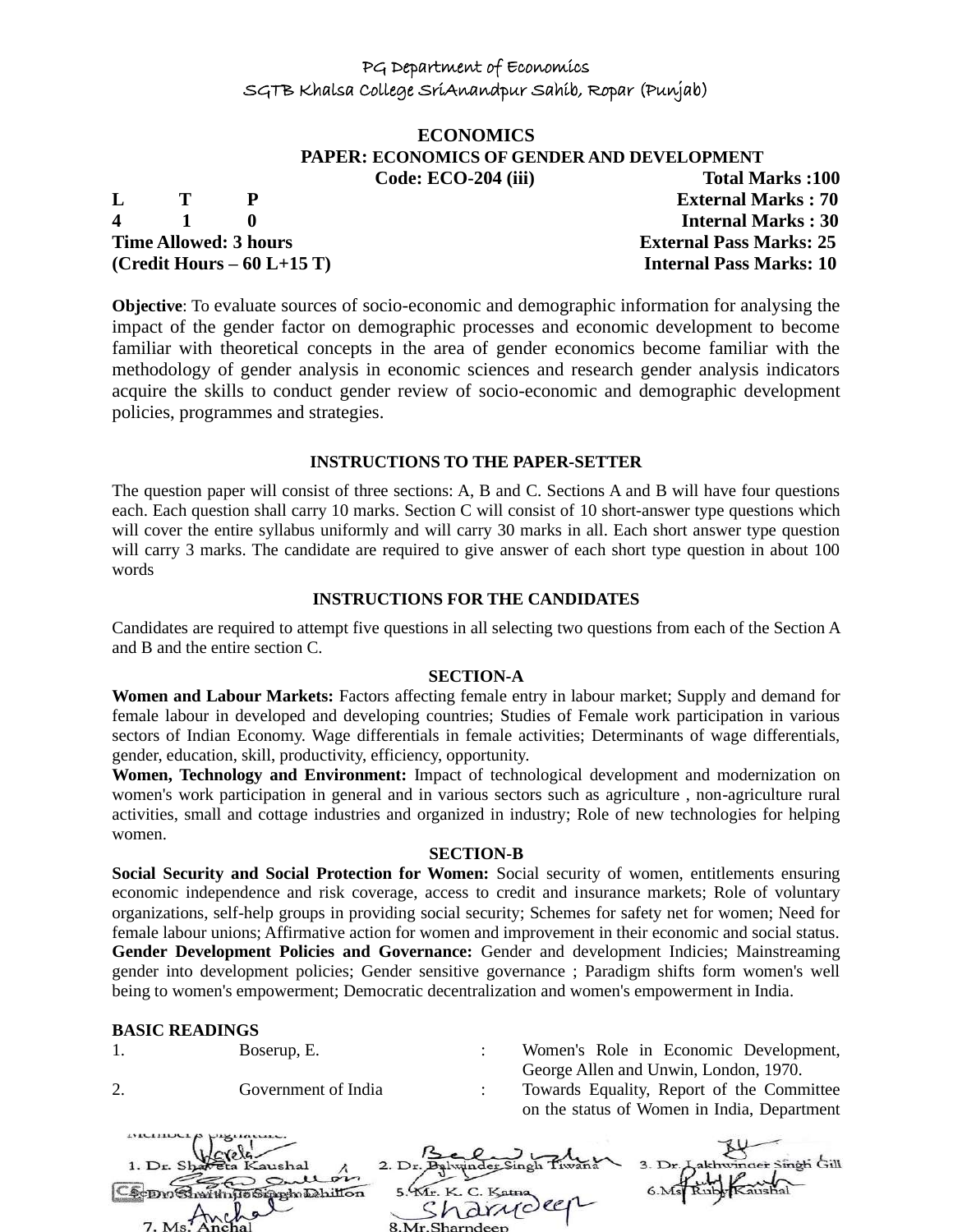PG Department of Economics
SGTB Khalsa College SriAnandpur Sahib, Ropar (Punjab)

# ECONOMICS

## PAPER: ECONOMICS OF GENDER AND DEVELOPMENT

**Code: ECO-204 (iii)** **Total Marks :100**

| L | T | P | |
|---|---|---|---|
| 4 | 1 | 0 | |

**External Marks : 70**
**Internal Marks : 30**

**Time Allowed: 3 hours** **External Pass Marks: 25**
**(Credit Hours – 60 L+15 T)** **Internal Pass Marks: 10**

**Objective**: To evaluate sources of socio-economic and demographic information for analysing the impact of the gender factor on demographic processes and economic development to become familiar with theoretical concepts in the area of gender economics become familiar with the methodology of gender analysis in economic sciences and research gender analysis indicators acquire the skills to conduct gender review of socio-economic and demographic development policies, programmes and strategies.

### INSTRUCTIONS TO THE PAPER-SETTER

The question paper will consist of three sections: A, B and C. Sections A and B will have four questions each. Each question shall carry 10 marks. Section C will consist of 10 short-answer type questions which will cover the entire syllabus uniformly and will carry 30 marks in all. Each short answer type question will carry 3 marks. The candidate are required to give answer of each short type question in about 100 words

### INSTRUCTIONS FOR THE CANDIDATES

Candidates are required to attempt five questions in all selecting two questions from each of the Section A and B and the entire section C.

### SECTION-A

**Women and Labour Markets:** Factors affecting female entry in labour market; Supply and demand for female labour in developed and developing countries; Studies of Female work participation in various sectors of Indian Economy. Wage differentials in female activities; Determinants of wage differentials, gender, education, skill, productivity, efficiency, opportunity.

**Women, Technology and Environment:** Impact of technological development and modernization on women's work participation in general and in various sectors such as agriculture , non-agriculture rural activities, small and cottage industries and organized in industry; Role of new technologies for helping women.

### SECTION-B

**Social Security and Social Protection for Women:** Social security of women, entitlements ensuring economic independence and risk coverage, access to credit and insurance markets; Role of voluntary organizations, self-help groups in providing social security; Schemes for safety net for women; Need for female labour unions; Affirmative action for women and improvement in their economic and social status.

**Gender Development Policies and Governance:** Gender and development Indicies; Mainstreaming gender into development policies; Gender sensitive governance ; Paradigm shifts form women's well being to women's empowerment; Democratic decentralization and women's empowerment in India.

### BASIC READINGS

| | | | |
|---|---|---|---|
| 1. | Boserup, E. | : | Women's Role in Economic Development, George Allen and Unwin, London, 1970. |
| 2. | Government of India | : | Towards Equality, Report of the Committee on the status of Women in India, Department |

Members Signature:
1. Dr. Shaveta Kaushal 2. Dr. Balwinder Singh Tiwana 3. Dr. Lakhwinder Singh Gill
4. Dr. Shamsher Singh Dhillon 5. Mr. K. C. Katna 6. Ms. Ruby Kaushal
7. Ms. Anchal 8. Mr. Sharndeep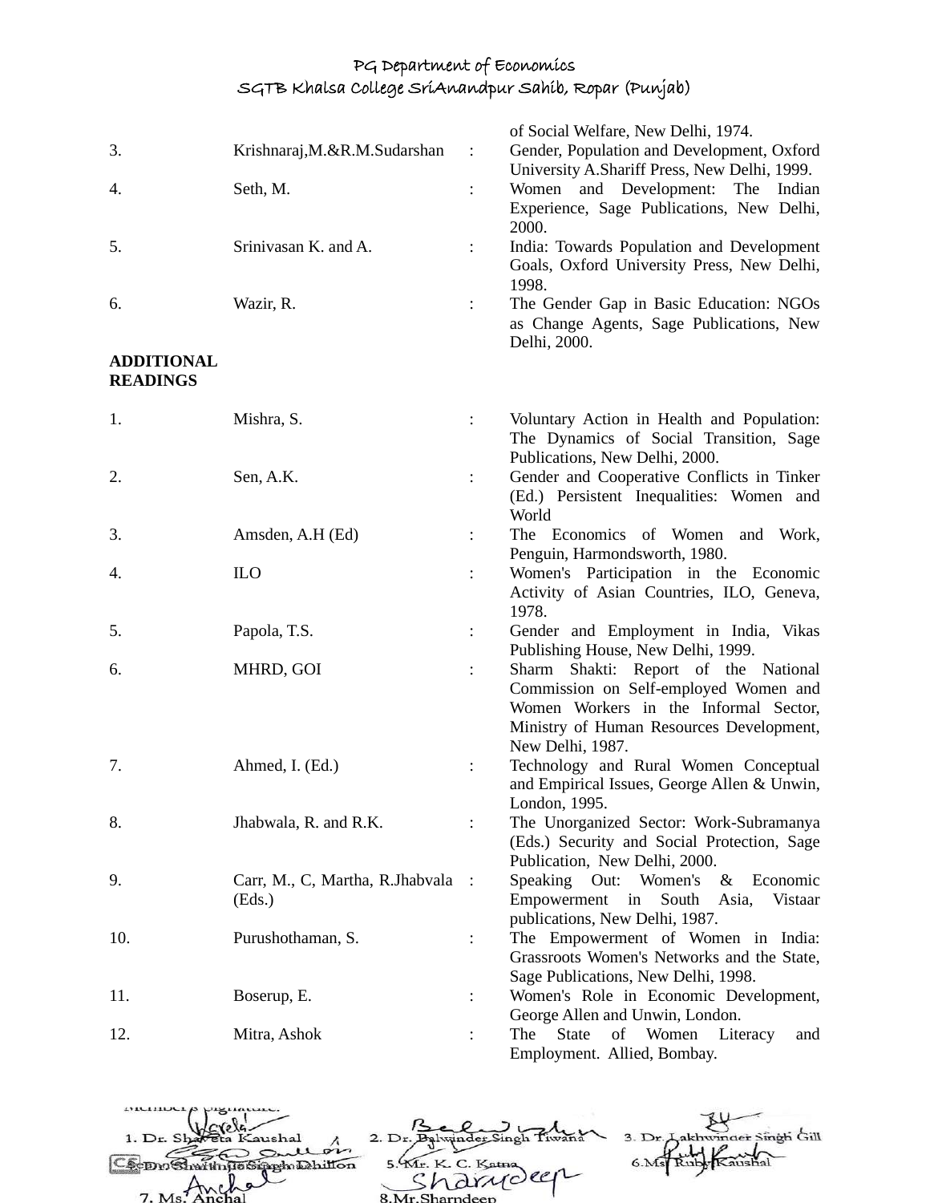| | | | of Social Welfare, New Delhi, 1974. |
|---|---|---|---|
| 3. | Krishnaraj,M.&R.M.Sudarshan | : | Gender, Population and Development, Oxford University A.Shariff Press, New Delhi, 1999. |
| 4. | Seth, M. | : | Women and Development: The Indian Experience, Sage Publications, New Delhi, 2000. |
| 5. | Srinivasan K. and A. | : | India: Towards Population and Development Goals, Oxford University Press, New Delhi, 1998. |
| 6. | Wazir, R. | : | The Gender Gap in Basic Education: NGOs as Change Agents, Sage Publications, New Delhi, 2000. |

**ADDITIONAL READINGS**

| | | | |
|---|---|---|---|
| 1. | Mishra, S. | : | Voluntary Action in Health and Population: The Dynamics of Social Transition, Sage Publications, New Delhi, 2000. |
| 2. | Sen, A.K. | : | Gender and Cooperative Conflicts in Tinker (Ed.) Persistent Inequalities: Women and World |
| 3. | Amsden, A.H (Ed) | : | The Economics of Women and Work, Penguin, Harmondsworth, 1980. |
| 4. | ILO | : | Women's Participation in the Economic Activity of Asian Countries, ILO, Geneva, 1978. |
| 5. | Papola, T.S. | : | Gender and Employment in India, Vikas Publishing House, New Delhi, 1999. |
| 6. | MHRD, GOI | : | Sharm Shakti: Report of the National Commission on Self-employed Women and Women Workers in the Informal Sector, Ministry of Human Resources Development, New Delhi, 1987. |
| 7. | Ahmed, I. (Ed.) | : | Technology and Rural Women Conceptual and Empirical Issues, George Allen & Unwin, London, 1995. |
| 8. | Jhabwala, R. and R.K. | : | The Unorganized Sector: Work-Subramanya (Eds.) Security and Social Protection, Sage Publication, New Delhi, 2000. |
| 9. | Carr, M., C, Martha, R.Jhabvala (Eds.) | : | Speaking Out: Women's & Economic Empowerment in South Asia, Vistaar publications, New Delhi, 1987. |
| 10. | Purushothaman, S. | : | The Empowerment of Women in India: Grassroots Women's Networks and the State, Sage Publications, New Delhi, 1998. |
| 11. | Boserup, E. | : | Women's Role in Economic Development, George Allen and Unwin, London. |
| 12. | Mitra, Ashok | : | The State of Women Literacy and Employment. Allied, Bombay. |

Members's Signature:

1. Dr. Shaveta Kaushal 2. Dr. Balwinder Singh Tiwana 3. Dr. Lakhwinder Singh Gill
4. Dr. Shamsher Singh Dhillon 5. Mr. K. C. Katna 6. Ms. Ruby Kaushal
7. Ms. Anchal 8. Mr. Sharndeep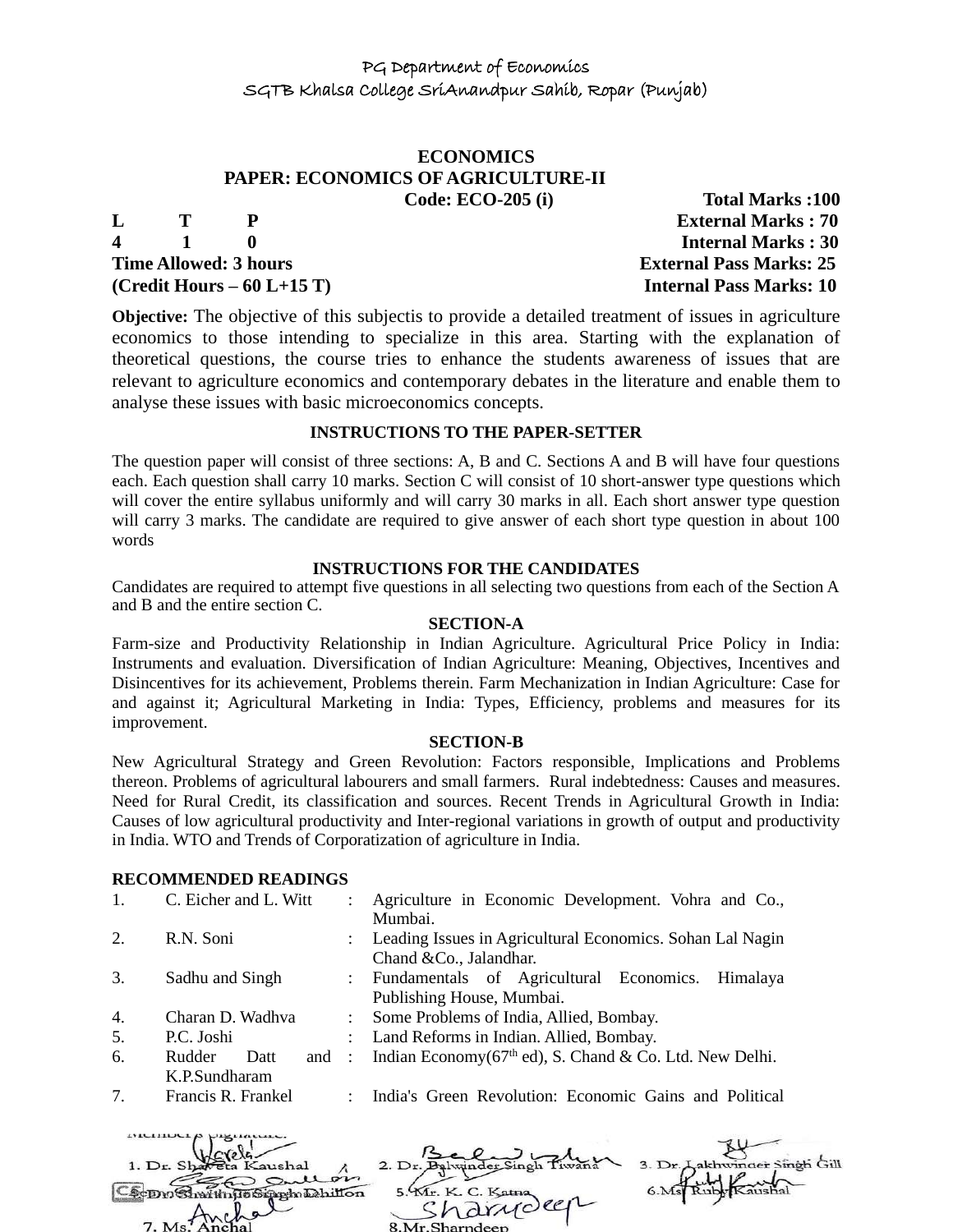PG Department of Economics
SGTB Khalsa College SriAnandpur Sahib, Ropar (Punjab)

# ECONOMICS

## PAPER: ECONOMICS OF AGRICULTURE-II

**Code: ECO-205 (i)** **Total Marks :100**

| L | T | P | |
|---|---|---|---|
| 4 | 1 | 0 | |

**External Marks : 70**
**Internal Marks : 30**

**Time Allowed: 3 hours** **External Pass Marks: 25**
**(Credit Hours – 60 L+15 T)** **Internal Pass Marks: 10**

**Objective:** The objective of this subjectis to provide a detailed treatment of issues in agriculture economics to those intending to specialize in this area. Starting with the explanation of theoretical questions, the course tries to enhance the students awareness of issues that are relevant to agriculture economics and contemporary debates in the literature and enable them to analyse these issues with basic microeconomics concepts.

### INSTRUCTIONS TO THE PAPER-SETTER

The question paper will consist of three sections: A, B and C. Sections A and B will have four questions each. Each question shall carry 10 marks. Section C will consist of 10 short-answer type questions which will cover the entire syllabus uniformly and will carry 30 marks in all. Each short answer type question will carry 3 marks. The candidate are required to give answer of each short type question in about 100 words

### INSTRUCTIONS FOR THE CANDIDATES

Candidates are required to attempt five questions in all selecting two questions from each of the Section A and B and the entire section C.

### SECTION-A

Farm-size and Productivity Relationship in Indian Agriculture. Agricultural Price Policy in India: Instruments and evaluation. Diversification of Indian Agriculture: Meaning, Objectives, Incentives and Disincentives for its achievement, Problems therein. Farm Mechanization in Indian Agriculture: Case for and against it; Agricultural Marketing in India: Types, Efficiency, problems and measures for its improvement.

### SECTION-B

New Agricultural Strategy and Green Revolution: Factors responsible, Implications and Problems thereon. Problems of agricultural labourers and small farmers. Rural indebtedness: Causes and measures. Need for Rural Credit, its classification and sources. Recent Trends in Agricultural Growth in India: Causes of low agricultural productivity and Inter-regional variations in growth of output and productivity in India. WTO and Trends of Corporatization of agriculture in India.

### RECOMMENDED READINGS

| | | | |
|---|---|---|---|
| 1. | C. Eicher and L. Witt | : | Agriculture in Economic Development. Vohra and Co., Mumbai. |
| 2. | R.N. Soni | : | Leading Issues in Agricultural Economics. Sohan Lal Nagin Chand &Co., Jalandhar. |
| 3. | Sadhu and Singh | : | Fundamentals of Agricultural Economics. Himalaya Publishing House, Mumbai. |
| 4. | Charan D. Wadhva | : | Some Problems of India, Allied, Bombay. |
| 5. | P.C. Joshi | : | Land Reforms in Indian. Allied, Bombay. |
| 6. | Rudder Datt and K.P.Sundharam | : | Indian Economy(67th ed), S. Chand & Co. Ltd. New Delhi. |
| 7. | Francis R. Frankel | : | India's Green Revolution: Economic Gains and Political |

Members Signature:

1. Dr. Shaveta Kaushal 2. Dr. Balwinder Singh Tiwana 3. Dr. Lakhwinder Singh Gill
4. Dr. Shamsher Singh Dhillon 5. Mr. K. C. Katna 6. Ms. Ruby Kaushal
7. Ms. Anchal 8. Mr. Sharndeep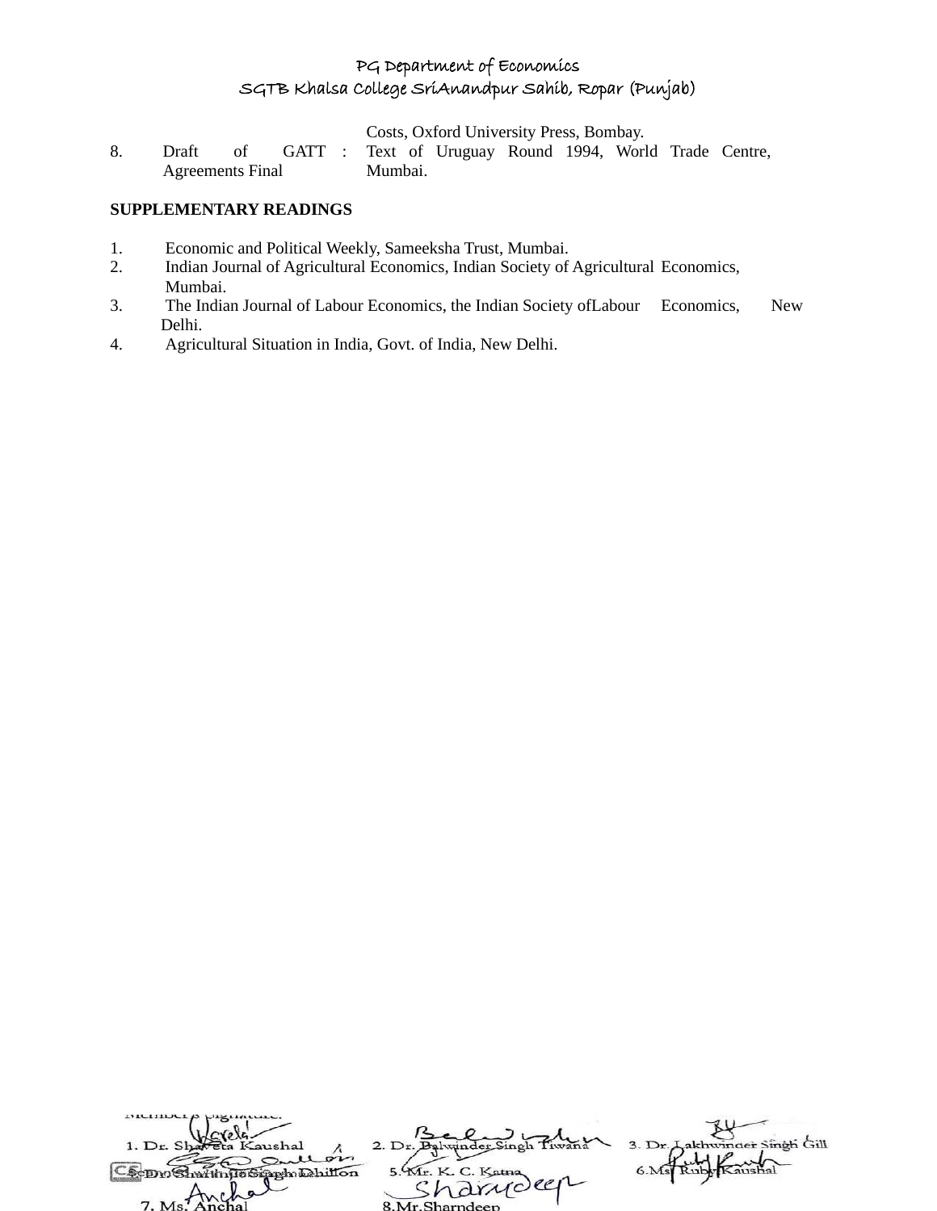Costs, Oxford University Press, Bombay.

8. Draft of GATT Agreements Final : Text of Uruguay Round 1994, World Trade Centre, Mumbai.

**SUPPLEMENTARY READINGS**

1. Economic and Political Weekly, Sameeksha Trust, Mumbai.
2. Indian Journal of Agricultural Economics, Indian Society of Agricultural Economics, Mumbai.
3. The Indian Journal of Labour Economics, the Indian Society ofLabour Economics, New Delhi.
4. Agricultural Situation in India, Govt. of India, New Delhi.

Members Signature:

1. Dr. Shaveta Kaushal 2. Dr. Balwinder Singh Tiwana 3. Dr. Lakhwinder Singh Gill
4. Dr. Sharanjit Singh Dhillon 5. Mr. K. C. Katna 6. Ms. Ruby Kaushal
7. Ms. Anchal 8. Mr. Sharndeep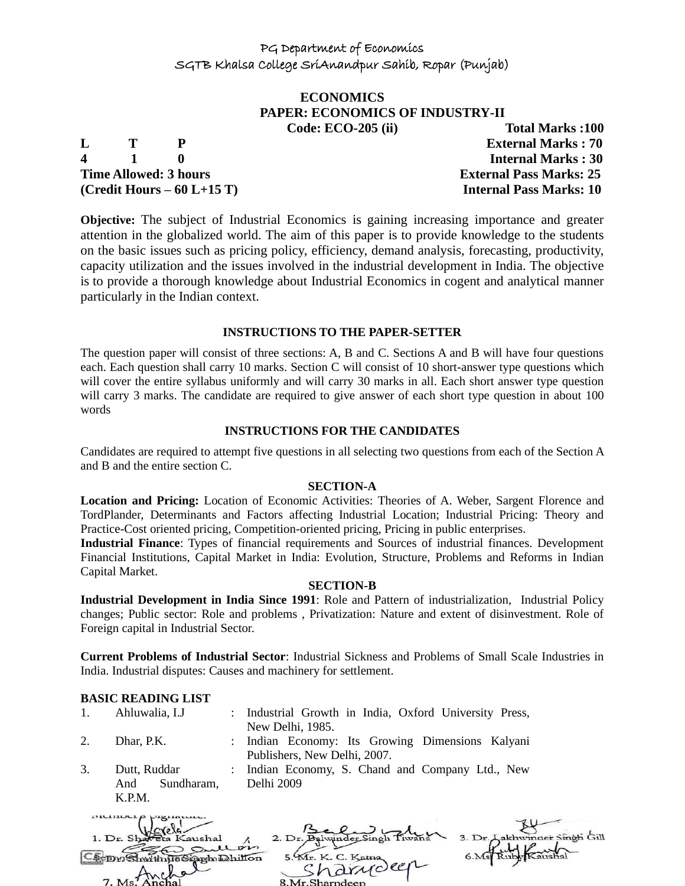PG Department of Economics

SGTB Khalsa College SriAnandpur Sahib, Ropar (Punjab)

## ECONOMICS

## PAPER: ECONOMICS OF INDUSTRY-II

**Code: ECO-205 (ii)** **Total Marks :100**

| L | T | P | |
|---|---|---|---|
| 4 | 1 | 0 | |

**External Marks : 70**
**Internal Marks : 30**
**Time Allowed: 3 hours** **External Pass Marks: 25**
**(Credit Hours – 60 L+15 T)** **Internal Pass Marks: 10**

**Objective:** The subject of Industrial Economics is gaining increasing importance and greater attention in the globalized world. The aim of this paper is to provide knowledge to the students on the basic issues such as pricing policy, efficiency, demand analysis, forecasting, productivity, capacity utilization and the issues involved in the industrial development in India. The objective is to provide a thorough knowledge about Industrial Economics in cogent and analytical manner particularly in the Indian context.

### INSTRUCTIONS TO THE PAPER-SETTER

The question paper will consist of three sections: A, B and C. Sections A and B will have four questions each. Each question shall carry 10 marks. Section C will consist of 10 short-answer type questions which will cover the entire syllabus uniformly and will carry 30 marks in all. Each short answer type question will carry 3 marks. The candidate are required to give answer of each short type question in about 100 words

### INSTRUCTIONS FOR THE CANDIDATES

Candidates are required to attempt five questions in all selecting two questions from each of the Section A and B and the entire section C.

### SECTION-A

**Location and Pricing:** Location of Economic Activities: Theories of A. Weber, Sargent Florence and TordPlander, Determinants and Factors affecting Industrial Location; Industrial Pricing: Theory and Practice-Cost oriented pricing, Competition-oriented pricing, Pricing in public enterprises.

**Industrial Finance**: Types of financial requirements and Sources of industrial finances. Development Financial Institutions, Capital Market in India: Evolution, Structure, Problems and Reforms in Indian Capital Market.

### SECTION-B

**Industrial Development in India Since 1991**: Role and Pattern of industrialization, Industrial Policy changes; Public sector: Role and problems , Privatization: Nature and extent of disinvestment. Role of Foreign capital in Industrial Sector.

**Current Problems of Industrial Sector**: Industrial Sickness and Problems of Small Scale Industries in India. Industrial disputes: Causes and machinery for settlement.

**BASIC READING LIST**

| | | | |
|---|---|---|---|
| 1. | Ahluwalia, I.J | : | Industrial Growth in India, Oxford University Press, New Delhi, 1985. |
| 2. | Dhar, P.K. | : | Indian Economy: Its Growing Dimensions Kalyani Publishers, New Delhi, 2007. |
| 3. | Dutt, Ruddar And Sundharam, K.P.M. | : | Indian Economy, S. Chand and Company Ltd., New Delhi 2009 |

Member's Signature:

1. Dr. Shaveta Kaushal  2. Dr. Balwinder Singh Tiwana  3. Dr. Lakhwinder Singh Gill
4. Dr. Sharanjit Singh Dhillon  5. Mr. K. C. Katna  6. Ms. Ruby Kaushal
7. Ms. Anchal  8. Mr. Sharndeep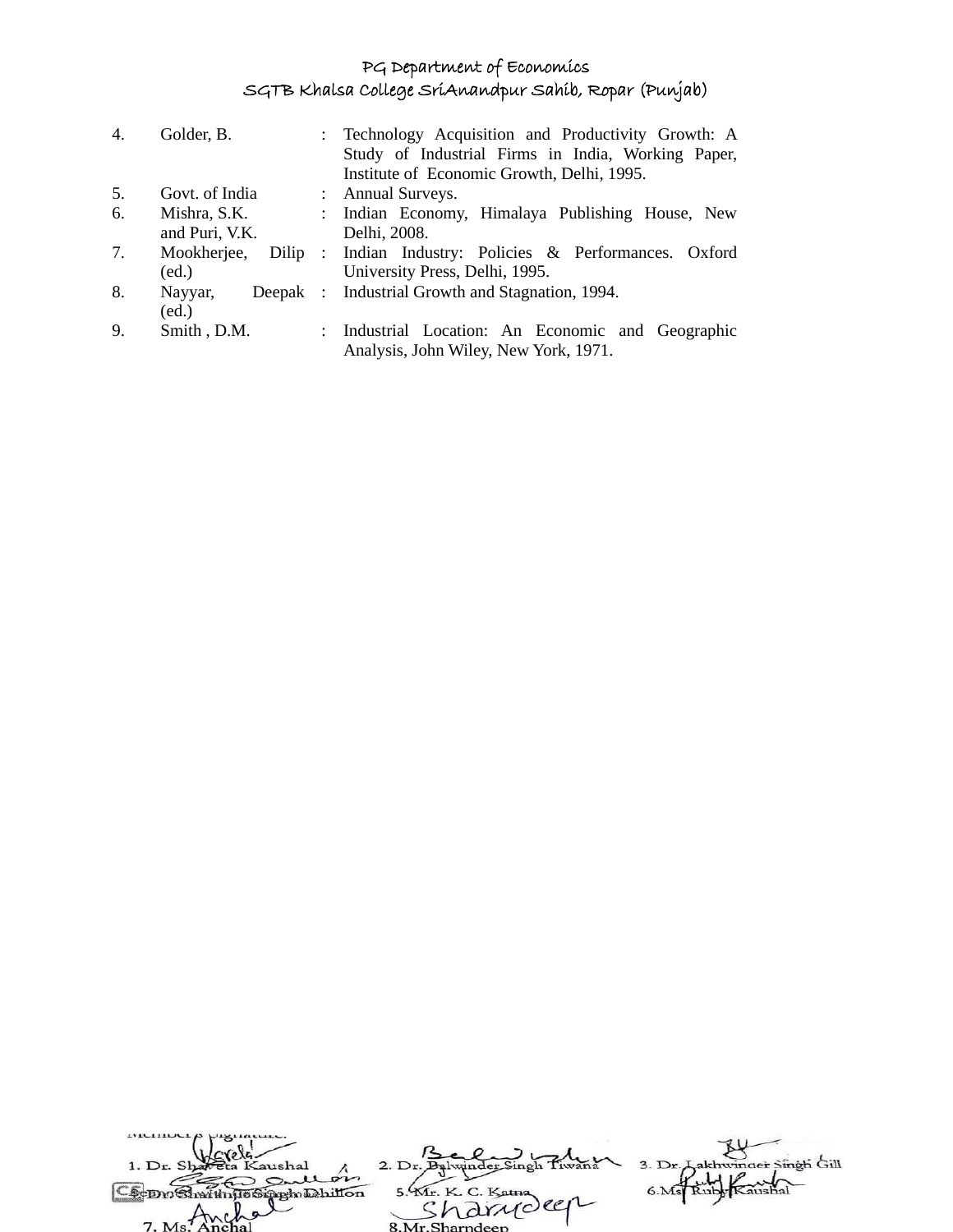4. Golder, B. : Technology Acquisition and Productivity Growth: A Study of Industrial Firms in India, Working Paper, Institute of Economic Growth, Delhi, 1995.
5. Govt. of India : Annual Surveys.
6. Mishra, S.K. and Puri, V.K. : Indian Economy, Himalaya Publishing House, New Delhi, 2008.
7. Mookherjee, Dilip (ed.) : Indian Industry: Policies & Performances. Oxford University Press, Delhi, 1995.
8. Nayyar, Deepak (ed.) : Industrial Growth and Stagnation, 1994.
9. Smith , D.M. : Industrial Location: An Economic and Geographic Analysis, John Wiley, New York, 1971.

Member's Signature:

1. Dr. Shaveta Kaushal
2. Dr. Balwinder Singh Tiwana
3. Dr. Lakhwinder Singh Gill
4. Dr. Sharanjit Singh Dhillon
5. Mr. K. C. Katna
6. Ms. Ruby Kaushal
7. Ms. Anchal
8. Mr. Sharndeep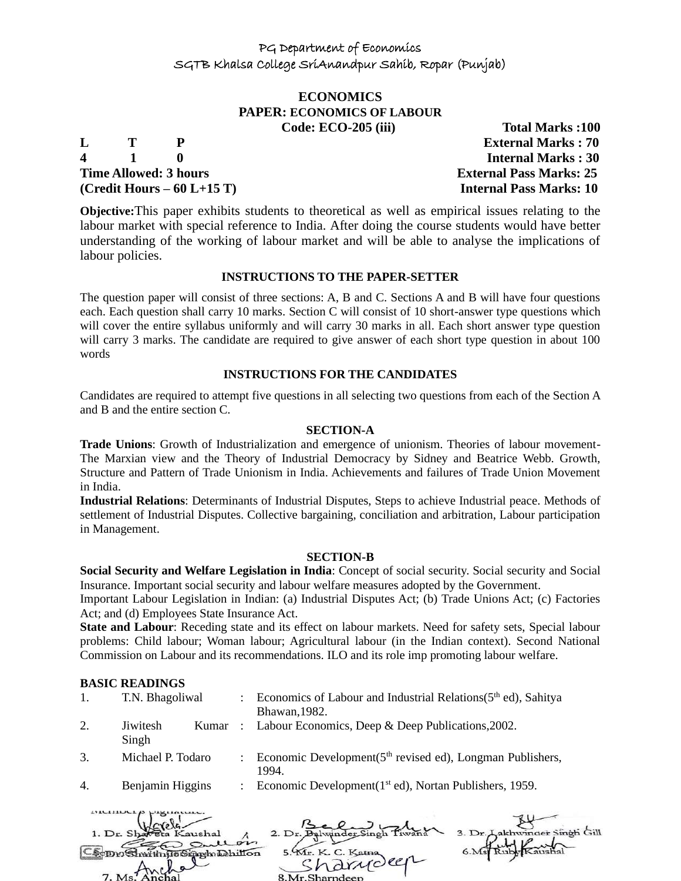PG Department of Economics
SGTB Khalsa College SriAnandpur Sahib, Ropar (Punjab)

**ECONOMICS**
**PAPER: ECONOMICS OF LABOUR**
**Code: ECO-205 (iii)**

| | | | |
|---|---|---|---|
| **L** | **T** | **P** | **Total Marks :100** |
| **4** | **1** | **0** | **External Marks : 70** |
| | | | **Internal Marks : 30** |

**Time Allowed: 3 hours** — **External Pass Marks: 25**
**(Credit Hours – 60 L+15 T)** — **Internal Pass Marks: 10**

**Objective:** This paper exhibits students to theoretical as well as empirical issues relating to the labour market with special reference to India. After doing the course students would have better understanding of the working of labour market and will be able to analyse the implications of labour policies.

**INSTRUCTIONS TO THE PAPER-SETTER**

The question paper will consist of three sections: A, B and C. Sections A and B will have four questions each. Each question shall carry 10 marks. Section C will consist of 10 short-answer type questions which will cover the entire syllabus uniformly and will carry 30 marks in all. Each short answer type question will carry 3 marks. The candidate are required to give answer of each short type question in about 100 words

**INSTRUCTIONS FOR THE CANDIDATES**

Candidates are required to attempt five questions in all selecting two questions from each of the Section A and B and the entire section C.

**SECTION-A**

**Trade Unions**: Growth of Industrialization and emergence of unionism. Theories of labour movement- The Marxian view and the Theory of Industrial Democracy by Sidney and Beatrice Webb. Growth, Structure and Pattern of Trade Unionism in India. Achievements and failures of Trade Union Movement in India.

**Industrial Relations**: Determinants of Industrial Disputes, Steps to achieve Industrial peace. Methods of settlement of Industrial Disputes. Collective bargaining, conciliation and arbitration, Labour participation in Management.

**SECTION-B**

**Social Security and Welfare Legislation in India**: Concept of social security. Social security and Social Insurance. Important social security and labour welfare measures adopted by the Government.

Important Labour Legislation in Indian: (a) Industrial Disputes Act; (b) Trade Unions Act; (c) Factories Act; and (d) Employees State Insurance Act.

**State and Labour**: Receding state and its effect on labour markets. Need for safety sets, Special labour problems: Child labour; Woman labour; Agricultural labour (in the Indian context). Second National Commission on Labour and its recommendations. ILO and its role imp promoting labour welfare.

**BASIC READINGS**

| | | | |
|---|---|---|---|
| 1. | T.N. Bhagoliwal | : | Economics of Labour and Industrial Relations(5th ed), Sahitya Bhawan,1982. |
| 2. | Jiwitesh Kumar Singh | : | Labour Economics, Deep & Deep Publications,2002. |
| 3. | Michael P. Todaro | : | Economic Development(5th revised ed), Longman Publishers, 1994. |
| 4. | Benjamin Higgins | : | Economic Development(1st ed), Nortan Publishers, 1959. |

Member's Signature:
1. Dr. Shaveta Kaushal 2. Dr. Balwinder Singh Tiwana 3. Dr. Lakhwinder Singh Gill
4. Dr. Shamsher Singh Dhillon 5. Mr. K. C. Katna 6. Ms. Ruby Kaushal
7. Ms. Anchal 8. Mr. Sharndeep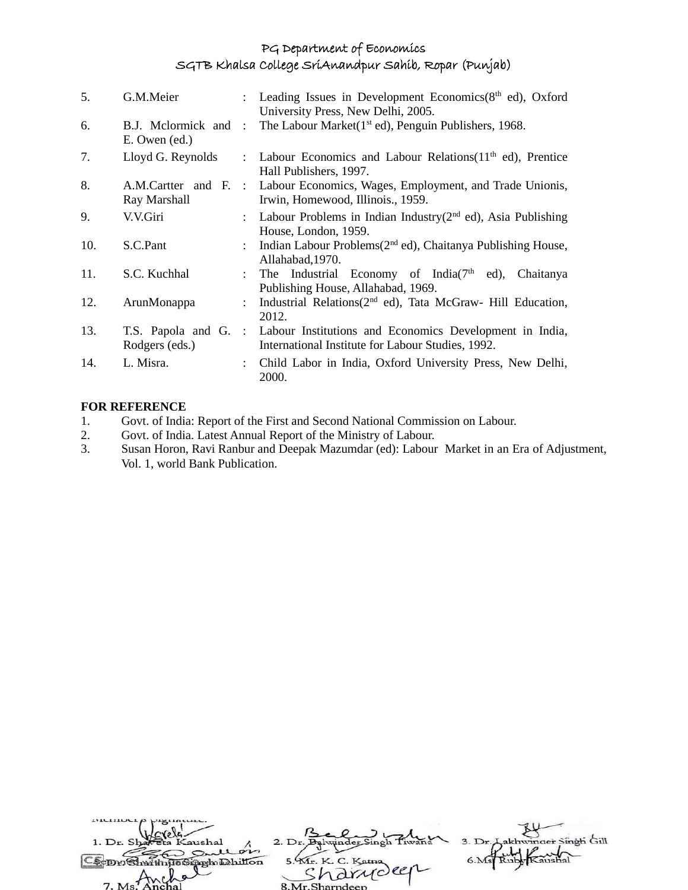| | | | |
|---|---|---|---|
| 5. | G.M.Meier | : | Leading Issues in Development Economics(8th ed), Oxford University Press, New Delhi, 2005. |
| 6. | B.J. Mclormick and E. Owen (ed.) | : | The Labour Market(1st ed), Penguin Publishers, 1968. |
| 7. | Lloyd G. Reynolds | : | Labour Economics and Labour Relations(11th ed), Prentice Hall Publishers, 1997. |
| 8. | A.M.Cartter and F. Ray Marshall | : | Labour Economics, Wages, Employment, and Trade Unionis, Irwin, Homewood, Illinois., 1959. |
| 9. | V.V.Giri | : | Labour Problems in Indian Industry(2nd ed), Asia Publishing House, London, 1959. |
| 10. | S.C.Pant | : | Indian Labour Problems(2nd ed), Chaitanya Publishing House, Allahabad,1970. |
| 11. | S.C. Kuchhal | : | The Industrial Economy of India(7th ed), Chaitanya Publishing House, Allahabad, 1969. |
| 12. | ArunMonappa | : | Industrial Relations(2nd ed), Tata McGraw- Hill Education, 2012. |
| 13. | T.S. Papola and G. Rodgers (eds.) | : | Labour Institutions and Economics Development in India, International Institute for Labour Studies, 1992. |
| 14. | L. Misra. | : | Child Labor in India, Oxford University Press, New Delhi, 2000. |

**FOR REFERENCE**

1. Govt. of India: Report of the First and Second National Commission on Labour.
2. Govt. of India. Latest Annual Report of the Ministry of Labour.
3. Susan Horon, Ravi Ranbur and Deepak Mazumdar (ed): Labour Market in an Era of Adjustment, Vol. 1, world Bank Publication.

Members Signature:

1. Dr. Shaveta Kaushal
2. Dr. Balwinder Singh Tiwana
3. Dr. Lakhwinder Singh Gill
4. Dr. Shamindra Singh Dhillon
5. Mr. K. C. Katna
6. Ms. Ruby Kaushal
7. Ms. Anchal
8. Mr. Sharndeep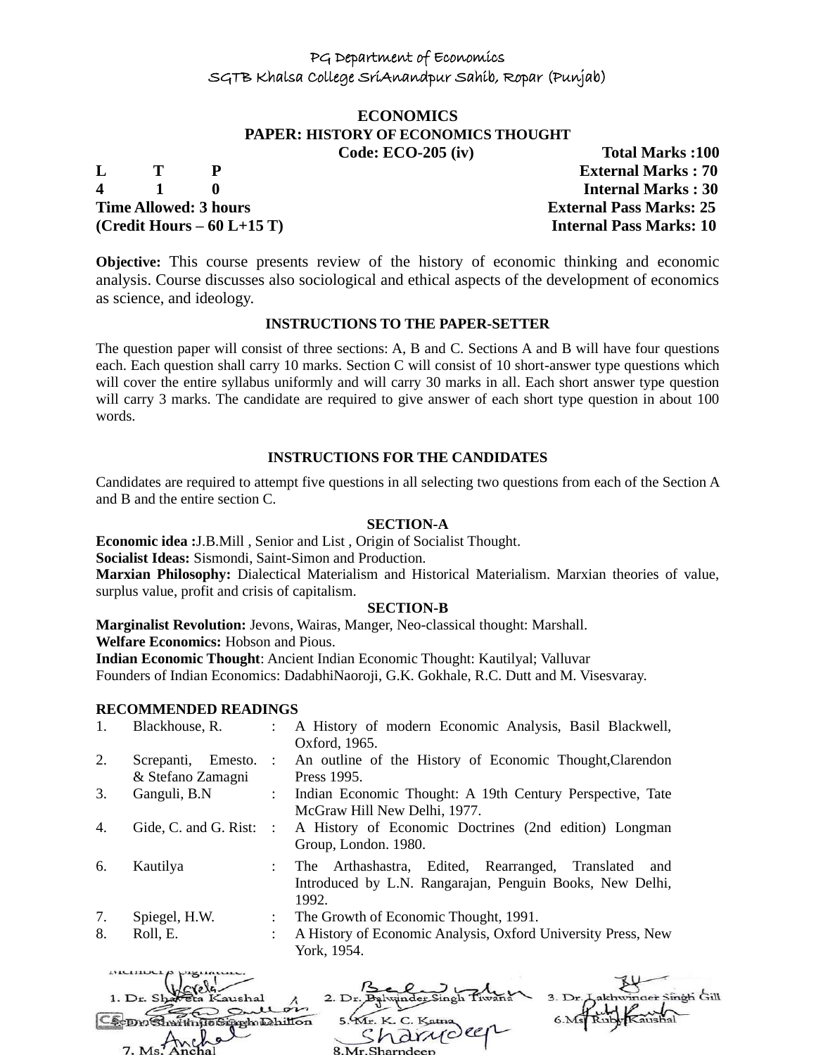PG Department of Economics

SGTB Khalsa College SriAnandpur Sahib, Ropar (Punjab)

**ECONOMICS**

**PAPER: HISTORY OF ECONOMICS THOUGHT**

**Code: ECO-205 (iv)** **Total Marks :100**

| L | T | P | |
|---|---|---|---|
| 4 | 1 | 0 | |

**External Marks : 70**

**Internal Marks : 30**

**Time Allowed: 3 hours** **External Pass Marks: 25**

**(Credit Hours – 60 L+15 T)** **Internal Pass Marks: 10**

**Objective:** This course presents review of the history of economic thinking and economic analysis. Course discusses also sociological and ethical aspects of the development of economics as science, and ideology.

**INSTRUCTIONS TO THE PAPER-SETTER**

The question paper will consist of three sections: A, B and C. Sections A and B will have four questions each. Each question shall carry 10 marks. Section C will consist of 10 short-answer type questions which will cover the entire syllabus uniformly and will carry 30 marks in all. Each short answer type question will carry 3 marks. The candidate are required to give answer of each short type question in about 100 words.

**INSTRUCTIONS FOR THE CANDIDATES**

Candidates are required to attempt five questions in all selecting two questions from each of the Section A and B and the entire section C.

**SECTION-A**

**Economic idea :**J.B.Mill , Senior and List , Origin of Socialist Thought.

**Socialist Ideas:** Sismondi, Saint-Simon and Production.

**Marxian Philosophy:** Dialectical Materialism and Historical Materialism. Marxian theories of value, surplus value, profit and crisis of capitalism.

**SECTION-B**

**Marginalist Revolution:** Jevons, Wairas, Manger, Neo-classical thought: Marshall.

**Welfare Economics:** Hobson and Pious.

**Indian Economic Thought**: Ancient Indian Economic Thought: Kautilyal; Valluvar

Founders of Indian Economics: DadabhiNaoroji, G.K. Gokhale, R.C. Dutt and M. Visesvaray.

**RECOMMENDED READINGS**

| | | | |
|---|---|---|---|
| 1. | Blackhouse, R. | : | A History of modern Economic Analysis, Basil Blackwell, Oxford, 1965. |
| 2. | Screpanti, Emesto. & Stefano Zamagni | : | An outline of the History of Economic Thought,Clarendon Press 1995. |
| 3. | Ganguli, B.N | : | Indian Economic Thought: A 19th Century Perspective, Tate McGraw Hill New Delhi, 1977. |
| 4. | Gide, C. and G. Rist: | : | A History of Economic Doctrines (2nd edition) Longman Group, London. 1980. |
| 6. | Kautilya | : | The Arthashastra, Edited, Rearranged, Translated and Introduced by L.N. Rangarajan, Penguin Books, New Delhi, 1992. |
| 7. | Spiegel, H.W. | : | The Growth of Economic Thought, 1991. |
| 8. | Roll, E. | : | A History of Economic Analysis, Oxford University Press, New York, 1954. |

Member's Signature:

1. Dr. Shaveta Kaushal
2. Dr. Balwinder Singh Tiwana
3. Dr. Lakhwinder Singh Gill
4. Dr. Shamsher Singh Dhillon
5. Mr. K. C. Katna
6. Ms. Ruby Kaushal
7. Ms. Anchal
8. Mr.Sharndeep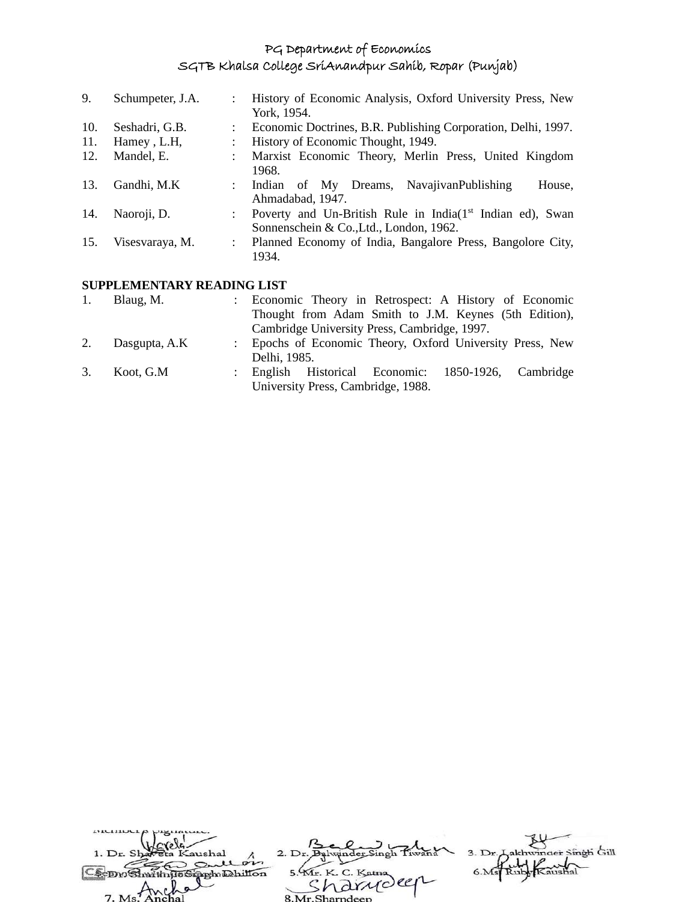| | | | |
|---|---|---|---|
| 9. | Schumpeter, J.A. | : | History of Economic Analysis, Oxford University Press, New York, 1954. |
| 10. | Seshadri, G.B. | : | Economic Doctrines, B.R. Publishing Corporation, Delhi, 1997. |
| 11. | Hamey , L.H, | : | History of Economic Thought, 1949. |
| 12. | Mandel, E. | : | Marxist Economic Theory, Merlin Press, United Kingdom 1968. |
| 13. | Gandhi, M.K | : | Indian of My Dreams, NavajivanPublishing House, Ahmadabad, 1947. |
| 14. | Naoroji, D. | : | Poverty and Un-British Rule in India(1st Indian ed), Swan Sonnenschein & Co.,Ltd., London, 1962. |
| 15. | Visesvaraya, M. | : | Planned Economy of India, Bangalore Press, Bangolore City, 1934. |

**SUPPLEMENTARY READING LIST**

| | | | |
|---|---|---|---|
| 1. | Blaug, M. | : | Economic Theory in Retrospect: A History of Economic Thought from Adam Smith to J.M. Keynes (5th Edition), Cambridge University Press, Cambridge, 1997. |
| 2. | Dasgupta, A.K | : | Epochs of Economic Theory, Oxford University Press, New Delhi, 1985. |
| 3. | Koot, G.M | : | English Historical Economic: 1850-1926, Cambridge University Press, Cambridge, 1988. |

Member's Signature:

1. Dr. Shaveta Kaushal  2. Dr. Balwinder Singh Tiwana  3. Dr. Lakhwinder Singh Gill
4. Dr. Shaminder Singh Dhillon  5. Mr. K. C. Katna  6. Ms. Ruby Kaushal
7. Ms. Anchal  8. Mr. Sharndeep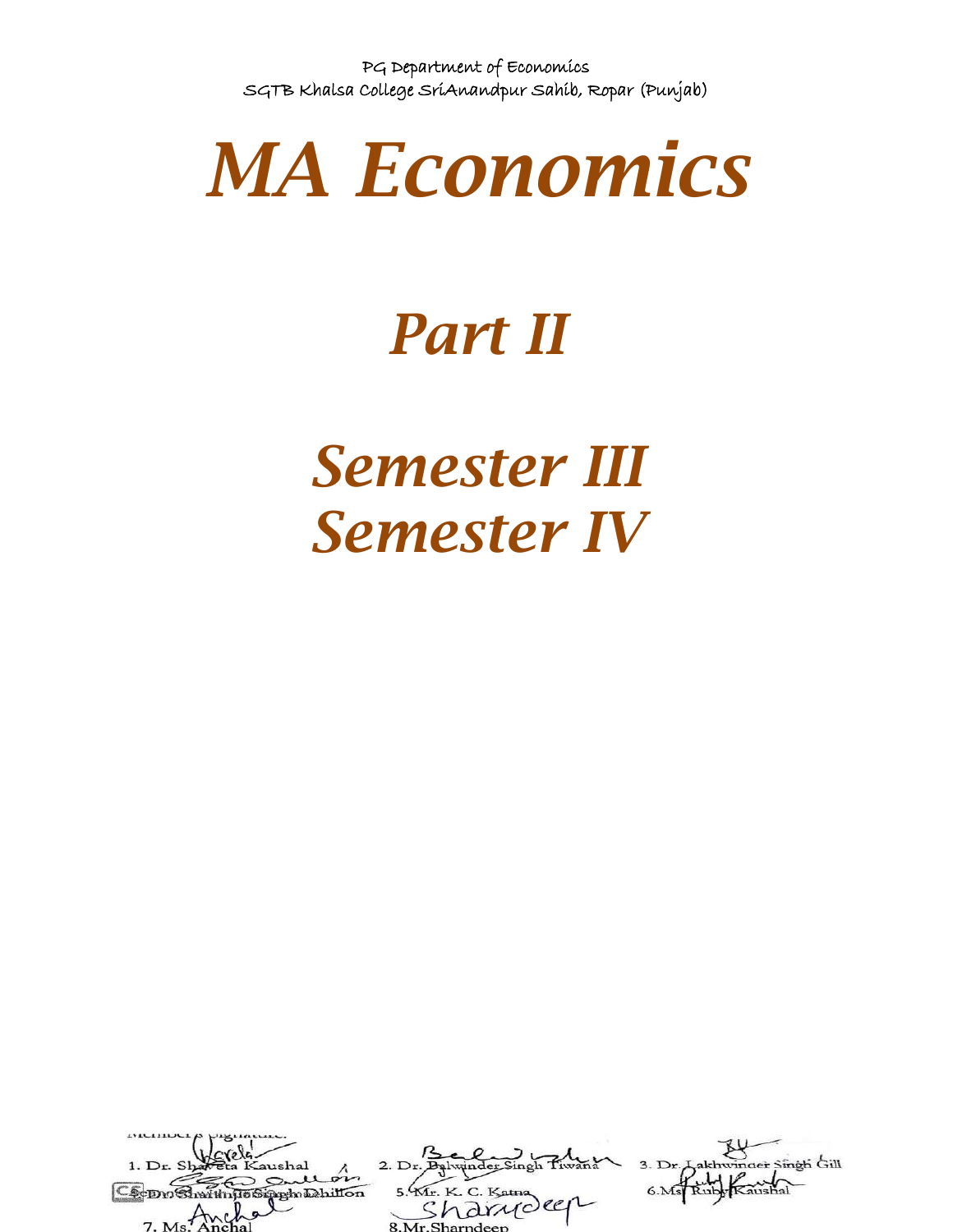# MA Economics

## Part II

## Semester III
## Semester IV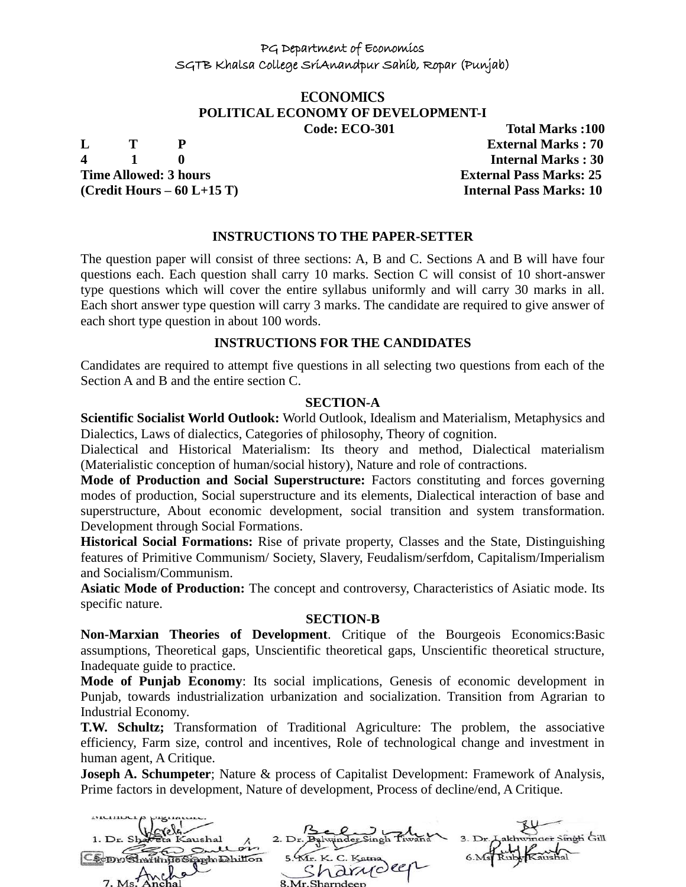PG Department of Economics
SGTB Khalsa College SriAnandpur Sahib, Ropar (Punjab)

# ECONOMICS
## POLITICAL ECONOMY OF DEVELOPMENT-I

**Code: ECO-301** **Total Marks :100**

| L | T | P | | |
|---|---|---|---|---|
| 4 | 1 | 0 | | |

**External Marks : 70**
**Internal Marks : 30**
**Time Allowed: 3 hours** **External Pass Marks: 25**
**(Credit Hours – 60 L+15 T)** **Internal Pass Marks: 10**

### INSTRUCTIONS TO THE PAPER-SETTER

The question paper will consist of three sections: A, B and C. Sections A and B will have four questions each. Each question shall carry 10 marks. Section C will consist of 10 short-answer type questions which will cover the entire syllabus uniformly and will carry 30 marks in all. Each short answer type question will carry 3 marks. The candidate are required to give answer of each short type question in about 100 words.

### INSTRUCTIONS FOR THE CANDIDATES

Candidates are required to attempt five questions in all selecting two questions from each of the Section A and B and the entire section C.

### SECTION-A

**Scientific Socialist World Outlook:** World Outlook, Idealism and Materialism, Metaphysics and Dialectics, Laws of dialectics, Categories of philosophy, Theory of cognition.

Dialectical and Historical Materialism: Its theory and method, Dialectical materialism (Materialistic conception of human/social history), Nature and role of contractions.

**Mode of Production and Social Superstructure:** Factors constituting and forces governing modes of production, Social superstructure and its elements, Dialectical interaction of base and superstructure, About economic development, social transition and system transformation. Development through Social Formations.

**Historical Social Formations:** Rise of private property, Classes and the State, Distinguishing features of Primitive Communism/ Society, Slavery, Feudalism/serfdom, Capitalism/Imperialism and Socialism/Communism.

**Asiatic Mode of Production:** The concept and controversy, Characteristics of Asiatic mode. Its specific nature.

### SECTION-B

**Non-Marxian Theories of Development**. Critique of the Bourgeois Economics:Basic assumptions, Theoretical gaps, Unscientific theoretical gaps, Unscientific theoretical structure, Inadequate guide to practice.

**Mode of Punjab Economy**: Its social implications, Genesis of economic development in Punjab, towards industrialization urbanization and socialization. Transition from Agrarian to Industrial Economy.

**T.W. Schultz;** Transformation of Traditional Agriculture: The problem, the associative efficiency, Farm size, control and incentives, Role of technological change and investment in human agent, A Critique.

**Joseph A. Schumpeter**; Nature & process of Capitalist Development: Framework of Analysis, Prime factors in development, Nature of development, Process of decline/end, A Critique.

Member's Signature:

1. Dr. Shaveta Kaushal
2. Dr. Balwinder Singh Tiwana
3. Dr. Lakhwinder Singh Gill
4. Dr. Shaminder Singh Dhillon
5. Mr. K. C. Katna
6. Ms. Ruby Kaushal
7. Ms. Anchal
8. Mr. Sharndeep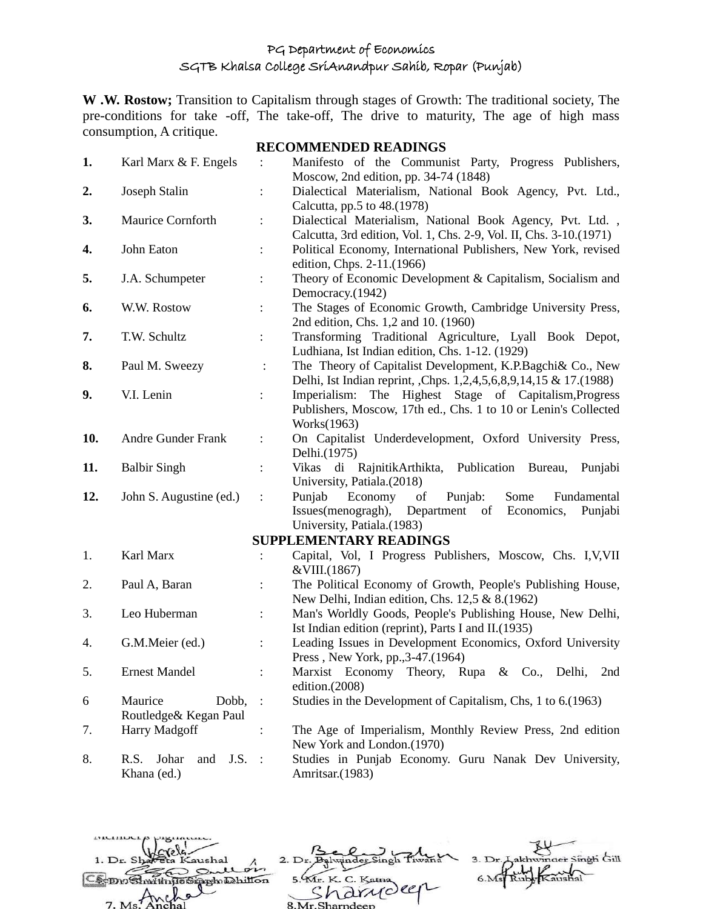PG Department of Economics
SGTB Khalsa College SriAnandpur Sahib, Ropar (Punjab)

**W .W. Rostow;** Transition to Capitalism through stages of Growth: The traditional society, The pre-conditions for take -off, The take-off, The drive to maturity, The age of high mass consumption, A critique.

## RECOMMENDED READINGS

| | | | |
|---|---|---|---|
| **1.** | Karl Marx & F. Engels | : | Manifesto of the Communist Party, Progress Publishers, Moscow, 2nd edition, pp. 34-74 (1848) |
| **2.** | Joseph Stalin | : | Dialectical Materialism, National Book Agency, Pvt. Ltd., Calcutta, pp.5 to 48.(1978) |
| **3.** | Maurice Cornforth | : | Dialectical Materialism, National Book Agency, Pvt. Ltd. , Calcutta, 3rd edition, Vol. 1, Chs. 2-9, Vol. II, Chs. 3-10.(1971) |
| **4.** | John Eaton | : | Political Economy, International Publishers, New York, revised edition, Chps. 2-11.(1966) |
| **5.** | J.A. Schumpeter | : | Theory of Economic Development & Capitalism, Socialism and Democracy.(1942) |
| **6.** | W.W. Rostow | : | The Stages of Economic Growth, Cambridge University Press, 2nd edition, Chs. 1,2 and 10. (1960) |
| **7.** | T.W. Schultz | : | Transforming Traditional Agriculture, Lyall Book Depot, Ludhiana, Ist Indian edition, Chs. 1-12. (1929) |
| **8.** | Paul M. Sweezy | : | The Theory of Capitalist Development, K.P.Bagchi& Co., New Delhi, Ist Indian reprint, ,Chps. 1,2,4,5,6,8,9,14,15 & 17.(1988) |
| **9.** | V.I. Lenin | : | Imperialism: The Highest Stage of Capitalism,Progress Publishers, Moscow, 17th ed., Chs. 1 to 10 or Lenin's Collected Works(1963) |
| **10.** | Andre Gunder Frank | : | On Capitalist Underdevelopment, Oxford University Press, Delhi.(1975) |
| **11.** | Balbir Singh | : | Vikas di RajnitikArthikta, Publication Bureau, Punjabi University, Patiala.(2018) |
| **12.** | John S. Augustine (ed.) | : | Punjab Economy of Punjab: Some Fundamental Issues(menogragh), Department of Economics, Punjabi University, Patiala.(1983) |

## SUPPLEMENTARY READINGS

| | | | |
|---|---|---|---|
| 1. | Karl Marx | : | Capital, Vol, I Progress Publishers, Moscow, Chs. I,V,VII &VIII.(1867) |
| 2. | Paul A, Baran | : | The Political Economy of Growth, People's Publishing House, New Delhi, Indian edition, Chs. 12,5 & 8.(1962) |
| 3. | Leo Huberman | : | Man's Worldly Goods, People's Publishing House, New Delhi, Ist Indian edition (reprint), Parts I and II.(1935) |
| 4. | G.M.Meier (ed.) | : | Leading Issues in Development Economics, Oxford University Press , New York, pp.,3-47.(1964) |
| 5. | Ernest Mandel | : | Marxist Economy Theory, Rupa & Co., Delhi, 2nd edition.(2008) |
| 6 | Maurice Dobb, Routledge& Kegan Paul | : | Studies in the Development of Capitalism, Chs, 1 to 6.(1963) |
| 7. | Harry Madgoff | : | The Age of Imperialism, Monthly Review Press, 2nd edition New York and London.(1970) |
| 8. | R.S. Johar and J.S. Khana (ed.) | : | Studies in Punjab Economy. Guru Nanak Dev University, Amritsar.(1983) |

Member's Signature:

1. Dr. Shaveta Kaushal 2. Dr. Balwinder Singh Tiwana 3. Dr. Lakhwinder Singh Gill
4. Dr. Shamindersingh Dhillon 5. Mr. K. C. Katna 6. Ms. Ruby Kaushal
7. Ms. Anchal 8. Mr. Sharndeep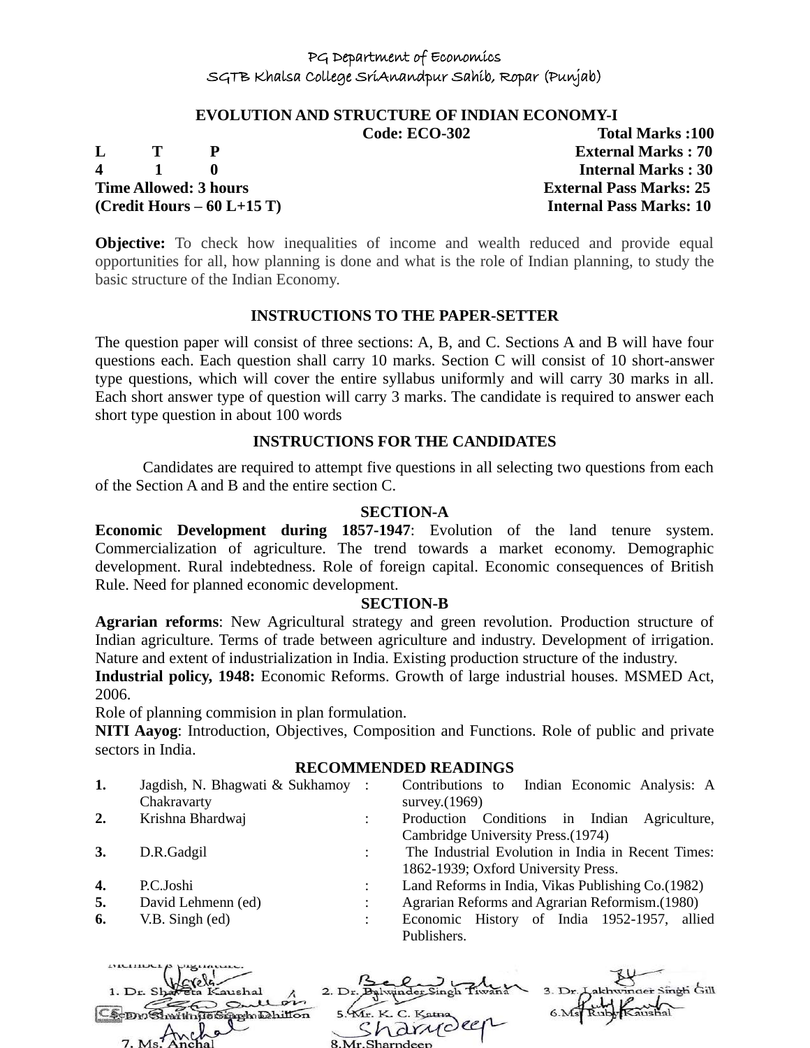PG Department of Economics

SGTB Khalsa College SriAnandpur Sahib, Ropar (Punjab)

## EVOLUTION AND STRUCTURE OF INDIAN ECONOMY-I

| | | | | |
|---|---|---|---|---|
| | | | **Code: ECO-302** | **Total Marks :100** |
| **L** | **T** | **P** | | **External Marks : 70** |
| **4** | **1** | **0** | | **Internal Marks : 30** |
| **Time Allowed: 3 hours** | | | | **External Pass Marks: 25** |
| **(Credit Hours – 60 L+15 T)** | | | | **Internal Pass Marks: 10** |

**Objective:** To check how inequalities of income and wealth reduced and provide equal opportunities for all, how planning is done and what is the role of Indian planning, to study the basic structure of the Indian Economy.

### INSTRUCTIONS TO THE PAPER-SETTER

The question paper will consist of three sections: A, B, and C. Sections A and B will have four questions each. Each question shall carry 10 marks. Section C will consist of 10 short-answer type questions, which will cover the entire syllabus uniformly and will carry 30 marks in all. Each short answer type of question will carry 3 marks. The candidate is required to answer each short type question in about 100 words

### INSTRUCTIONS FOR THE CANDIDATES

Candidates are required to attempt five questions in all selecting two questions from each of the Section A and B and the entire section C.

### SECTION-A

**Economic Development during 1857-1947**: Evolution of the land tenure system. Commercialization of agriculture. The trend towards a market economy. Demographic development. Rural indebtedness. Role of foreign capital. Economic consequences of British Rule. Need for planned economic development.

### SECTION-B

**Agrarian reforms**: New Agricultural strategy and green revolution. Production structure of Indian agriculture. Terms of trade between agriculture and industry. Development of irrigation. Nature and extent of industrialization in India. Existing production structure of the industry.

**Industrial policy, 1948:** Economic Reforms. Growth of large industrial houses. MSMED Act, 2006.

Role of planning commision in plan formulation.

**NITI Aayog**: Introduction, Objectives, Composition and Functions. Role of public and private sectors in India.

### RECOMMENDED READINGS

| | | | |
|---|---|---|---|
| **1.** | Jagdish, N. Bhagwati & Sukhamoy Chakravarty | : | Contributions to Indian Economic Analysis: A survey.(1969) |
| **2.** | Krishna Bhardwaj | : | Production Conditions in Indian Agriculture, Cambridge University Press.(1974) |
| **3.** | D.R.Gadgil | : | The Industrial Evolution in India in Recent Times: 1862-1939; Oxford University Press. |
| **4.** | P.C.Joshi | : | Land Reforms in India, Vikas Publishing Co.(1982) |
| **5.** | David Lehmenn (ed) | : | Agrarian Reforms and Agrarian Reformism.(1980) |
| **6.** | V.B. Singh (ed) | : | Economic History of India 1952-1957, allied Publishers. |

Members Signature:

1. Dr. Shaveta Kaushal
2. Dr. Balwinder Singh Tiwana
3. Dr. Lakhwinder Singh Gill
4. Dr. Shamindersingh Dhillon
5. Mr. K. C. Katna
6. Ms. Ruby Kaushal
7. Ms. Anchal
8. Mr. Sharndeep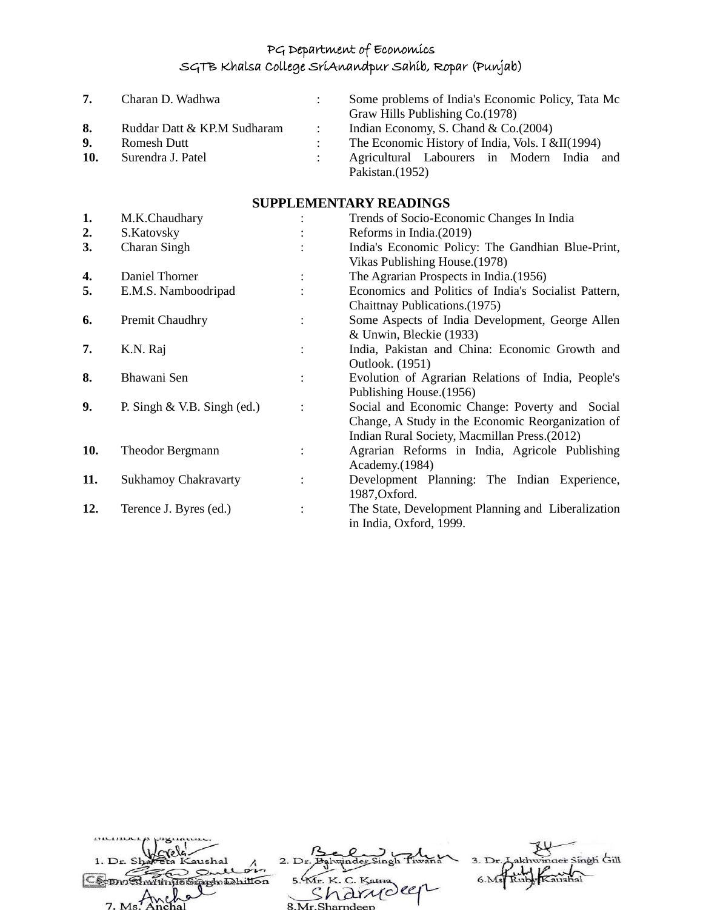| | | | |
|---|---|---|---|
| **7.** | Charan D. Wadhwa | : | Some problems of India's Economic Policy, Tata Mc Graw Hills Publishing Co.(1978) |
| **8.** | Ruddar Datt & KP.M Sudharam | : | Indian Economy, S. Chand & Co.(2004) |
| **9.** | Romesh Dutt | : | The Economic History of India, Vols. I &II(1994) |
| **10.** | Surendra J. Patel | : | Agricultural Labourers in Modern India and Pakistan.(1952) |

**SUPPLEMENTARY READINGS**

| | | | |
|---|---|---|---|
| **1.** | M.K.Chaudhary | : | Trends of Socio-Economic Changes In India |
| **2.** | S.Katovsky | : | Reforms in India.(2019) |
| **3.** | Charan Singh | : | India's Economic Policy: The Gandhian Blue-Print, Vikas Publishing House.(1978) |
| **4.** | Daniel Thorner | : | The Agrarian Prospects in India.(1956) |
| **5.** | E.M.S. Namboodripad | : | Economics and Politics of India's Socialist Pattern, Chaittnay Publications.(1975) |
| **6.** | Premit Chaudhry | : | Some Aspects of India Development, George Allen & Unwin, Bleckie (1933) |
| **7.** | K.N. Raj | : | India, Pakistan and China: Economic Growth and Outlook. (1951) |
| **8.** | Bhawani Sen | : | Evolution of Agrarian Relations of India, People's Publishing House.(1956) |
| **9.** | P. Singh & V.B. Singh (ed.) | : | Social and Economic Change: Poverty and Social Change, A Study in the Economic Reorganization of Indian Rural Society, Macmillan Press.(2012) |
| **10.** | Theodor Bergmann | : | Agrarian Reforms in India, Agricole Publishing Academy.(1984) |
| **11.** | Sukhamoy Chakravarty | : | Development Planning: The Indian Experience, 1987,Oxford. |
| **12.** | Terence J. Byres (ed.) | : | The State, Development Planning and Liberalization in India, Oxford, 1999. |

Member's Signature:

1. Dr. Shaveta Kaushal 2. Dr. Balwinder Singh Tiwana 3. Dr. Lakhwinder Singh Gill
4. Dr. Shamindra Singh Dhillon 5. Mr. K. C. Katna 6. Ms. Ruby Kaushal
7. Ms. Anchal 8. Mr. Sharndeep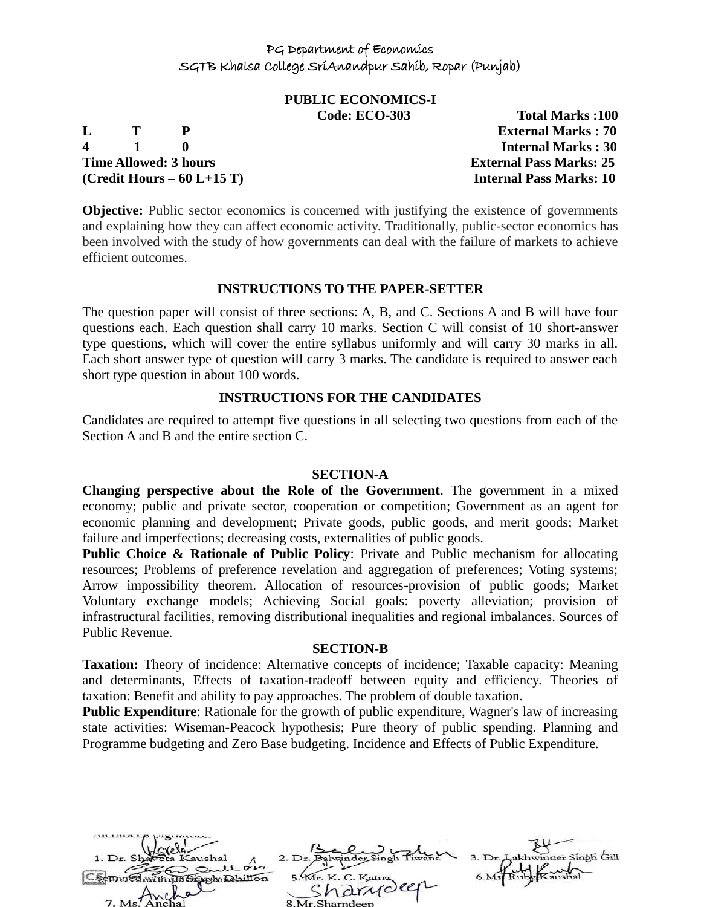PG Department of Economics
SGTB Khalsa College SriAnandpur Sahib, Ropar (Punjab)

## PUBLIC ECONOMICS-I

**Code: ECO-303** **Total Marks :100**

| L | T | P | | |
|---|---|---|---|---|
| **4** | **1** | **0** | | **External Marks : 70** |
| | | | | **Internal Marks : 30** |

**Time Allowed: 3 hours** **External Pass Marks: 25**

**(Credit Hours – 60 L+15 T)** **Internal Pass Marks: 10**

**Objective:** Public sector economics is concerned with justifying the existence of governments and explaining how they can affect economic activity. Traditionally, public-sector economics has been involved with the study of how governments can deal with the failure of markets to achieve efficient outcomes.

### INSTRUCTIONS TO THE PAPER-SETTER

The question paper will consist of three sections: A, B, and C. Sections A and B will have four questions each. Each question shall carry 10 marks. Section C will consist of 10 short-answer type questions, which will cover the entire syllabus uniformly and will carry 30 marks in all. Each short answer type of question will carry 3 marks. The candidate is required to answer each short type question in about 100 words.

### INSTRUCTIONS FOR THE CANDIDATES

Candidates are required to attempt five questions in all selecting two questions from each of the Section A and B and the entire section C.

### SECTION-A

**Changing perspective about the Role of the Government**. The government in a mixed economy; public and private sector, cooperation or competition; Government as an agent for economic planning and development; Private goods, public goods, and merit goods; Market failure and imperfections; decreasing costs, externalities of public goods.

**Public Choice & Rationale of Public Policy**: Private and Public mechanism for allocating resources; Problems of preference revelation and aggregation of preferences; Voting systems; Arrow impossibility theorem. Allocation of resources-provision of public goods; Market Voluntary exchange models; Achieving Social goals: poverty alleviation; provision of infrastructural facilities, removing distributional inequalities and regional imbalances. Sources of Public Revenue.

### SECTION-B

**Taxation:** Theory of incidence: Alternative concepts of incidence; Taxable capacity: Meaning and determinants, Effects of taxation-tradeoff between equity and efficiency. Theories of taxation: Benefit and ability to pay approaches. The problem of double taxation.

**Public Expenditure**: Rationale for the growth of public expenditure, Wagner's law of increasing state activities: Wiseman-Peacock hypothesis; Pure theory of public spending. Planning and Programme budgeting and Zero Base budgeting. Incidence and Effects of Public Expenditure.

Member's Signature:

1. Dr. Shaveta Kaushal
2. Dr. Balwinder Singh Tiwana
3. Dr. Lakhwinder Singh Gill
4. Dr. Shamsher Singh Dhillon
5. Mr. K. C. Katna
6. Ms. Ruby Kaushal
7. Ms. Anchal
8. Mr. Sharndeep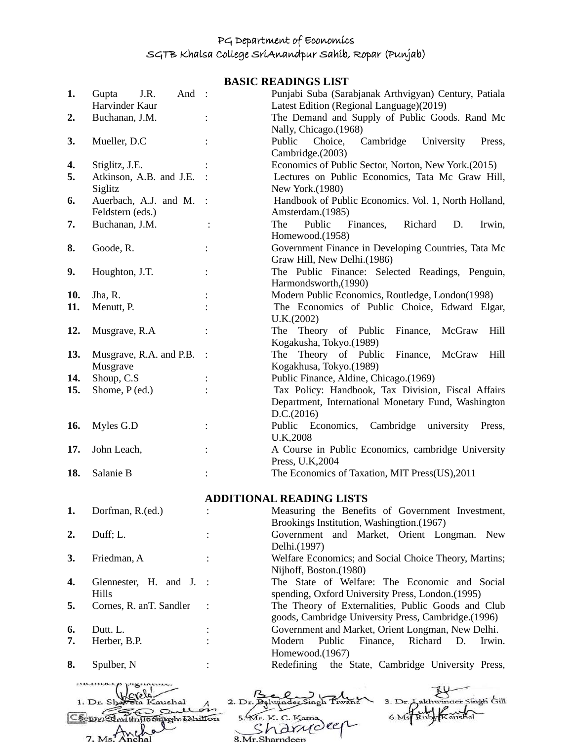PG Department of Economics
SGTB Khalsa College SriAnandpur Sahib, Ropar (Punjab)

## BASIC READINGS LIST

| | | | |
|---|---|---|---|
| **1.** | Gupta J.R. And Harvinder Kaur | : | Punjabi Suba (Sarabjanak Arthvigyan) Century, Patiala Latest Edition (Regional Language)(2019) |
| **2.** | Buchanan, J.M. | : | The Demand and Supply of Public Goods. Rand Mc Nally, Chicago.(1968) |
| **3.** | Mueller, D.C | : | Public Choice, Cambridge University Press, Cambridge.(2003) |
| **4.** | Stiglitz, J.E. | : | Economics of Public Sector, Norton, New York.(2015) |
| **5.** | Atkinson, A.B. and J.E. Siglitz | : | Lectures on Public Economics, Tata Mc Graw Hill, New York.(1980) |
| **6.** | Auerbach, A.J. and M. Feldstern (eds.) | : | Handbook of Public Economics. Vol. 1, North Holland, Amsterdam.(1985) |
| **7.** | Buchanan, J.M. | : | The Public Finances, Richard D. Irwin, Homewood.(1958) |
| **8.** | Goode, R. | : | Government Finance in Developing Countries, Tata Mc Graw Hill, New Delhi.(1986) |
| **9.** | Houghton, J.T. | : | The Public Finance: Selected Readings, Penguin, Harmondsworth,(1990) |
| **10.** | Jha, R. | : | Modern Public Economics, Routledge, London(1998) |
| **11.** | Menutt, P. | : | The Economics of Public Choice, Edward Elgar, U.K.(2002) |
| **12.** | Musgrave, R.A | : | The Theory of Public Finance, McGraw Hill Kogakusha, Tokyo.(1989) |
| **13.** | Musgrave, R.A. and P.B. Musgrave | : | The Theory of Public Finance, McGraw Hill Kogakhusa, Tokyo.(1989) |
| **14.** | Shoup, C.S | : | Public Finance, Aldine, Chicago.(1969) |
| **15.** | Shome, P (ed.) | : | Tax Policy: Handbook, Tax Division, Fiscal Affairs Department, International Monetary Fund, Washington D.C.(2016) |
| **16.** | Myles G.D | : | Public Economics, Cambridge university Press, U.K,2008 |
| **17.** | John Leach, | : | A Course in Public Economics, cambridge University Press, U.K,2004 |
| **18.** | Salanie B | : | The Economics of Taxation, MIT Press(US),2011 |

## ADDITIONAL READING LISTS

| | | | |
|---|---|---|---|
| **1.** | Dorfman, R.(ed.) | : | Measuring the Benefits of Government Investment, Brookings Institution, Washingtion.(1967) |
| **2.** | Duff; L. | : | Government and Market, Orient Longman. New Delhi.(1997) |
| **3.** | Friedman, A | : | Welfare Economics; and Social Choice Theory, Martins; Nijhoff, Boston.(1980) |
| **4.** | Glennester, H. and J. Hills | : | The State of Welfare: The Economic and Social spending, Oxford University Press, London.(1995) |
| **5.** | Cornes, R. anT. Sandler | : | The Theory of Externalities, Public Goods and Club goods, Cambridge University Press, Cambridge.(1996) |
| **6.** | Dutt. L. | : | Government and Market, Orient Longman, New Delhi. |
| **7.** | Herber, B.P. | : | Modern Public Finance, Richard D. Irwin. Homewood.(1967) |
| **8.** | Spulber, N | : | Redefining the State, Cambridge University Press, |

Member's Signature:

1. Dr. Shaveta Kaushal 2. Dr. Balwinder Singh Tiwana 3. Dr. Lakhwinder Singh Gill
4. Dr. Shaminder Singh Dhillon 5. Mr. K. C. Katna 6. Ms. Ruby Kaushal
7. Ms. Anchal 8. Mr. Sharndeep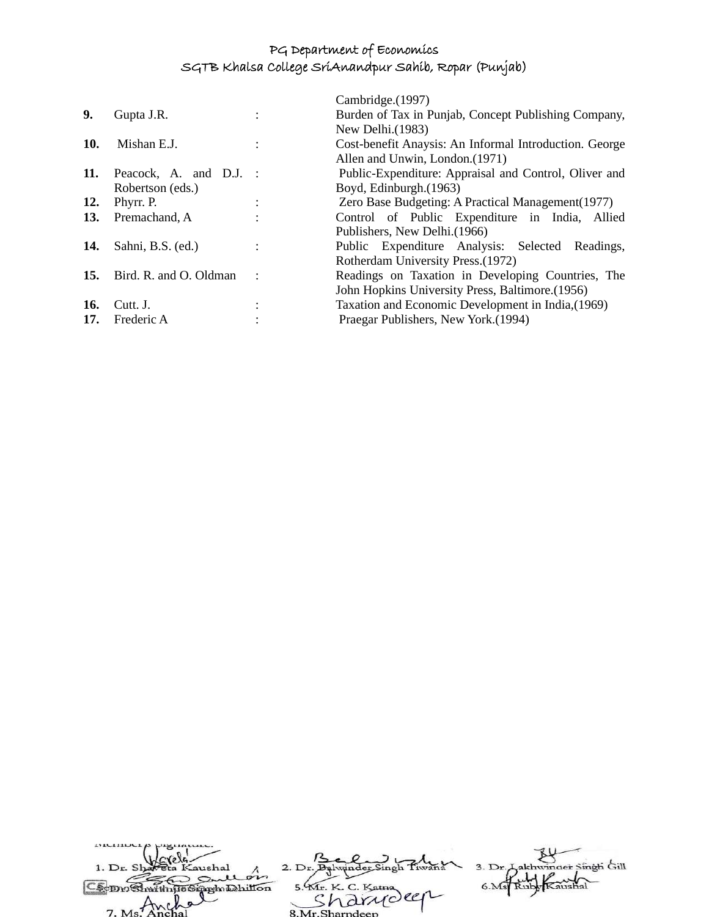| | | | |
|---|---|---|---|
| | | | Cambridge.(1997) |
| **9.** | Gupta J.R. | : | Burden of Tax in Punjab, Concept Publishing Company, New Delhi.(1983) |
| **10.** | Mishan E.J. | : | Cost-benefit Anaysis: An Informal Introduction. George Allen and Unwin, London.(1971) |
| **11.** | Peacock, A. and D.J. Robertson (eds.) | : | Public-Expenditure: Appraisal and Control, Oliver and Boyd, Edinburgh.(1963) |
| **12.** | Phyrr. P. | : | Zero Base Budgeting: A Practical Management(1977) |
| **13.** | Premachand, A | : | Control of Public Expenditure in India, Allied Publishers, New Delhi.(1966) |
| **14.** | Sahni, B.S. (ed.) | : | Public Expenditure Analysis: Selected Readings, Rotherdam University Press.(1972) |
| **15.** | Bird. R. and O. Oldman | : | Readings on Taxation in Developing Countries, The John Hopkins University Press, Baltimore.(1956) |
| **16.** | Cutt. J. | : | Taxation and Economic Development in India,(1969) |
| **17.** | Frederic A | : | Praegar Publishers, New York.(1994) |

Members Signature:

1. Dr. Shaveta Kaushal 2. Dr. Balwinder Singh Tiwana 3. Dr. Lakhwinder Singh Gill
4. Dr. Sharanjit Singh Dhillon 5. Mr. K. C. Katna 6. Ms. Ruby Kaushal
7. Ms. Anchal 8. Mr. Sharndeep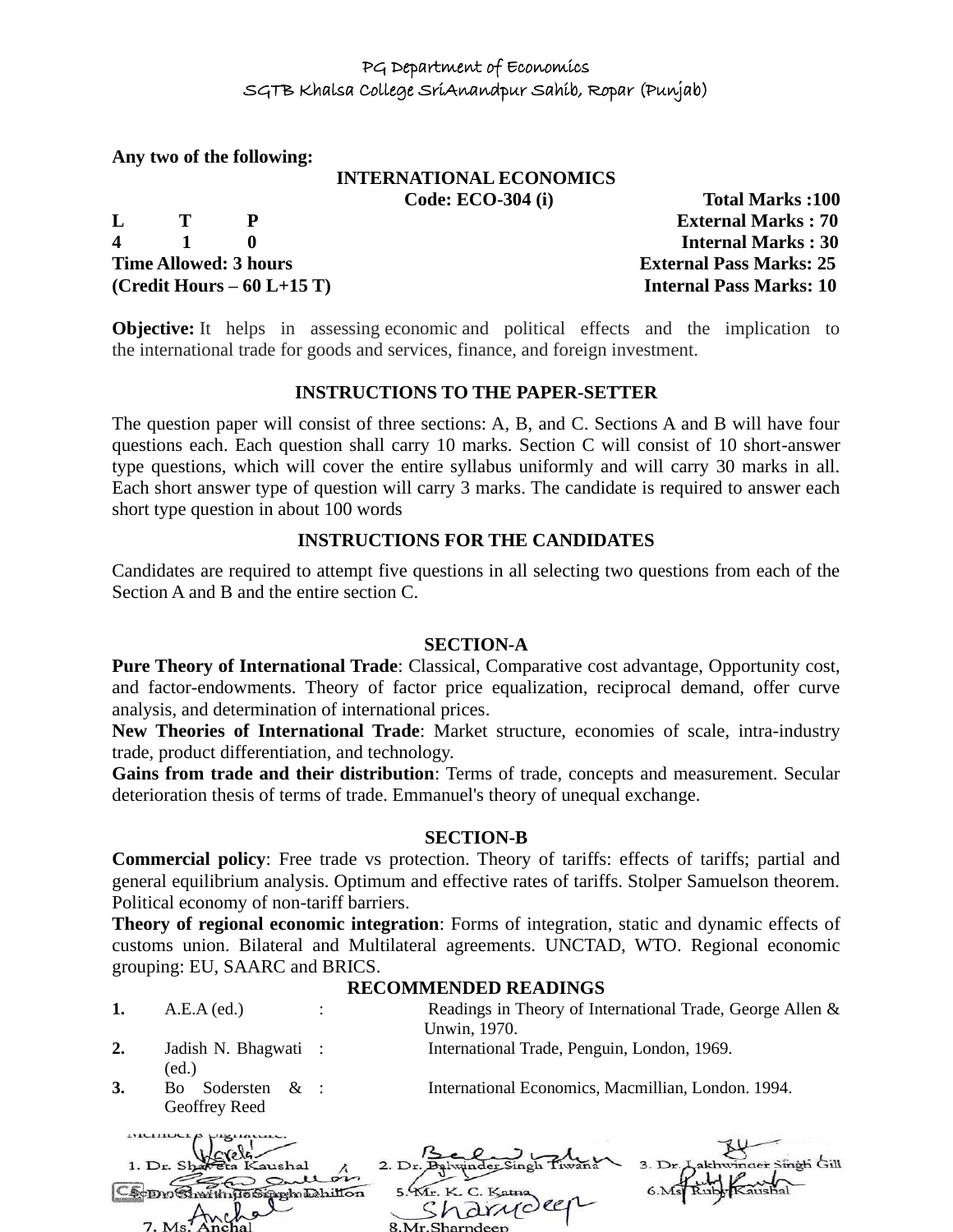PG Department of Economics
SGTB Khalsa College SriAnandpur Sahib, Ropar (Punjab)

**Any two of the following:**

**INTERNATIONAL ECONOMICS**

| | | | | |
|---|---|---|---|---|
| | | | **Code: ECO-304 (i)** | **Total Marks :100** |
| **L** | **T** | **P** | | **External Marks : 70** |
| **4** | **1** | **0** | | **Internal Marks : 30** |
| **Time Allowed: 3 hours** | | | | **External Pass Marks: 25** |
| **(Credit Hours – 60 L+15 T)** | | | | **Internal Pass Marks: 10** |

**Objective:** It helps in assessing economic and political effects and the implication to the international trade for goods and services, finance, and foreign investment.

**INSTRUCTIONS TO THE PAPER-SETTER**

The question paper will consist of three sections: A, B, and C. Sections A and B will have four questions each. Each question shall carry 10 marks. Section C will consist of 10 short-answer type questions, which will cover the entire syllabus uniformly and will carry 30 marks in all. Each short answer type of question will carry 3 marks. The candidate is required to answer each short type question in about 100 words

**INSTRUCTIONS FOR THE CANDIDATES**

Candidates are required to attempt five questions in all selecting two questions from each of the Section A and B and the entire section C.

**SECTION-A**

**Pure Theory of International Trade**: Classical, Comparative cost advantage, Opportunity cost, and factor-endowments. Theory of factor price equalization, reciprocal demand, offer curve analysis, and determination of international prices.

**New Theories of International Trade**: Market structure, economies of scale, intra-industry trade, product differentiation, and technology.

**Gains from trade and their distribution**: Terms of trade, concepts and measurement. Secular deterioration thesis of terms of trade. Emmanuel's theory of unequal exchange.

**SECTION-B**

**Commercial policy**: Free trade vs protection. Theory of tariffs: effects of tariffs; partial and general equilibrium analysis. Optimum and effective rates of tariffs. Stolper Samuelson theorem. Political economy of non-tariff barriers.

**Theory of regional economic integration**: Forms of integration, static and dynamic effects of customs union. Bilateral and Multilateral agreements. UNCTAD, WTO. Regional economic grouping: EU, SAARC and BRICS.

**RECOMMENDED READINGS**

| | | | |
|---|---|---|---|
| **1.** | A.E.A (ed.) | : | Readings in Theory of International Trade, George Allen & Unwin, 1970. |
| **2.** | Jadish N. Bhagwati (ed.) | : | International Trade, Penguin, London, 1969. |
| **3.** | Bo Sodersten & Geoffrey Reed | : | International Economics, Macmillian, London. 1994. |

Member's Signature:

1. Dr. Shaveta Kaushal
2. Dr. Balwinder Singh Tiwana
3. Dr. Lakhwinder Singh Gill
4. Dr. Sharanjit Singh Dhillon
5. Mr. K. C. Katna
6. Ms. Ruby Kaushal
7. Ms. Anchal
8. Mr. Sharndeep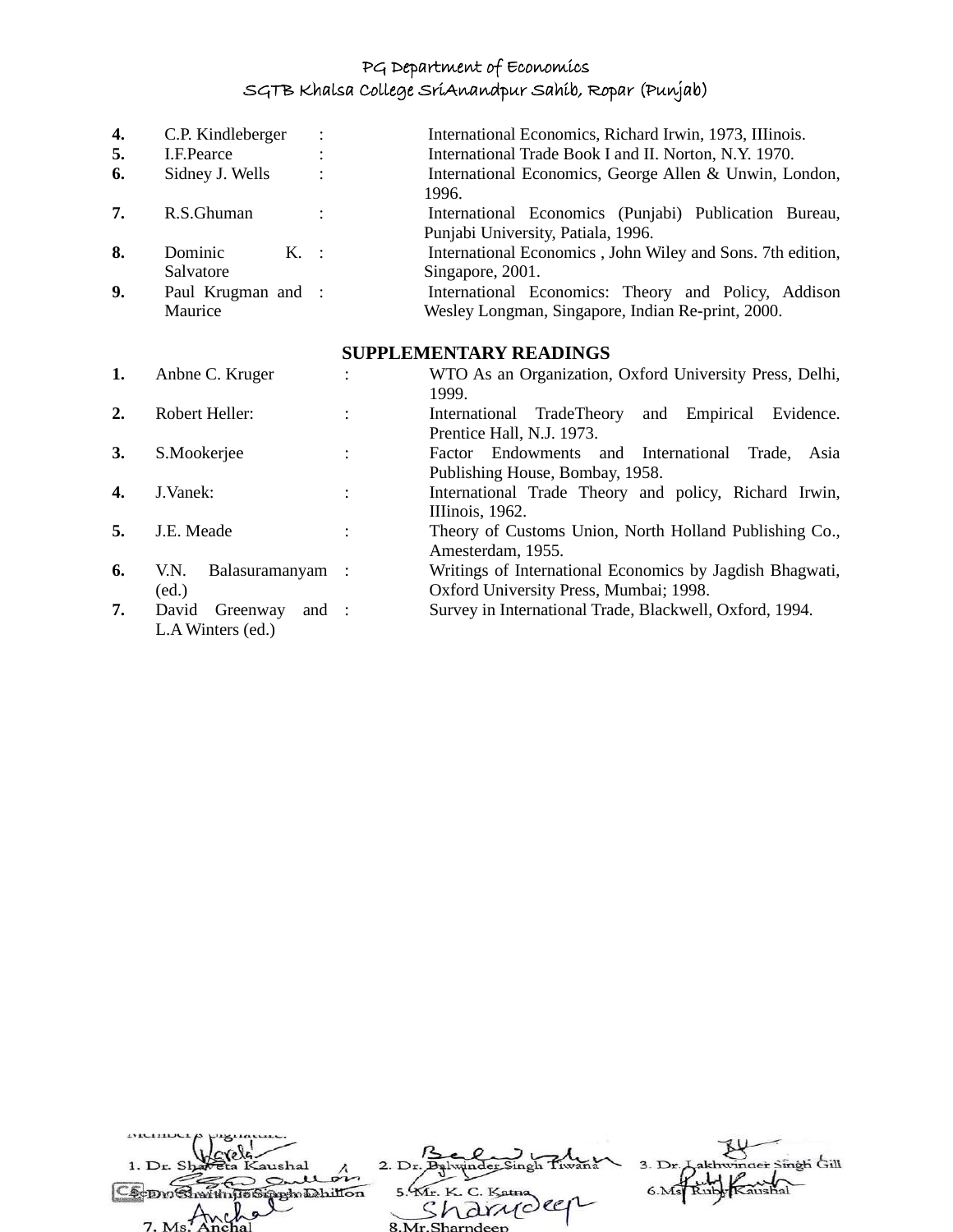| | | | |
|---|---|---|---|
| **4.** | C.P. Kindleberger | : | International Economics, Richard Irwin, 1973, IIIinois. |
| **5.** | I.F.Pearce | : | International Trade Book I and II. Norton, N.Y. 1970. |
| **6.** | Sidney J. Wells | : | International Economics, George Allen & Unwin, London, 1996. |
| **7.** | R.S.Ghuman | : | International Economics (Punjabi) Publication Bureau, Punjabi University, Patiala, 1996. |
| **8.** | Dominic K. Salvatore | : | International Economics , John Wiley and Sons. 7th edition, Singapore, 2001. |
| **9.** | Paul Krugman and Maurice | : | International Economics: Theory and Policy, Addison Wesley Longman, Singapore, Indian Re-print, 2000. |

## SUPPLEMENTARY READINGS

| | | | |
|---|---|---|---|
| **1.** | Anbne C. Kruger | : | WTO As an Organization, Oxford University Press, Delhi, 1999. |
| **2.** | Robert Heller: | : | International TradeTheory and Empirical Evidence. Prentice Hall, N.J. 1973. |
| **3.** | S.Mookerjee | : | Factor Endowments and International Trade, Asia Publishing House, Bombay, 1958. |
| **4.** | J.Vanek: | : | International Trade Theory and policy, Richard Irwin, IIIinois, 1962. |
| **5.** | J.E. Meade | : | Theory of Customs Union, North Holland Publishing Co., Amesterdam, 1955. |
| **6.** | V.N. Balasuramanyam (ed.) | : | Writings of International Economics by Jagdish Bhagwati, Oxford University Press, Mumbai; 1998. |
| **7.** | David Greenway and L.A Winters (ed.) | : | Survey in International Trade, Blackwell, Oxford, 1994. |

Member's Signature:

1. Dr. Shaveta Kaushal
2. Dr. Balwinder Singh Tiwana
3. Dr. Lakhwinder Singh Gill
4. Dr. Shamindra Singh Dhillon
5. Mr. K. C. Katna
6. Ms. Ruby Kaushal
7. Ms. Anchal
8. Mr. Sharndeep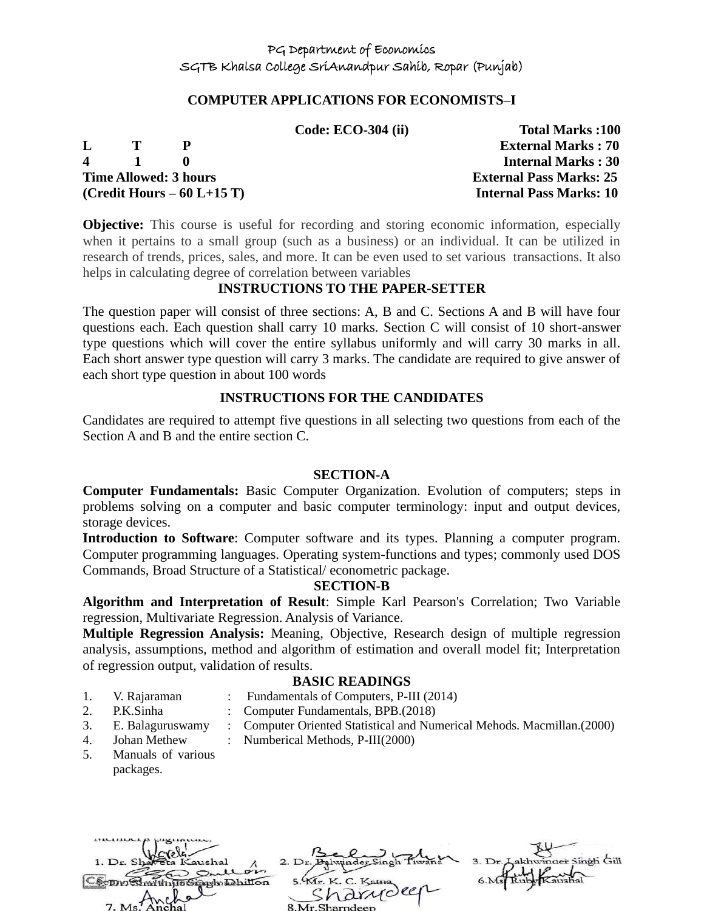PG Department of Economics
SGTB Khalsa College SriAnandpur Sahib, Ropar (Punjab)

# COMPUTER APPLICATIONS FOR ECONOMISTS–I

| | | | Code: ECO-304 (ii) | Total Marks :100 |
|---|---|---|---|---|
| L | T | P | | External Marks : 70 |
| 4 | 1 | 0 | | Internal Marks : 30 |
| Time Allowed: 3 hours | | | | External Pass Marks: 25 |
| (Credit Hours – 60 L+15 T) | | | | Internal Pass Marks: 10 |

**Objective:** This course is useful for recording and storing economic information, especially when it pertains to a small group (such as a business) or an individual. It can be utilized in research of trends, prices, sales, and more. It can be even used to set various transactions. It also helps in calculating degree of correlation between variables

## INSTRUCTIONS TO THE PAPER-SETTER

The question paper will consist of three sections: A, B and C. Sections A and B will have four questions each. Each question shall carry 10 marks. Section C will consist of 10 short-answer type questions which will cover the entire syllabus uniformly and will carry 30 marks in all. Each short answer type question will carry 3 marks. The candidate are required to give answer of each short type question in about 100 words

## INSTRUCTIONS FOR THE CANDIDATES

Candidates are required to attempt five questions in all selecting two questions from each of the Section A and B and the entire section C.

## SECTION-A

**Computer Fundamentals:** Basic Computer Organization. Evolution of computers; steps in problems solving on a computer and basic computer terminology: input and output devices, storage devices.

**Introduction to Software**: Computer software and its types. Planning a computer program. Computer programming languages. Operating system-functions and types; commonly used DOS Commands, Broad Structure of a Statistical/ econometric package.

## SECTION-B

**Algorithm and Interpretation of Result**: Simple Karl Pearson's Correlation; Two Variable regression, Multivariate Regression. Analysis of Variance.

**Multiple Regression Analysis:** Meaning, Objective, Research design of multiple regression analysis, assumptions, method and algorithm of estimation and overall model fit; Interpretation of regression output, validation of results.

## BASIC READINGS

1. V. Rajaraman : Fundamentals of Computers, P-III (2014)
2. P.K.Sinha : Computer Fundamentals, BPB.(2018)
3. E. Balaguruswamy : Computer Oriented Statistical and Numerical Mehods. Macmillan.(2000)
4. Johan Methew : Numberical Methods, P-III(2000)
5. Manuals of various packages.

Members Signature:

1. Dr. Shaveta Kaushal
2. Dr. Balwinder Singh Tiwana
3. Dr. Lakhwinder Singh Gill
4. Dr. Shamindo Singh Dhillon
5. Mr. K. C. Katna
6. Ms. Ruby Kaushal
7. Ms. Anchal
8. Mr. Sharndeep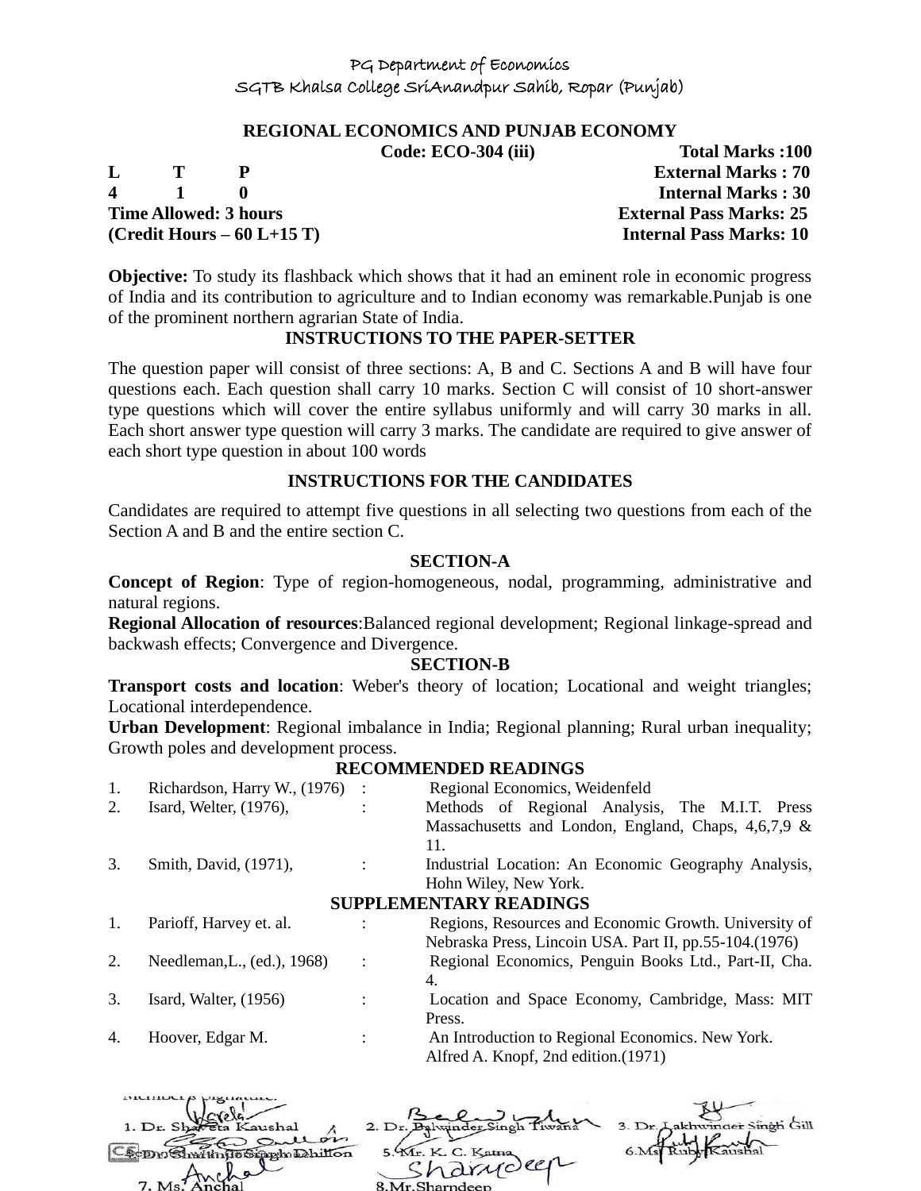PG Department of Economics
SGTB Khalsa College SriAnandpur Sahib, Ropar (Punjab)

# REGIONAL ECONOMICS AND PUNJAB ECONOMY

| | | | | |
|---|---|---|---|---|
| | | | **Code: ECO-304 (iii)** | **Total Marks :100** |
| **L** | **T** | **P** | | **External Marks : 70** |
| **4** | **1** | **0** | | **Internal Marks : 30** |
| **Time Allowed: 3 hours** | | | | **External Pass Marks: 25** |
| **(Credit Hours – 60 L+15 T)** | | | | **Internal Pass Marks: 10** |

**Objective:** To study its flashback which shows that it had an eminent role in economic progress of India and its contribution to agriculture and to Indian economy was remarkable.Punjab is one of the prominent northern agrarian State of India.

## INSTRUCTIONS TO THE PAPER-SETTER

The question paper will consist of three sections: A, B and C. Sections A and B will have four questions each. Each question shall carry 10 marks. Section C will consist of 10 short-answer type questions which will cover the entire syllabus uniformly and will carry 30 marks in all. Each short answer type question will carry 3 marks. The candidate are required to give answer of each short type question in about 100 words

## INSTRUCTIONS FOR THE CANDIDATES

Candidates are required to attempt five questions in all selecting two questions from each of the Section A and B and the entire section C.

## SECTION-A

**Concept of Region**: Type of region-homogeneous, nodal, programming, administrative and natural regions.

**Regional Allocation of resources**:Balanced regional development; Regional linkage-spread and backwash effects; Convergence and Divergence.

## SECTION-B

**Transport costs and location**: Weber's theory of location; Locational and weight triangles; Locational interdependence.

**Urban Development**: Regional imbalance in India; Regional planning; Rural urban inequality; Growth poles and development process.

## RECOMMENDED READINGS

1. Richardson, Harry W., (1976) : Regional Economics, Weidenfeld
2. Isard, Welter, (1976), : Methods of Regional Analysis, The M.I.T. Press Massachusetts and London, England, Chaps, 4,6,7,9 & 11.
3. Smith, David, (1971), : Industrial Location: An Economic Geography Analysis, Hohn Wiley, New York.

## SUPPLEMENTARY READINGS

1. Parioff, Harvey et. al. : Regions, Resources and Economic Growth. University of Nebraska Press, Lincoin USA. Part II, pp.55-104.(1976)
2. Needleman,L., (ed.), 1968) : Regional Economics, Penguin Books Ltd., Part-II, Cha. 4.
3. Isard, Walter, (1956) : Location and Space Economy, Cambridge, Mass: MIT Press.
4. Hoover, Edgar M. : An Introduction to Regional Economics. New York. Alfred A. Knopf, 2nd edition.(1971)

Members Signature:

1. Dr. Shaveta Kaushal 2. Dr. Balwinder Singh Tiwana 3. Dr. Lakhwinder Singh Gill
4. Dr. Shamino Singh Dhillon 5. Mr. K. C. Katna 6. Ms. Ruby Kaushal
7. Ms. Anchal 8. Mr. Sharndeep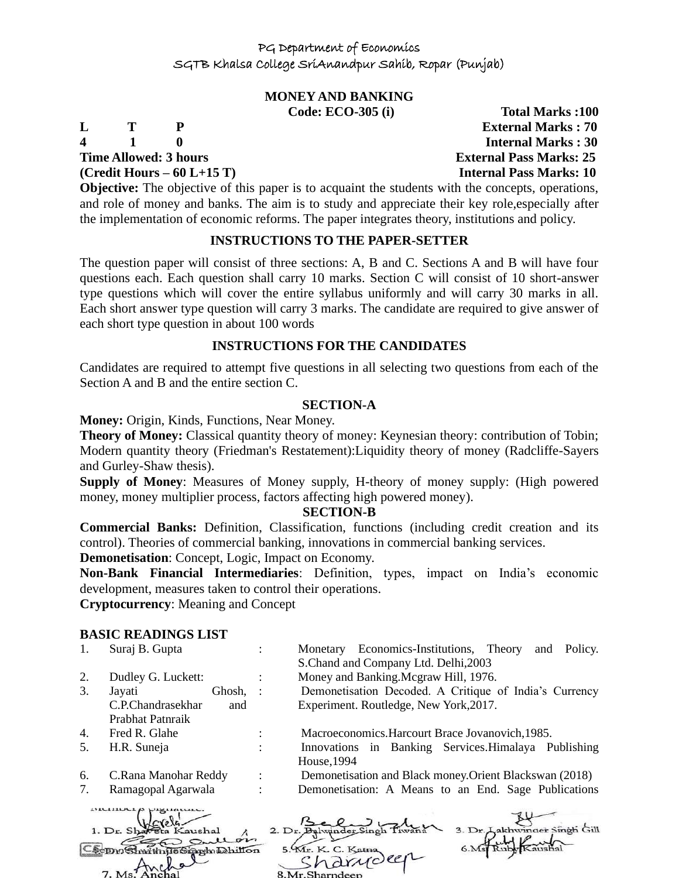PG Department of Economics
SGTB Khalsa College SriAnandpur Sahib, Ropar (Punjab)

## MONEY AND BANKING

**Code: ECO-305 (i)** **Total Marks :100**

| L | T | P | |
|---|---|---|---|
| 4 | 1 | 0 | |

**External Marks : 70**
**Internal Marks : 30**
**Time Allowed: 3 hours** **External Pass Marks: 25**
**(Credit Hours – 60 L+15 T)** **Internal Pass Marks: 10**

**Objective:** The objective of this paper is to acquaint the students with the concepts, operations, and role of money and banks. The aim is to study and appreciate their key role,especially after the implementation of economic reforms. The paper integrates theory, institutions and policy.

### INSTRUCTIONS TO THE PAPER-SETTER

The question paper will consist of three sections: A, B and C. Sections A and B will have four questions each. Each question shall carry 10 marks. Section C will consist of 10 short-answer type questions which will cover the entire syllabus uniformly and will carry 30 marks in all. Each short answer type question will carry 3 marks. The candidate are required to give answer of each short type question in about 100 words

### INSTRUCTIONS FOR THE CANDIDATES

Candidates are required to attempt five questions in all selecting two questions from each of the Section A and B and the entire section C.

### SECTION-A

**Money:** Origin, Kinds, Functions, Near Money.

**Theory of Money:** Classical quantity theory of money: Keynesian theory: contribution of Tobin; Modern quantity theory (Friedman's Restatement):Liquidity theory of money (Radcliffe-Sayers and Gurley-Shaw thesis).

**Supply of Money**: Measures of Money supply, H-theory of money supply: (High powered money, money multiplier process, factors affecting high powered money).

### SECTION-B

**Commercial Banks:** Definition, Classification, functions (including credit creation and its control). Theories of commercial banking, innovations in commercial banking services.

**Demonetisation**: Concept, Logic, Impact on Economy.

**Non-Bank Financial Intermediaries**: Definition, types, impact on India's economic development, measures taken to control their operations.

**Cryptocurrency**: Meaning and Concept

### BASIC READINGS LIST

| | | | |
|---|---|---|---|
| 1. | Suraj B. Gupta | : | Monetary Economics-Institutions, Theory and Policy. S.Chand and Company Ltd. Delhi,2003 |
| 2. | Dudley G. Luckett: | : | Money and Banking.Mcgraw Hill, 1976. |
| 3. | Jayati Ghosh, C.P.Chandrasekhar and Prabhat Patnraik | : | Demonetisation Decoded. A Critique of India's Currency Experiment. Routledge, New York,2017. |
| 4. | Fred R. Glahe | : | Macroeconomics.Harcourt Brace Jovanovich,1985. |
| 5. | H.R. Suneja | : | Innovations in Banking Services.Himalaya Publishing House,1994 |
| 6. | C.Rana Manohar Reddy | : | Demonetisation and Black money.Orient Blackswan (2018) |
| 7. | Ramagopal Agarwala | : | Demonetisation: A Means to an End. Sage Publications |

Member's Signature:

1. Dr. Shaveta Kaushal
2. Dr. Balwinder Singh Tiwana
3. Dr. Lakhwinder Singh Gill
4. Dr. Shamsher Singh Dhillon
5. Mr. K. C. Katna
6. Ms. Ruby Kaushal
7. Ms. Anchal
8. Mr. Sharndeep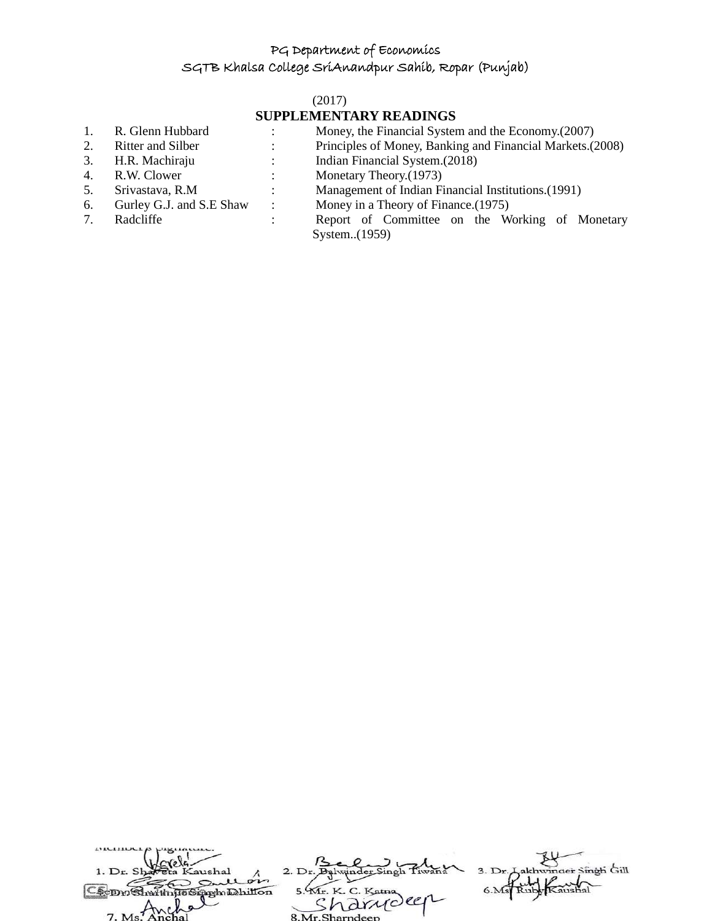PG Department of Economics
SGTB Khalsa College SriAnandpur Sahib, Ropar (Punjab)

(2017)

**SUPPLEMENTARY READINGS**

1. R. Glenn Hubbard : Money, the Financial System and the Economy.(2007)
2. Ritter and Silber : Principles of Money, Banking and Financial Markets.(2008)
3. H.R. Machiraju : Indian Financial System.(2018)
4. R.W. Clower : Monetary Theory.(1973)
5. Srivastava, R.M : Management of Indian Financial Institutions.(1991)
6. Gurley G.J. and S.E Shaw : Money in a Theory of Finance.(1975)
7. Radcliffe : Report of Committee on the Working of Monetary System..(1959)

Member's Signature:

1. Dr. Shaveta Kaushal
2. Dr. Balwinder Singh Tiwana
3. Dr. Lakhwinder Singh Gill
4. Dr. Shaminder Singh Dhillon
5. Mr. K. C. Katna
6. Ms. Ruby Kaushal
7. Ms. Anchal
8. Mr.Sharndeep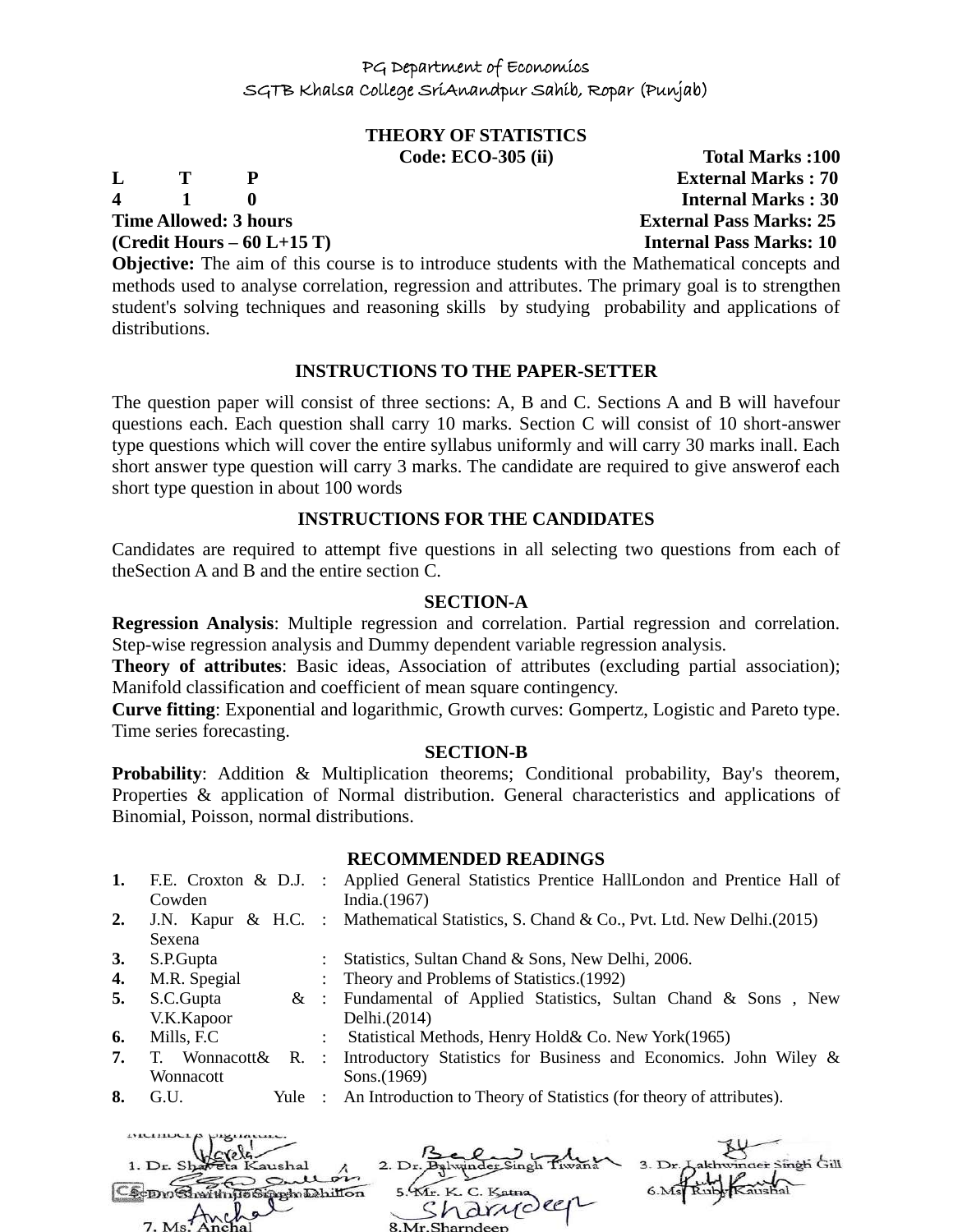PG Department of Economics

SGTB Khalsa College SriAnandpur Sahib, Ropar (Punjab)

## THEORY OF STATISTICS

**Code: ECO-305 (ii)** **Total Marks :100**

| L | T | P | | External Marks : 70 |
|---|---|---|---|---|
| 4 | 1 | 0 | | Internal Marks : 30 |

**Time Allowed: 3 hours** **External Pass Marks: 25**

**(Credit Hours – 60 L+15 T)** **Internal Pass Marks: 10**

**Objective:** The aim of this course is to introduce students with the Mathematical concepts and methods used to analyse correlation, regression and attributes. The primary goal is to strengthen student's solving techniques and reasoning skills by studying probability and applications of distributions.

### INSTRUCTIONS TO THE PAPER-SETTER

The question paper will consist of three sections: A, B and C. Sections A and B will havefour questions each. Each question shall carry 10 marks. Section C will consist of 10 short-answer type questions which will cover the entire syllabus uniformly and will carry 30 marks inall. Each short answer type question will carry 3 marks. The candidate are required to give answerof each short type question in about 100 words

### INSTRUCTIONS FOR THE CANDIDATES

Candidates are required to attempt five questions in all selecting two questions from each of theSection A and B and the entire section C.

### SECTION-A

**Regression Analysis**: Multiple regression and correlation. Partial regression and correlation. Step-wise regression analysis and Dummy dependent variable regression analysis.

**Theory of attributes**: Basic ideas, Association of attributes (excluding partial association); Manifold classification and coefficient of mean square contingency.

**Curve fitting**: Exponential and logarithmic, Growth curves: Gompertz, Logistic and Pareto type. Time series forecasting.

### SECTION-B

**Probability**: Addition & Multiplication theorems; Conditional probability, Bay's theorem, Properties & application of Normal distribution. General characteristics and applications of Binomial, Poisson, normal distributions.

### RECOMMENDED READINGS

| | | | |
|---|---|---|---|
| **1.** | F.E. Croxton & D.J. Cowden | : | Applied General Statistics Prentice HallLondon and Prentice Hall of India.(1967) |
| **2.** | J.N. Kapur & H.C. Sexena | : | Mathematical Statistics, S. Chand & Co., Pvt. Ltd. New Delhi.(2015) |
| **3.** | S.P.Gupta | : | Statistics, Sultan Chand & Sons, New Delhi, 2006. |
| **4.** | M.R. Spegial | : | Theory and Problems of Statistics.(1992) |
| **5.** | S.C.Gupta & V.K.Kapoor | : | Fundamental of Applied Statistics, Sultan Chand & Sons , New Delhi.(2014) |
| **6.** | Mills, F.C | : | Statistical Methods, Henry Hold& Co. New York(1965) |
| **7.** | T. Wonnacott& R. Wonnacott | : | Introductory Statistics for Business and Economics. John Wiley & Sons.(1969) |
| **8.** | G.U. Yule | : | An Introduction to Theory of Statistics (for theory of attributes). |

Member's Signature:

1. Dr. Shaveta Kaushal 2. Dr. Balwinder Singh Tiwana 3. Dr. Lakhwinder Singh Gill

4. Dr. Sharminder Singh Dhillon 5. Mr. K. C. Katna 6. Ms. Ruby Kaushal

7. Ms. Anchal 8. Mr. Sharndeep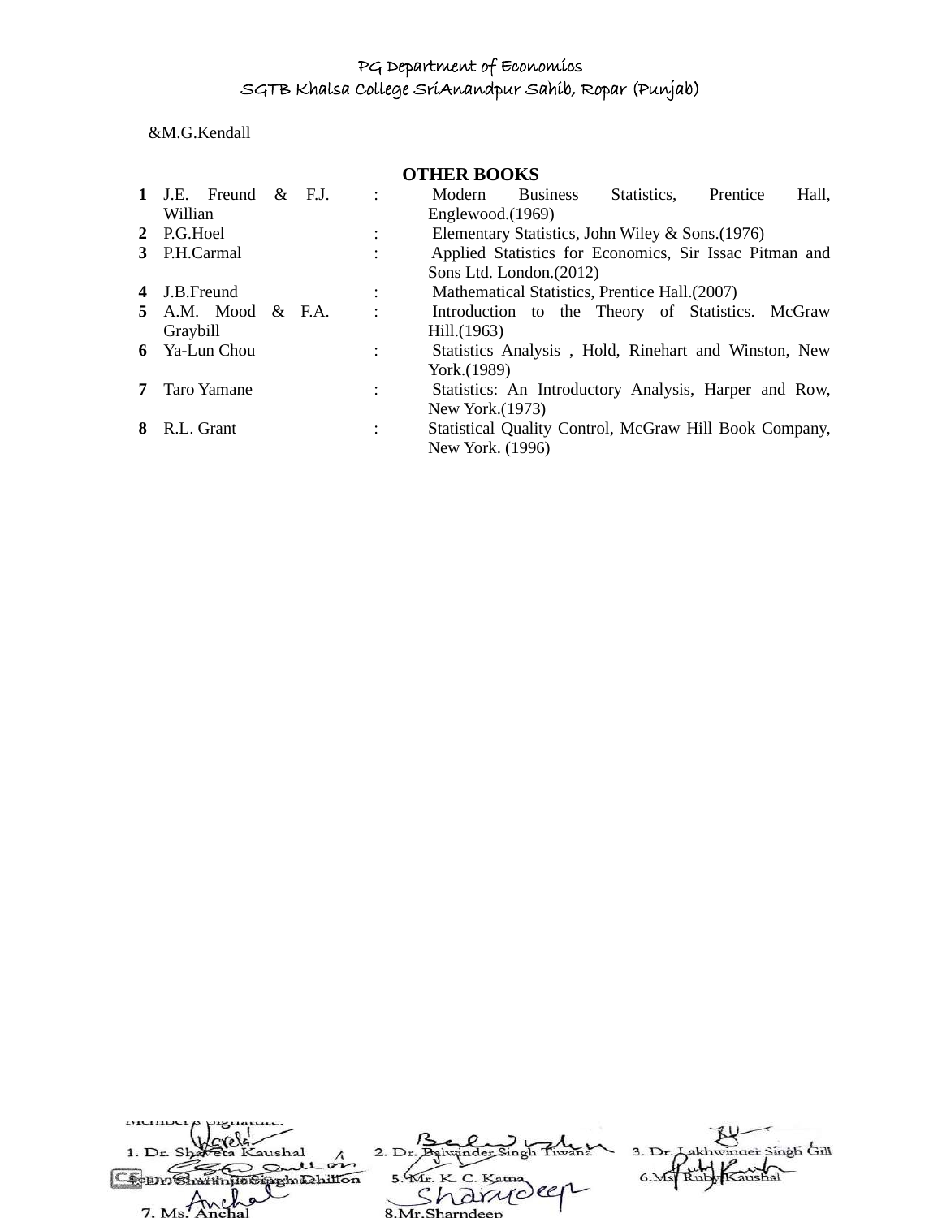&M.G.Kendall

**OTHER BOOKS**

| | | | |
|---|---|---|---|
| **1** | J.E. Freund & F.J. Willian | : | Modern Business Statistics, Prentice Hall, Englewood.(1969) |
| **2** | P.G.Hoel | : | Elementary Statistics, John Wiley & Sons.(1976) |
| **3** | P.H.Carmal | : | Applied Statistics for Economics, Sir Issac Pitman and Sons Ltd. London.(2012) |
| **4** | J.B.Freund | : | Mathematical Statistics, Prentice Hall.(2007) |
| **5** | A.M. Mood & F.A. Graybill | : | Introduction to the Theory of Statistics. McGraw Hill.(1963) |
| **6** | Ya-Lun Chou | : | Statistics Analysis , Hold, Rinehart and Winston, New York.(1989) |
| **7** | Taro Yamane | : | Statistics: An Introductory Analysis, Harper and Row, New York.(1973) |
| **8** | R.L. Grant | : | Statistical Quality Control, McGraw Hill Book Company, New York. (1996) |

Member's Signature:

1. Dr. Shaveta Kaushal
2. Dr. Balwinder Singh Tiwana
3. Dr. Lakhwinder Singh Gill
4. Dr. Sharanjit Singh Dhillon
5. Mr. K. C. Katna
6. Ms. Ruby Kaushal
7. Ms. Anchal
8. Mr. Sharndeep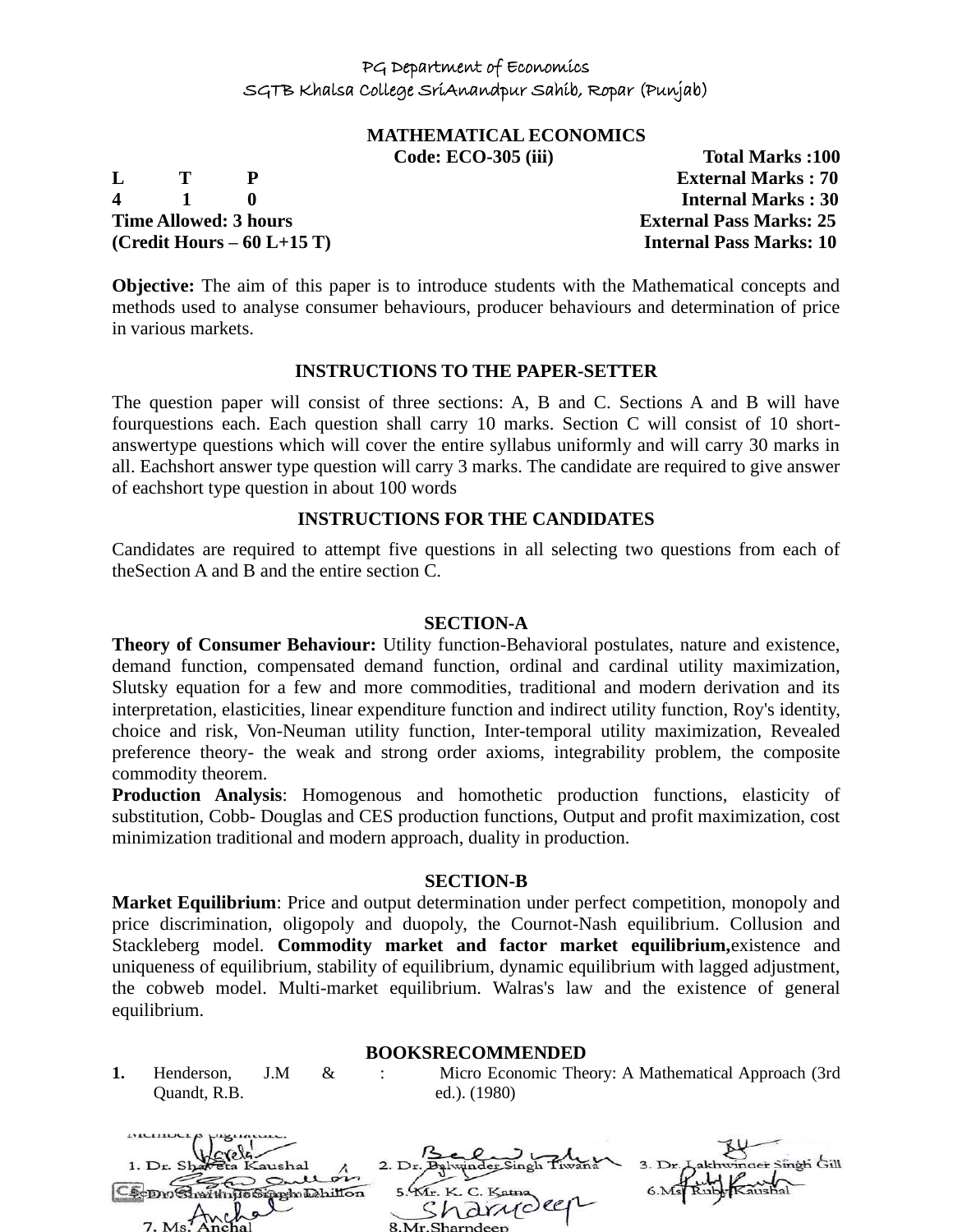PG Department of Economics
SGTB Khalsa College SriAnandpur Sahib, Ropar (Punjab)

# MATHEMATICAL ECONOMICS

**Code: ECO-305 (iii)** **Total Marks :100**

| L | T | P | | |
|---|---|---|---|---|
| 4 | 1 | 0 | | **External Marks : 70** |
| | | | | **Internal Marks : 30** |

**Time Allowed: 3 hours** **External Pass Marks: 25**

**(Credit Hours – 60 L+15 T)** **Internal Pass Marks: 10**

**Objective:** The aim of this paper is to introduce students with the Mathematical concepts and methods used to analyse consumer behaviours, producer behaviours and determination of price in various markets.

## INSTRUCTIONS TO THE PAPER-SETTER

The question paper will consist of three sections: A, B and C. Sections A and B will have fourquestions each. Each question shall carry 10 marks. Section C will consist of 10 short-answertype questions which will cover the entire syllabus uniformly and will carry 30 marks in all. Eachshort answer type question will carry 3 marks. The candidate are required to give answer of eachshort type question in about 100 words

## INSTRUCTIONS FOR THE CANDIDATES

Candidates are required to attempt five questions in all selecting two questions from each of theSection A and B and the entire section C.

## SECTION-A

**Theory of Consumer Behaviour:** Utility function-Behavioral postulates, nature and existence, demand function, compensated demand function, ordinal and cardinal utility maximization, Slutsky equation for a few and more commodities, traditional and modern derivation and its interpretation, elasticities, linear expenditure function and indirect utility function, Roy's identity, choice and risk, Von-Neuman utility function, Inter-temporal utility maximization, Revealed preference theory- the weak and strong order axioms, integrability problem, the composite commodity theorem.

**Production Analysis**: Homogenous and homothetic production functions, elasticity of substitution, Cobb- Douglas and CES production functions, Output and profit maximization, cost minimization traditional and modern approach, duality in production.

## SECTION-B

**Market Equilibrium**: Price and output determination under perfect competition, monopoly and price discrimination, oligopoly and duopoly, the Cournot-Nash equilibrium. Collusion and Stackleberg model. **Commodity market and factor market equilibrium,**existence and uniqueness of equilibrium, stability of equilibrium, dynamic equilibrium with lagged adjustment, the cobweb model. Multi-market equilibrium. Walras's law and the existence of general equilibrium.

## BOOKSRECOMMENDED

1. Henderson, J.M & Quandt, R.B. : Micro Economic Theory: A Mathematical Approach (3rd ed.). (1980)

Members Signature:
1. Dr. Shaveta Kaushal 2. Dr. Balwinder Singh Tiwana 3. Dr. Lakhwinder Singh Gill
4. Dr. Shamsher Singh Dhillon 5. Mr. K. C. Katna 6. Ms. Ruby Kaushal
7. Ms. Anchal 8. Mr. Sharndeep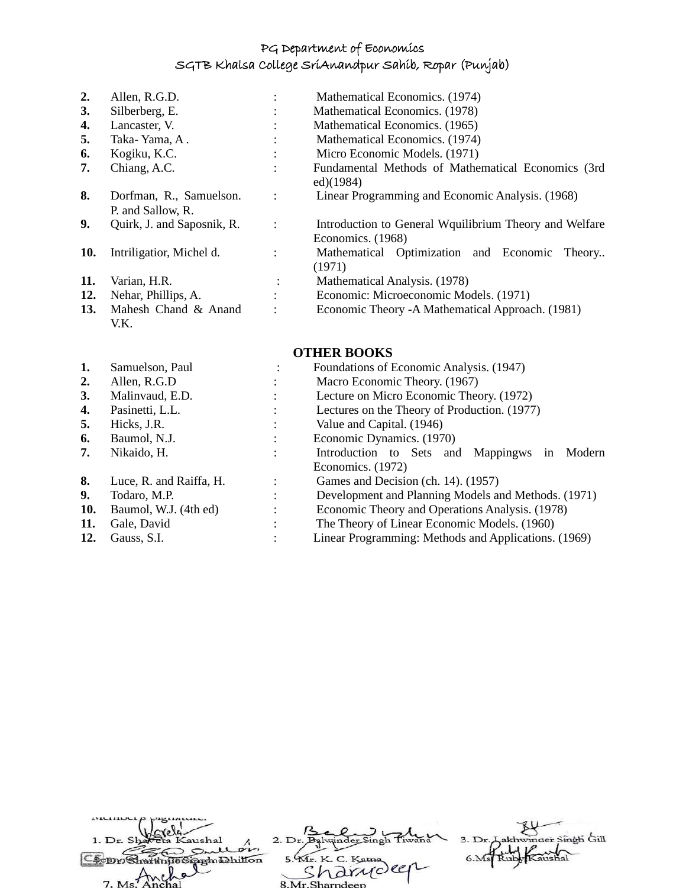| | | | |
|---|---|---|---|
| **2.** | Allen, R.G.D. | : | Mathematical Economics. (1974) |
| **3.** | Silberberg, E. | : | Mathematical Economics. (1978) |
| **4.** | Lancaster, V. | : | Mathematical Economics. (1965) |
| **5.** | Taka- Yama, A . | : | Mathematical Economics. (1974) |
| **6.** | Kogiku, K.C. | : | Micro Economic Models. (1971) |
| **7.** | Chiang, A.C. | : | Fundamental Methods of Mathematical Economics (3rd ed)(1984) |
| **8.** | Dorfman, R., Samuelson. P. and Sallow, R. | : | Linear Programming and Economic Analysis. (1968) |
| **9.** | Quirk, J. and Saposnik, R. | : | Introduction to General Wquilibrium Theory and Welfare Economics. (1968) |
| **10.** | Intriligatior, Michel d. | : | Mathematical Optimization and Economic Theory.. (1971) |
| **11.** | Varian, H.R. | : | Mathematical Analysis. (1978) |
| **12.** | Nehar, Phillips, A. | : | Economic: Microeconomic Models. (1971) |
| **13.** | Mahesh Chand & Anand V.K. | : | Economic Theory -A Mathematical Approach. (1981) |

## OTHER BOOKS

| | | | |
|---|---|---|---|
| **1.** | Samuelson, Paul | : | Foundations of Economic Analysis. (1947) |
| **2.** | Allen, R.G.D | : | Macro Economic Theory. (1967) |
| **3.** | Malinvaud, E.D. | : | Lecture on Micro Economic Theory. (1972) |
| **4.** | Pasinetti, L.L. | : | Lectures on the Theory of Production. (1977) |
| **5.** | Hicks, J.R. | : | Value and Capital. (1946) |
| **6.** | Baumol, N.J. | : | Economic Dynamics. (1970) |
| **7.** | Nikaido, H. | : | Introduction to Sets and Mappingws in Modern Economics. (1972) |
| **8.** | Luce, R. and Raiffa, H. | : | Games and Decision (ch. 14). (1957) |
| **9.** | Todaro, M.P. | : | Development and Planning Models and Methods. (1971) |
| **10.** | Baumol, W.J. (4th ed) | : | Economic Theory and Operations Analysis. (1978) |
| **11.** | Gale, David | : | The Theory of Linear Economic Models. (1960) |
| **12.** | Gauss, S.I. | : | Linear Programming: Methods and Applications. (1969) |

Member's Signature:

1. Dr. Shaveta Kaushal    2. Dr. Balwinder Singh Tiwana    3. Dr. Lakhwinder Singh Gill

4. Dr. Shalinder Singh Dhillon    5. Mr. K. C. Katna    6. Ms. Ruby Kaushal

7. Ms. Anchal    8. Mr. Sharndeep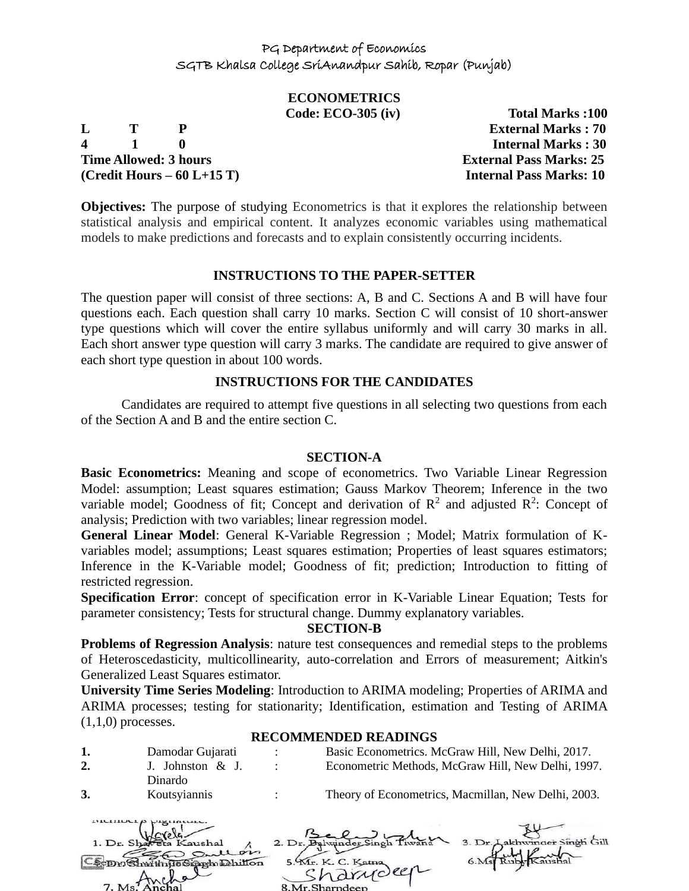PG Department of Economics
SGTB Khalsa College SriAnandpur Sahib, Ropar (Punjab)

# ECONOMETRICS

**Code: ECO-305 (iv)**

| | | |
|---|---|---|
| **L T P** | | **Total Marks :100** |
| **4 1 0** | | **External Marks : 70** |
| | | **Internal Marks : 30** |
| **Time Allowed: 3 hours** | | **External Pass Marks: 25** |
| **(Credit Hours – 60 L+15 T)** | | **Internal Pass Marks: 10** |

**Objectives:** The purpose of studying Econometrics is that it explores the relationship between statistical analysis and empirical content. It analyzes economic variables using mathematical models to make predictions and forecasts and to explain consistently occurring incidents.

## INSTRUCTIONS TO THE PAPER-SETTER

The question paper will consist of three sections: A, B and C. Sections A and B will have four questions each. Each question shall carry 10 marks. Section C will consist of 10 short-answer type questions which will cover the entire syllabus uniformly and will carry 30 marks in all. Each short answer type question will carry 3 marks. The candidate are required to give answer of each short type question in about 100 words.

## INSTRUCTIONS FOR THE CANDIDATES

Candidates are required to attempt five questions in all selecting two questions from each of the Section A and B and the entire section C.

## SECTION-A

**Basic Econometrics:** Meaning and scope of econometrics. Two Variable Linear Regression Model: assumption; Least squares estimation; Gauss Markov Theorem; Inference in the two variable model; Goodness of fit; Concept and derivation of $R^2$ and adjusted $R^2$: Concept of analysis; Prediction with two variables; linear regression model.

**General Linear Model**: General K-Variable Regression ; Model; Matrix formulation of K-variables model; assumptions; Least squares estimation; Properties of least squares estimators; Inference in the K-Variable model; Goodness of fit; prediction; Introduction to fitting of restricted regression.

**Specification Error**: concept of specification error in K-Variable Linear Equation; Tests for parameter consistency; Tests for structural change. Dummy explanatory variables.

## SECTION-B

**Problems of Regression Analysis**: nature test consequences and remedial steps to the problems of Heteroscedasticity, multicollinearity, auto-correlation and Errors of measurement; Aitkin's Generalized Least Squares estimator.

**University Time Series Modeling**: Introduction to ARIMA modeling; Properties of ARIMA and ARIMA processes; testing for stationarity; Identification, estimation and Testing of ARIMA (1,1,0) processes.

## RECOMMENDED READINGS

| | | | |
|---|---|---|---|
| **1.** | Damodar Gujarati | : | Basic Econometrics. McGraw Hill, New Delhi, 2017. |
| **2.** | J. Johnston & J. Dinardo | : | Econometric Methods, McGraw Hill, New Delhi, 1997. |
| **3.** | Koutsyiannis | : | Theory of Econometrics, Macmillan, New Delhi, 2003. |

Member's Signature:

1. Dr. Shaveta Kaushal
2. Dr. Balwinder Singh Tiwana
3. Dr. Lakhwinder Singh Gill
4. Dr. Sharinjit Singh Dhillon
5. Mr. K. C. Katna
6. Ms. Ruby Kaushal
7. Ms. Anchal
8. Mr. Sharndeep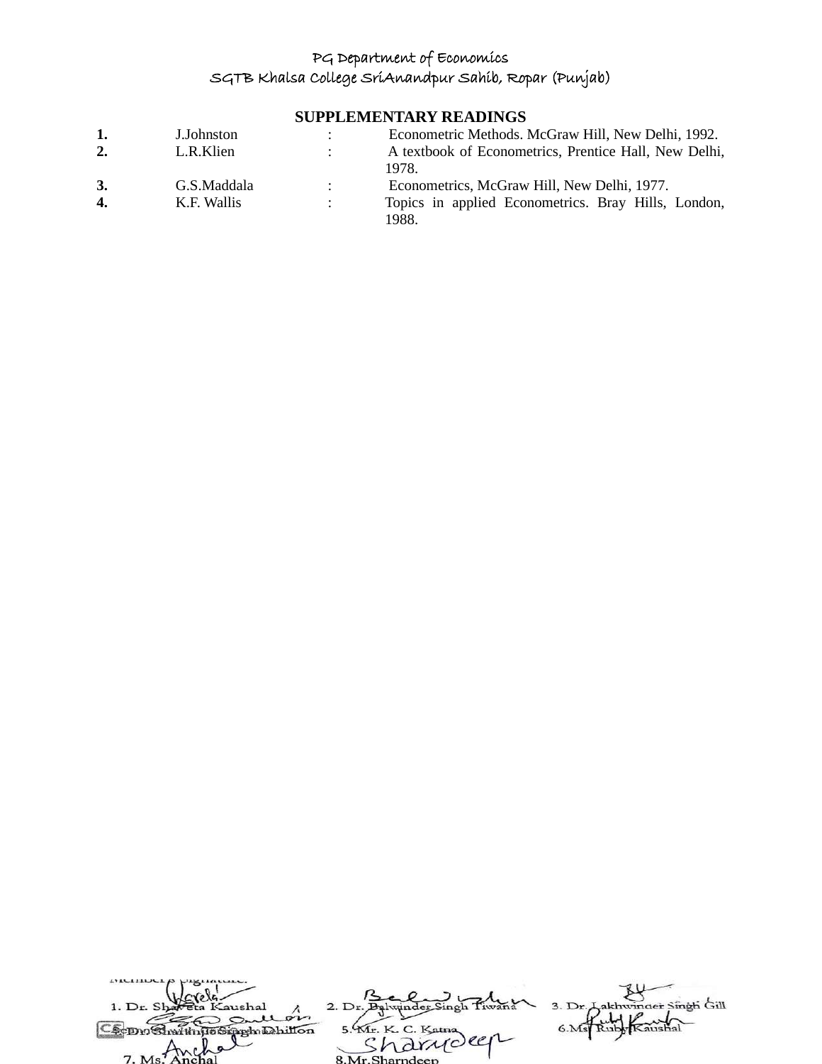**SUPPLEMENTARY READINGS**

| | | | |
|---|---|---|---|
| **1.** | J.Johnston | : | Econometric Methods. McGraw Hill, New Delhi, 1992. |
| **2.** | L.R.Klien | : | A textbook of Econometrics, Prentice Hall, New Delhi, 1978. |
| **3.** | G.S.Maddala | : | Econometrics, McGraw Hill, New Delhi, 1977. |
| **4.** | K.F. Wallis | : | Topics in applied Econometrics. Bray Hills, London, 1988. |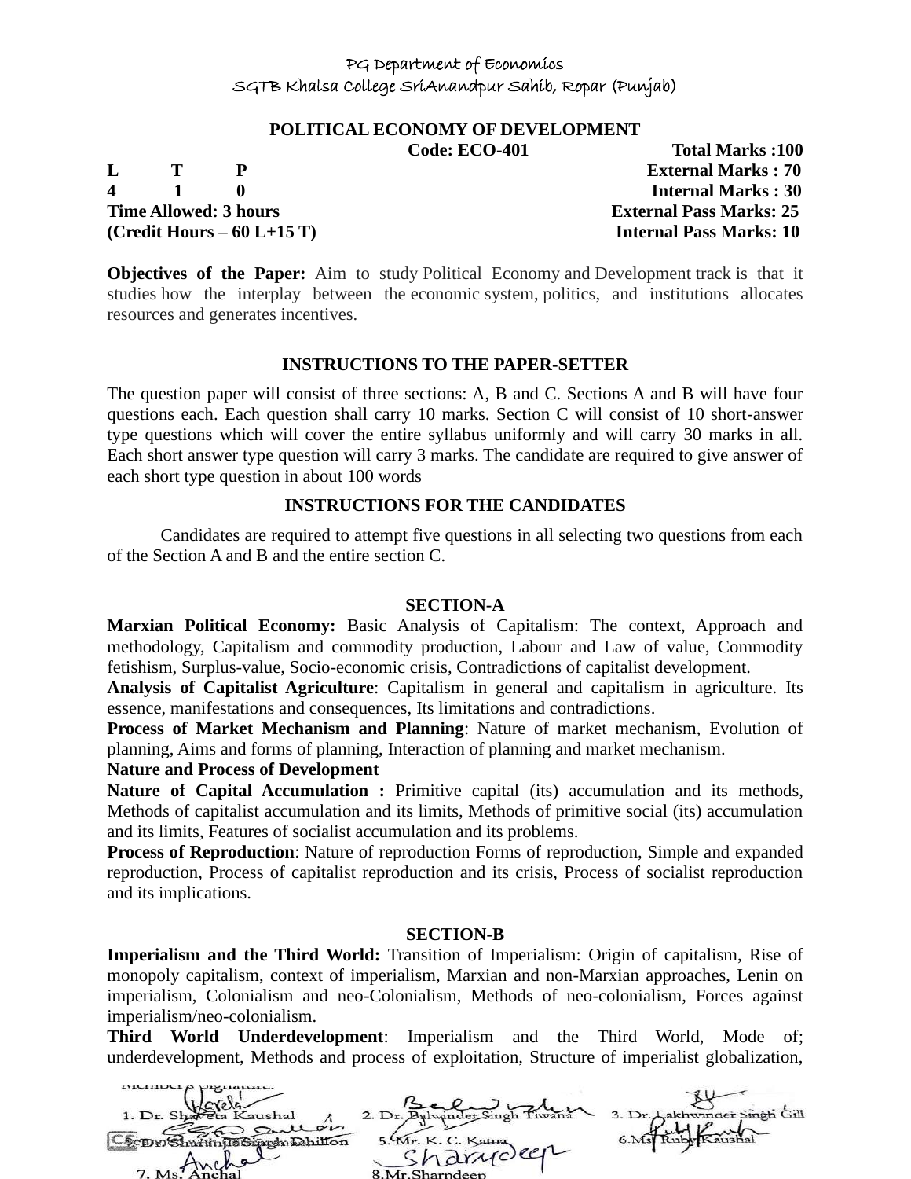PG Department of Economics
SGTB Khalsa College SriAnandpur Sahib, Ropar (Punjab)

## POLITICAL ECONOMY OF DEVELOPMENT

**Code: ECO-401** **Total Marks :100**

| L | T | P | | |
|---|---|---|---|---|
| 4 | 1 | 0 | | **External Marks : 70** |
| | | | | **Internal Marks : 30** |

**Time Allowed: 3 hours** **External Pass Marks: 25**

**(Credit Hours – 60 L+15 T)** **Internal Pass Marks: 10**

**Objectives of the Paper:** Aim to study Political Economy and Development track is that it studies how the interplay between the economic system, politics, and institutions allocates resources and generates incentives.

### INSTRUCTIONS TO THE PAPER-SETTER

The question paper will consist of three sections: A, B and C. Sections A and B will have four questions each. Each question shall carry 10 marks. Section C will consist of 10 short-answer type questions which will cover the entire syllabus uniformly and will carry 30 marks in all. Each short answer type question will carry 3 marks. The candidate are required to give answer of each short type question in about 100 words

### INSTRUCTIONS FOR THE CANDIDATES

Candidates are required to attempt five questions in all selecting two questions from each of the Section A and B and the entire section C.

### SECTION-A

**Marxian Political Economy:** Basic Analysis of Capitalism: The context, Approach and methodology, Capitalism and commodity production, Labour and Law of value, Commodity fetishism, Surplus-value, Socio-economic crisis, Contradictions of capitalist development.

**Analysis of Capitalist Agriculture**: Capitalism in general and capitalism in agriculture. Its essence, manifestations and consequences, Its limitations and contradictions.

**Process of Market Mechanism and Planning**: Nature of market mechanism, Evolution of planning, Aims and forms of planning, Interaction of planning and market mechanism.

**Nature and Process of Development**

**Nature of Capital Accumulation :** Primitive capital (its) accumulation and its methods, Methods of capitalist accumulation and its limits, Methods of primitive social (its) accumulation and its limits, Features of socialist accumulation and its problems.

**Process of Reproduction**: Nature of reproduction Forms of reproduction, Simple and expanded reproduction, Process of capitalist reproduction and its crisis, Process of socialist reproduction and its implications.

### SECTION-B

**Imperialism and the Third World:** Transition of Imperialism: Origin of capitalism, Rise of monopoly capitalism, context of imperialism, Marxian and non-Marxian approaches, Lenin on imperialism, Colonialism and neo-Colonialism, Methods of neo-colonialism, Forces against imperialism/neo-colonialism.

**Third World Underdevelopment**: Imperialism and the Third World, Mode of; underdevelopment, Methods and process of exploitation, Structure of imperialist globalization,

Member's Signature:
1. Dr. Shaveta Kaushal 2. Dr. Balwinder Singh Tiwana 3. Dr. Lakhwinder Singh Gill
4. Dr. Sharanjit Singh Dhillon 5. Mr. K. C. Katna 6. Ms. Ruby Kaushal
7. Ms. Anchal 8. Mr. Sharndeep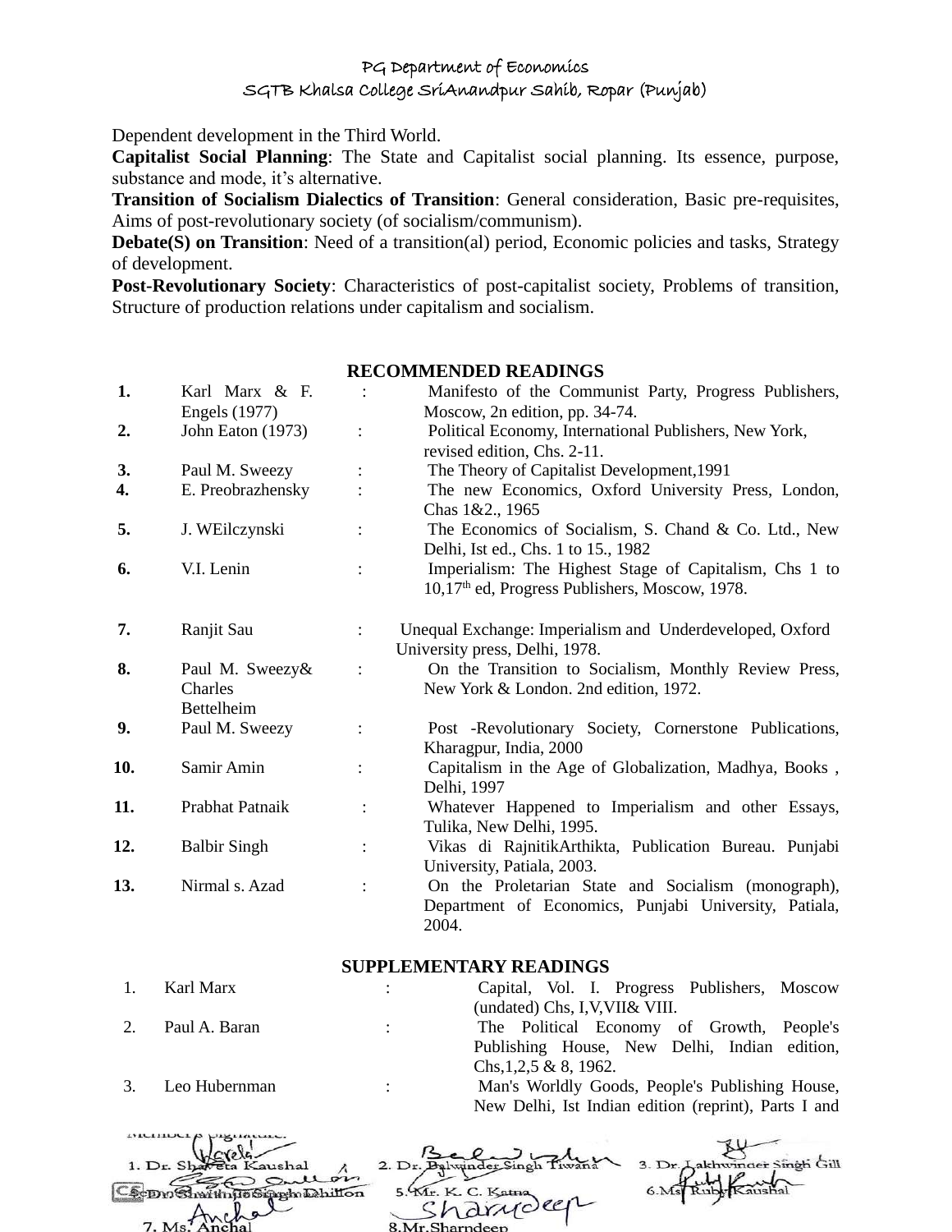Dependent development in the Third World.

**Capitalist Social Planning**: The State and Capitalist social planning. Its essence, purpose, substance and mode, it's alternative.

**Transition of Socialism Dialectics of Transition**: General consideration, Basic pre-requisites, Aims of post-revolutionary society (of socialism/communism).

**Debate(S) on Transition**: Need of a transition(al) period, Economic policies and tasks, Strategy of development.

**Post-Revolutionary Society**: Characteristics of post-capitalist society, Problems of transition, Structure of production relations under capitalism and socialism.

## RECOMMENDED READINGS

| | | | |
|---|---|---|---|
| **1.** | Karl Marx & F. Engels (1977) | : | Manifesto of the Communist Party, Progress Publishers, Moscow, 2n edition, pp. 34-74. |
| **2.** | John Eaton (1973) | : | Political Economy, International Publishers, New York, revised edition, Chs. 2-11. |
| **3.** | Paul M. Sweezy | : | The Theory of Capitalist Development,1991 |
| **4.** | E. Preobrazhensky | : | The new Economics, Oxford University Press, London, Chas 1&2., 1965 |
| **5.** | J. WEilczynski | : | The Economics of Socialism, S. Chand & Co. Ltd., New Delhi, Ist ed., Chs. 1 to 15., 1982 |
| **6.** | V.I. Lenin | : | Imperialism: The Highest Stage of Capitalism, Chs 1 to 10,17th ed, Progress Publishers, Moscow, 1978. |
| **7.** | Ranjit Sau | : | Unequal Exchange: Imperialism and Underdeveloped, Oxford University press, Delhi, 1978. |
| **8.** | Paul M. Sweezy& Charles Bettelheim | : | On the Transition to Socialism, Monthly Review Press, New York & London. 2nd edition, 1972. |
| **9.** | Paul M. Sweezy | : | Post -Revolutionary Society, Cornerstone Publications, Kharagpur, India, 2000 |
| **10.** | Samir Amin | : | Capitalism in the Age of Globalization, Madhya, Books , Delhi, 1997 |
| **11.** | Prabhat Patnaik | : | Whatever Happened to Imperialism and other Essays, Tulika, New Delhi, 1995. |
| **12.** | Balbir Singh | : | Vikas di RajnitikArthikta, Publication Bureau. Punjabi University, Patiala, 2003. |
| **13.** | Nirmal s. Azad | : | On the Proletarian State and Socialism (monograph), Department of Economics, Punjabi University, Patiala, 2004. |

## SUPPLEMENTARY READINGS

| | | | |
|---|---|---|---|
| 1. | Karl Marx | : | Capital, Vol. I. Progress Publishers, Moscow (undated) Chs, I,V,VII& VIII. |
| 2. | Paul A. Baran | : | The Political Economy of Growth, People's Publishing House, New Delhi, Indian edition, Chs,1,2,5 & 8, 1962. |
| 3. | Leo Hubernman | : | Man's Worldly Goods, People's Publishing House, New Delhi, Ist Indian edition (reprint), Parts I and |

Member's Signature:

1. Dr. Shaveta Kaushal 2. Dr. Balwinder Singh Tiwana 3. Dr. Lakhwinder Singh Gill
4. Dr. Shamino Singh Dhillon 5. Mr. K. C. Katna 6. Ms. Ruby Kaushal
7. Ms. Anchal 8. Mr. Sharndeep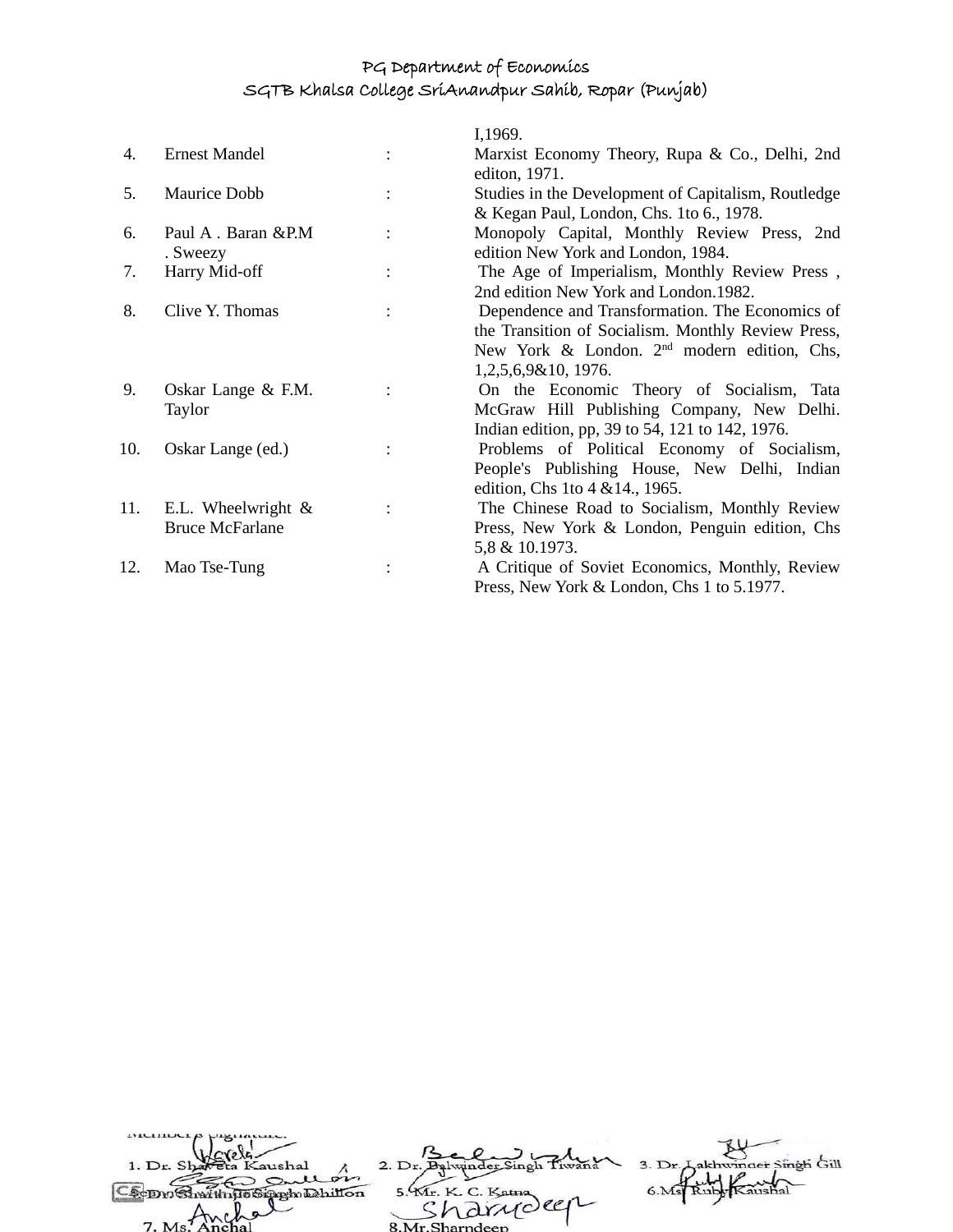| | | | |
|---|---|---|---|
| | | | I,1969. |
| 4. | Ernest Mandel | : | Marxist Economy Theory, Rupa & Co., Delhi, 2nd editon, 1971. |
| 5. | Maurice Dobb | : | Studies in the Development of Capitalism, Routledge & Kegan Paul, London, Chs. 1to 6., 1978. |
| 6. | Paul A . Baran &P.M . Sweezy | : | Monopoly Capital, Monthly Review Press, 2nd edition New York and London, 1984. |
| 7. | Harry Mid-off | : | The Age of Imperialism, Monthly Review Press , 2nd edition New York and London.1982. |
| 8. | Clive Y. Thomas | : | Dependence and Transformation. The Economics of the Transition of Socialism. Monthly Review Press, New York & London. 2nd modern edition, Chs, 1,2,5,6,9&10, 1976. |
| 9. | Oskar Lange & F.M. Taylor | : | On the Economic Theory of Socialism, Tata McGraw Hill Publishing Company, New Delhi. Indian edition, pp, 39 to 54, 121 to 142, 1976. |
| 10. | Oskar Lange (ed.) | : | Problems of Political Economy of Socialism, People's Publishing House, New Delhi, Indian edition, Chs 1to 4 &14., 1965. |
| 11. | E.L. Wheelwright & Bruce McFarlane | : | The Chinese Road to Socialism, Monthly Review Press, New York & London, Penguin edition, Chs 5,8 & 10.1973. |
| 12. | Mao Tse-Tung | : | A Critique of Soviet Economics, Monthly, Review Press, New York & London, Chs 1 to 5.1977. |

Members Signature:

1. Dr. Shaveta Kaushal 2. Dr. Balwinder Singh Tiwana 3. Dr. Lakhwinder Singh Gill
4. Dr. Shamsher Singh Dhillon 5. Mr. K. C. Katna 6. Ms. Ruby Kaushal
7. Ms. Anchal 8. Mr. Sharndeep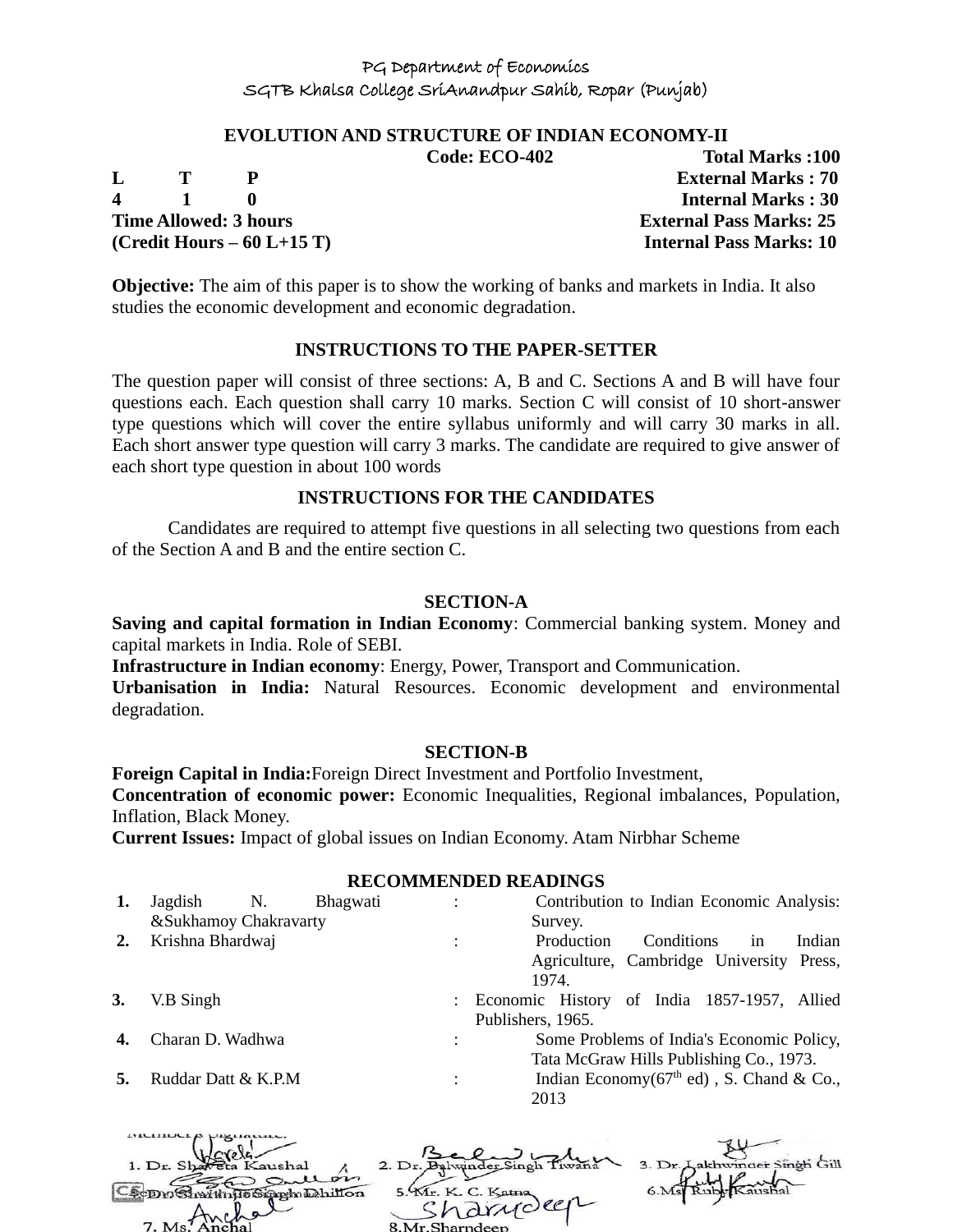PG Department of Economics
SGTB Khalsa College SriAnandpur Sahib, Ropar (Punjab)

# EVOLUTION AND STRUCTURE OF INDIAN ECONOMY-II

**Code: ECO-402** **Total Marks :100**

| L | T | P | | External Marks : 70 |
|---|---|---|---|---|
| 4 | 1 | 0 | | Internal Marks : 30 |

**Time Allowed: 3 hours** **External Pass Marks: 25**
**(Credit Hours – 60 L+15 T)** **Internal Pass Marks: 10**

**Objective:** The aim of this paper is to show the working of banks and markets in India. It also studies the economic development and economic degradation.

## INSTRUCTIONS TO THE PAPER-SETTER

The question paper will consist of three sections: A, B and C. Sections A and B will have four questions each. Each question shall carry 10 marks. Section C will consist of 10 short-answer type questions which will cover the entire syllabus uniformly and will carry 30 marks in all. Each short answer type question will carry 3 marks. The candidate are required to give answer of each short type question in about 100 words

## INSTRUCTIONS FOR THE CANDIDATES

Candidates are required to attempt five questions in all selecting two questions from each of the Section A and B and the entire section C.

## SECTION-A

**Saving and capital formation in Indian Economy**: Commercial banking system. Money and capital markets in India. Role of SEBI.

**Infrastructure in Indian economy**: Energy, Power, Transport and Communication.

**Urbanisation in India:** Natural Resources. Economic development and environmental degradation.

## SECTION-B

**Foreign Capital in India:**Foreign Direct Investment and Portfolio Investment,

**Concentration of economic power:** Economic Inequalities, Regional imbalances, Population, Inflation, Black Money.

**Current Issues:** Impact of global issues on Indian Economy. Atam Nirbhar Scheme

## RECOMMENDED READINGS

| | | | |
|---|---|---|---|
| 1. | Jagdish N. Bhagwati &Sukhamoy Chakravarty | : | Contribution to Indian Economic Analysis: Survey. |
| 2. | Krishna Bhardwaj | : | Production Conditions in Indian Agriculture, Cambridge University Press, 1974. |
| 3. | V.B Singh | : | Economic History of India 1857-1957, Allied Publishers, 1965. |
| 4. | Charan D. Wadhwa | : | Some Problems of India's Economic Policy, Tata McGraw Hills Publishing Co., 1973. |
| 5. | Ruddar Datt & K.P.M | : | Indian Economy(67th ed) , S. Chand & Co., 2013 |

Member's Signature:

1. Dr. Shaveta Kaushal 2. Dr. Balwinder Singh Tiwana 3. Dr. Lakhwinder Singh Gill
4. Dr. Shamindra Singh Dhillon 5. Mr. K. C. Katna 6. Ms. Ruby Kaushal
7. Ms. Anchal 8. Mr. Sharndeep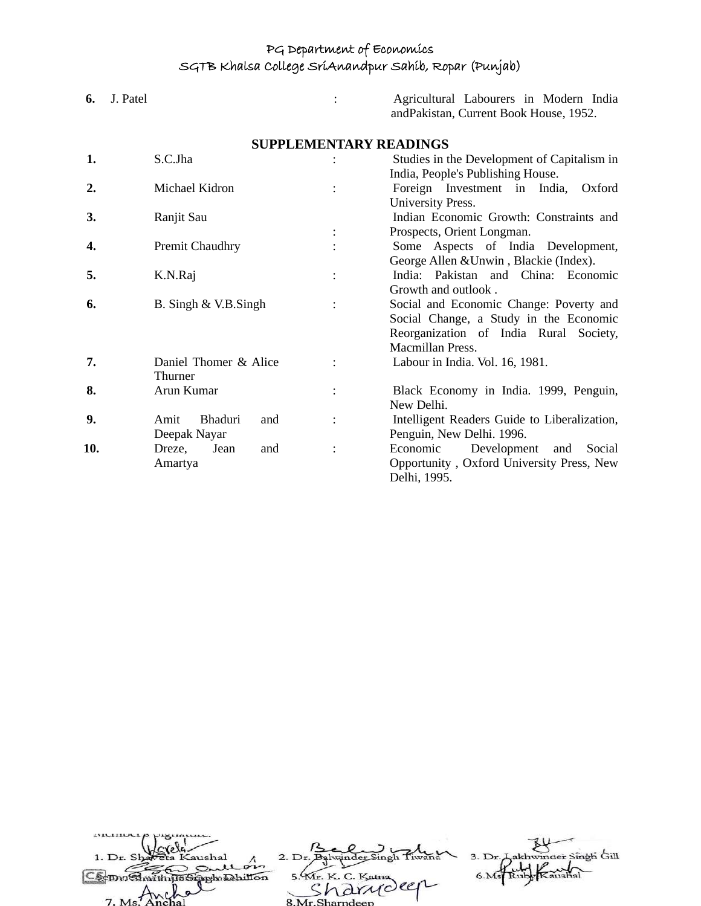| | | | |
|---|---|---|---|
| **6.** | J. Patel | : | Agricultural Labourers in Modern India andPakistan, Current Book House, 1952. |

## SUPPLEMENTARY READINGS

| | | | |
|---|---|---|---|
| **1.** | S.C.Jha | : | Studies in the Development of Capitalism in India, People's Publishing House. |
| **2.** | Michael Kidron | : | Foreign Investment in India, Oxford University Press. |
| **3.** | Ranjit Sau | : | Indian Economic Growth: Constraints and Prospects, Orient Longman. |
| **4.** | Premit Chaudhry | : | Some Aspects of India Development, George Allen &Unwin , Blackie (Index). |
| **5.** | K.N.Raj | : | India: Pakistan and China: Economic Growth and outlook . |
| **6.** | B. Singh & V.B.Singh | : | Social and Economic Change: Poverty and Social Change, a Study in the Economic Reorganization of India Rural Society, Macmillan Press. |
| **7.** | Daniel Thomer & Alice Thurner | : | Labour in India. Vol. 16, 1981. |
| **8.** | Arun Kumar | : | Black Economy in India. 1999, Penguin, New Delhi. |
| **9.** | Amit Bhaduri and Deepak Nayar | : | Intelligent Readers Guide to Liberalization, Penguin, New Delhi. 1996. |
| **10.** | Dreze, Jean and Amartya | : | Economic Development and Social Opportunity , Oxford University Press, New Delhi, 1995. |

Member's Signature:

1. Dr. Shaveta Kaushal
2. Dr. Balwinder Singh Tiwana
3. Dr. Lakhwinder Singh Gill
4. Dr. Sharanjit Singh Dhillon
5. Mr. K. C. Katna
6. Ms. Ruby Kaushal
7. Ms. Anchal
8. Mr. Sharndeep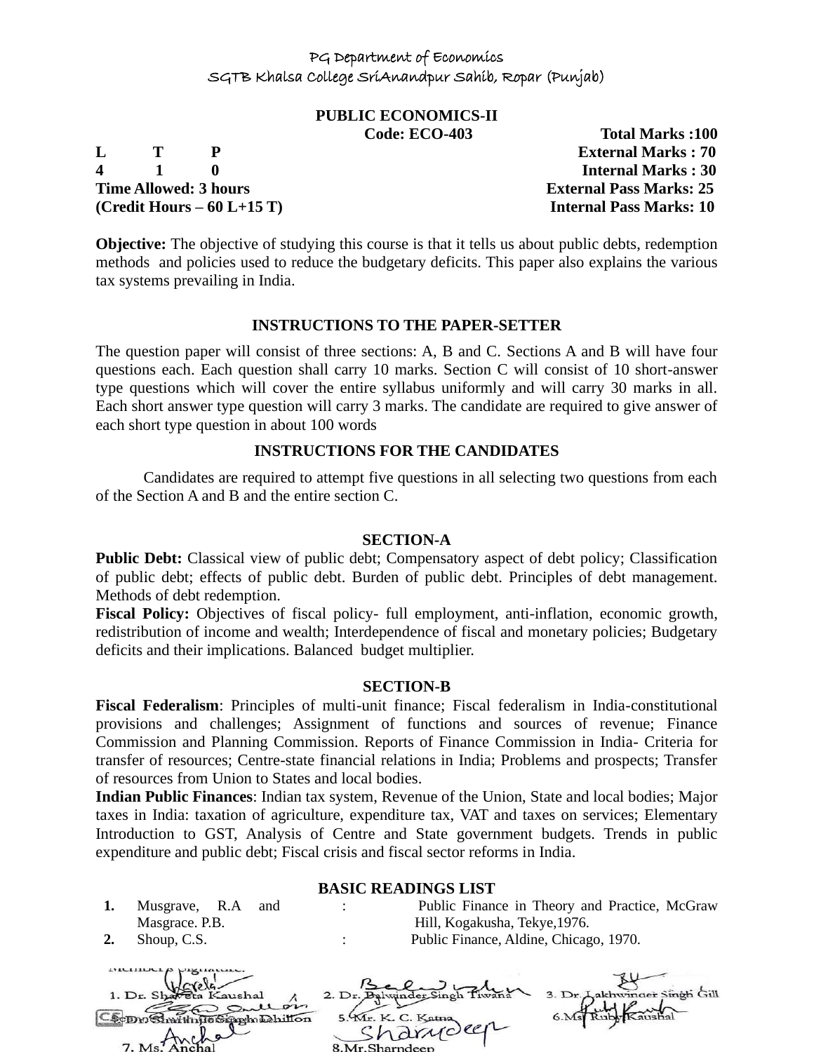PG Department of Economics
SGTB Khalsa College SriAnandpur Sahib, Ropar (Punjab)

# PUBLIC ECONOMICS-II

**Code: ECO-403** | **Total Marks :100**

| L | T | P | | |
|---|---|---|---|---|
| 4 | 1 | 0 | | **External Marks : 70** |
| | | | | **Internal Marks : 30** |

**Time Allowed: 3 hours** | **External Pass Marks: 25**
**(Credit Hours – 60 L+15 T)** | **Internal Pass Marks: 10**

**Objective:** The objective of studying this course is that it tells us about public debts, redemption methods and policies used to reduce the budgetary deficits. This paper also explains the various tax systems prevailing in India.

## INSTRUCTIONS TO THE PAPER-SETTER

The question paper will consist of three sections: A, B and C. Sections A and B will have four questions each. Each question shall carry 10 marks. Section C will consist of 10 short-answer type questions which will cover the entire syllabus uniformly and will carry 30 marks in all. Each short answer type question will carry 3 marks. The candidate are required to give answer of each short type question in about 100 words

## INSTRUCTIONS FOR THE CANDIDATES

Candidates are required to attempt five questions in all selecting two questions from each of the Section A and B and the entire section C.

## SECTION-A

**Public Debt:** Classical view of public debt; Compensatory aspect of debt policy; Classification of public debt; effects of public debt. Burden of public debt. Principles of debt management. Methods of debt redemption.

**Fiscal Policy:** Objectives of fiscal policy- full employment, anti-inflation, economic growth, redistribution of income and wealth; Interdependence of fiscal and monetary policies; Budgetary deficits and their implications. Balanced budget multiplier.

## SECTION-B

**Fiscal Federalism**: Principles of multi-unit finance; Fiscal federalism in India-constitutional provisions and challenges; Assignment of functions and sources of revenue; Finance Commission and Planning Commission. Reports of Finance Commission in India- Criteria for transfer of resources; Centre-state financial relations in India; Problems and prospects; Transfer of resources from Union to States and local bodies.

**Indian Public Finances**: Indian tax system, Revenue of the Union, State and local bodies; Major taxes in India: taxation of agriculture, expenditure tax, VAT and taxes on services; Elementary Introduction to GST, Analysis of Centre and State government budgets. Trends in public expenditure and public debt; Fiscal crisis and fiscal sector reforms in India.

## BASIC READINGS LIST

| | | | |
|---|---|---|---|
| 1. | Musgrave, R.A and Masgrace. P.B. | : | Public Finance in Theory and Practice, McGraw Hill, Kogakusha, Tekye,1976. |
| 2. | Shoup, C.S. | : | Public Finance, Aldine, Chicago, 1970. |

Members Signature:

1. Dr. Shaveta Kaushal
2. Dr. Balwinder Singh Tiwana
3. Dr. Lakhwinder Singh Gill
4. Dr. Sharanjit Singh Dhillon
5. Mr. K. C. Katna
6. Ms. Ruby Kaushal
7. Ms. Anchal
8. Mr. Sharndeep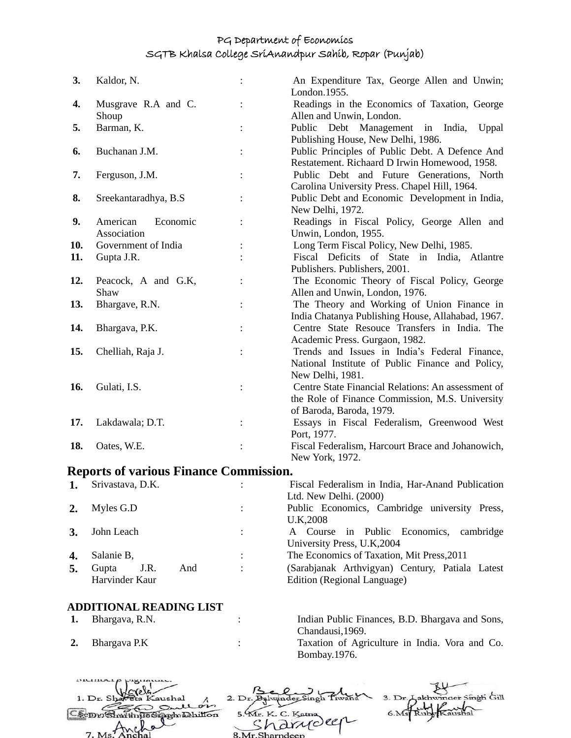| | | | |
|---|---|---|---|
| **3.** | Kaldor, N. | : | An Expenditure Tax, George Allen and Unwin; London.1955. |
| **4.** | Musgrave R.A and C. Shoup | : | Readings in the Economics of Taxation, George Allen and Unwin, London. |
| **5.** | Barman, K. | : | Public Debt Management in India, Uppal Publishing House, New Delhi, 1986. |
| **6.** | Buchanan J.M. | : | Public Principles of Public Debt. A Defence And Restatement. Richaard D Irwin Homewood, 1958. |
| **7.** | Ferguson, J.M. | : | Public Debt and Future Generations, North Carolina University Press. Chapel Hill, 1964. |
| **8.** | Sreekantaradhya, B.S | : | Public Debt and Economic Development in India, New Delhi, 1972. |
| **9.** | American Economic Association | : | Readings in Fiscal Policy, George Allen and Unwin, London, 1955. |
| **10.** | Government of India | : | Long Term Fiscal Policy, New Delhi, 1985. |
| **11.** | Gupta J.R. | : | Fiscal Deficits of State in India, Atlantre Publishers. Publishers, 2001. |
| **12.** | Peacock, A and G.K, Shaw | : | The Economic Theory of Fiscal Policy, George Allen and Unwin, London, 1976. |
| **13.** | Bhargave, R.N. | : | The Theory and Working of Union Finance in India Chatanya Publishing House, Allahabad, 1967. |
| **14.** | Bhargava, P.K. | : | Centre State Resouce Transfers in India. The Academic Press. Gurgaon, 1982. |
| **15.** | Chelliah, Raja J. | : | Trends and Issues in India's Federal Finance, National Institute of Public Finance and Policy, New Delhi, 1981. |
| **16.** | Gulati, I.S. | : | Centre State Financial Relations: An assessment of the Role of Finance Commission, M.S. University of Baroda, Baroda, 1979. |
| **17.** | Lakdawala; D.T. | : | Essays in Fiscal Federalism, Greenwood West Port, 1977. |
| **18.** | Oates, W.E. | : | Fiscal Federalism, Harcourt Brace and Johanowich, New York, 1972. |

**Reports of various Finance Commission.**

| | | | |
|---|---|---|---|
| **1.** | Srivastava, D.K. | : | Fiscal Federalism in India, Har-Anand Publication Ltd. New Delhi. (2000) |
| **2.** | Myles G.D | : | Public Economics, Cambridge university Press, U.K,2008 |
| **3.** | John Leach | : | A Course in Public Economics, cambridge University Press, U.K,2004 |
| **4.** | Salanie B, | : | The Economics of Taxation, Mit Press,2011 |
| **5.** | Gupta J.R. And Harvinder Kaur | : | (Sarabjanak Arthvigyan) Century, Patiala Latest Edition (Regional Language) |

**ADDITIONAL READING LIST**

| | | | |
|---|---|---|---|
| **1.** | Bhargava, R.N. | : | Indian Public Finances, B.D. Bhargava and Sons, Chandausi,1969. |
| **2.** | Bhargava P.K | : | Taxation of Agriculture in India. Vora and Co. Bombay.1976. |

Member's Signature:

1. Dr. Shaveta Kaushal
2. Dr. Balwinder Singh Tiwana
3. Dr. Lakhwinder Singh Gill
4. Dr. Shamindra Singh Dhillon
5. Mr. K. C. Katna
6. Ms. Ruby Kaushal
7. Ms. Anchal
8. Mr. Sharndeep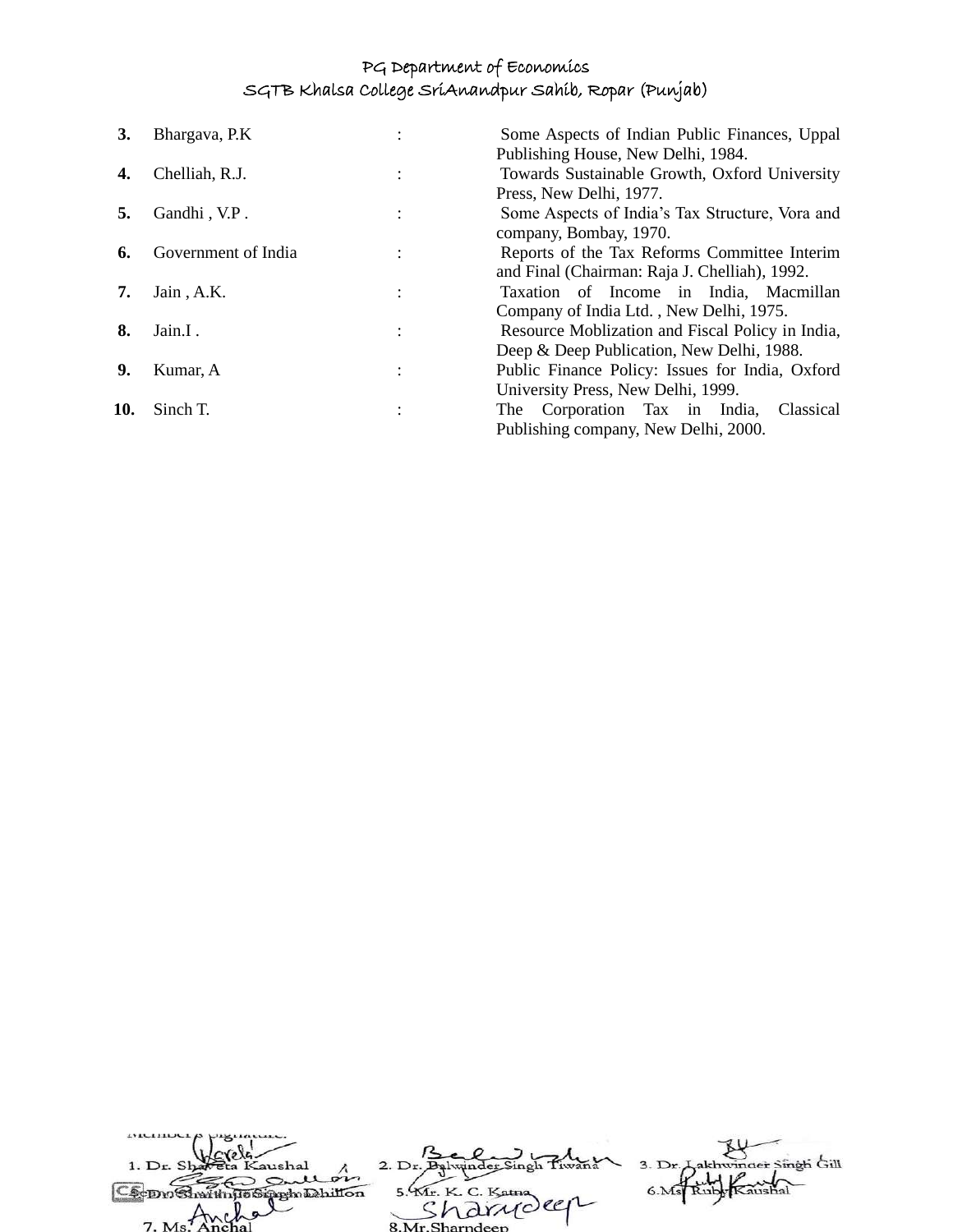| | | | |
|---|---|---|---|
| **3.** | Bhargava, P.K | : | Some Aspects of Indian Public Finances, Uppal Publishing House, New Delhi, 1984. |
| **4.** | Chelliah, R.J. | : | Towards Sustainable Growth, Oxford University Press, New Delhi, 1977. |
| **5.** | Gandhi , V.P . | : | Some Aspects of India's Tax Structure, Vora and company, Bombay, 1970. |
| **6.** | Government of India | : | Reports of the Tax Reforms Committee Interim and Final (Chairman: Raja J. Chelliah), 1992. |
| **7.** | Jain , A.K. | : | Taxation of Income in India, Macmillan Company of India Ltd. , New Delhi, 1975. |
| **8.** | Jain.I . | : | Resource Moblization and Fiscal Policy in India, Deep & Deep Publication, New Delhi, 1988. |
| **9.** | Kumar, A | : | Public Finance Policy: Issues for India, Oxford University Press, New Delhi, 1999. |
| **10.** | Sinch T. | : | The Corporation Tax in India, Classical Publishing company, New Delhi, 2000. |

Member's Signature:

1. Dr. Shaveta Kaushal
2. Dr. Balwinder Singh Tiwana
3. Dr. Lakhwinder Singh Gill
4. Dr. Shamindo Singh Dhillon
5. Mr. K. C. Katna
6. Ms. Ruby Kaushal
7. Ms. Anchal
8. Mr. Sharndeep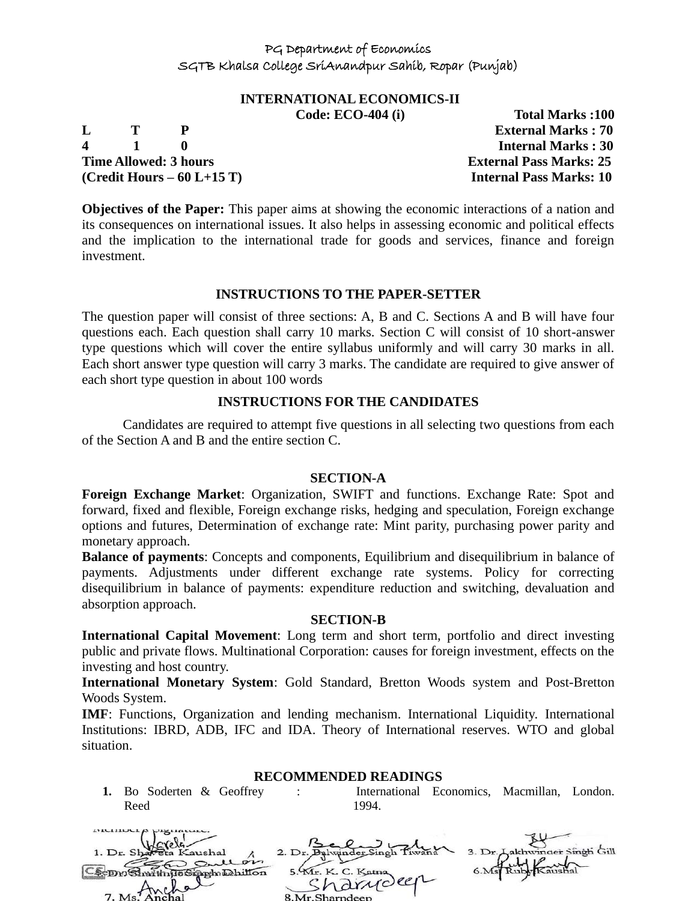PG Department of Economics
SGTB Khalsa College SriAnandpur Sahib, Ropar (Punjab)

## INTERNATIONAL ECONOMICS-II

**Code: ECO-404 (i)** **Total Marks :100**

| L | T | P | | |
|---|---|---|---|---|
| 4 | 1 | 0 | | |

**External Marks : 70**
**Internal Marks : 30**
**Time Allowed: 3 hours** **External Pass Marks: 25**
**(Credit Hours – 60 L+15 T)** **Internal Pass Marks: 10**

**Objectives of the Paper:** This paper aims at showing the economic interactions of a nation and its consequences on international issues. It also helps in assessing economic and political effects and the implication to the international trade for goods and services, finance and foreign investment.

### INSTRUCTIONS TO THE PAPER-SETTER

The question paper will consist of three sections: A, B and C. Sections A and B will have four questions each. Each question shall carry 10 marks. Section C will consist of 10 short-answer type questions which will cover the entire syllabus uniformly and will carry 30 marks in all. Each short answer type question will carry 3 marks. The candidate are required to give answer of each short type question in about 100 words

### INSTRUCTIONS FOR THE CANDIDATES

Candidates are required to attempt five questions in all selecting two questions from each of the Section A and B and the entire section C.

### SECTION-A

**Foreign Exchange Market**: Organization, SWIFT and functions. Exchange Rate: Spot and forward, fixed and flexible, Foreign exchange risks, hedging and speculation, Foreign exchange options and futures, Determination of exchange rate: Mint parity, purchasing power parity and monetary approach.

**Balance of payments**: Concepts and components, Equilibrium and disequilibrium in balance of payments. Adjustments under different exchange rate systems. Policy for correcting disequilibrium in balance of payments: expenditure reduction and switching, devaluation and absorption approach.

### SECTION-B

**International Capital Movement**: Long term and short term, portfolio and direct investing public and private flows. Multinational Corporation: causes for foreign investment, effects on the investing and host country.

**International Monetary System**: Gold Standard, Bretton Woods system and Post-Bretton Woods System.

**IMF**: Functions, Organization and lending mechanism. International Liquidity. International Institutions: IBRD, ADB, IFC and IDA. Theory of International reserves. WTO and global situation.

### RECOMMENDED READINGS

1. **Bo Soderten & Geoffrey Reed** : International Economics, Macmillan, London. 1994.

Members Signature:

1. Dr. Shaveta Kaushal
2. Dr. Balwinder Singh Tiwana
3. Dr. Lakhwinder Singh Gill
4. Dr. Shamindra Singh Dhillon
5. Mr. K. C. Katna
6. Ms. Ruby Kaushal
7. Ms. Anchal
8. Mr. Sharndeep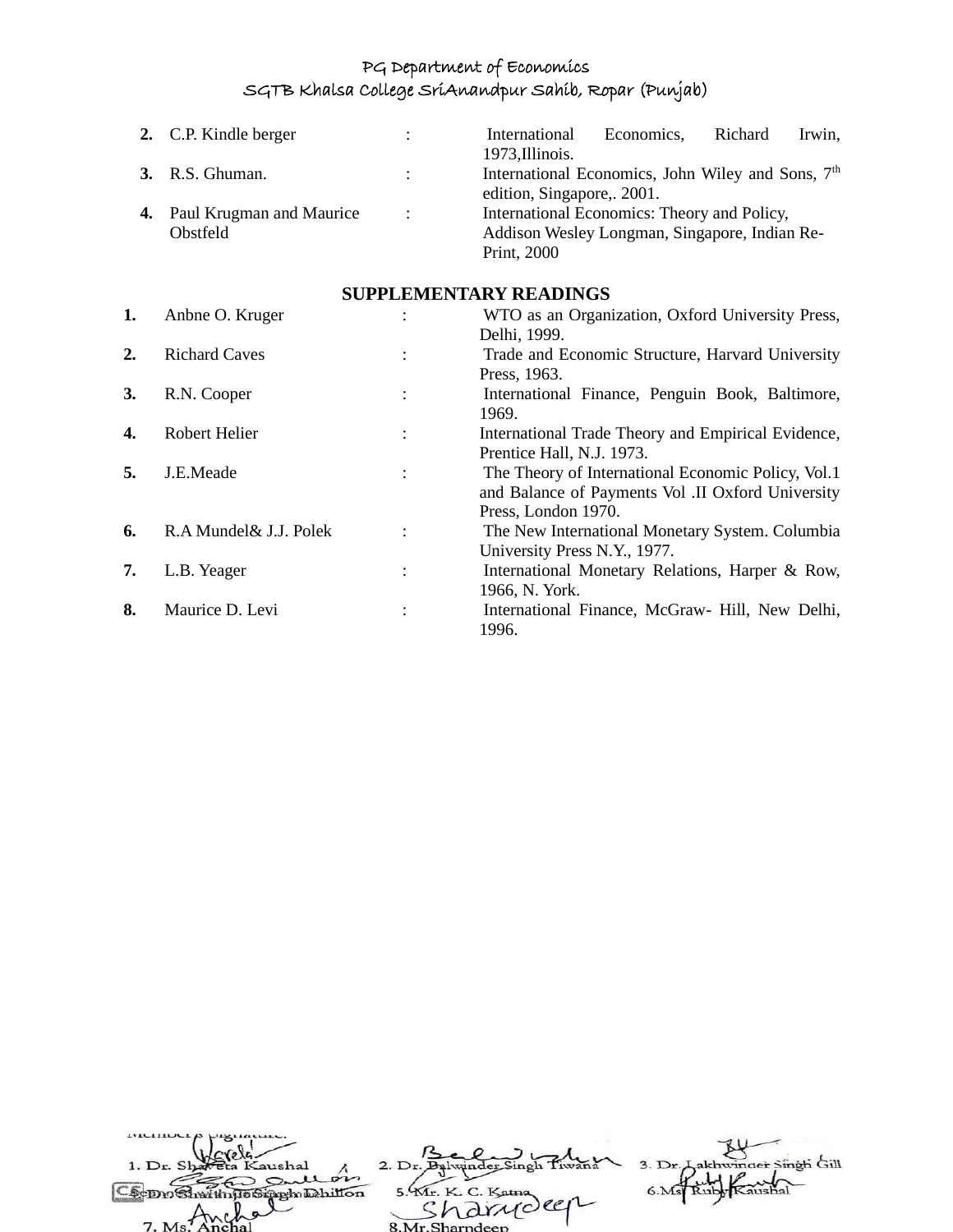| | | | |
|---|---|---|---|
| **2.** | C.P. Kindle berger | : | International Economics, Richard Irwin, 1973,Illinois. |
| **3.** | R.S. Ghuman. | : | International Economics, John Wiley and Sons, 7th edition, Singapore,. 2001. |
| **4.** | Paul Krugman and Maurice Obstfeld | : | International Economics: Theory and Policy, Addison Wesley Longman, Singapore, Indian Re-Print, 2000 |

**SUPPLEMENTARY READINGS**

| | | | |
|---|---|---|---|
| **1.** | Anbne O. Kruger | : | WTO as an Organization, Oxford University Press, Delhi, 1999. |
| **2.** | Richard Caves | : | Trade and Economic Structure, Harvard University Press, 1963. |
| **3.** | R.N. Cooper | : | International Finance, Penguin Book, Baltimore, 1969. |
| **4.** | Robert Helier | : | International Trade Theory and Empirical Evidence, Prentice Hall, N.J. 1973. |
| **5.** | J.E.Meade | : | The Theory of International Economic Policy, Vol.1 and Balance of Payments Vol .II Oxford University Press, London 1970. |
| **6.** | R.A Mundel& J.J. Polek | : | The New International Monetary System. Columbia University Press N.Y., 1977. |
| **7.** | L.B. Yeager | : | International Monetary Relations, Harper & Row, 1966, N. York. |
| **8.** | Maurice D. Levi | : | International Finance, McGraw- Hill, New Delhi, 1996. |

Member's Signature:

1. Dr. Shaveta Kaushal
2. Dr. Balwinder Singh Tiwana
3. Dr. Lakhwinder Singh Gill
4. Dr. Shamindr Singh Dhillon
5. Mr. K. C. Katna
6. Ms. Ruby Kaushal
7. Ms. Anchal
8. Mr. Sharndeep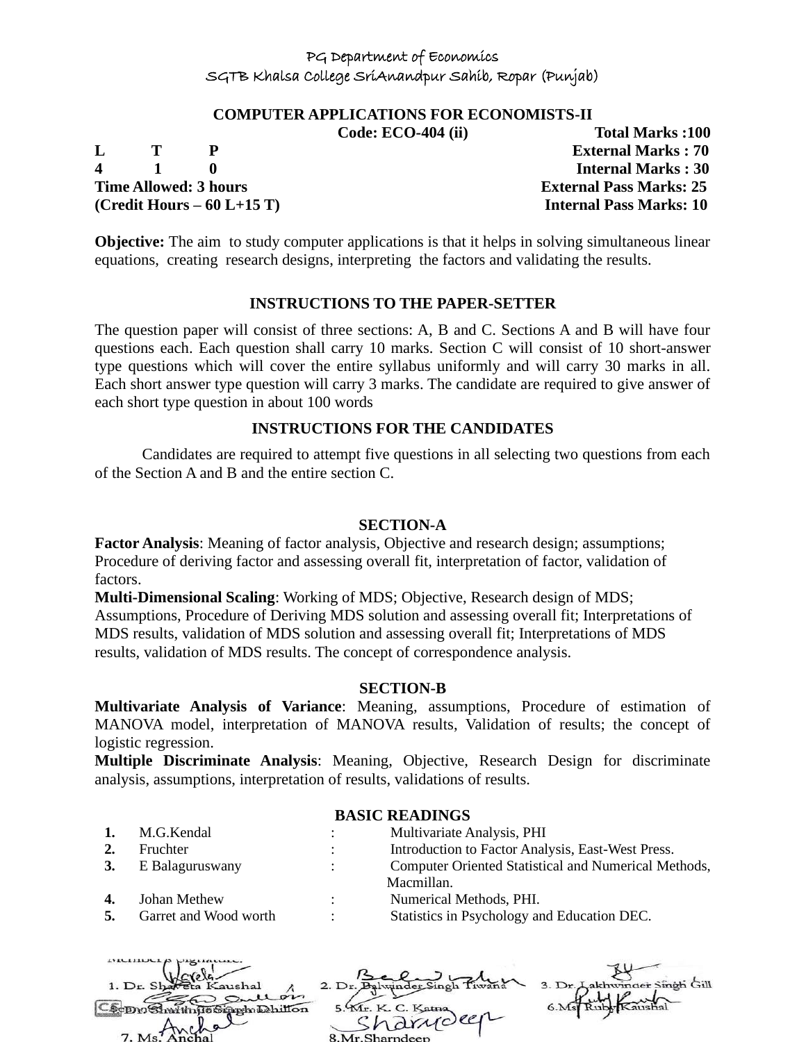PG Department of Economics

SGTB Khalsa College SriAnandpur Sahib, Ropar (Punjab)

## COMPUTER APPLICATIONS FOR ECONOMISTS-II

**Code: ECO-404 (ii)** **Total Marks :100**

**L T P** **External Marks : 70**

**4 1 0** **Internal Marks : 30**

**Time Allowed: 3 hours** **External Pass Marks: 25**

**(Credit Hours – 60 L+15 T)** **Internal Pass Marks: 10**

**Objective:** The aim to study computer applications is that it helps in solving simultaneous linear equations, creating research designs, interpreting the factors and validating the results.

### INSTRUCTIONS TO THE PAPER-SETTER

The question paper will consist of three sections: A, B and C. Sections A and B will have four questions each. Each question shall carry 10 marks. Section C will consist of 10 short-answer type questions which will cover the entire syllabus uniformly and will carry 30 marks in all. Each short answer type question will carry 3 marks. The candidate are required to give answer of each short type question in about 100 words

### INSTRUCTIONS FOR THE CANDIDATES

Candidates are required to attempt five questions in all selecting two questions from each of the Section A and B and the entire section C.

### SECTION-A

**Factor Analysis**: Meaning of factor analysis, Objective and research design; assumptions; Procedure of deriving factor and assessing overall fit, interpretation of factor, validation of factors.

**Multi-Dimensional Scaling**: Working of MDS; Objective, Research design of MDS; Assumptions, Procedure of Deriving MDS solution and assessing overall fit; Interpretations of MDS results, validation of MDS solution and assessing overall fit; Interpretations of MDS results, validation of MDS results. The concept of correspondence analysis.

### SECTION-B

**Multivariate Analysis of Variance**: Meaning, assumptions, Procedure of estimation of MANOVA model, interpretation of MANOVA results, Validation of results; the concept of logistic regression.

**Multiple Discriminate Analysis**: Meaning, Objective, Research Design for discriminate analysis, assumptions, interpretation of results, validations of results.

### BASIC READINGS

| | | | |
|---|---|---|---|
| **1.** | M.G.Kendal | : | Multivariate Analysis, PHI |
| **2.** | Fruchter | : | Introduction to Factor Analysis, East-West Press. |
| **3.** | E Balaguruswany | : | Computer Oriented Statistical and Numerical Methods, Macmillan. |
| **4.** | Johan Methew | : | Numerical Methods, PHI. |
| **5.** | Garret and Wood worth | : | Statistics in Psychology and Education DEC. |

Member's Signature:

1. Dr. Shaveta Kaushal
2. Dr. Balwinder Singh Tiwana
3. Dr. Lakhwinder Singh Gill
4. Dr. Shamsher Singh Dhillon
5. Mr. K. C. Katna
6. Ms. Ruby Kaushal
7. Ms. Anchal
8. Mr. Sharndeep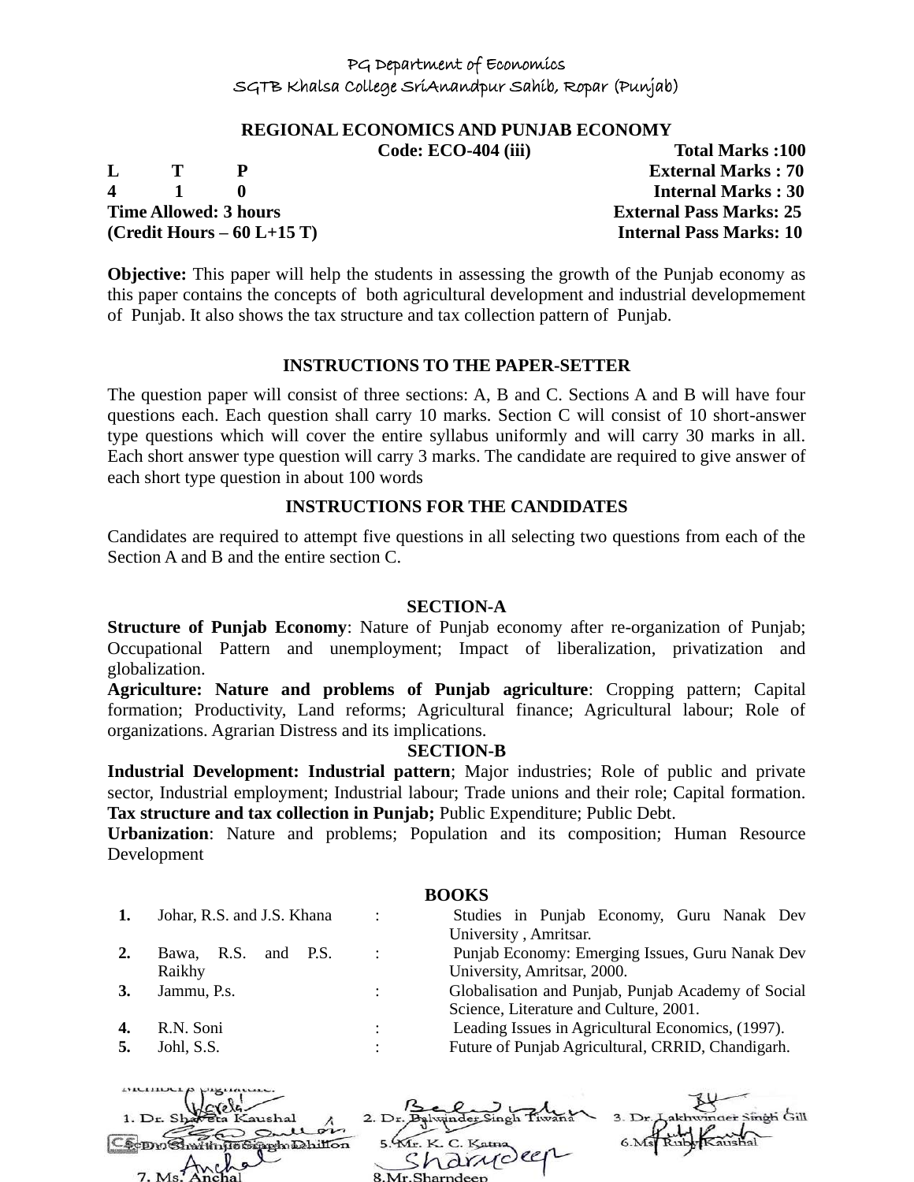PG Department of Economics
SGTB Khalsa College SriAnandpur Sahib, Ropar (Punjab)

# REGIONAL ECONOMICS AND PUNJAB ECONOMY

**Code: ECO-404 (iii)** **Total Marks :100**

| L | T | P | |
|---|---|---|---|
| 4 | 1 | 0 | |

**External Marks : 70**
**Internal Marks : 30**
**Time Allowed: 3 hours** **External Pass Marks: 25**
**(Credit Hours – 60 L+15 T)** **Internal Pass Marks: 10**

**Objective:** This paper will help the students in assessing the growth of the Punjab economy as this paper contains the concepts of both agricultural development and industrial developmement of Punjab. It also shows the tax structure and tax collection pattern of Punjab.

## INSTRUCTIONS TO THE PAPER-SETTER

The question paper will consist of three sections: A, B and C. Sections A and B will have four questions each. Each question shall carry 10 marks. Section C will consist of 10 short-answer type questions which will cover the entire syllabus uniformly and will carry 30 marks in all. Each short answer type question will carry 3 marks. The candidate are required to give answer of each short type question in about 100 words

## INSTRUCTIONS FOR THE CANDIDATES

Candidates are required to attempt five questions in all selecting two questions from each of the Section A and B and the entire section C.

## SECTION-A

**Structure of Punjab Economy**: Nature of Punjab economy after re-organization of Punjab; Occupational Pattern and unemployment; Impact of liberalization, privatization and globalization.

**Agriculture: Nature and problems of Punjab agriculture**: Cropping pattern; Capital formation; Productivity, Land reforms; Agricultural finance; Agricultural labour; Role of organizations. Agrarian Distress and its implications.

## SECTION-B

**Industrial Development: Industrial pattern**; Major industries; Role of public and private sector, Industrial employment; Industrial labour; Trade unions and their role; Capital formation.

**Tax structure and tax collection in Punjab;** Public Expenditure; Public Debt.

**Urbanization**: Nature and problems; Population and its composition; Human Resource Development

## BOOKS

| | | | |
|---|---|---|---|
| **1.** | Johar, R.S. and J.S. Khana | : | Studies in Punjab Economy, Guru Nanak Dev University , Amritsar. |
| **2.** | Bawa, R.S. and P.S. Raikhy | : | Punjab Economy: Emerging Issues, Guru Nanak Dev University, Amritsar, 2000. |
| **3.** | Jammu, P.s. | : | Globalisation and Punjab, Punjab Academy of Social Science, Literature and Culture, 2001. |
| **4.** | R.N. Soni | : | Leading Issues in Agricultural Economics, (1997). |
| **5.** | Johl, S.S. | : | Future of Punjab Agricultural, CRRID, Chandigarh. |

Members Signature:

1. Dr. Shaveta Kaushal
2. Dr. Balwinder Singh Tiwana
3. Dr. Lakhwinder Singh Gill
4. Dr. Sharanjit Singh Dhillon
5. Mr. K. C. Katna
6. Ms. Ruby Kaushal
7. Ms. Anchal
8. Mr. Sharndeep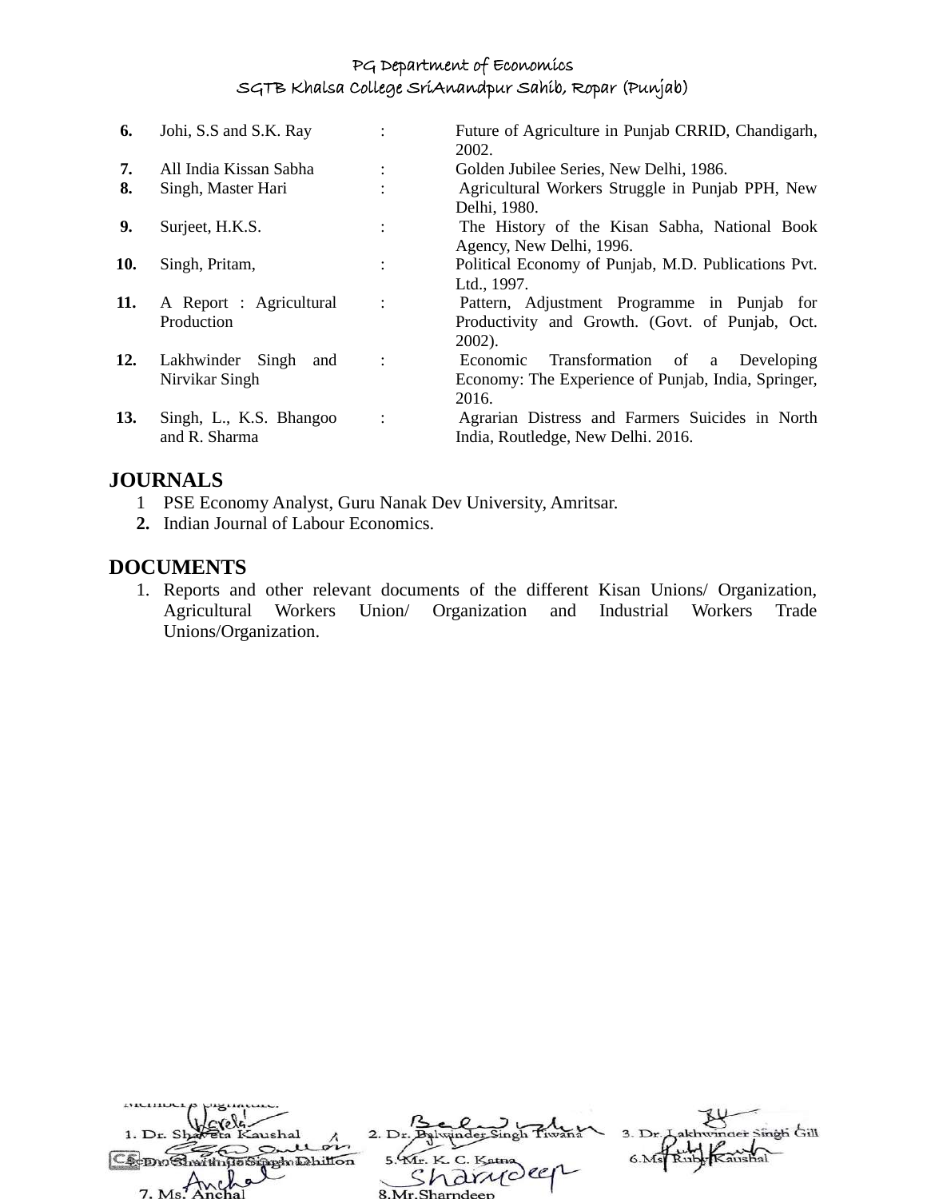| | | | |
|---|---|---|---|
| **6.** | Johi, S.S and S.K. Ray | : | Future of Agriculture in Punjab CRRID, Chandigarh, 2002. |
| **7.** | All India Kissan Sabha | : | Golden Jubilee Series, New Delhi, 1986. |
| **8.** | Singh, Master Hari | : | Agricultural Workers Struggle in Punjab PPH, New Delhi, 1980. |
| **9.** | Surjeet, H.K.S. | : | The History of the Kisan Sabha, National Book Agency, New Delhi, 1996. |
| **10.** | Singh, Pritam, | : | Political Economy of Punjab, M.D. Publications Pvt. Ltd., 1997. |
| **11.** | A Report : Agricultural Production | : | Pattern, Adjustment Programme in Punjab for Productivity and Growth. (Govt. of Punjab, Oct. 2002). |
| **12.** | Lakhwinder Singh and Nirvikar Singh | : | Economic Transformation of a Developing Economy: The Experience of Punjab, India, Springer, 2016. |
| **13.** | Singh, L., K.S. Bhangoo and R. Sharma | : | Agrarian Distress and Farmers Suicides in North India, Routledge, New Delhi. 2016. |

## JOURNALS

1. PSE Economy Analyst, Guru Nanak Dev University, Amritsar.
2. Indian Journal of Labour Economics.

## DOCUMENTS

1. Reports and other relevant documents of the different Kisan Unions/ Organization, Agricultural Workers Union/ Organization and Industrial Workers Trade Unions/Organization.

Members Signature:

1. Dr. Shaveta Kaushal 2. Dr. Balwinder Singh Tiwana 3. Dr. Lakhwinder Singh Gill
4. Dr. Sharanjit Singh Dhillon 5. Mr. K. C. Katna 6. Ms. Ruby Kaushal
7. Ms. Anchal 8. Mr. Sharndeep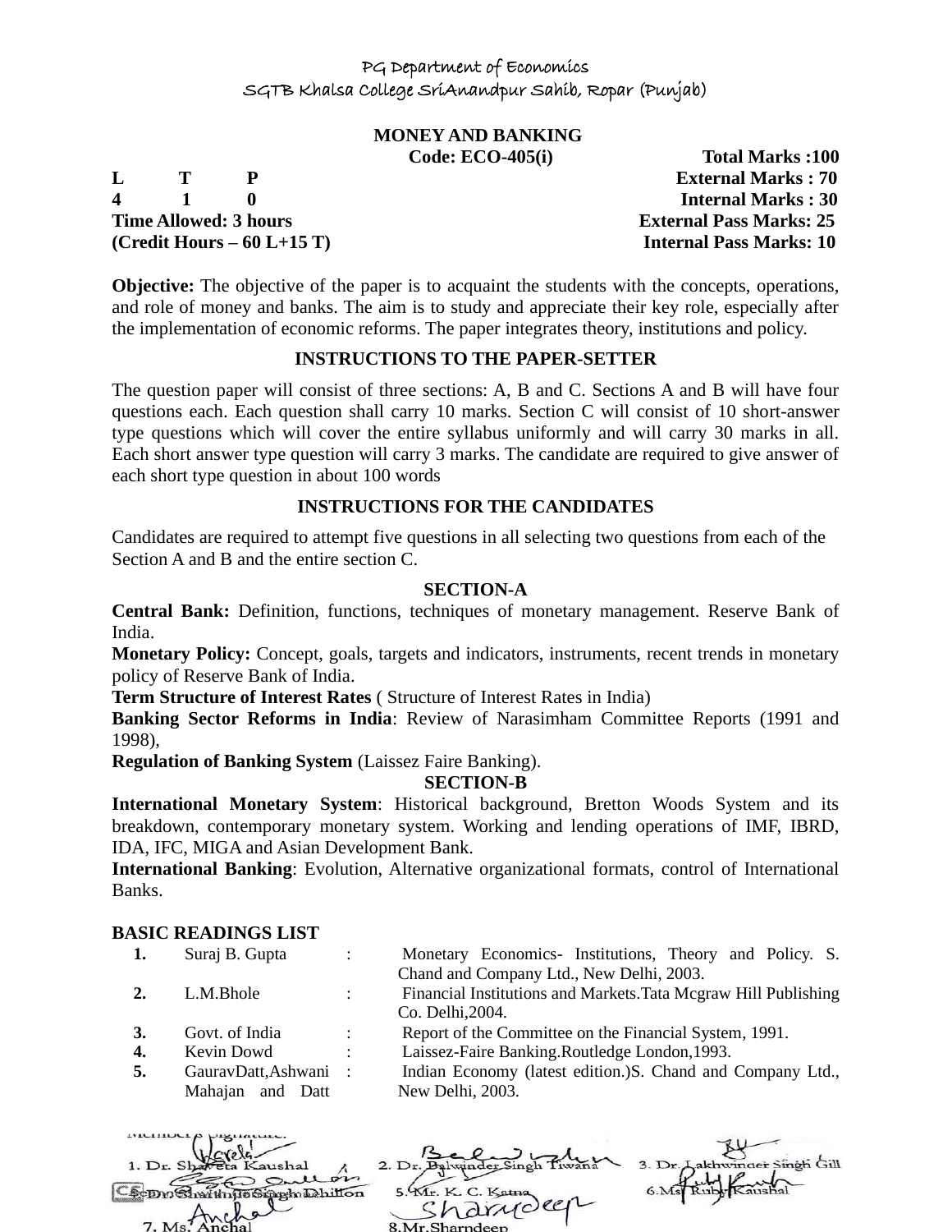PG Department of Economics
SGTB Khalsa College SriAnandpur Sahib, Ropar (Punjab)

## MONEY AND BANKING

| | | | |
|---|---|---|---|
| | | **Code: ECO-405(i)** | **Total Marks :100** |
| **L** | **T** | **P** | **External Marks : 70** |
| **4** | **1** | **0** | **Internal Marks : 30** |

**Time Allowed: 3 hours** — **External Pass Marks: 25**
**(Credit Hours – 60 L+15 T)** — **Internal Pass Marks: 10**

**Objective:** The objective of the paper is to acquaint the students with the concepts, operations, and role of money and banks. The aim is to study and appreciate their key role, especially after the implementation of economic reforms. The paper integrates theory, institutions and policy.

### INSTRUCTIONS TO THE PAPER-SETTER

The question paper will consist of three sections: A, B and C. Sections A and B will have four questions each. Each question shall carry 10 marks. Section C will consist of 10 short-answer type questions which will cover the entire syllabus uniformly and will carry 30 marks in all. Each short answer type question will carry 3 marks. The candidate are required to give answer of each short type question in about 100 words

### INSTRUCTIONS FOR THE CANDIDATES

Candidates are required to attempt five questions in all selecting two questions from each of the Section A and B and the entire section C.

### SECTION-A

**Central Bank:** Definition, functions, techniques of monetary management. Reserve Bank of India.

**Monetary Policy:** Concept, goals, targets and indicators, instruments, recent trends in monetary policy of Reserve Bank of India.

**Term Structure of Interest Rates** ( Structure of Interest Rates in India)

**Banking Sector Reforms in India**: Review of Narasimham Committee Reports (1991 and 1998),

**Regulation of Banking System** (Laissez Faire Banking).

### SECTION-B

**International Monetary System**: Historical background, Bretton Woods System and its breakdown, contemporary monetary system. Working and lending operations of IMF, IBRD, IDA, IFC, MIGA and Asian Development Bank.

**International Banking**: Evolution, Alternative organizational formats, control of International Banks.

### BASIC READINGS LIST

| | | | |
|---|---|---|---|
| **1.** | Suraj B. Gupta | : | Monetary Economics- Institutions, Theory and Policy. S. Chand and Company Ltd., New Delhi, 2003. |
| **2.** | L.M.Bhole | : | Financial Institutions and Markets.Tata Mcgraw Hill Publishing Co. Delhi,2004. |
| **3.** | Govt. of India | : | Report of the Committee on the Financial System, 1991. |
| **4.** | Kevin Dowd | : | Laissez-Faire Banking.Routledge London,1993. |
| **5.** | GauravDatt,Ashwani Mahajan and Datt | : | Indian Economy (latest edition.)S. Chand and Company Ltd., New Delhi, 2003. |

Members Signature:

1. Dr. Shaveta Kaushal
2. Dr. Balwinder Singh Tiwana
3. Dr. Lakhwinder Singh Gill
4. Dr. Sharanjit Singh Dhillon
5. Mr. K. C. Katna
6. Ms. Ruby Kaushal
7. Ms. Anchal
8. Mr. Sharndeep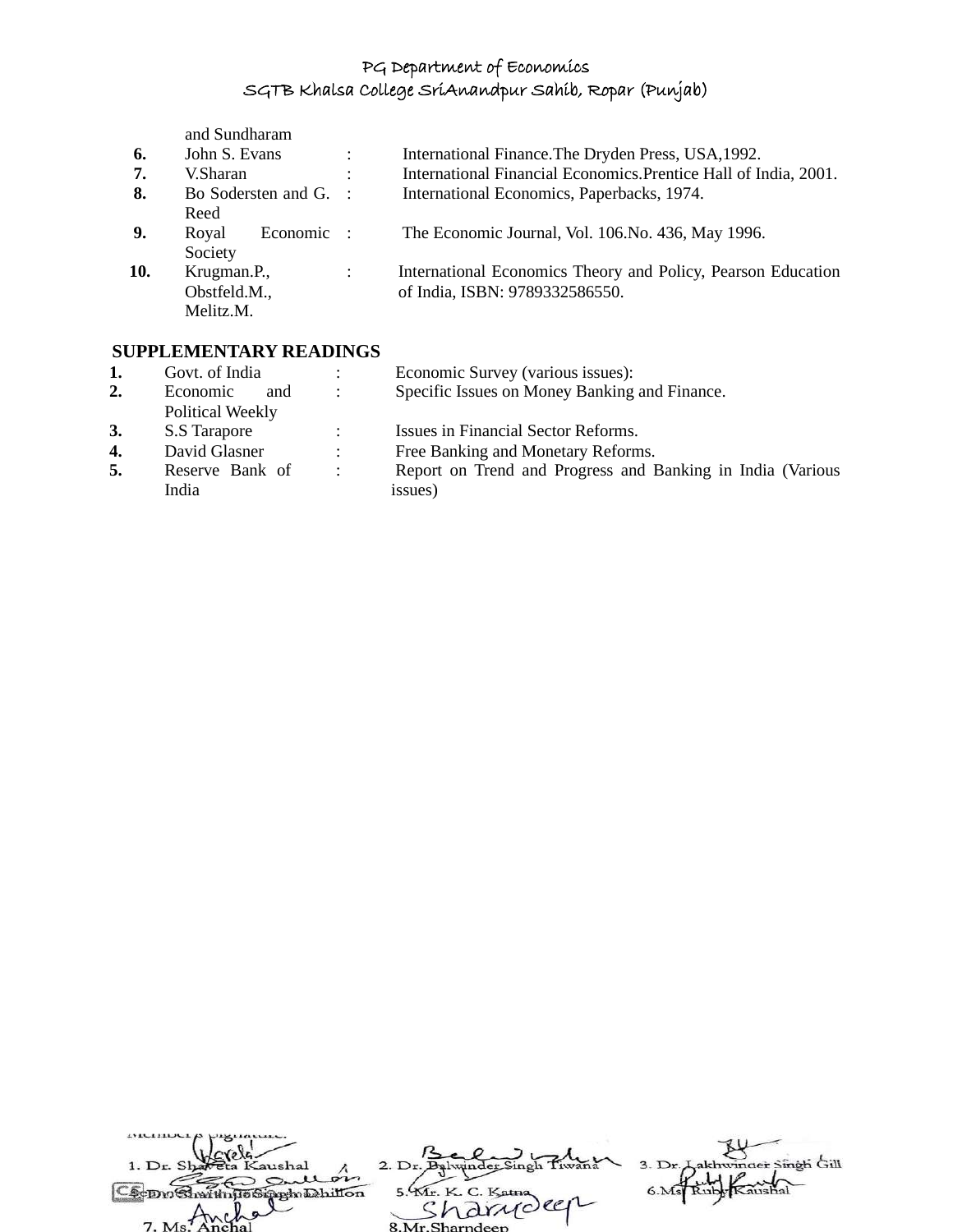| | | | |
|---|---|---|---|
| | and Sundharam | | |
| **6.** | John S. Evans | : | International Finance.The Dryden Press, USA,1992. |
| **7.** | V.Sharan | : | International Financial Economics.Prentice Hall of India, 2001. |
| **8.** | Bo Sodersten and G. Reed | : | International Economics, Paperbacks, 1974. |
| **9.** | Royal Economic Society | : | The Economic Journal, Vol. 106.No. 436, May 1996. |
| **10.** | Krugman.P., Obstfeld.M., Melitz.M. | : | International Economics Theory and Policy, Pearson Education of India, ISBN: 9789332586550. |

**SUPPLEMENTARY READINGS**

| | | | |
|---|---|---|---|
| **1.** | Govt. of India | : | Economic Survey (various issues): |
| **2.** | Economic and Political Weekly | : | Specific Issues on Money Banking and Finance. |
| **3.** | S.S Tarapore | : | Issues in Financial Sector Reforms. |
| **4.** | David Glasner | : | Free Banking and Monetary Reforms. |
| **5.** | Reserve Bank of India | : | Report on Trend and Progress and Banking in India (Various issues) |

Members Signature:

1. Dr. Shaveta Kaushal
2. Dr. Balwinder Singh Tiwana
3. Dr. Lakhwinder Singh Gill
4. Dr. Shamsher Singh Dhillon
5. Mr. K. C. Katna
6. Ms. Ruby Kaushal
7. Ms. Anchal
8. Mr.Sharndeep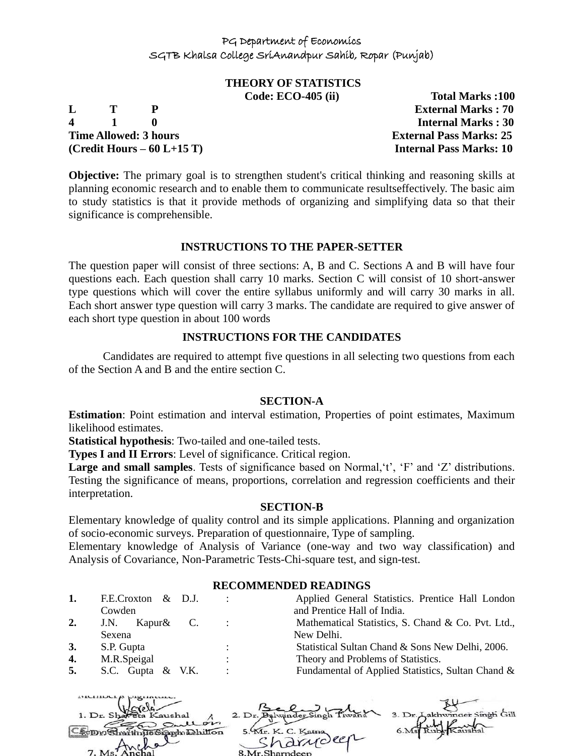PG Department of Economics
SGTB Khalsa College SriAnandpur Sahib, Ropar (Punjab)

## THEORY OF STATISTICS

**Code: ECO-405 (ii)** **Total Marks :100**

| L | T | P | | |
|---|---|---|---|---|
| 4 | 1 | 0 | | **External Marks : 70** |
| | | | | **Internal Marks : 30** |

**Time Allowed: 3 hours** **External Pass Marks: 25**

**(Credit Hours – 60 L+15 T)** **Internal Pass Marks: 10**

**Objective:** The primary goal is to strengthen student's critical thinking and reasoning skills at planning economic research and to enable them to communicate resultseffectively. The basic aim to study statistics is that it provide methods of organizing and simplifying data so that their significance is comprehensible.

### INSTRUCTIONS TO THE PAPER-SETTER

The question paper will consist of three sections: A, B and C. Sections A and B will have four questions each. Each question shall carry 10 marks. Section C will consist of 10 short-answer type questions which will cover the entire syllabus uniformly and will carry 30 marks in all. Each short answer type question will carry 3 marks. The candidate are required to give answer of each short type question in about 100 words

### INSTRUCTIONS FOR THE CANDIDATES

Candidates are required to attempt five questions in all selecting two questions from each of the Section A and B and the entire section C.

### SECTION-A

**Estimation**: Point estimation and interval estimation, Properties of point estimates, Maximum likelihood estimates.

**Statistical hypothesis**: Two-tailed and one-tailed tests.

**Types I and II Errors**: Level of significance. Critical region.

**Large and small samples**. Tests of significance based on Normal,'t', 'F' and 'Z' distributions. Testing the significance of means, proportions, correlation and regression coefficients and their interpretation.

### SECTION-B

Elementary knowledge of quality control and its simple applications. Planning and organization of socio-economic surveys. Preparation of questionnaire, Type of sampling.

Elementary knowledge of Analysis of Variance (one-way and two way classification) and Analysis of Covariance, Non-Parametric Tests-Chi-square test, and sign-test.

### RECOMMENDED READINGS

| | | | |
|---|---|---|---|
| **1.** | F.E.Croxton & D.J. Cowden | : | Applied General Statistics. Prentice Hall London and Prentice Hall of India. |
| **2.** | J.N. Kapur& C. Sexena | : | Mathematical Statistics, S. Chand & Co. Pvt. Ltd., New Delhi. |
| **3.** | S.P. Gupta | : | Statistical Sultan Chand & Sons New Delhi, 2006. |
| **4.** | M.R.Speigal | : | Theory and Problems of Statistics. |
| **5.** | S.C. Gupta & V.K. | : | Fundamental of Applied Statistics, Sultan Chand & |

Members Signature:

1. Dr. Shaveta Kaushal 2. Dr. Balwinder Singh Tiwana 3. Dr. Lakhwinder Singh Gill
4. Dr. Shamindra Singh Dhillon 5. Mr. K. C. Katna 6. Ms. Ruby Kaushal
7. Ms. Anchal 8. Mr. Sharndeep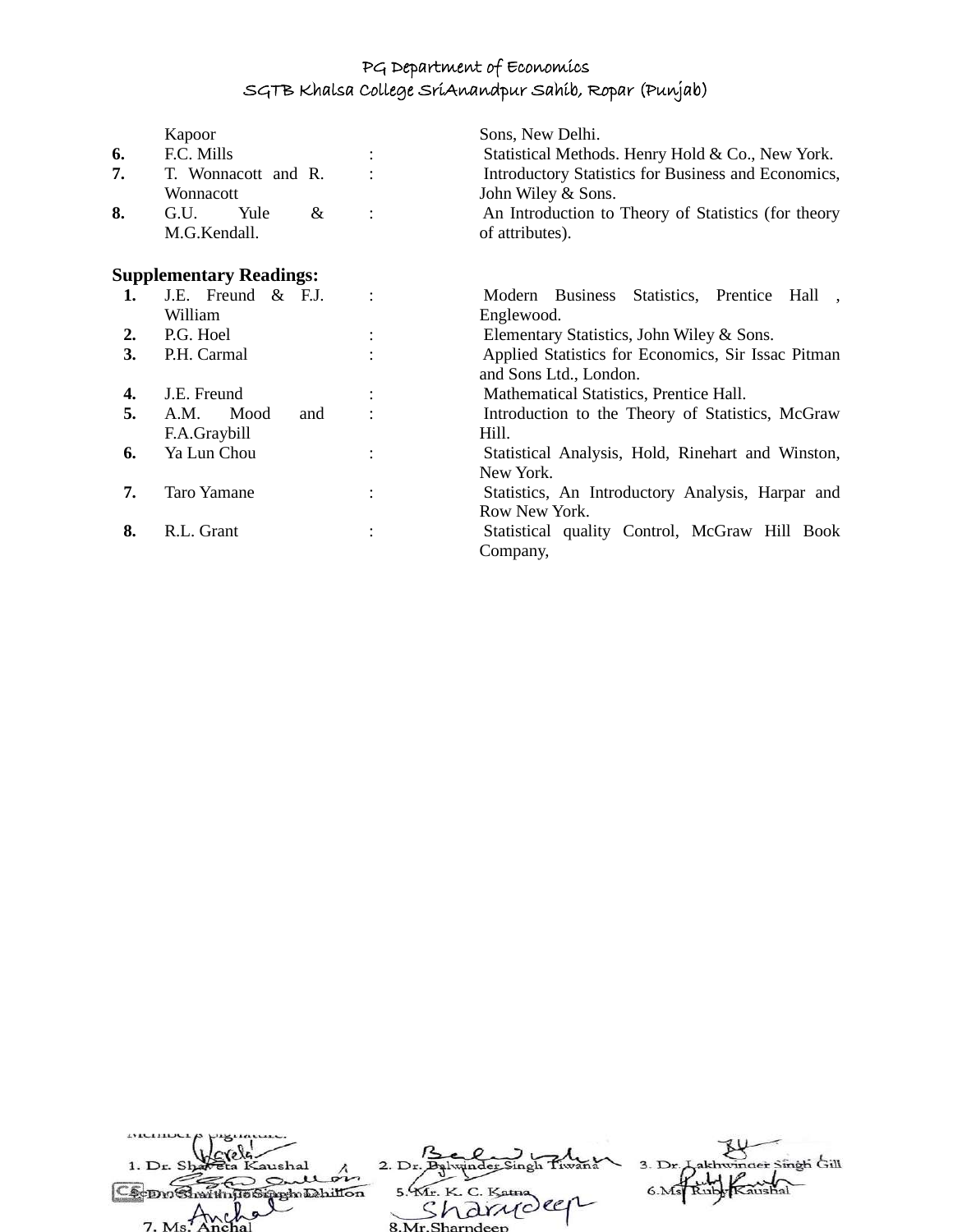| | | | |
|---|---|---|---|
| | Kapoor | | Sons, New Delhi. |
| **6.** | F.C. Mills | : | Statistical Methods. Henry Hold & Co., New York. |
| **7.** | T. Wonnacott and R. Wonnacott | : | Introductory Statistics for Business and Economics, John Wiley & Sons. |
| **8.** | G.U. Yule & M.G.Kendall. | : | An Introduction to Theory of Statistics (for theory of attributes). |

**Supplementary Readings:**

| | | | |
|---|---|---|---|
| **1.** | J.E. Freund & F.J. William | : | Modern Business Statistics, Prentice Hall , Englewood. |
| **2.** | P.G. Hoel | : | Elementary Statistics, John Wiley & Sons. |
| **3.** | P.H. Carmal | : | Applied Statistics for Economics, Sir Issac Pitman and Sons Ltd., London. |
| **4.** | J.E. Freund | : | Mathematical Statistics, Prentice Hall. |
| **5.** | A.M. Mood and F.A.Graybill | : | Introduction to the Theory of Statistics, McGraw Hill. |
| **6.** | Ya Lun Chou | : | Statistical Analysis, Hold, Rinehart and Winston, New York. |
| **7.** | Taro Yamane | : | Statistics, An Introductory Analysis, Harpar and Row New York. |
| **8.** | R.L. Grant | : | Statistical quality Control, McGraw Hill Book Company, |

Member's Signature:

1. Dr. Shaveta Kaushal    2. Dr. Balwinder Singh Tiwana    3. Dr. Lakhwinder Singh Gill

4. Dr. Shamsher Singh Dhillon    5. Mr. K. C. Katna    6. Ms. Ruby Kaushal

7. Ms. Anchal    8. Mr. Sharndeep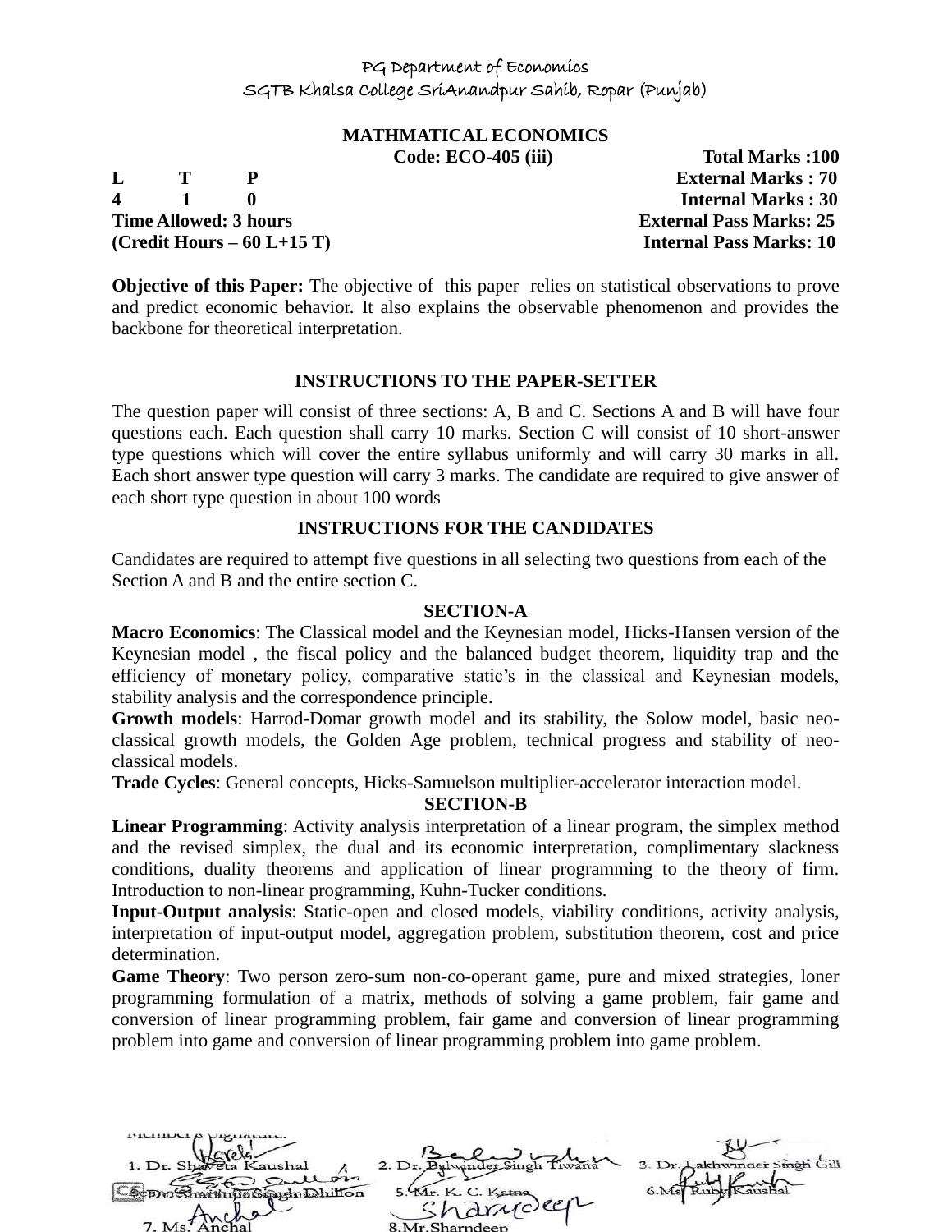PG Department of Economics

SGTB Khalsa College SriAnandpur Sahib, Ropar (Punjab)

**MATHMATICAL ECONOMICS**

**Code: ECO-405 (iii)** **Total Marks :100**

| L | T | P | |
|---|---|---|---|
| 4 | 1 | 0 | |

**External Marks : 70**

**Internal Marks : 30**

**Time Allowed: 3 hours** **External Pass Marks: 25**

**(Credit Hours – 60 L+15 T)** **Internal Pass Marks: 10**

**Objective of this Paper:** The objective of this paper relies on statistical observations to prove and predict economic behavior. It also explains the observable phenomenon and provides the backbone for theoretical interpretation.

**INSTRUCTIONS TO THE PAPER-SETTER**

The question paper will consist of three sections: A, B and C. Sections A and B will have four questions each. Each question shall carry 10 marks. Section C will consist of 10 short-answer type questions which will cover the entire syllabus uniformly and will carry 30 marks in all. Each short answer type question will carry 3 marks. The candidate are required to give answer of each short type question in about 100 words

**INSTRUCTIONS FOR THE CANDIDATES**

Candidates are required to attempt five questions in all selecting two questions from each of the Section A and B and the entire section C.

**SECTION-A**

**Macro Economics**: The Classical model and the Keynesian model, Hicks-Hansen version of the Keynesian model , the fiscal policy and the balanced budget theorem, liquidity trap and the efficiency of monetary policy, comparative static's in the classical and Keynesian models, stability analysis and the correspondence principle.

**Growth models**: Harrod-Domar growth model and its stability, the Solow model, basic neo-classical growth models, the Golden Age problem, technical progress and stability of neo-classical models.

**Trade Cycles**: General concepts, Hicks-Samuelson multiplier-accelerator interaction model.

**SECTION-B**

**Linear Programming**: Activity analysis interpretation of a linear program, the simplex method and the revised simplex, the dual and its economic interpretation, complimentary slackness conditions, duality theorems and application of linear programming to the theory of firm. Introduction to non-linear programming, Kuhn-Tucker conditions.

**Input-Output analysis**: Static-open and closed models, viability conditions, activity analysis, interpretation of input-output model, aggregation problem, substitution theorem, cost and price determination.

**Game Theory**: Two person zero-sum non-co-operant game, pure and mixed strategies, loner programming formulation of a matrix, methods of solving a game problem, fair game and conversion of linear programming problem, fair game and conversion of linear programming problem into game and conversion of linear programming problem into game problem.

Member's Signature:

1. Dr. Shaveta Kaushal
2. Dr. Balwinder Singh Tiwana
3. Dr. Lakhwinder Singh Gill
4. Dr. Sharanjit Singh Dhillon
5. Mr. K. C. Katna
6. Ms. Ruby Kaushal
7. Ms. Anchal
8. Mr. Sharndeep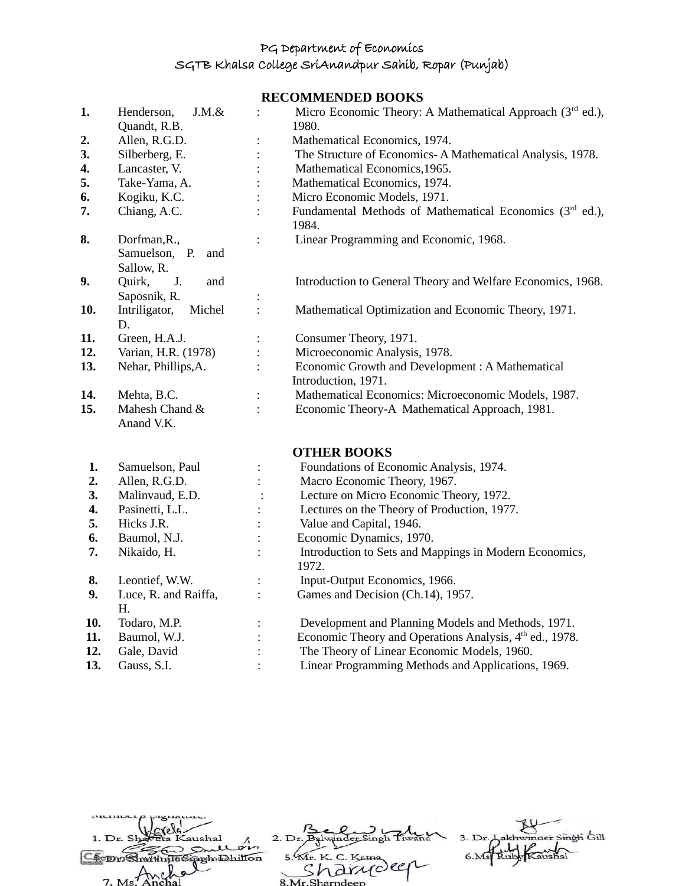PG Department of Economics
SGTB Khalsa College SriAnandpur Sahib, Ropar (Punjab)

## RECOMMENDED BOOKS

| No. | Author | | Title |
|---|---|---|---|
| **1.** | Henderson, J.M.& Quandt, R.B. | : | Micro Economic Theory: A Mathematical Approach (3rd ed.), 1980. |
| **2.** | Allen, R.G.D. | : | Mathematical Economics, 1974. |
| **3.** | Silberberg, E. | : | The Structure of Economics- A Mathematical Analysis, 1978. |
| **4.** | Lancaster, V. | : | Mathematical Economics,1965. |
| **5.** | Take-Yama, A. | : | Mathematical Economics, 1974. |
| **6.** | Kogiku, K.C. | : | Micro Economic Models, 1971. |
| **7.** | Chiang, A.C. | : | Fundamental Methods of Mathematical Economics (3rd ed.), 1984. |
| **8.** | Dorfman,R., Samuelson, P. and Sallow, R. | : | Linear Programming and Economic, 1968. |
| **9.** | Quirk, J. and Saposnik, R. | : | Introduction to General Theory and Welfare Economics, 1968. |
| **10.** | Intriligator, Michel D. | : | Mathematical Optimization and Economic Theory, 1971. |
| **11.** | Green, H.A.J. | : | Consumer Theory, 1971. |
| **12.** | Varian, H.R. (1978) | : | Microeconomic Analysis, 1978. |
| **13.** | Nehar, Phillips,A. | : | Economic Growth and Development : A Mathematical Introduction, 1971. |
| **14.** | Mehta, B.C. | : | Mathematical Economics: Microeconomic Models, 1987. |
| **15.** | Mahesh Chand & Anand V.K. | : | Economic Theory-A Mathematical Approach, 1981. |

## OTHER BOOKS

| No. | Author | | Title |
|---|---|---|---|
| **1.** | Samuelson, Paul | : | Foundations of Economic Analysis, 1974. |
| **2.** | Allen, R.G.D. | : | Macro Economic Theory, 1967. |
| **3.** | Malinvaud, E.D. | : | Lecture on Micro Economic Theory, 1972. |
| **4.** | Pasinetti, L.L. | : | Lectures on the Theory of Production, 1977. |
| **5.** | Hicks J.R. | : | Value and Capital, 1946. |
| **6.** | Baumol, N.J. | : | Economic Dynamics, 1970. |
| **7.** | Nikaido, H. | : | Introduction to Sets and Mappings in Modern Economics, 1972. |
| **8.** | Leontief, W.W. | : | Input-Output Economics, 1966. |
| **9.** | Luce, R. and Raiffa, H. | : | Games and Decision (Ch.14), 1957. |
| **10.** | Todaro, M.P. | : | Development and Planning Models and Methods, 1971. |
| **11.** | Baumol, W.J. | : | Economic Theory and Operations Analysis, 4th ed., 1978. |
| **12.** | Gale, David | : | The Theory of Linear Economic Models, 1960. |
| **13.** | Gauss, S.I. | : | Linear Programming Methods and Applications, 1969. |

Member's Signature:

1. Dr. Shaveta Kaushal 2. Dr. Balwinder Singh Tiwana 3. Dr. Lakhwinder Singh Gill
4. Dr. Shamindra Singh Dhillon 5. Mr. K. C. Katna 6. Ms. Ruby Kaushal
7. Ms. Anchal 8. Mr. Sharndeep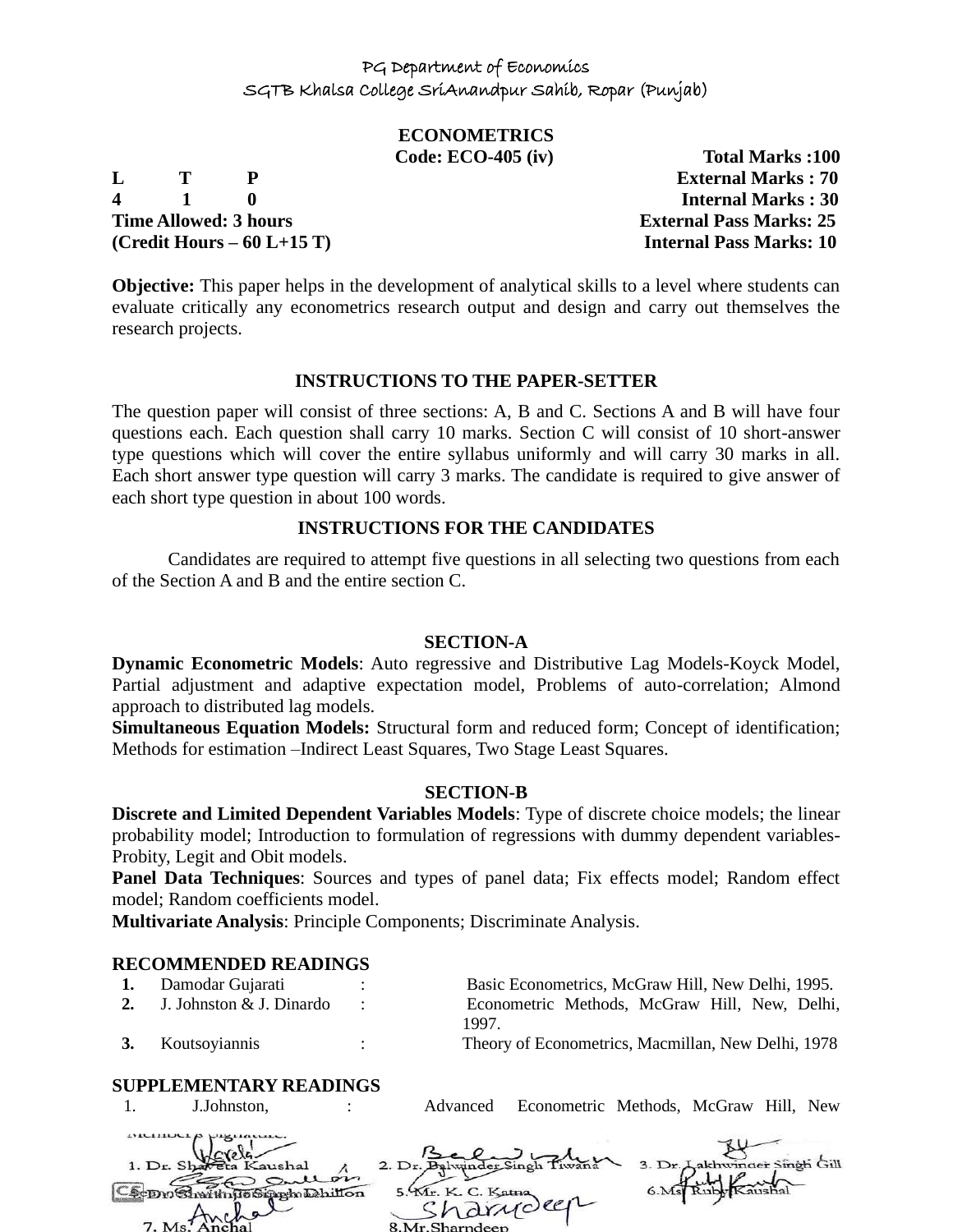PG Department of Economics
SGTB Khalsa College SriAnandpur Sahib, Ropar (Punjab)

# ECONOMETRICS

**Code: ECO-405 (iv)** **Total Marks :100**

| L | T | P | | |
|---|---|---|---|---|
| 4 | 1 | 0 | | **External Marks : 70** |
| | | | | **Internal Marks : 30** |

**Time Allowed: 3 hours** **External Pass Marks: 25**
**(Credit Hours – 60 L+15 T)** **Internal Pass Marks: 10**

**Objective:** This paper helps in the development of analytical skills to a level where students can evaluate critically any econometrics research output and design and carry out themselves the research projects.

## INSTRUCTIONS TO THE PAPER-SETTER

The question paper will consist of three sections: A, B and C. Sections A and B will have four questions each. Each question shall carry 10 marks. Section C will consist of 10 short-answer type questions which will cover the entire syllabus uniformly and will carry 30 marks in all. Each short answer type question will carry 3 marks. The candidate is required to give answer of each short type question in about 100 words.

## INSTRUCTIONS FOR THE CANDIDATES

Candidates are required to attempt five questions in all selecting two questions from each of the Section A and B and the entire section C.

## SECTION-A

**Dynamic Econometric Models**: Auto regressive and Distributive Lag Models-Koyck Model, Partial adjustment and adaptive expectation model, Problems of auto-correlation; Almond approach to distributed lag models.

**Simultaneous Equation Models:** Structural form and reduced form; Concept of identification; Methods for estimation –Indirect Least Squares, Two Stage Least Squares.

## SECTION-B

**Discrete and Limited Dependent Variables Models**: Type of discrete choice models; the linear probability model; Introduction to formulation of regressions with dummy dependent variables-Probity, Legit and Obit models.

**Panel Data Techniques**: Sources and types of panel data; Fix effects model; Random effect model; Random coefficients model.

**Multivariate Analysis**: Principle Components; Discriminate Analysis.

## RECOMMENDED READINGS

| | | | |
|---|---|---|---|
| **1.** | Damodar Gujarati | : | Basic Econometrics, McGraw Hill, New Delhi, 1995. |
| **2.** | J. Johnston & J. Dinardo | : | Econometric Methods, McGraw Hill, New, Delhi, 1997. |
| **3.** | Koutsoyiannis | : | Theory of Econometrics, Macmillan, New Delhi, 1978 |

## SUPPLEMENTARY READINGS

| | | | |
|---|---|---|---|
| 1. | J.Johnston, | : | Advanced Econometric Methods, McGraw Hill, New |

Members Signature:

1. Dr. Shaveta Kaushal 2. Dr. Balwinder Singh Tiwana 3. Dr. Lakhwinder Singh Gill
4. Dr. Shamsher Singh Dhillon 5. Mr. K. C. Katna 6. Ms. Ruby Kaushal
7. Ms. Anchal 8. Mr. Sharndeep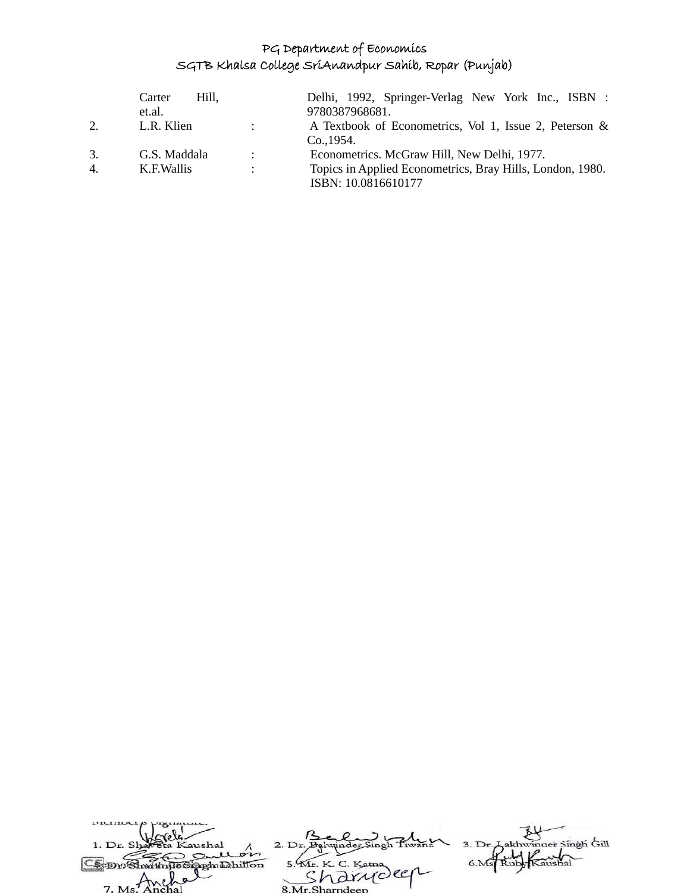| | | | |
|---|---|---|---|
| | Carter Hill, et.al. | | Delhi, 1992, Springer-Verlag New York Inc., ISBN : 9780387968681. |
| 2. | L.R. Klien | : | A Textbook of Econometrics, Vol 1, Issue 2, Peterson & Co.,1954. |
| 3. | G.S. Maddala | : | Econometrics. McGraw Hill, New Delhi, 1977. |
| 4. | K.F.Wallis | : | Topics in Applied Econometrics, Bray Hills, London, 1980. ISBN: 10.0816610177 |

Member's Signature:

1. Dr. Shaveta Kaushal
2. Dr. Balwinder Singh Tiwana
3. Dr. Lakhwinder Singh Gill
4. Dr. Sharanjit Singh Dhillon
5. Mr. K. C. Katna
6. Ms. Ruby Kaushal
7. Ms. Anchal
8. Mr. Sharndeep